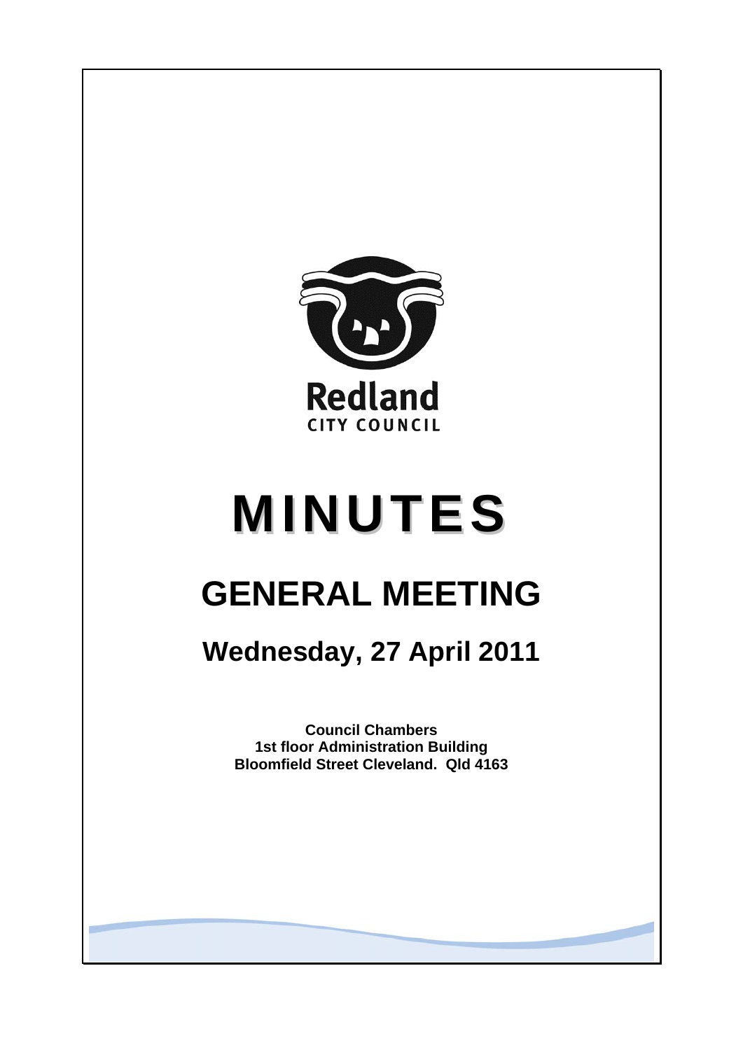Redland
CITY COUNCIL

# MINUTES

# GENERAL MEETING

## Wednesday, 27 April 2011

**Council Chambers**
**1st floor Administration Building**
**Bloomfield Street Cleveland. Qld 4163**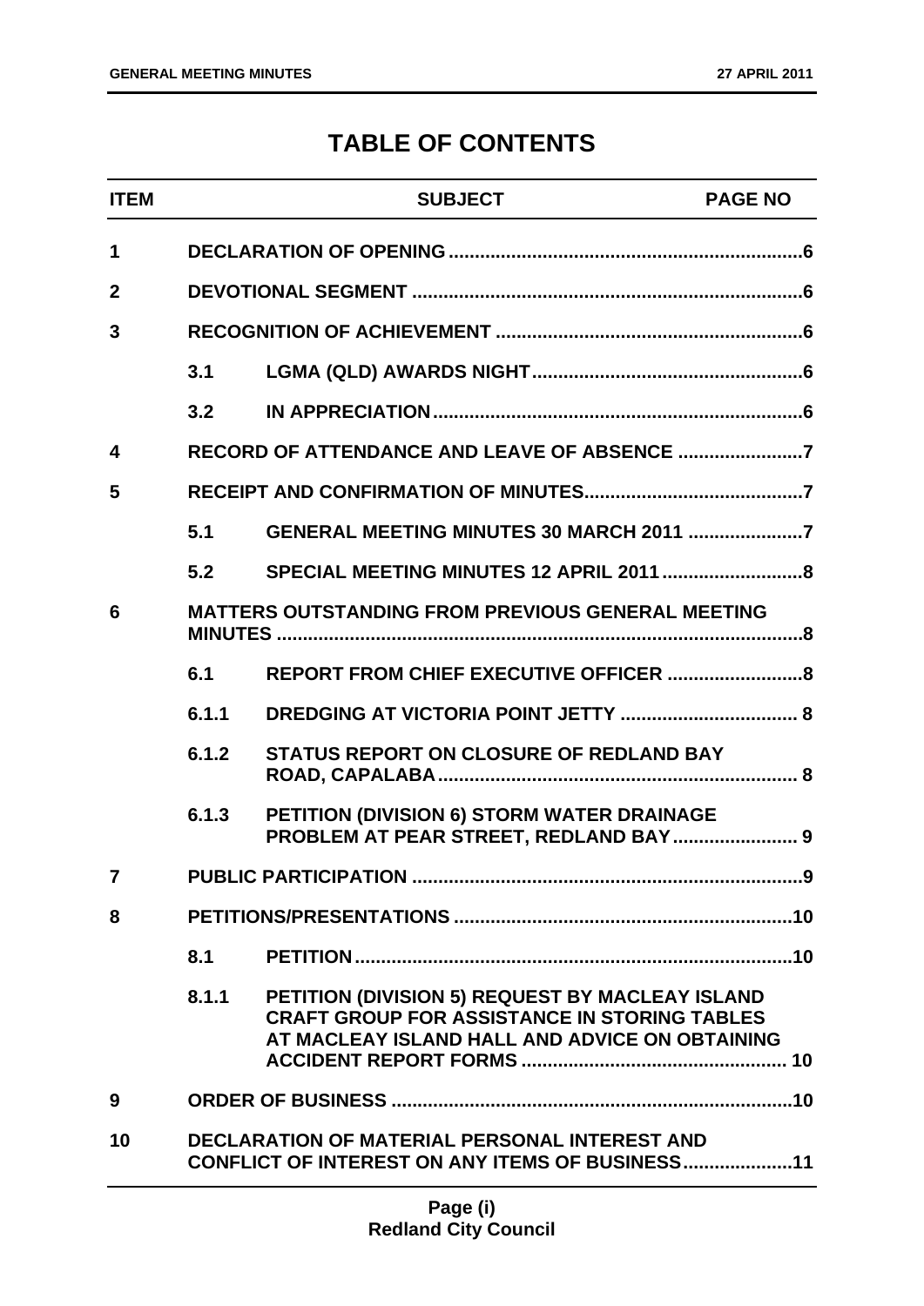# TABLE OF CONTENTS

| ITEM | | SUBJECT | PAGE NO |
|---|---|---|---|
| 1 | | DECLARATION OF OPENING | 6 |
| 2 | | DEVOTIONAL SEGMENT | 6 |
| 3 | | RECOGNITION OF ACHIEVEMENT | 6 |
| | 3.1 | LGMA (QLD) AWARDS NIGHT | 6 |
| | 3.2 | IN APPRECIATION | 6 |
| 4 | | RECORD OF ATTENDANCE AND LEAVE OF ABSENCE | 7 |
| 5 | | RECEIPT AND CONFIRMATION OF MINUTES | 7 |
| | 5.1 | GENERAL MEETING MINUTES 30 MARCH 2011 | 7 |
| | 5.2 | SPECIAL MEETING MINUTES 12 APRIL 2011 | 8 |
| 6 | | MATTERS OUTSTANDING FROM PREVIOUS GENERAL MEETING MINUTES | 8 |
| | 6.1 | REPORT FROM CHIEF EXECUTIVE OFFICER | 8 |
| | 6.1.1 | DREDGING AT VICTORIA POINT JETTY | 8 |
| | 6.1.2 | STATUS REPORT ON CLOSURE OF REDLAND BAY ROAD, CAPALABA | 8 |
| | 6.1.3 | PETITION (DIVISION 6) STORM WATER DRAINAGE PROBLEM AT PEAR STREET, REDLAND BAY | 9 |
| 7 | | PUBLIC PARTICIPATION | 9 |
| 8 | | PETITIONS/PRESENTATIONS | 10 |
| | 8.1 | PETITION | 10 |
| | 8.1.1 | PETITION (DIVISION 5) REQUEST BY MACLEAY ISLAND CRAFT GROUP FOR ASSISTANCE IN STORING TABLES AT MACLEAY ISLAND HALL AND ADVICE ON OBTAINING ACCIDENT REPORT FORMS | 10 |
| 9 | | ORDER OF BUSINESS | 10 |
| 10 | | DECLARATION OF MATERIAL PERSONAL INTEREST AND CONFLICT OF INTEREST ON ANY ITEMS OF BUSINESS | 11 |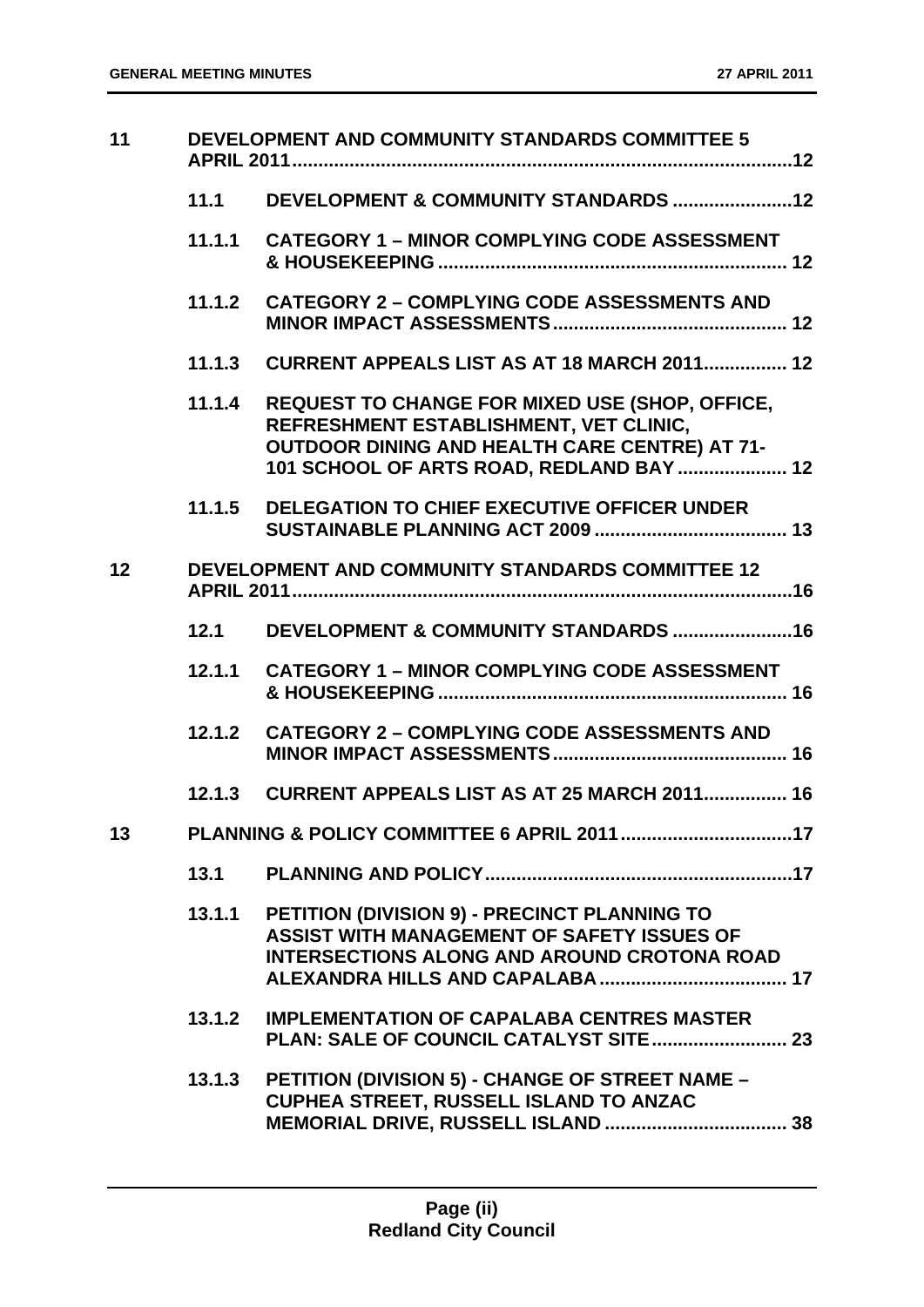| | | | |
|---|---|---|---|
| **11** | **DEVELOPMENT AND COMMUNITY STANDARDS COMMITTEE 5 APRIL 2011** | | **12** |
| | **11.1** | **DEVELOPMENT & COMMUNITY STANDARDS** | **12** |
| | **11.1.1** | **CATEGORY 1 – MINOR COMPLYING CODE ASSESSMENT & HOUSEKEEPING** | **12** |
| | **11.1.2** | **CATEGORY 2 – COMPLYING CODE ASSESSMENTS AND MINOR IMPACT ASSESSMENTS** | **12** |
| | **11.1.3** | **CURRENT APPEALS LIST AS AT 18 MARCH 2011** | **12** |
| | **11.1.4** | **REQUEST TO CHANGE FOR MIXED USE (SHOP, OFFICE, REFRESHMENT ESTABLISHMENT, VET CLINIC, OUTDOOR DINING AND HEALTH CARE CENTRE) AT 71-101 SCHOOL OF ARTS ROAD, REDLAND BAY** | **12** |
| | **11.1.5** | **DELEGATION TO CHIEF EXECUTIVE OFFICER UNDER SUSTAINABLE PLANNING ACT 2009** | **13** |
| **12** | **DEVELOPMENT AND COMMUNITY STANDARDS COMMITTEE 12 APRIL 2011** | | **16** |
| | **12.1** | **DEVELOPMENT & COMMUNITY STANDARDS** | **16** |
| | **12.1.1** | **CATEGORY 1 – MINOR COMPLYING CODE ASSESSMENT & HOUSEKEEPING** | **16** |
| | **12.1.2** | **CATEGORY 2 – COMPLYING CODE ASSESSMENTS AND MINOR IMPACT ASSESSMENTS** | **16** |
| | **12.1.3** | **CURRENT APPEALS LIST AS AT 25 MARCH 2011** | **16** |
| **13** | **PLANNING & POLICY COMMITTEE 6 APRIL 2011** | | **17** |
| | **13.1** | **PLANNING AND POLICY** | **17** |
| | **13.1.1** | **PETITION (DIVISION 9) - PRECINCT PLANNING TO ASSIST WITH MANAGEMENT OF SAFETY ISSUES OF INTERSECTIONS ALONG AND AROUND CROTONA ROAD ALEXANDRA HILLS AND CAPALABA** | **17** |
| | **13.1.2** | **IMPLEMENTATION OF CAPALABA CENTRES MASTER PLAN: SALE OF COUNCIL CATALYST SITE** | **23** |
| | **13.1.3** | **PETITION (DIVISION 5) - CHANGE OF STREET NAME – CUPHEA STREET, RUSSELL ISLAND TO ANZAC MEMORIAL DRIVE, RUSSELL ISLAND** | **38** |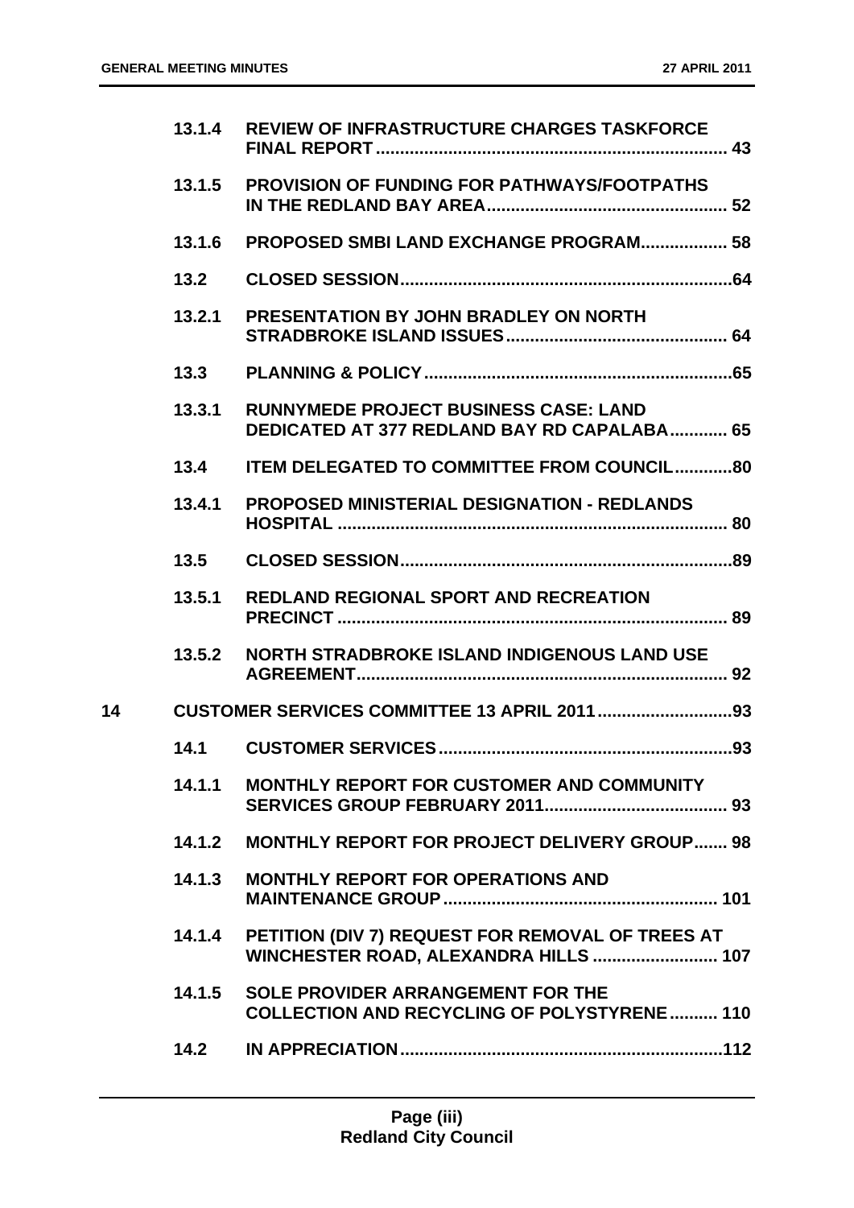| | | | |
|---|---|---|---|
| | **13.1.4** | **REVIEW OF INFRASTRUCTURE CHARGES TASKFORCE FINAL REPORT** | **43** |
| | **13.1.5** | **PROVISION OF FUNDING FOR PATHWAYS/FOOTPATHS IN THE REDLAND BAY AREA** | **52** |
| | **13.1.6** | **PROPOSED SMBI LAND EXCHANGE PROGRAM** | **58** |
| | **13.2** | **CLOSED SESSION** | **64** |
| | **13.2.1** | **PRESENTATION BY JOHN BRADLEY ON NORTH STRADBROKE ISLAND ISSUES** | **64** |
| | **13.3** | **PLANNING & POLICY** | **65** |
| | **13.3.1** | **RUNNYMEDE PROJECT BUSINESS CASE: LAND DEDICATED AT 377 REDLAND BAY RD CAPALABA** | **65** |
| | **13.4** | **ITEM DELEGATED TO COMMITTEE FROM COUNCIL** | **80** |
| | **13.4.1** | **PROPOSED MINISTERIAL DESIGNATION - REDLANDS HOSPITAL** | **80** |
| | **13.5** | **CLOSED SESSION** | **89** |
| | **13.5.1** | **REDLAND REGIONAL SPORT AND RECREATION PRECINCT** | **89** |
| | **13.5.2** | **NORTH STRADBROKE ISLAND INDIGENOUS LAND USE AGREEMENT** | **92** |
| **14** | | **CUSTOMER SERVICES COMMITTEE 13 APRIL 2011** | **93** |
| | **14.1** | **CUSTOMER SERVICES** | **93** |
| | **14.1.1** | **MONTHLY REPORT FOR CUSTOMER AND COMMUNITY SERVICES GROUP FEBRUARY 2011** | **93** |
| | **14.1.2** | **MONTHLY REPORT FOR PROJECT DELIVERY GROUP** | **98** |
| | **14.1.3** | **MONTHLY REPORT FOR OPERATIONS AND MAINTENANCE GROUP** | **101** |
| | **14.1.4** | **PETITION (DIV 7) REQUEST FOR REMOVAL OF TREES AT WINCHESTER ROAD, ALEXANDRA HILLS** | **107** |
| | **14.1.5** | **SOLE PROVIDER ARRANGEMENT FOR THE COLLECTION AND RECYCLING OF POLYSTYRENE** | **110** |
| | **14.2** | **IN APPRECIATION** | **112** |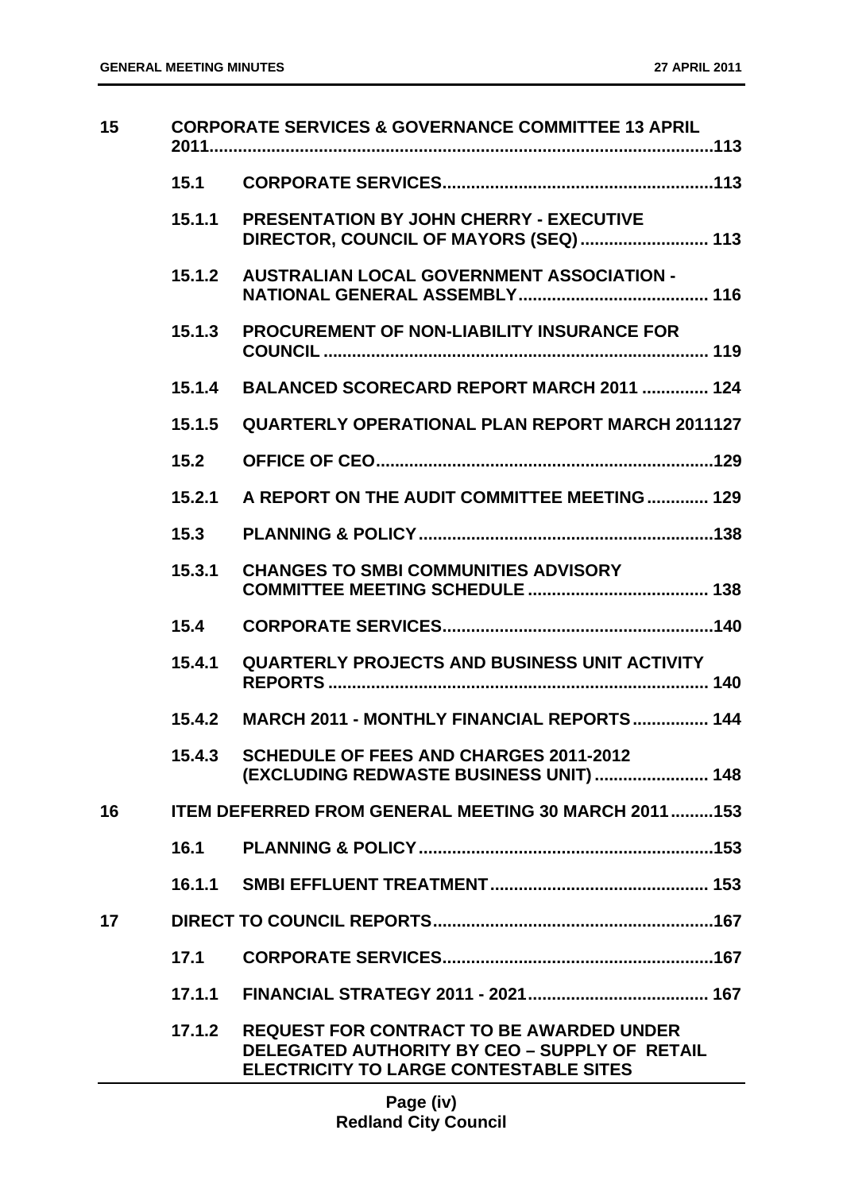| | | | |
|---|---|---|---|
| 15 | CORPORATE SERVICES & GOVERNANCE COMMITTEE 13 APRIL 2011 | | 113 |
| | 15.1 | CORPORATE SERVICES | 113 |
| | 15.1.1 | PRESENTATION BY JOHN CHERRY - EXECUTIVE DIRECTOR, COUNCIL OF MAYORS (SEQ) | 113 |
| | 15.1.2 | AUSTRALIAN LOCAL GOVERNMENT ASSOCIATION - NATIONAL GENERAL ASSEMBLY | 116 |
| | 15.1.3 | PROCUREMENT OF NON-LIABILITY INSURANCE FOR COUNCIL | 119 |
| | 15.1.4 | BALANCED SCORECARD REPORT MARCH 2011 | 124 |
| | 15.1.5 | QUARTERLY OPERATIONAL PLAN REPORT MARCH 2011 | 127 |
| | 15.2 | OFFICE OF CEO | 129 |
| | 15.2.1 | A REPORT ON THE AUDIT COMMITTEE MEETING | 129 |
| | 15.3 | PLANNING & POLICY | 138 |
| | 15.3.1 | CHANGES TO SMBI COMMUNITIES ADVISORY COMMITTEE MEETING SCHEDULE | 138 |
| | 15.4 | CORPORATE SERVICES | 140 |
| | 15.4.1 | QUARTERLY PROJECTS AND BUSINESS UNIT ACTIVITY REPORTS | 140 |
| | 15.4.2 | MARCH 2011 - MONTHLY FINANCIAL REPORTS | 144 |
| | 15.4.3 | SCHEDULE OF FEES AND CHARGES 2011-2012 (EXCLUDING REDWASTE BUSINESS UNIT) | 148 |
| 16 | ITEM DEFERRED FROM GENERAL MEETING 30 MARCH 2011 | | 153 |
| | 16.1 | PLANNING & POLICY | 153 |
| | 16.1.1 | SMBI EFFLUENT TREATMENT | 153 |
| 17 | DIRECT TO COUNCIL REPORTS | | 167 |
| | 17.1 | CORPORATE SERVICES | 167 |
| | 17.1.1 | FINANCIAL STRATEGY 2011 - 2021 | 167 |
| | 17.1.2 | REQUEST FOR CONTRACT TO BE AWARDED UNDER DELEGATED AUTHORITY BY CEO – SUPPLY OF RETAIL ELECTRICITY TO LARGE CONTESTABLE SITES | |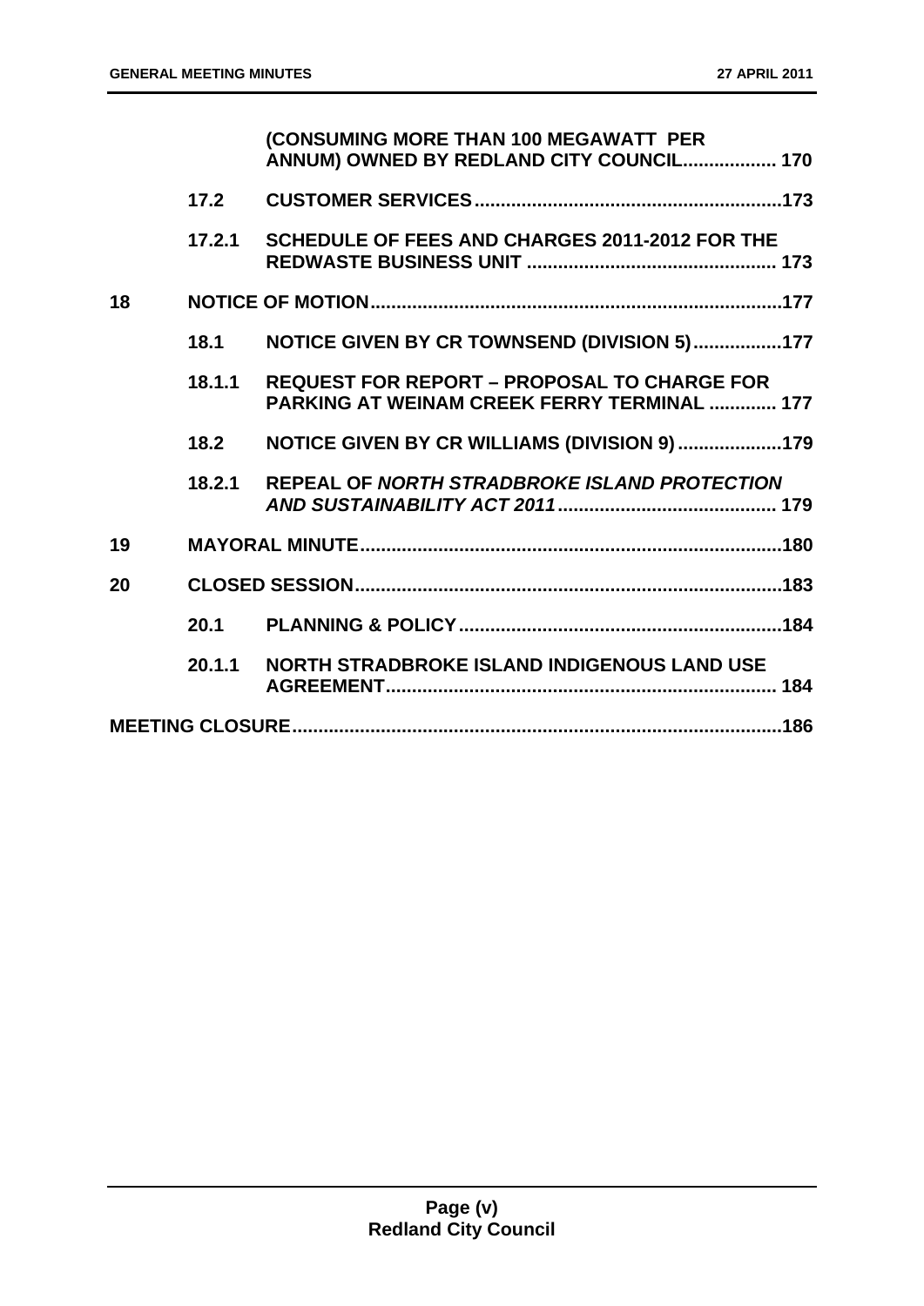| | | | |
|---|---|---|---|
| | | **(CONSUMING MORE THAN 100 MEGAWATT PER ANNUM) OWNED BY REDLAND CITY COUNCIL** | **170** |
| | **17.2** | **CUSTOMER SERVICES** | **173** |
| | **17.2.1** | **SCHEDULE OF FEES AND CHARGES 2011-2012 FOR THE REDWASTE BUSINESS UNIT** | **173** |
| **18** | | **NOTICE OF MOTION** | **177** |
| | **18.1** | **NOTICE GIVEN BY CR TOWNSEND (DIVISION 5)** | **177** |
| | **18.1.1** | **REQUEST FOR REPORT – PROPOSAL TO CHARGE FOR PARKING AT WEINAM CREEK FERRY TERMINAL** | **177** |
| | **18.2** | **NOTICE GIVEN BY CR WILLIAMS (DIVISION 9)** | **179** |
| | **18.2.1** | **REPEAL OF *NORTH STRADBROKE ISLAND PROTECTION AND SUSTAINABILITY ACT 2011*** | **179** |
| **19** | | **MAYORAL MINUTE** | **180** |
| **20** | | **CLOSED SESSION** | **183** |
| | **20.1** | **PLANNING & POLICY** | **184** |
| | **20.1.1** | **NORTH STRADBROKE ISLAND INDIGENOUS LAND USE AGREEMENT** | **184** |
| **MEETING CLOSURE** | | | **186** |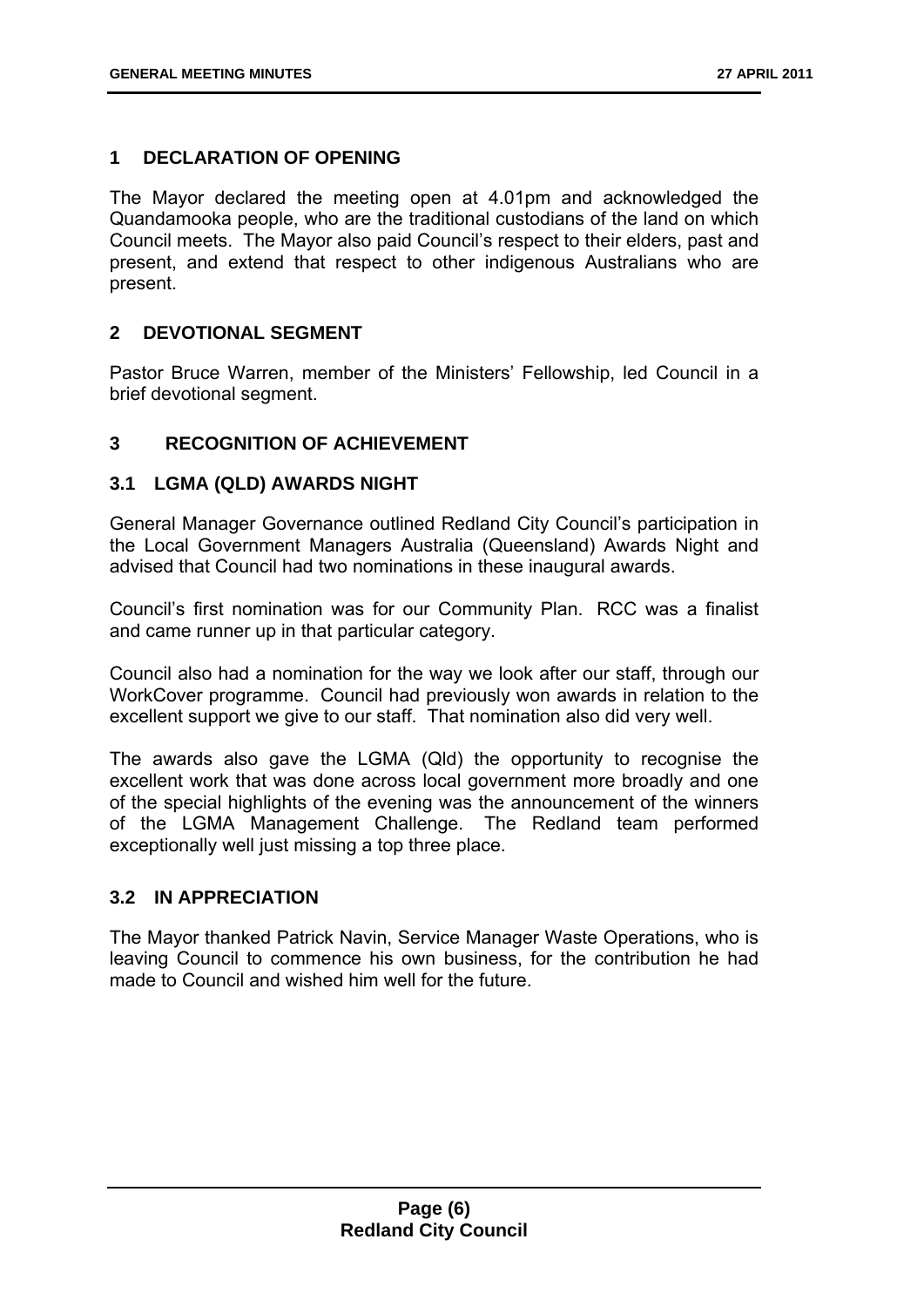## 1 DECLARATION OF OPENING

The Mayor declared the meeting open at 4.01pm and acknowledged the Quandamooka people, who are the traditional custodians of the land on which Council meets. The Mayor also paid Council's respect to their elders, past and present, and extend that respect to other indigenous Australians who are present.

## 2 DEVOTIONAL SEGMENT

Pastor Bruce Warren, member of the Ministers' Fellowship, led Council in a brief devotional segment.

## 3 RECOGNITION OF ACHIEVEMENT

### 3.1 LGMA (QLD) AWARDS NIGHT

General Manager Governance outlined Redland City Council's participation in the Local Government Managers Australia (Queensland) Awards Night and advised that Council had two nominations in these inaugural awards.

Council's first nomination was for our Community Plan. RCC was a finalist and came runner up in that particular category.

Council also had a nomination for the way we look after our staff, through our WorkCover programme. Council had previously won awards in relation to the excellent support we give to our staff. That nomination also did very well.

The awards also gave the LGMA (Qld) the opportunity to recognise the excellent work that was done across local government more broadly and one of the special highlights of the evening was the announcement of the winners of the LGMA Management Challenge. The Redland team performed exceptionally well just missing a top three place.

### 3.2 IN APPRECIATION

The Mayor thanked Patrick Navin, Service Manager Waste Operations, who is leaving Council to commence his own business, for the contribution he had made to Council and wished him well for the future.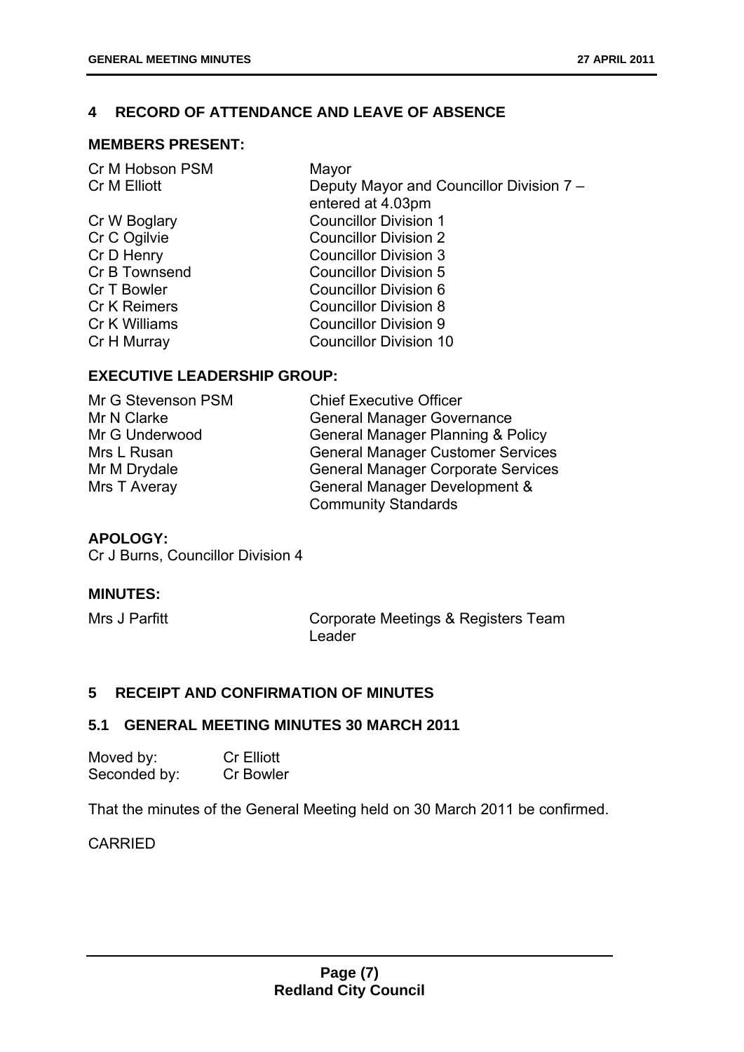## 4 RECORD OF ATTENDANCE AND LEAVE OF ABSENCE

### MEMBERS PRESENT:

| | |
|---|---|
| Cr M Hobson PSM | Mayor |
| Cr M Elliott | Deputy Mayor and Councillor Division 7 – entered at 4.03pm |
| Cr W Boglary | Councillor Division 1 |
| Cr C Ogilvie | Councillor Division 2 |
| Cr D Henry | Councillor Division 3 |
| Cr B Townsend | Councillor Division 5 |
| Cr T Bowler | Councillor Division 6 |
| Cr K Reimers | Councillor Division 8 |
| Cr K Williams | Councillor Division 9 |
| Cr H Murray | Councillor Division 10 |

### EXECUTIVE LEADERSHIP GROUP:

| | |
|---|---|
| Mr G Stevenson PSM | Chief Executive Officer |
| Mr N Clarke | General Manager Governance |
| Mr G Underwood | General Manager Planning & Policy |
| Mrs L Rusan | General Manager Customer Services |
| Mr M Drydale | General Manager Corporate Services |
| Mrs T Averay | General Manager Development & Community Standards |

### APOLOGY:

Cr J Burns, Councillor Division 4

### MINUTES:

| | |
|---|---|
| Mrs J Parfitt | Corporate Meetings & Registers Team Leader |

## 5 RECEIPT AND CONFIRMATION OF MINUTES

### 5.1 GENERAL MEETING MINUTES 30 MARCH 2011

Moved by: Cr Elliott
Seconded by: Cr Bowler

That the minutes of the General Meeting held on 30 March 2011 be confirmed.

CARRIED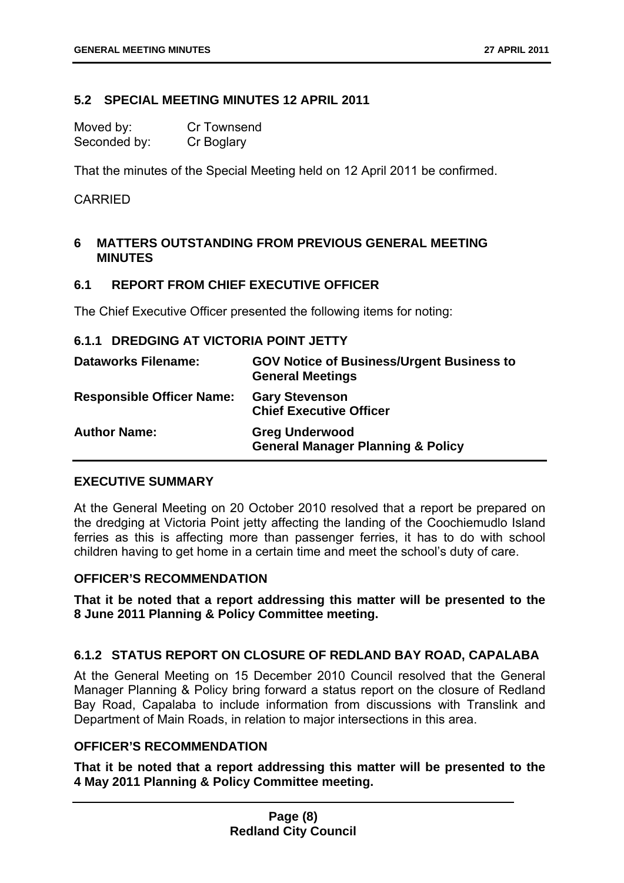### 5.2 SPECIAL MEETING MINUTES 12 APRIL 2011

Moved by: Cr Townsend
Seconded by: Cr Boglary

That the minutes of the Special Meeting held on 12 April 2011 be confirmed.

CARRIED

## 6 MATTERS OUTSTANDING FROM PREVIOUS GENERAL MEETING MINUTES

### 6.1 REPORT FROM CHIEF EXECUTIVE OFFICER

The Chief Executive Officer presented the following items for noting:

#### 6.1.1 DREDGING AT VICTORIA POINT JETTY

| | |
|---|---|
| **Dataworks Filename:** | **GOV Notice of Business/Urgent Business to General Meetings** |
| **Responsible Officer Name:** | **Gary Stevenson**<br>**Chief Executive Officer** |
| **Author Name:** | **Greg Underwood**<br>**General Manager Planning & Policy** |

**EXECUTIVE SUMMARY**

At the General Meeting on 20 October 2010 resolved that a report be prepared on the dredging at Victoria Point jetty affecting the landing of the Coochiemudlo Island ferries as this is affecting more than passenger ferries, it has to do with school children having to get home in a certain time and meet the school's duty of care.

**OFFICER'S RECOMMENDATION**

**That it be noted that a report addressing this matter will be presented to the 8 June 2011 Planning & Policy Committee meeting.**

#### 6.1.2 STATUS REPORT ON CLOSURE OF REDLAND BAY ROAD, CAPALABA

At the General Meeting on 15 December 2010 Council resolved that the General Manager Planning & Policy bring forward a status report on the closure of Redland Bay Road, Capalaba to include information from discussions with Translink and Department of Main Roads, in relation to major intersections in this area.

**OFFICER'S RECOMMENDATION**

**That it be noted that a report addressing this matter will be presented to the 4 May 2011 Planning & Policy Committee meeting.**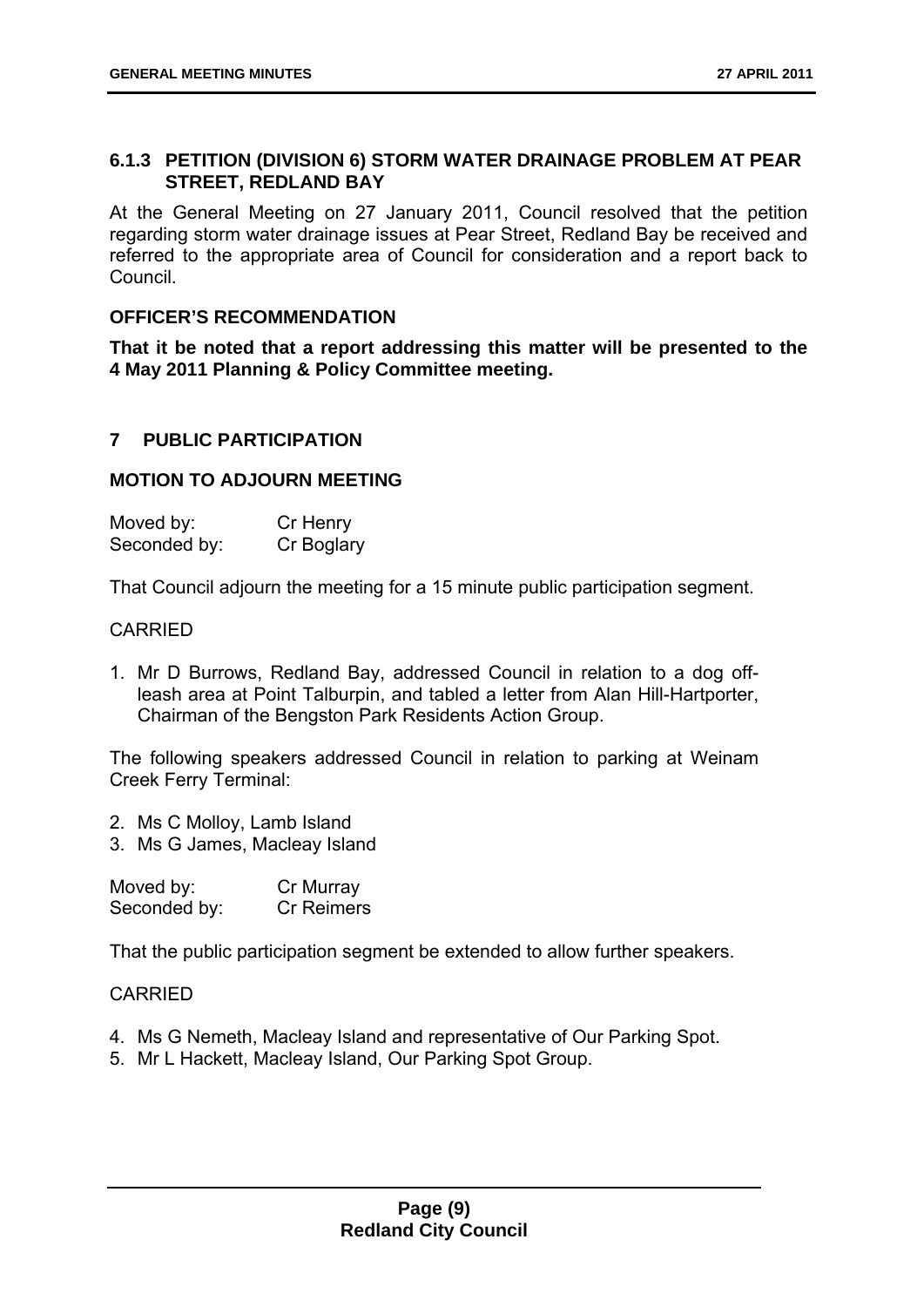### 6.1.3 PETITION (DIVISION 6) STORM WATER DRAINAGE PROBLEM AT PEAR STREET, REDLAND BAY

At the General Meeting on 27 January 2011, Council resolved that the petition regarding storm water drainage issues at Pear Street, Redland Bay be received and referred to the appropriate area of Council for consideration and a report back to Council.

**OFFICER'S RECOMMENDATION**

**That it be noted that a report addressing this matter will be presented to the 4 May 2011 Planning & Policy Committee meeting.**

## 7 PUBLIC PARTICIPATION

**MOTION TO ADJOURN MEETING**

Moved by: Cr Henry
Seconded by: Cr Boglary

That Council adjourn the meeting for a 15 minute public participation segment.

CARRIED

1. Mr D Burrows, Redland Bay, addressed Council in relation to a dog off-leash area at Point Talburpin, and tabled a letter from Alan Hill-Hartporter, Chairman of the Bengston Park Residents Action Group.

The following speakers addressed Council in relation to parking at Weinam Creek Ferry Terminal:

2. Ms C Molloy, Lamb Island
3. Ms G James, Macleay Island

Moved by: Cr Murray
Seconded by: Cr Reimers

That the public participation segment be extended to allow further speakers.

CARRIED

4. Ms G Nemeth, Macleay Island and representative of Our Parking Spot.
5. Mr L Hackett, Macleay Island, Our Parking Spot Group.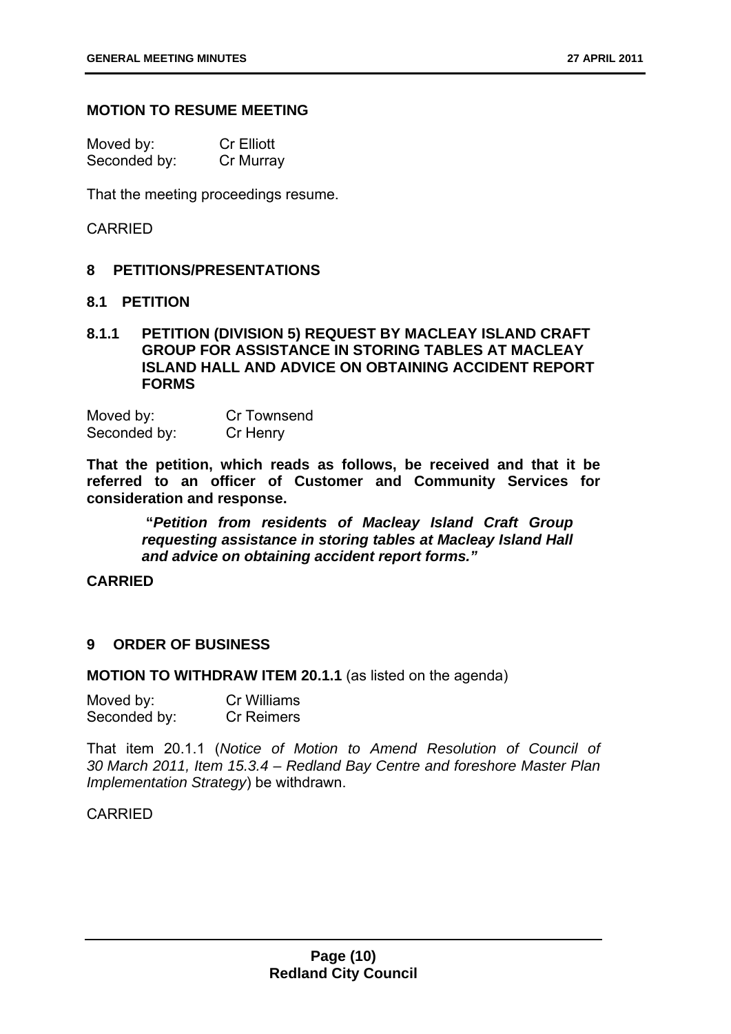### MOTION TO RESUME MEETING

Moved by: Cr Elliott
Seconded by: Cr Murray

That the meeting proceedings resume.

CARRIED

## 8 PETITIONS/PRESENTATIONS

### 8.1 PETITION

### 8.1.1 PETITION (DIVISION 5) REQUEST BY MACLEAY ISLAND CRAFT GROUP FOR ASSISTANCE IN STORING TABLES AT MACLEAY ISLAND HALL AND ADVICE ON OBTAINING ACCIDENT REPORT FORMS

Moved by: Cr Townsend
Seconded by: Cr Henry

**That the petition, which reads as follows, be received and that it be referred to an officer of Customer and Community Services for consideration and response.**

> **"*Petition from residents of Macleay Island Craft Group requesting assistance in storing tables at Macleay Island Hall and advice on obtaining accident report forms.*"**

**CARRIED**

## 9 ORDER OF BUSINESS

**MOTION TO WITHDRAW ITEM 20.1.1** (as listed on the agenda)

Moved by: Cr Williams
Seconded by: Cr Reimers

That item 20.1.1 (*Notice of Motion to Amend Resolution of Council of 30 March 2011, Item 15.3.4 – Redland Bay Centre and foreshore Master Plan Implementation Strategy*) be withdrawn.

CARRIED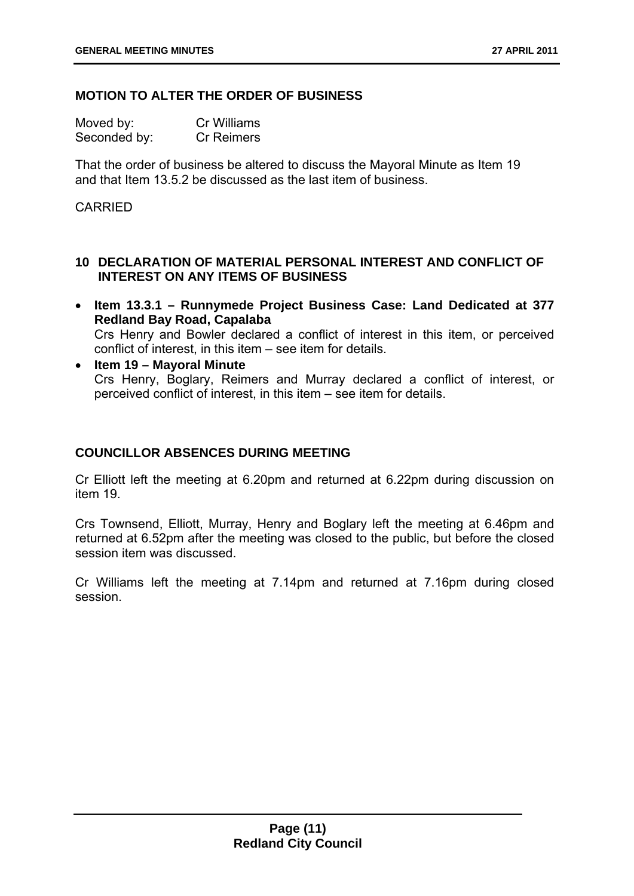**MOTION TO ALTER THE ORDER OF BUSINESS**

Moved by: Cr Williams
Seconded by: Cr Reimers

That the order of business be altered to discuss the Mayoral Minute as Item 19 and that Item 13.5.2 be discussed as the last item of business.

CARRIED

## 10 DECLARATION OF MATERIAL PERSONAL INTEREST AND CONFLICT OF INTEREST ON ANY ITEMS OF BUSINESS

- **Item 13.3.1 – Runnymede Project Business Case: Land Dedicated at 377 Redland Bay Road, Capalaba**
  Crs Henry and Bowler declared a conflict of interest in this item, or perceived conflict of interest, in this item – see item for details.
- **Item 19 – Mayoral Minute**
  Crs Henry, Boglary, Reimers and Murray declared a conflict of interest, or perceived conflict of interest, in this item – see item for details.

**COUNCILLOR ABSENCES DURING MEETING**

Cr Elliott left the meeting at 6.20pm and returned at 6.22pm during discussion on item 19.

Crs Townsend, Elliott, Murray, Henry and Boglary left the meeting at 6.46pm and returned at 6.52pm after the meeting was closed to the public, but before the closed session item was discussed.

Cr Williams left the meeting at 7.14pm and returned at 7.16pm during closed session.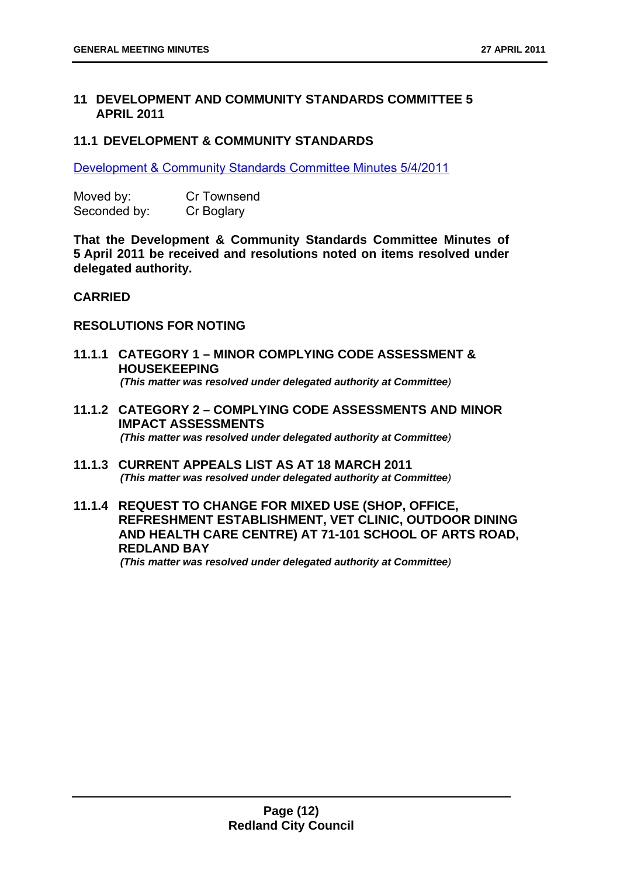## 11 DEVELOPMENT AND COMMUNITY STANDARDS COMMITTEE 5 APRIL 2011

### 11.1 DEVELOPMENT & COMMUNITY STANDARDS

Development & Community Standards Committee Minutes 5/4/2011

Moved by: Cr Townsend
Seconded by: Cr Boglary

**That the Development & Community Standards Committee Minutes of 5 April 2011 be received and resolutions noted on items resolved under delegated authority.**

**CARRIED**

**RESOLUTIONS FOR NOTING**

#### 11.1.1 CATEGORY 1 – MINOR COMPLYING CODE ASSESSMENT & HOUSEKEEPING

***(This matter was resolved under delegated authority at Committee)***

#### 11.1.2 CATEGORY 2 – COMPLYING CODE ASSESSMENTS AND MINOR IMPACT ASSESSMENTS

***(This matter was resolved under delegated authority at Committee)***

#### 11.1.3 CURRENT APPEALS LIST AS AT 18 MARCH 2011

***(This matter was resolved under delegated authority at Committee)***

#### 11.1.4 REQUEST TO CHANGE FOR MIXED USE (SHOP, OFFICE, REFRESHMENT ESTABLISHMENT, VET CLINIC, OUTDOOR DINING AND HEALTH CARE CENTRE) AT 71-101 SCHOOL OF ARTS ROAD, REDLAND BAY

***(This matter was resolved under delegated authority at Committee)***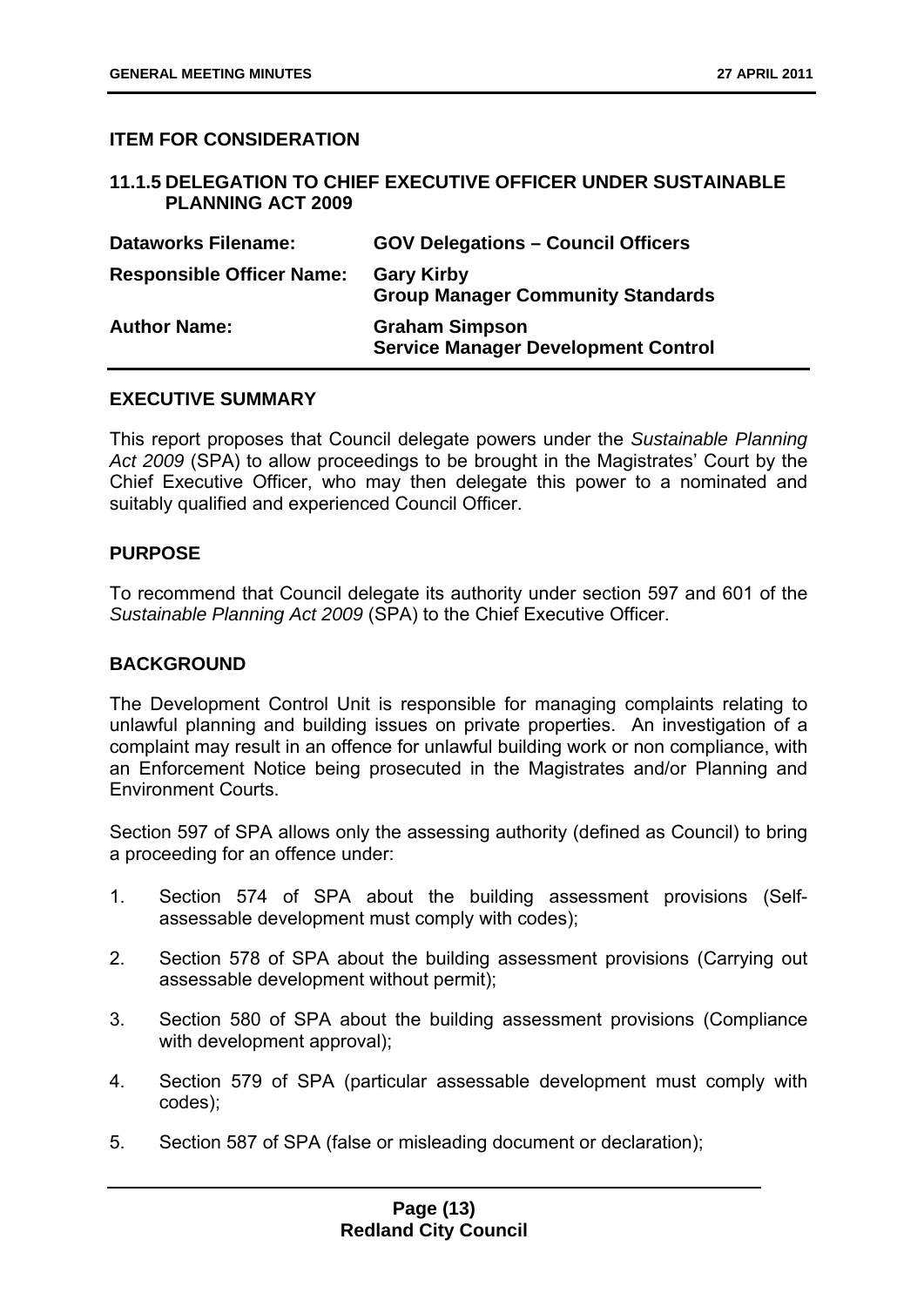## ITEM FOR CONSIDERATION

### 11.1.5 DELEGATION TO CHIEF EXECUTIVE OFFICER UNDER SUSTAINABLE PLANNING ACT 2009

| | |
|---|---|
| **Dataworks Filename:** | **GOV Delegations – Council Officers** |
| **Responsible Officer Name:** | **Gary Kirby**<br>**Group Manager Community Standards** |
| **Author Name:** | **Graham Simpson**<br>**Service Manager Development Control** |

### EXECUTIVE SUMMARY

This report proposes that Council delegate powers under the *Sustainable Planning Act 2009* (SPA) to allow proceedings to be brought in the Magistrates' Court by the Chief Executive Officer, who may then delegate this power to a nominated and suitably qualified and experienced Council Officer.

### PURPOSE

To recommend that Council delegate its authority under section 597 and 601 of the *Sustainable Planning Act 2009* (SPA) to the Chief Executive Officer.

### BACKGROUND

The Development Control Unit is responsible for managing complaints relating to unlawful planning and building issues on private properties. An investigation of a complaint may result in an offence for unlawful building work or non compliance, with an Enforcement Notice being prosecuted in the Magistrates and/or Planning and Environment Courts.

Section 597 of SPA allows only the assessing authority (defined as Council) to bring a proceeding for an offence under:

1. Section 574 of SPA about the building assessment provisions (Self-assessable development must comply with codes);
2. Section 578 of SPA about the building assessment provisions (Carrying out assessable development without permit);
3. Section 580 of SPA about the building assessment provisions (Compliance with development approval);
4. Section 579 of SPA (particular assessable development must comply with codes);
5. Section 587 of SPA (false or misleading document or declaration);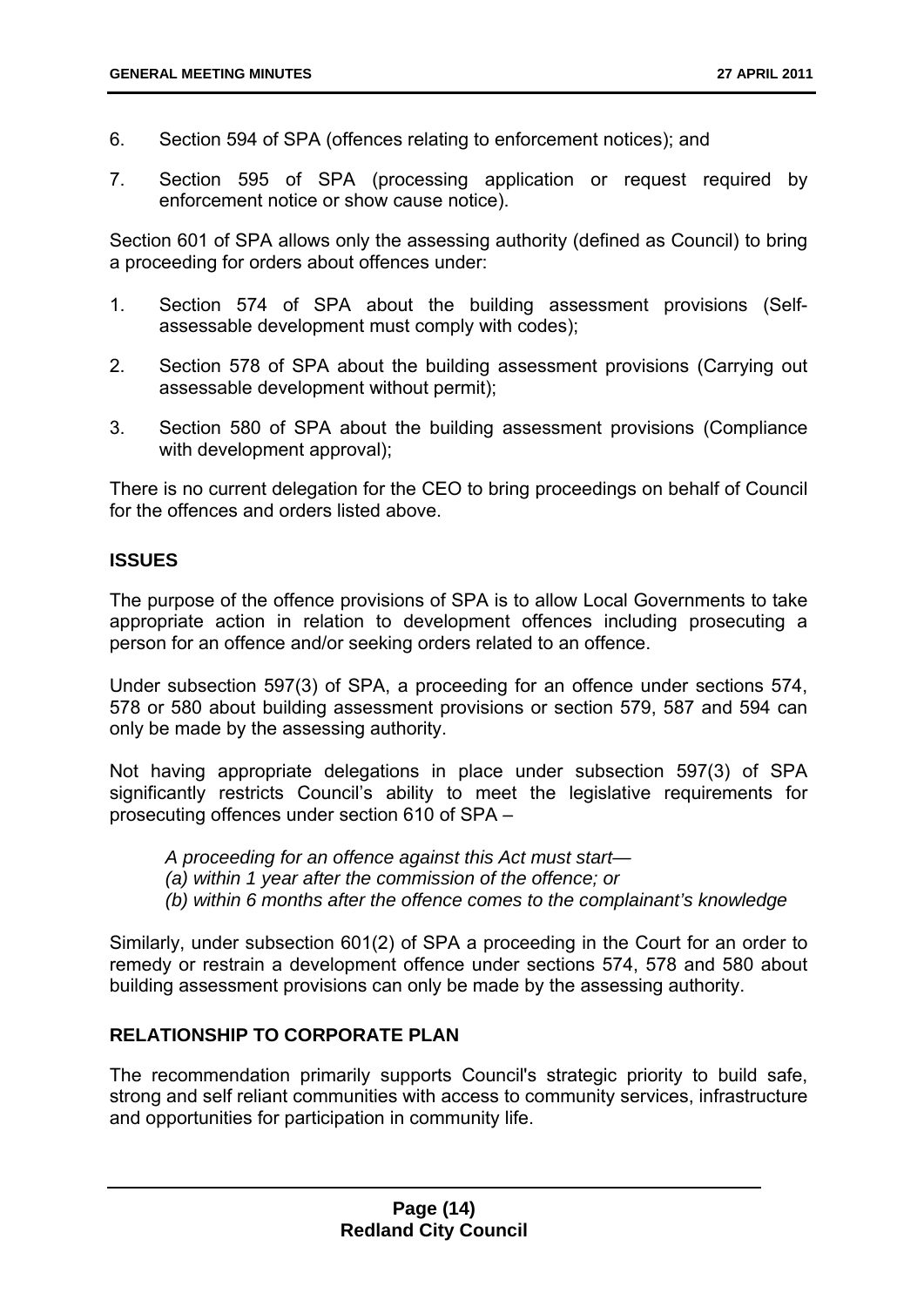6. Section 594 of SPA (offences relating to enforcement notices); and

7. Section 595 of SPA (processing application or request required by enforcement notice or show cause notice).

Section 601 of SPA allows only the assessing authority (defined as Council) to bring a proceeding for orders about offences under:

1. Section 574 of SPA about the building assessment provisions (Self-assessable development must comply with codes);

2. Section 578 of SPA about the building assessment provisions (Carrying out assessable development without permit);

3. Section 580 of SPA about the building assessment provisions (Compliance with development approval);

There is no current delegation for the CEO to bring proceedings on behalf of Council for the offences and orders listed above.

## ISSUES

The purpose of the offence provisions of SPA is to allow Local Governments to take appropriate action in relation to development offences including prosecuting a person for an offence and/or seeking orders related to an offence.

Under subsection 597(3) of SPA, a proceeding for an offence under sections 574, 578 or 580 about building assessment provisions or section 579, 587 and 594 can only be made by the assessing authority.

Not having appropriate delegations in place under subsection 597(3) of SPA significantly restricts Council's ability to meet the legislative requirements for prosecuting offences under section 610 of SPA –

> *A proceeding for an offence against this Act must start—*
> *(a) within 1 year after the commission of the offence; or*
> *(b) within 6 months after the offence comes to the complainant's knowledge*

Similarly, under subsection 601(2) of SPA a proceeding in the Court for an order to remedy or restrain a development offence under sections 574, 578 and 580 about building assessment provisions can only be made by the assessing authority.

## RELATIONSHIP TO CORPORATE PLAN

The recommendation primarily supports Council's strategic priority to build safe, strong and self reliant communities with access to community services, infrastructure and opportunities for participation in community life.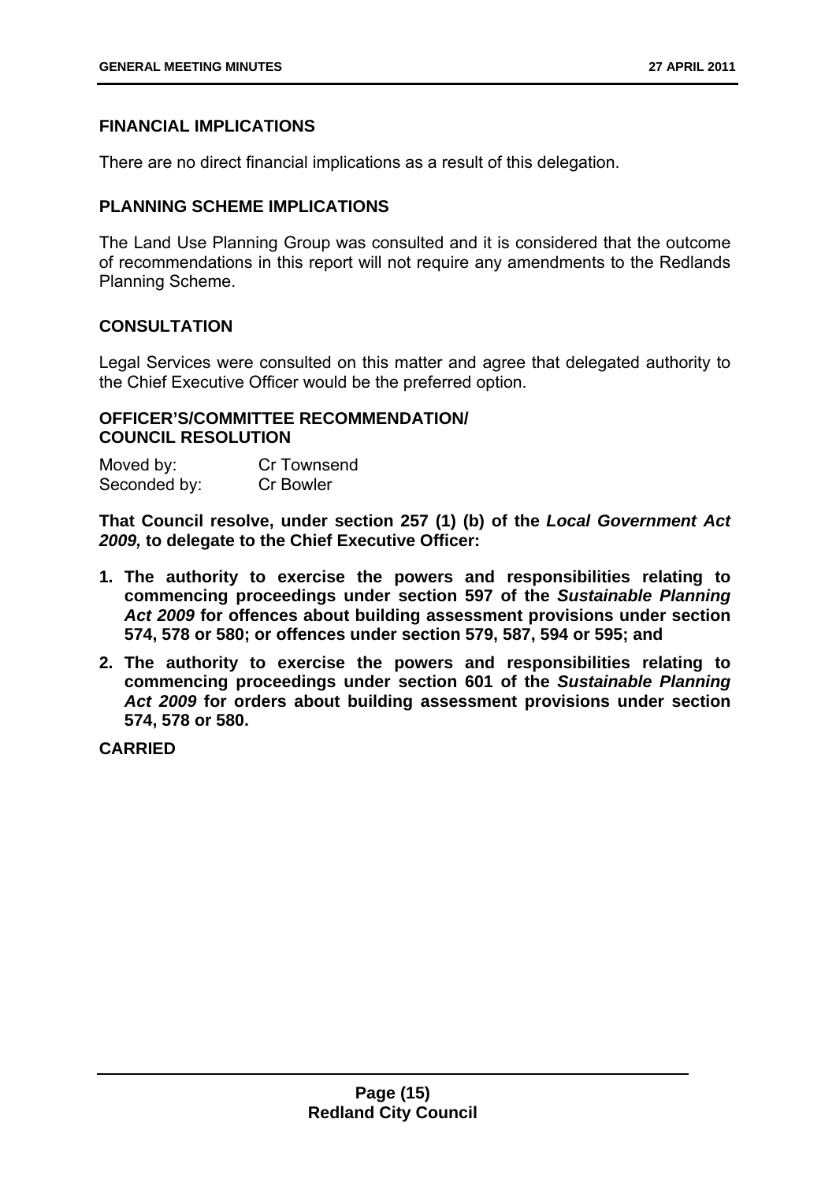### FINANCIAL IMPLICATIONS

There are no direct financial implications as a result of this delegation.

### PLANNING SCHEME IMPLICATIONS

The Land Use Planning Group was consulted and it is considered that the outcome of recommendations in this report will not require any amendments to the Redlands Planning Scheme.

### CONSULTATION

Legal Services were consulted on this matter and agree that delegated authority to the Chief Executive Officer would be the preferred option.

### OFFICER'S/COMMITTEE RECOMMENDATION/ COUNCIL RESOLUTION

Moved by: Cr Townsend
Seconded by: Cr Bowler

**That Council resolve, under section 257 (1) (b) of the *Local Government Act 2009,* to delegate to the Chief Executive Officer:**

1. **The authority to exercise the powers and responsibilities relating to commencing proceedings under section 597 of the *Sustainable Planning Act 2009* for offences about building assessment provisions under section 574, 578 or 580; or offences under section 579, 587, 594 or 595; and**
2. **The authority to exercise the powers and responsibilities relating to commencing proceedings under section 601 of the *Sustainable Planning Act 2009* for orders about building assessment provisions under section 574, 578 or 580.**

**CARRIED**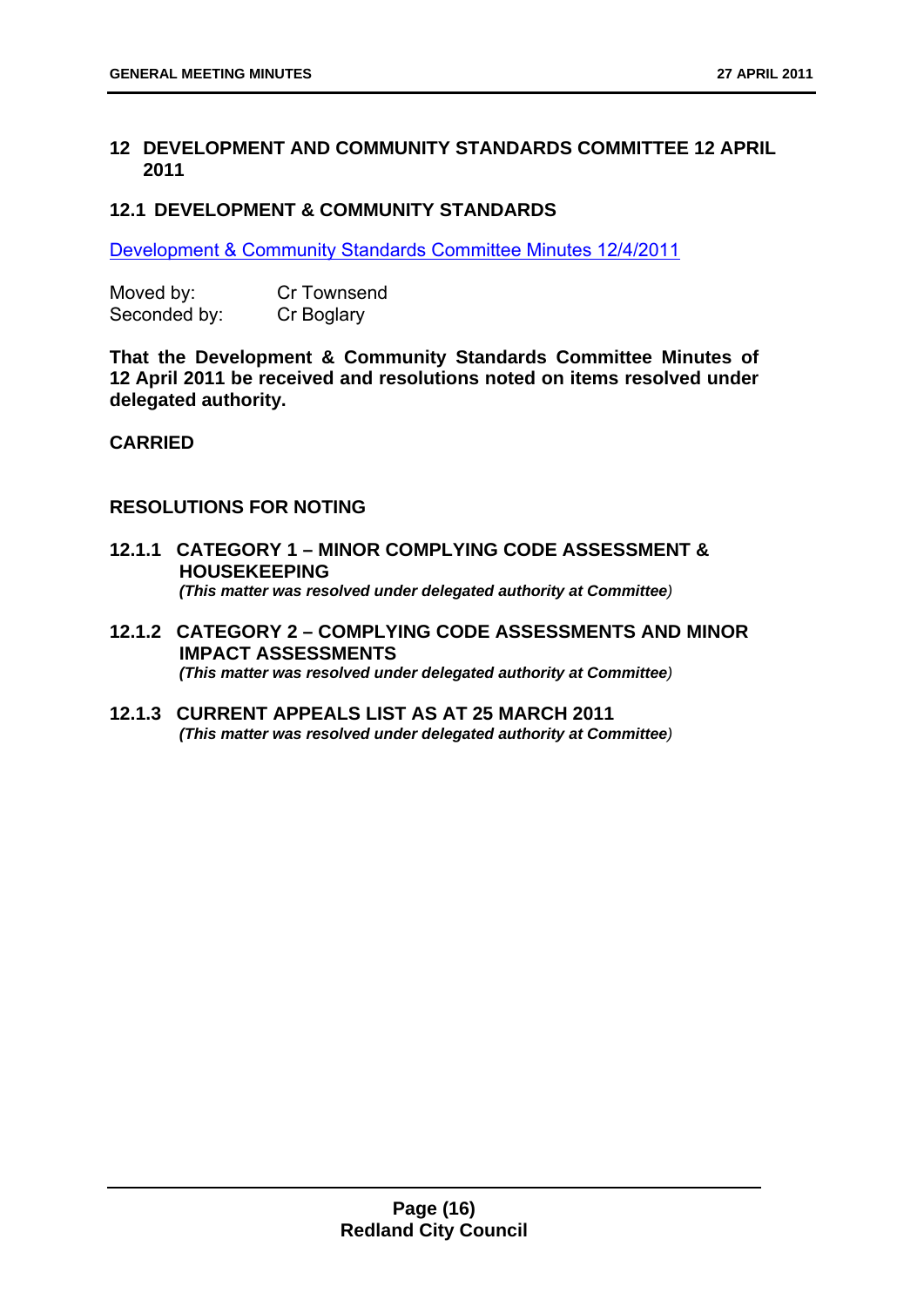## 12 DEVELOPMENT AND COMMUNITY STANDARDS COMMITTEE 12 APRIL 2011

### 12.1 DEVELOPMENT & COMMUNITY STANDARDS

Development & Community Standards Committee Minutes 12/4/2011

Moved by: Cr Townsend
Seconded by: Cr Boglary

**That the Development & Community Standards Committee Minutes of 12 April 2011 be received and resolutions noted on items resolved under delegated authority.**

**CARRIED**

**RESOLUTIONS FOR NOTING**

#### 12.1.1 CATEGORY 1 – MINOR COMPLYING CODE ASSESSMENT & HOUSEKEEPING

***(This matter was resolved under delegated authority at Committee)***

#### 12.1.2 CATEGORY 2 – COMPLYING CODE ASSESSMENTS AND MINOR IMPACT ASSESSMENTS

***(This matter was resolved under delegated authority at Committee)***

#### 12.1.3 CURRENT APPEALS LIST AS AT 25 MARCH 2011

***(This matter was resolved under delegated authority at Committee)***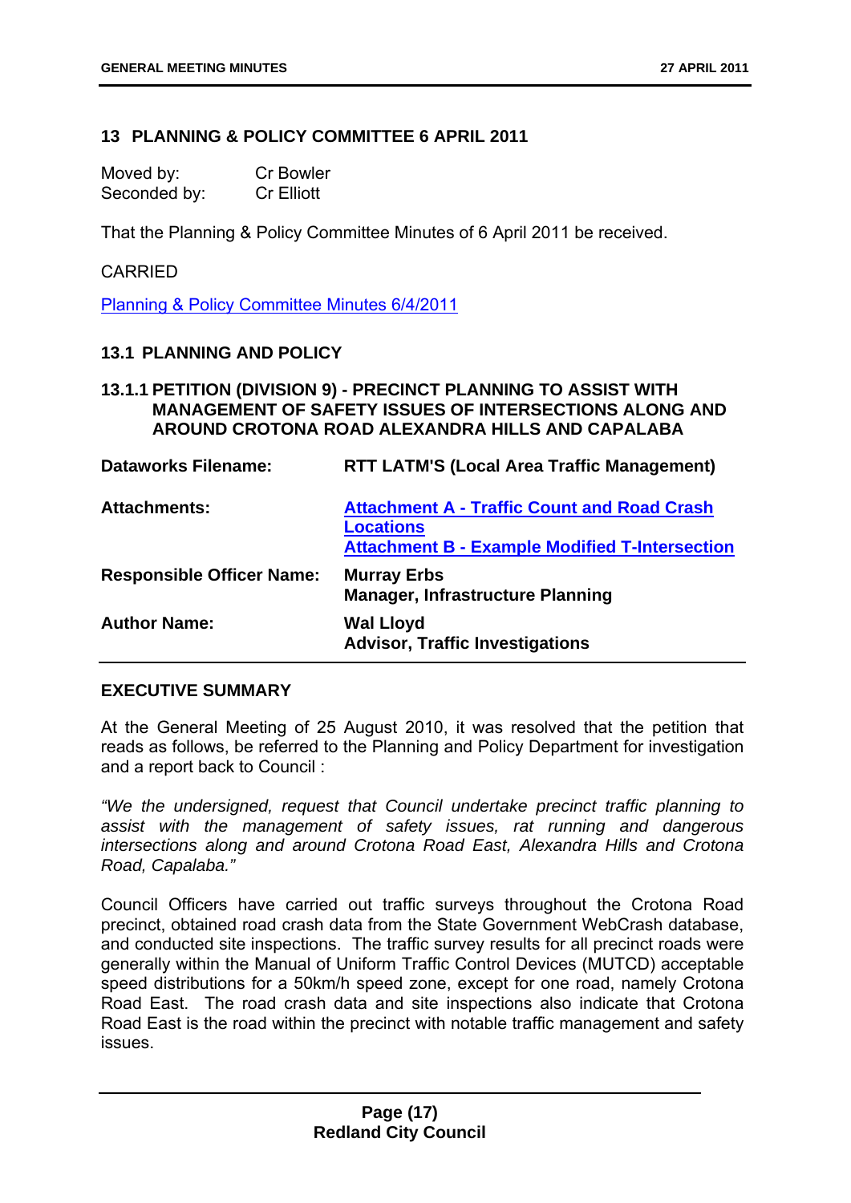## 13 PLANNING & POLICY COMMITTEE 6 APRIL 2011

Moved by: Cr Bowler
Seconded by: Cr Elliott

That the Planning & Policy Committee Minutes of 6 April 2011 be received.

CARRIED

Planning & Policy Committee Minutes 6/4/2011

### 13.1 PLANNING AND POLICY

#### 13.1.1 PETITION (DIVISION 9) - PRECINCT PLANNING TO ASSIST WITH MANAGEMENT OF SAFETY ISSUES OF INTERSECTIONS ALONG AND AROUND CROTONA ROAD ALEXANDRA HILLS AND CAPALABA

| | |
|---|---|
| **Dataworks Filename:** | **RTT LATM'S (Local Area Traffic Management)** |
| **Attachments:** | **Attachment A - Traffic Count and Road Crash Locations**<br>**Attachment B - Example Modified T-Intersection** |
| **Responsible Officer Name:** | **Murray Erbs**<br>**Manager, Infrastructure Planning** |
| **Author Name:** | **Wal Lloyd**<br>**Advisor, Traffic Investigations** |

**EXECUTIVE SUMMARY**

At the General Meeting of 25 August 2010, it was resolved that the petition that reads as follows, be referred to the Planning and Policy Department for investigation and a report back to Council :

*"We the undersigned, request that Council undertake precinct traffic planning to assist with the management of safety issues, rat running and dangerous intersections along and around Crotona Road East, Alexandra Hills and Crotona Road, Capalaba."*

Council Officers have carried out traffic surveys throughout the Crotona Road precinct, obtained road crash data from the State Government WebCrash database, and conducted site inspections. The traffic survey results for all precinct roads were generally within the Manual of Uniform Traffic Control Devices (MUTCD) acceptable speed distributions for a 50km/h speed zone, except for one road, namely Crotona Road East. The road crash data and site inspections also indicate that Crotona Road East is the road within the precinct with notable traffic management and safety issues.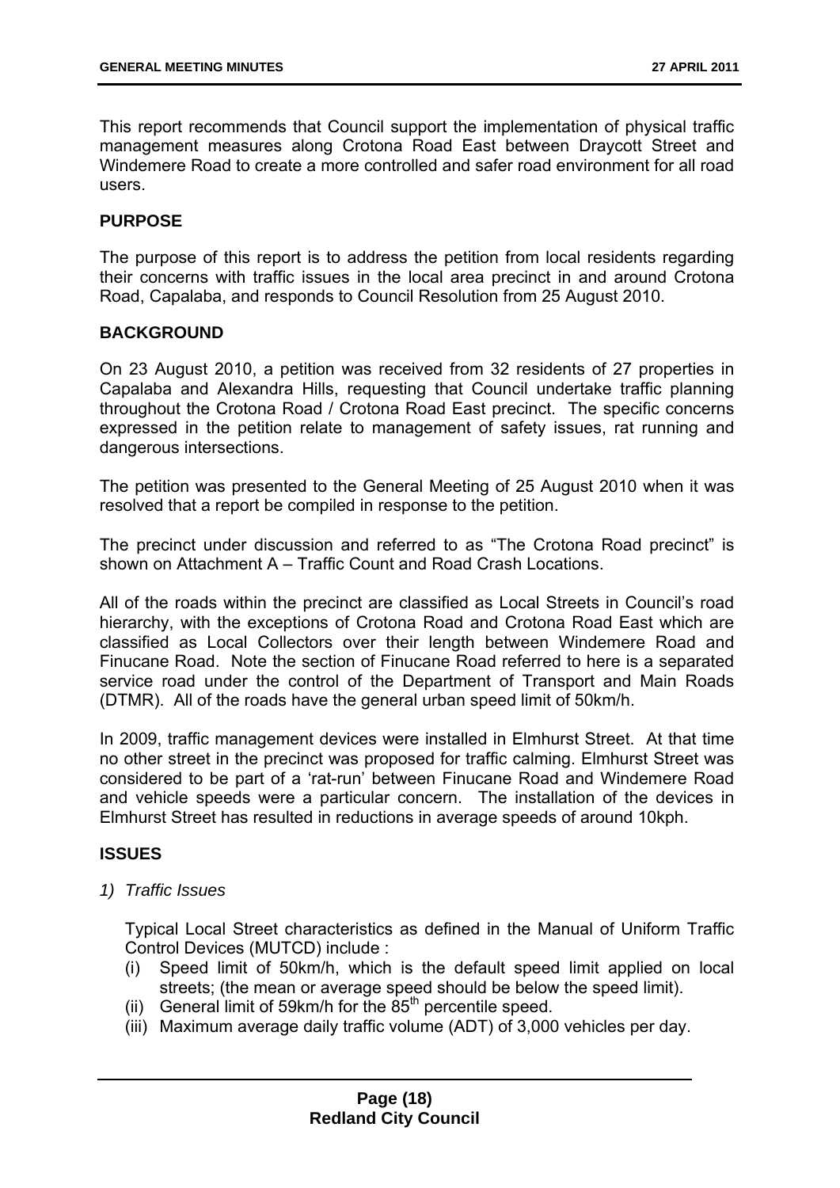This report recommends that Council support the implementation of physical traffic management measures along Crotona Road East between Draycott Street and Windemere Road to create a more controlled and safer road environment for all road users.

**PURPOSE**

The purpose of this report is to address the petition from local residents regarding their concerns with traffic issues in the local area precinct in and around Crotona Road, Capalaba, and responds to Council Resolution from 25 August 2010.

**BACKGROUND**

On 23 August 2010, a petition was received from 32 residents of 27 properties in Capalaba and Alexandra Hills, requesting that Council undertake traffic planning throughout the Crotona Road / Crotona Road East precinct. The specific concerns expressed in the petition relate to management of safety issues, rat running and dangerous intersections.

The petition was presented to the General Meeting of 25 August 2010 when it was resolved that a report be compiled in response to the petition.

The precinct under discussion and referred to as "The Crotona Road precinct" is shown on Attachment A – Traffic Count and Road Crash Locations.

All of the roads within the precinct are classified as Local Streets in Council's road hierarchy, with the exceptions of Crotona Road and Crotona Road East which are classified as Local Collectors over their length between Windemere Road and Finucane Road. Note the section of Finucane Road referred to here is a separated service road under the control of the Department of Transport and Main Roads (DTMR). All of the roads have the general urban speed limit of 50km/h.

In 2009, traffic management devices were installed in Elmhurst Street. At that time no other street in the precinct was proposed for traffic calming. Elmhurst Street was considered to be part of a 'rat-run' between Finucane Road and Windemere Road and vehicle speeds were a particular concern. The installation of the devices in Elmhurst Street has resulted in reductions in average speeds of around 10kph.

**ISSUES**

*1) Traffic Issues*

Typical Local Street characteristics as defined in the Manual of Uniform Traffic Control Devices (MUTCD) include :

(i) Speed limit of 50km/h, which is the default speed limit applied on local streets; (the mean or average speed should be below the speed limit).
(ii) General limit of 59km/h for the $85^{th}$ percentile speed.
(iii) Maximum average daily traffic volume (ADT) of 3,000 vehicles per day.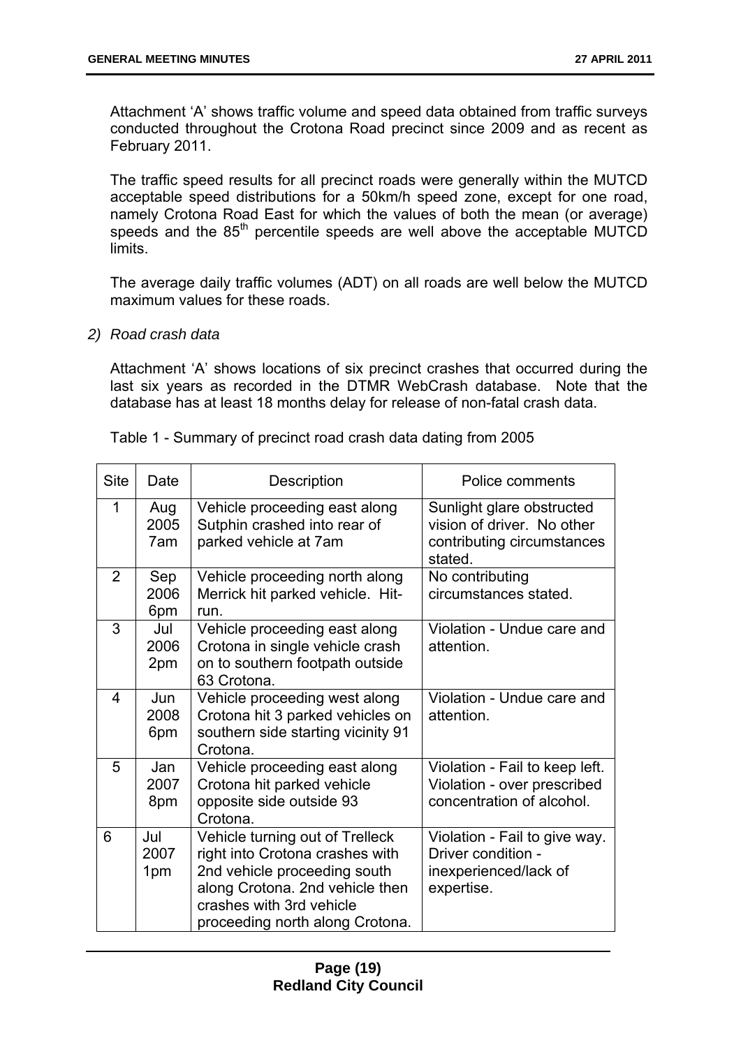Attachment 'A' shows traffic volume and speed data obtained from traffic surveys conducted throughout the Crotona Road precinct since 2009 and as recent as February 2011.

The traffic speed results for all precinct roads were generally within the MUTCD acceptable speed distributions for a 50km/h speed zone, except for one road, namely Crotona Road East for which the values of both the mean (or average) speeds and the 85th percentile speeds are well above the acceptable MUTCD limits.

The average daily traffic volumes (ADT) on all roads are well below the MUTCD maximum values for these roads.

2) *Road crash data*

Attachment 'A' shows locations of six precinct crashes that occurred during the last six years as recorded in the DTMR WebCrash database. Note that the database has at least 18 months delay for release of non-fatal crash data.

Table 1 - Summary of precinct road crash data dating from 2005

| Site | Date | Description | Police comments |
|---|---|---|---|
| 1 | Aug 2005 7am | Vehicle proceeding east along Sutphin crashed into rear of parked vehicle at 7am | Sunlight glare obstructed vision of driver. No other contributing circumstances stated. |
| 2 | Sep 2006 6pm | Vehicle proceeding north along Merrick hit parked vehicle. Hit-run. | No contributing circumstances stated. |
| 3 | Jul 2006 2pm | Vehicle proceeding east along Crotona in single vehicle crash on to southern footpath outside 63 Crotona. | Violation - Undue care and attention. |
| 4 | Jun 2008 6pm | Vehicle proceeding west along Crotona hit 3 parked vehicles on southern side starting vicinity 91 Crotona. | Violation - Undue care and attention. |
| 5 | Jan 2007 8pm | Vehicle proceeding east along Crotona hit parked vehicle opposite side outside 93 Crotona. | Violation - Fail to keep left. Violation - over prescribed concentration of alcohol. |
| 6 | Jul 2007 1pm | Vehicle turning out of Trelleck right into Crotona crashes with 2nd vehicle proceeding south along Crotona. 2nd vehicle then crashes with 3rd vehicle proceeding north along Crotona. | Violation - Fail to give way. Driver condition - inexperienced/lack of expertise. |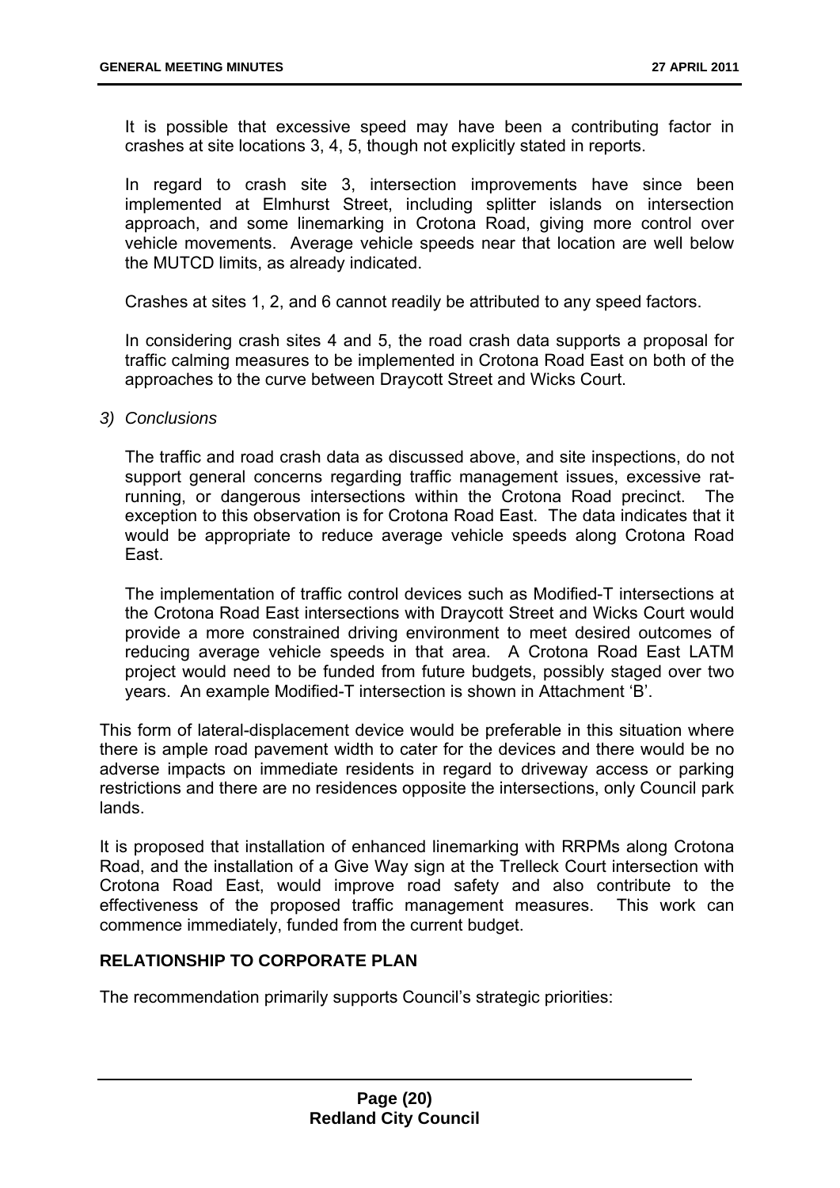It is possible that excessive speed may have been a contributing factor in crashes at site locations 3, 4, 5, though not explicitly stated in reports.

In regard to crash site 3, intersection improvements have since been implemented at Elmhurst Street, including splitter islands on intersection approach, and some linemarking in Crotona Road, giving more control over vehicle movements. Average vehicle speeds near that location are well below the MUTCD limits, as already indicated.

Crashes at sites 1, 2, and 6 cannot readily be attributed to any speed factors.

In considering crash sites 4 and 5, the road crash data supports a proposal for traffic calming measures to be implemented in Crotona Road East on both of the approaches to the curve between Draycott Street and Wicks Court.

*3) Conclusions*

The traffic and road crash data as discussed above, and site inspections, do not support general concerns regarding traffic management issues, excessive rat-running, or dangerous intersections within the Crotona Road precinct. The exception to this observation is for Crotona Road East. The data indicates that it would be appropriate to reduce average vehicle speeds along Crotona Road East.

The implementation of traffic control devices such as Modified-T intersections at the Crotona Road East intersections with Draycott Street and Wicks Court would provide a more constrained driving environment to meet desired outcomes of reducing average vehicle speeds in that area. A Crotona Road East LATM project would need to be funded from future budgets, possibly staged over two years. An example Modified-T intersection is shown in Attachment 'B'.

This form of lateral-displacement device would be preferable in this situation where there is ample road pavement width to cater for the devices and there would be no adverse impacts on immediate residents in regard to driveway access or parking restrictions and there are no residences opposite the intersections, only Council park lands.

It is proposed that installation of enhanced linemarking with RRPMs along Crotona Road, and the installation of a Give Way sign at the Trelleck Court intersection with Crotona Road East, would improve road safety and also contribute to the effectiveness of the proposed traffic management measures. This work can commence immediately, funded from the current budget.

## RELATIONSHIP TO CORPORATE PLAN

The recommendation primarily supports Council's strategic priorities: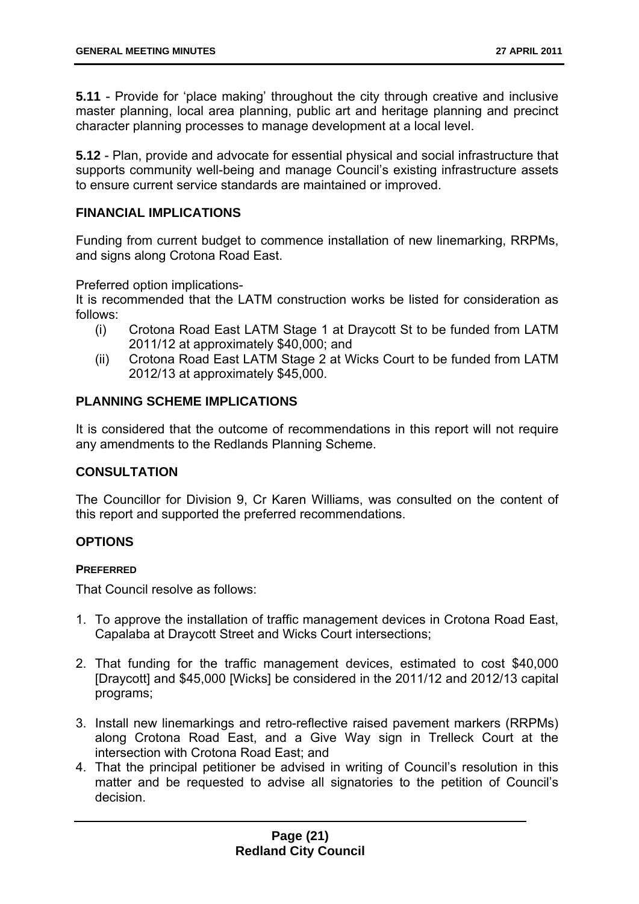**5.11** - Provide for 'place making' throughout the city through creative and inclusive master planning, local area planning, public art and heritage planning and precinct character planning processes to manage development at a local level.

**5.12** - Plan, provide and advocate for essential physical and social infrastructure that supports community well-being and manage Council's existing infrastructure assets to ensure current service standards are maintained or improved.

## FINANCIAL IMPLICATIONS

Funding from current budget to commence installation of new linemarking, RRPMs, and signs along Crotona Road East.

Preferred option implications-
It is recommended that the LATM construction works be listed for consideration as follows:

(i) Crotona Road East LATM Stage 1 at Draycott St to be funded from LATM 2011/12 at approximately $40,000; and

(ii) Crotona Road East LATM Stage 2 at Wicks Court to be funded from LATM 2012/13 at approximately $45,000.

## PLANNING SCHEME IMPLICATIONS

It is considered that the outcome of recommendations in this report will not require any amendments to the Redlands Planning Scheme.

## CONSULTATION

The Councillor for Division 9, Cr Karen Williams, was consulted on the content of this report and supported the preferred recommendations.

## OPTIONS

### PREFERRED

That Council resolve as follows:

1. To approve the installation of traffic management devices in Crotona Road East, Capalaba at Draycott Street and Wicks Court intersections;

2. That funding for the traffic management devices, estimated to cost $40,000 [Draycott] and $45,000 [Wicks] be considered in the 2011/12 and 2012/13 capital programs;

3. Install new linemarkings and retro-reflective raised pavement markers (RRPMs) along Crotona Road East, and a Give Way sign in Trelleck Court at the intersection with Crotona Road East; and

4. That the principal petitioner be advised in writing of Council's resolution in this matter and be requested to advise all signatories to the petition of Council's decision.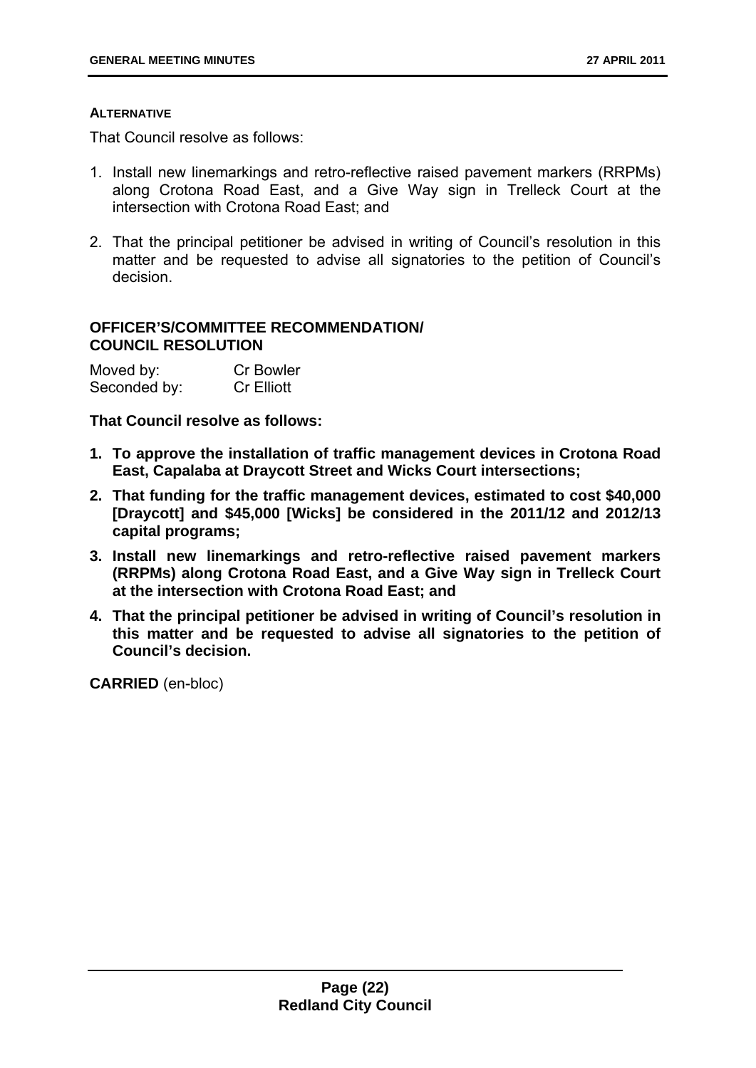**ALTERNATIVE**

That Council resolve as follows:

1. Install new linemarkings and retro-reflective raised pavement markers (RRPMs) along Crotona Road East, and a Give Way sign in Trelleck Court at the intersection with Crotona Road East; and
2. That the principal petitioner be advised in writing of Council's resolution in this matter and be requested to advise all signatories to the petition of Council's decision.

**OFFICER'S/COMMITTEE RECOMMENDATION/ COUNCIL RESOLUTION**

Moved by: Cr Bowler
Seconded by: Cr Elliott

**That Council resolve as follows:**

1. **To approve the installation of traffic management devices in Crotona Road East, Capalaba at Draycott Street and Wicks Court intersections;**
2. **That funding for the traffic management devices, estimated to cost $40,000 [Draycott] and $45,000 [Wicks] be considered in the 2011/12 and 2012/13 capital programs;**
3. **Install new linemarkings and retro-reflective raised pavement markers (RRPMs) along Crotona Road East, and a Give Way sign in Trelleck Court at the intersection with Crotona Road East; and**
4. **That the principal petitioner be advised in writing of Council's resolution in this matter and be requested to advise all signatories to the petition of Council's decision.**

**CARRIED** (en-bloc)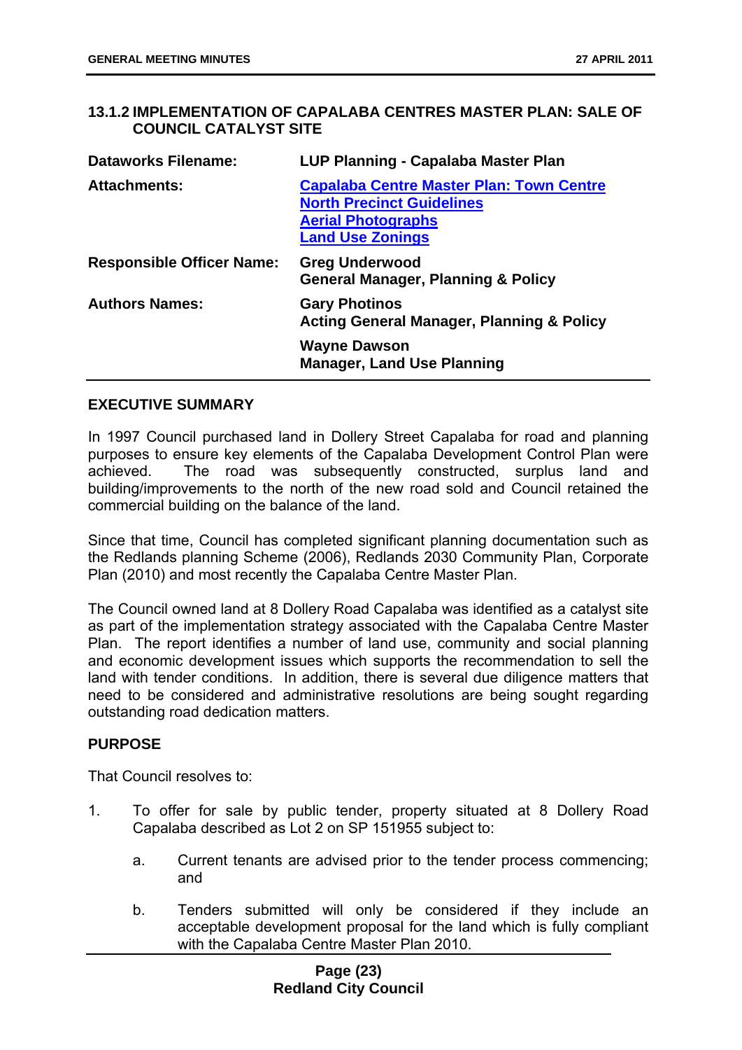## 13.1.2 IMPLEMENTATION OF CAPALABA CENTRES MASTER PLAN: SALE OF COUNCIL CATALYST SITE

| | |
|---|---|
| **Dataworks Filename:** | **LUP Planning - Capalaba Master Plan** |
| **Attachments:** | **Capalaba Centre Master Plan: Town Centre North Precinct Guidelines**<br>**Aerial Photographs**<br>**Land Use Zonings** |
| **Responsible Officer Name:** | **Greg Underwood**<br>**General Manager, Planning & Policy** |
| **Authors Names:** | **Gary Photinos**<br>**Acting General Manager, Planning & Policy**<br>**Wayne Dawson**<br>**Manager, Land Use Planning** |

### EXECUTIVE SUMMARY

In 1997 Council purchased land in Dollery Street Capalaba for road and planning purposes to ensure key elements of the Capalaba Development Control Plan were achieved. The road was subsequently constructed, surplus land and building/improvements to the north of the new road sold and Council retained the commercial building on the balance of the land.

Since that time, Council has completed significant planning documentation such as the Redlands planning Scheme (2006), Redlands 2030 Community Plan, Corporate Plan (2010) and most recently the Capalaba Centre Master Plan.

The Council owned land at 8 Dollery Road Capalaba was identified as a catalyst site as part of the implementation strategy associated with the Capalaba Centre Master Plan. The report identifies a number of land use, community and social planning and economic development issues which supports the recommendation to sell the land with tender conditions. In addition, there is several due diligence matters that need to be considered and administrative resolutions are being sought regarding outstanding road dedication matters.

### PURPOSE

That Council resolves to:

1. To offer for sale by public tender, property situated at 8 Dollery Road Capalaba described as Lot 2 on SP 151955 subject to:

    a. Current tenants are advised prior to the tender process commencing; and

    b. Tenders submitted will only be considered if they include an acceptable development proposal for the land which is fully compliant with the Capalaba Centre Master Plan 2010.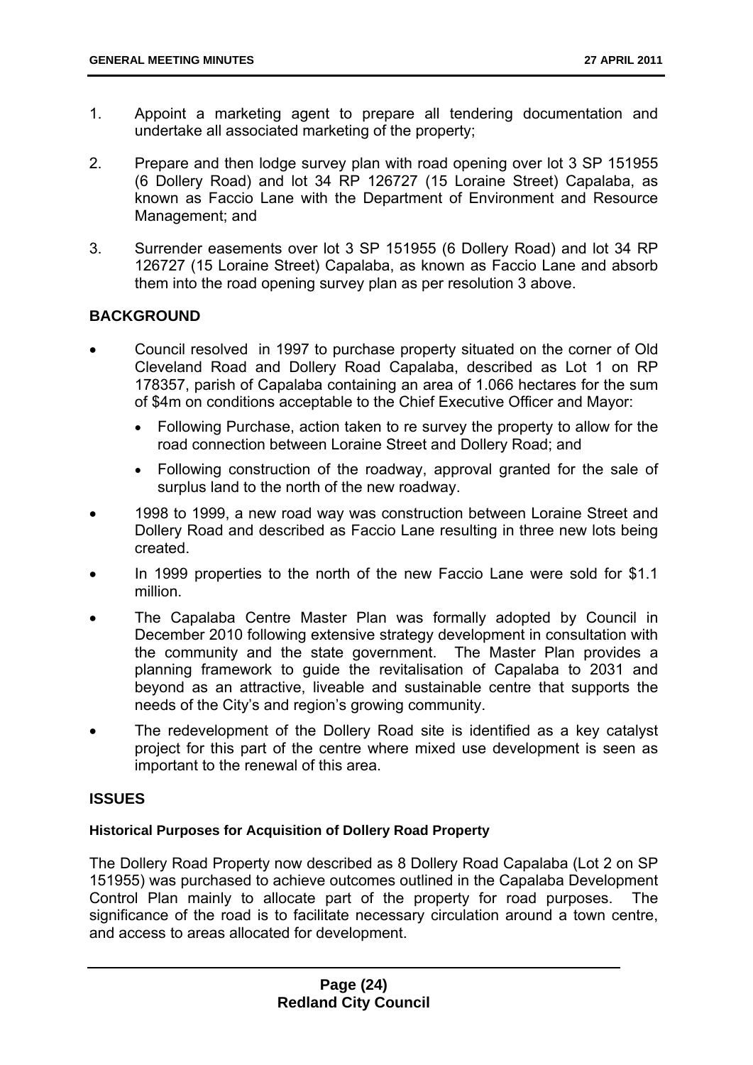1. Appoint a marketing agent to prepare all tendering documentation and undertake all associated marketing of the property;

2. Prepare and then lodge survey plan with road opening over lot 3 SP 151955 (6 Dollery Road) and lot 34 RP 126727 (15 Loraine Street) Capalaba, as known as Faccio Lane with the Department of Environment and Resource Management; and

3. Surrender easements over lot 3 SP 151955 (6 Dollery Road) and lot 34 RP 126727 (15 Loraine Street) Capalaba, as known as Faccio Lane and absorb them into the road opening survey plan as per resolution 3 above.

## BACKGROUND

- Council resolved in 1997 to purchase property situated on the corner of Old Cleveland Road and Dollery Road Capalaba, described as Lot 1 on RP 178357, parish of Capalaba containing an area of 1.066 hectares for the sum of $4m on conditions acceptable to the Chief Executive Officer and Mayor:
  - Following Purchase, action taken to re survey the property to allow for the road connection between Loraine Street and Dollery Road; and
  - Following construction of the roadway, approval granted for the sale of surplus land to the north of the new roadway.
- 1998 to 1999, a new road way was construction between Loraine Street and Dollery Road and described as Faccio Lane resulting in three new lots being created.
- In 1999 properties to the north of the new Faccio Lane were sold for $1.1 million.
- The Capalaba Centre Master Plan was formally adopted by Council in December 2010 following extensive strategy development in consultation with the community and the state government. The Master Plan provides a planning framework to guide the revitalisation of Capalaba to 2031 and beyond as an attractive, liveable and sustainable centre that supports the needs of the City's and region's growing community.
- The redevelopment of the Dollery Road site is identified as a key catalyst project for this part of the centre where mixed use development is seen as important to the renewal of this area.

## ISSUES

### Historical Purposes for Acquisition of Dollery Road Property

The Dollery Road Property now described as 8 Dollery Road Capalaba (Lot 2 on SP 151955) was purchased to achieve outcomes outlined in the Capalaba Development Control Plan mainly to allocate part of the property for road purposes. The significance of the road is to facilitate necessary circulation around a town centre, and access to areas allocated for development.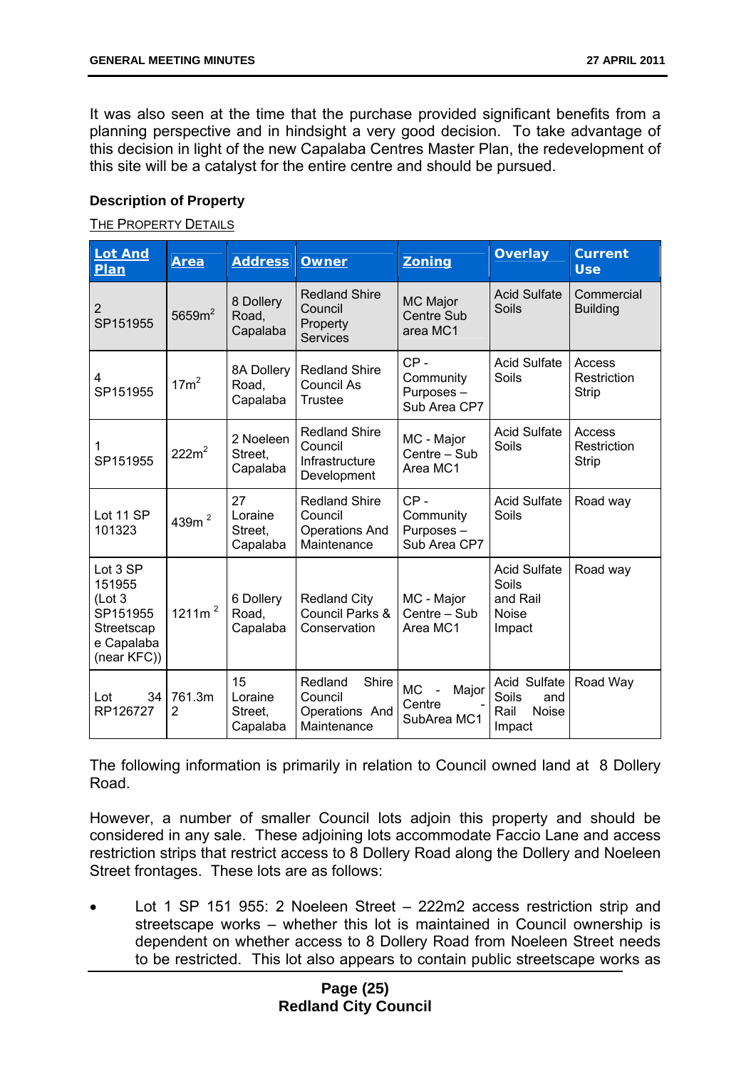It was also seen at the time that the purchase provided significant benefits from a planning perspective and in hindsight a very good decision. To take advantage of this decision in light of the new Capalaba Centres Master Plan, the redevelopment of this site will be a catalyst for the entire centre and should be pursued.

**Description of Property**

THE PROPERTY DETAILS

| Lot And Plan | Area | Address | Owner | Zoning | Overlay | Current Use |
|---|---|---|---|---|---|---|
| 2 SP151955 | 5659m$^2$ | 8 Dollery Road, Capalaba | Redland Shire Council Property Services | MC Major Centre Sub area MC1 | Acid Sulfate Soils | Commercial Building |
| 4 SP151955 | 17m$^2$ | 8A Dollery Road, Capalaba | Redland Shire Council As Trustee | CP - Community Purposes – Sub Area CP7 | Acid Sulfate Soils | Access Restriction Strip |
| 1 SP151955 | 222m$^2$ | 2 Noeleen Street, Capalaba | Redland Shire Council Infrastructure Development | MC - Major Centre – Sub Area MC1 | Acid Sulfate Soils | Access Restriction Strip |
| Lot 11 SP 101323 | 439m $^2$ | 27 Loraine Street, Capalaba | Redland Shire Council Operations And Maintenance | CP - Community Purposes – Sub Area CP7 | Acid Sulfate Soils | Road way |
| Lot 3 SP 151955 (Lot 3 SP151955 Streetscape Capalaba (near KFC)) | 1211m $^2$ | 6 Dollery Road, Capalaba | Redland City Council Parks & Conservation | MC - Major Centre – Sub Area MC1 | Acid Sulfate Soils and Rail Noise Impact | Road way |
| Lot 34 RP126727 | 761.3m2 | 15 Loraine Street, Capalaba | Redland Shire Council Operations And Maintenance | MC - Major Centre - SubArea MC1 | Acid Sulfate Soils and Rail Noise Impact | Road Way |

The following information is primarily in relation to Council owned land at 8 Dollery Road.

However, a number of smaller Council lots adjoin this property and should be considered in any sale. These adjoining lots accommodate Faccio Lane and access restriction strips that restrict access to 8 Dollery Road along the Dollery and Noeleen Street frontages. These lots are as follows:

- Lot 1 SP 151 955: 2 Noeleen Street – 222m2 access restriction strip and streetscape works – whether this lot is maintained in Council ownership is dependent on whether access to 8 Dollery Road from Noeleen Street needs to be restricted. This lot also appears to contain public streetscape works as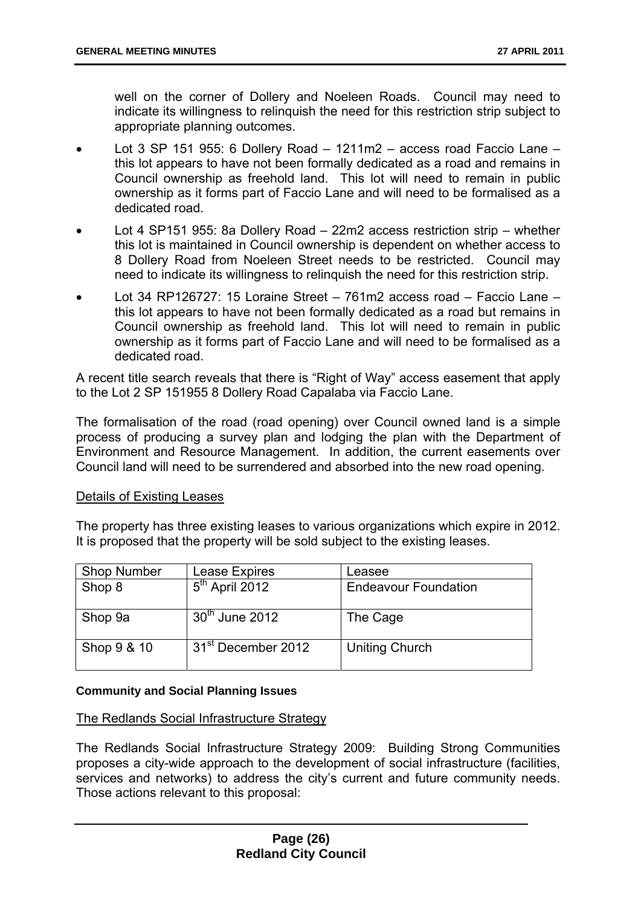well on the corner of Dollery and Noeleen Roads. Council may need to indicate its willingness to relinquish the need for this restriction strip subject to appropriate planning outcomes.

- Lot 3 SP 151 955: 6 Dollery Road – 1211m2 – access road Faccio Lane – this lot appears to have not been formally dedicated as a road and remains in Council ownership as freehold land. This lot will need to remain in public ownership as it forms part of Faccio Lane and will need to be formalised as a dedicated road.
- Lot 4 SP151 955: 8a Dollery Road – 22m2 access restriction strip – whether this lot is maintained in Council ownership is dependent on whether access to 8 Dollery Road from Noeleen Street needs to be restricted. Council may need to indicate its willingness to relinquish the need for this restriction strip.
- Lot 34 RP126727: 15 Loraine Street – 761m2 access road – Faccio Lane – this lot appears to have not been formally dedicated as a road but remains in Council ownership as freehold land. This lot will need to remain in public ownership as it forms part of Faccio Lane and will need to be formalised as a dedicated road.

A recent title search reveals that there is "Right of Way" access easement that apply to the Lot 2 SP 151955 8 Dollery Road Capalaba via Faccio Lane.

The formalisation of the road (road opening) over Council owned land is a simple process of producing a survey plan and lodging the plan with the Department of Environment and Resource Management. In addition, the current easements over Council land will need to be surrendered and absorbed into the new road opening.

Details of Existing Leases

The property has three existing leases to various organizations which expire in 2012. It is proposed that the property will be sold subject to the existing leases.

| Shop Number | Lease Expires | Leasee |
|---|---|---|
| Shop 8 | 5th April 2012 | Endeavour Foundation |
| Shop 9a | 30th June 2012 | The Cage |
| Shop 9 & 10 | 31st December 2012 | Uniting Church |

**Community and Social Planning Issues**

The Redlands Social Infrastructure Strategy

The Redlands Social Infrastructure Strategy 2009: Building Strong Communities proposes a city-wide approach to the development of social infrastructure (facilities, services and networks) to address the city's current and future community needs. Those actions relevant to this proposal: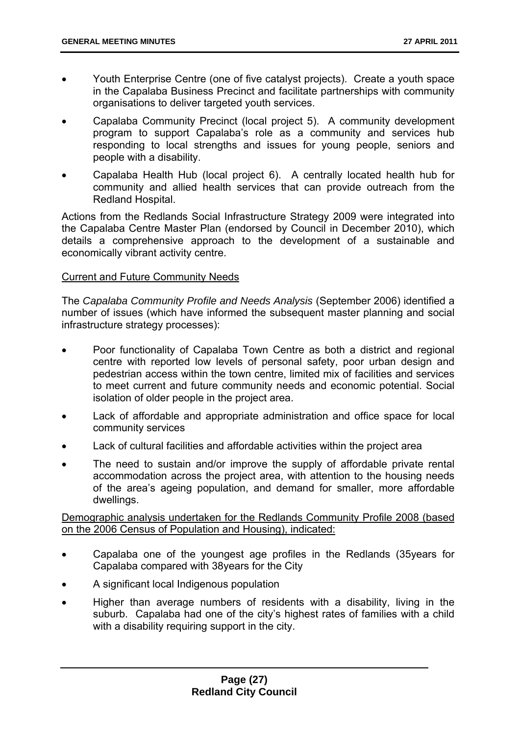- Youth Enterprise Centre (one of five catalyst projects). Create a youth space in the Capalaba Business Precinct and facilitate partnerships with community organisations to deliver targeted youth services.
- Capalaba Community Precinct (local project 5). A community development program to support Capalaba's role as a community and services hub responding to local strengths and issues for young people, seniors and people with a disability.
- Capalaba Health Hub (local project 6). A centrally located health hub for community and allied health services that can provide outreach from the Redland Hospital.

Actions from the Redlands Social Infrastructure Strategy 2009 were integrated into the Capalaba Centre Master Plan (endorsed by Council in December 2010), which details a comprehensive approach to the development of a sustainable and economically vibrant activity centre.

<u>Current and Future Community Needs</u>

The *Capalaba Community Profile and Needs Analysis* (September 2006) identified a number of issues (which have informed the subsequent master planning and social infrastructure strategy processes):

- Poor functionality of Capalaba Town Centre as both a district and regional centre with reported low levels of personal safety, poor urban design and pedestrian access within the town centre, limited mix of facilities and services to meet current and future community needs and economic potential. Social isolation of older people in the project area.
- Lack of affordable and appropriate administration and office space for local community services
- Lack of cultural facilities and affordable activities within the project area
- The need to sustain and/or improve the supply of affordable private rental accommodation across the project area, with attention to the housing needs of the area's ageing population, and demand for smaller, more affordable dwellings.

<u>Demographic analysis undertaken for the Redlands Community Profile 2008 (based on the 2006 Census of Population and Housing), indicated:</u>

- Capalaba one of the youngest age profiles in the Redlands (35years for Capalaba compared with 38years for the City
- A significant local Indigenous population
- Higher than average numbers of residents with a disability, living in the suburb. Capalaba had one of the city's highest rates of families with a child with a disability requiring support in the city.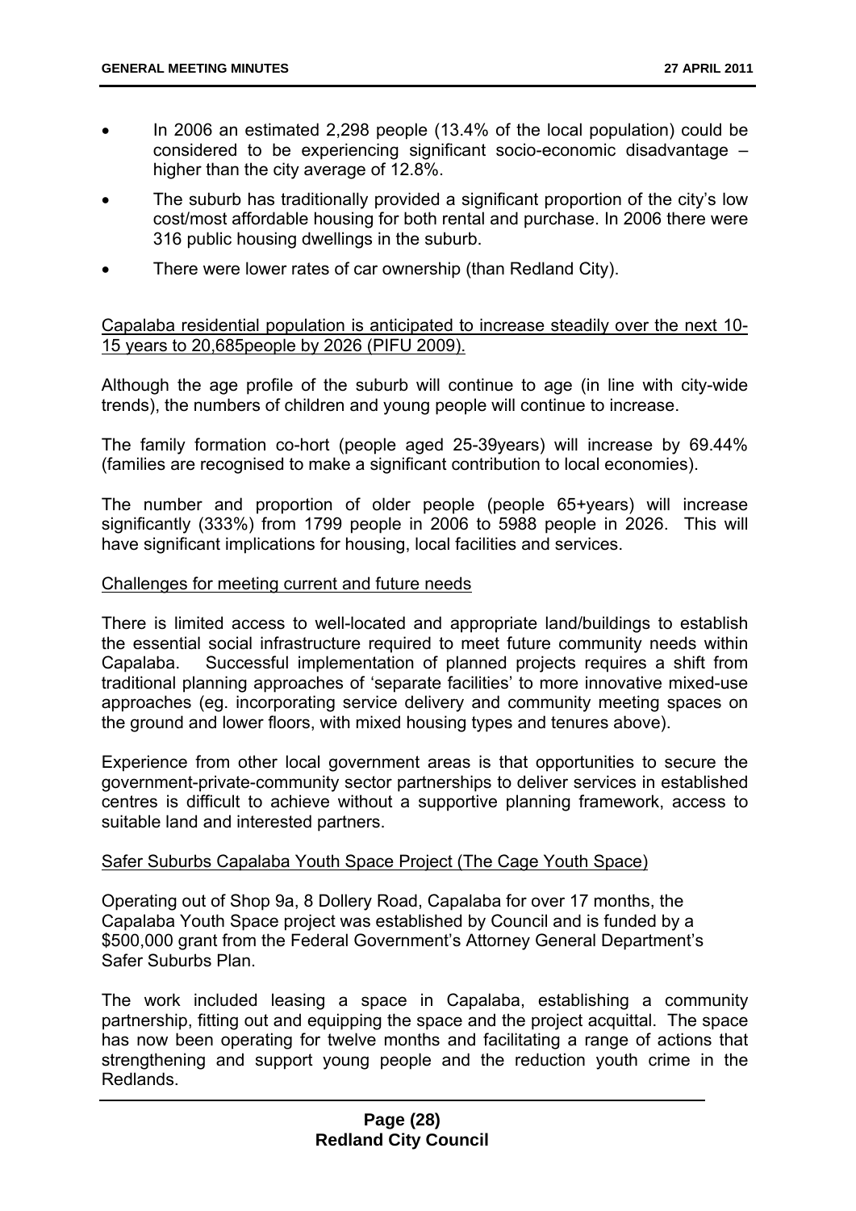- In 2006 an estimated 2,298 people (13.4% of the local population) could be considered to be experiencing significant socio-economic disadvantage – higher than the city average of 12.8%.
- The suburb has traditionally provided a significant proportion of the city's low cost/most affordable housing for both rental and purchase. In 2006 there were 316 public housing dwellings in the suburb.
- There were lower rates of car ownership (than Redland City).

<u>Capalaba residential population is anticipated to increase steadily over the next 10-15 years to 20,685people by 2026 (PIFU 2009).</u>

Although the age profile of the suburb will continue to age (in line with city-wide trends), the numbers of children and young people will continue to increase.

The family formation co-hort (people aged 25-39years) will increase by 69.44% (families are recognised to make a significant contribution to local economies).

The number and proportion of older people (people 65+years) will increase significantly (333%) from 1799 people in 2006 to 5988 people in 2026. This will have significant implications for housing, local facilities and services.

<u>Challenges for meeting current and future needs</u>

There is limited access to well-located and appropriate land/buildings to establish the essential social infrastructure required to meet future community needs within Capalaba. Successful implementation of planned projects requires a shift from traditional planning approaches of 'separate facilities' to more innovative mixed-use approaches (eg. incorporating service delivery and community meeting spaces on the ground and lower floors, with mixed housing types and tenures above).

Experience from other local government areas is that opportunities to secure the government-private-community sector partnerships to deliver services in established centres is difficult to achieve without a supportive planning framework, access to suitable land and interested partners.

<u>Safer Suburbs Capalaba Youth Space Project (The Cage Youth Space)</u>

Operating out of Shop 9a, 8 Dollery Road, Capalaba for over 17 months, the Capalaba Youth Space project was established by Council and is funded by a $500,000 grant from the Federal Government's Attorney General Department's Safer Suburbs Plan.

The work included leasing a space in Capalaba, establishing a community partnership, fitting out and equipping the space and the project acquittal. The space has now been operating for twelve months and facilitating a range of actions that strengthening and support young people and the reduction youth crime in the Redlands.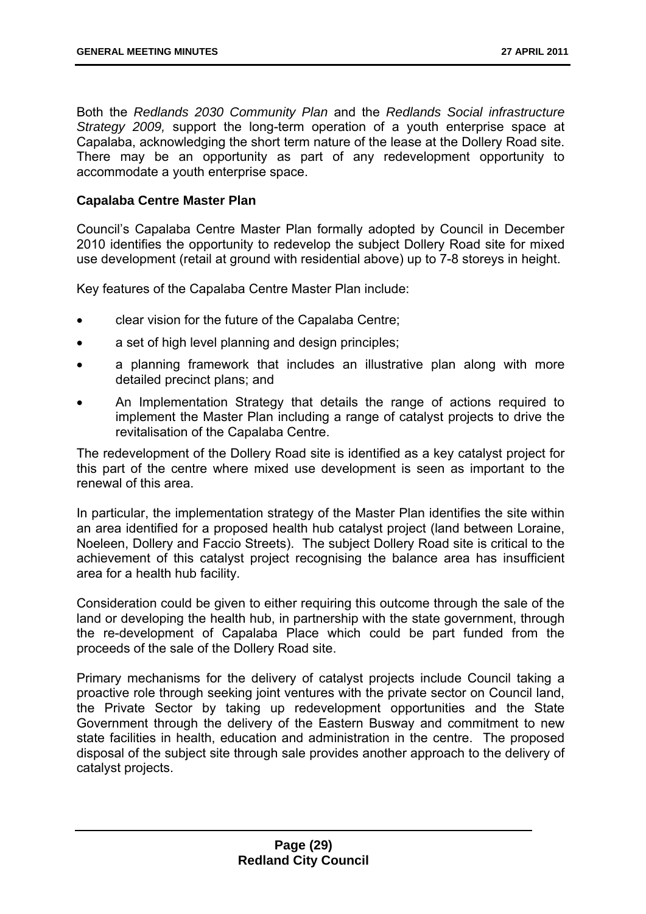Both the *Redlands 2030 Community Plan* and the *Redlands Social infrastructure Strategy 2009,* support the long-term operation of a youth enterprise space at Capalaba, acknowledging the short term nature of the lease at the Dollery Road site. There may be an opportunity as part of any redevelopment opportunity to accommodate a youth enterprise space.

**Capalaba Centre Master Plan**

Council's Capalaba Centre Master Plan formally adopted by Council in December 2010 identifies the opportunity to redevelop the subject Dollery Road site for mixed use development (retail at ground with residential above) up to 7-8 storeys in height.

Key features of the Capalaba Centre Master Plan include:

- clear vision for the future of the Capalaba Centre;
- a set of high level planning and design principles;
- a planning framework that includes an illustrative plan along with more detailed precinct plans; and
- An Implementation Strategy that details the range of actions required to implement the Master Plan including a range of catalyst projects to drive the revitalisation of the Capalaba Centre.

The redevelopment of the Dollery Road site is identified as a key catalyst project for this part of the centre where mixed use development is seen as important to the renewal of this area.

In particular, the implementation strategy of the Master Plan identifies the site within an area identified for a proposed health hub catalyst project (land between Loraine, Noeleen, Dollery and Faccio Streets). The subject Dollery Road site is critical to the achievement of this catalyst project recognising the balance area has insufficient area for a health hub facility.

Consideration could be given to either requiring this outcome through the sale of the land or developing the health hub, in partnership with the state government, through the re-development of Capalaba Place which could be part funded from the proceeds of the sale of the Dollery Road site.

Primary mechanisms for the delivery of catalyst projects include Council taking a proactive role through seeking joint ventures with the private sector on Council land, the Private Sector by taking up redevelopment opportunities and the State Government through the delivery of the Eastern Busway and commitment to new state facilities in health, education and administration in the centre. The proposed disposal of the subject site through sale provides another approach to the delivery of catalyst projects.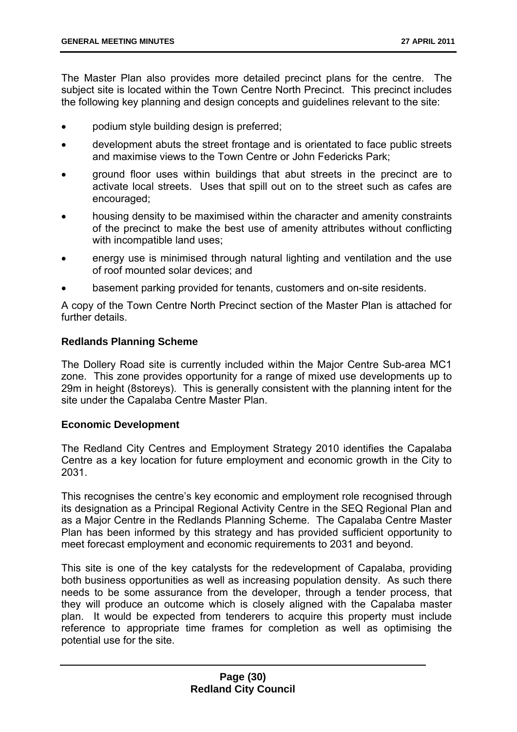The Master Plan also provides more detailed precinct plans for the centre. The subject site is located within the Town Centre North Precinct. This precinct includes the following key planning and design concepts and guidelines relevant to the site:

- podium style building design is preferred;
- development abuts the street frontage and is orientated to face public streets and maximise views to the Town Centre or John Federicks Park;
- ground floor uses within buildings that abut streets in the precinct are to activate local streets. Uses that spill out on to the street such as cafes are encouraged;
- housing density to be maximised within the character and amenity constraints of the precinct to make the best use of amenity attributes without conflicting with incompatible land uses;
- energy use is minimised through natural lighting and ventilation and the use of roof mounted solar devices; and
- basement parking provided for tenants, customers and on-site residents.

A copy of the Town Centre North Precinct section of the Master Plan is attached for further details.

**Redlands Planning Scheme**

The Dollery Road site is currently included within the Major Centre Sub-area MC1 zone. This zone provides opportunity for a range of mixed use developments up to 29m in height (8storeys). This is generally consistent with the planning intent for the site under the Capalaba Centre Master Plan.

**Economic Development**

The Redland City Centres and Employment Strategy 2010 identifies the Capalaba Centre as a key location for future employment and economic growth in the City to 2031.

This recognises the centre's key economic and employment role recognised through its designation as a Principal Regional Activity Centre in the SEQ Regional Plan and as a Major Centre in the Redlands Planning Scheme. The Capalaba Centre Master Plan has been informed by this strategy and has provided sufficient opportunity to meet forecast employment and economic requirements to 2031 and beyond.

This site is one of the key catalysts for the redevelopment of Capalaba, providing both business opportunities as well as increasing population density. As such there needs to be some assurance from the developer, through a tender process, that they will produce an outcome which is closely aligned with the Capalaba master plan. It would be expected from tenderers to acquire this property must include reference to appropriate time frames for completion as well as optimising the potential use for the site.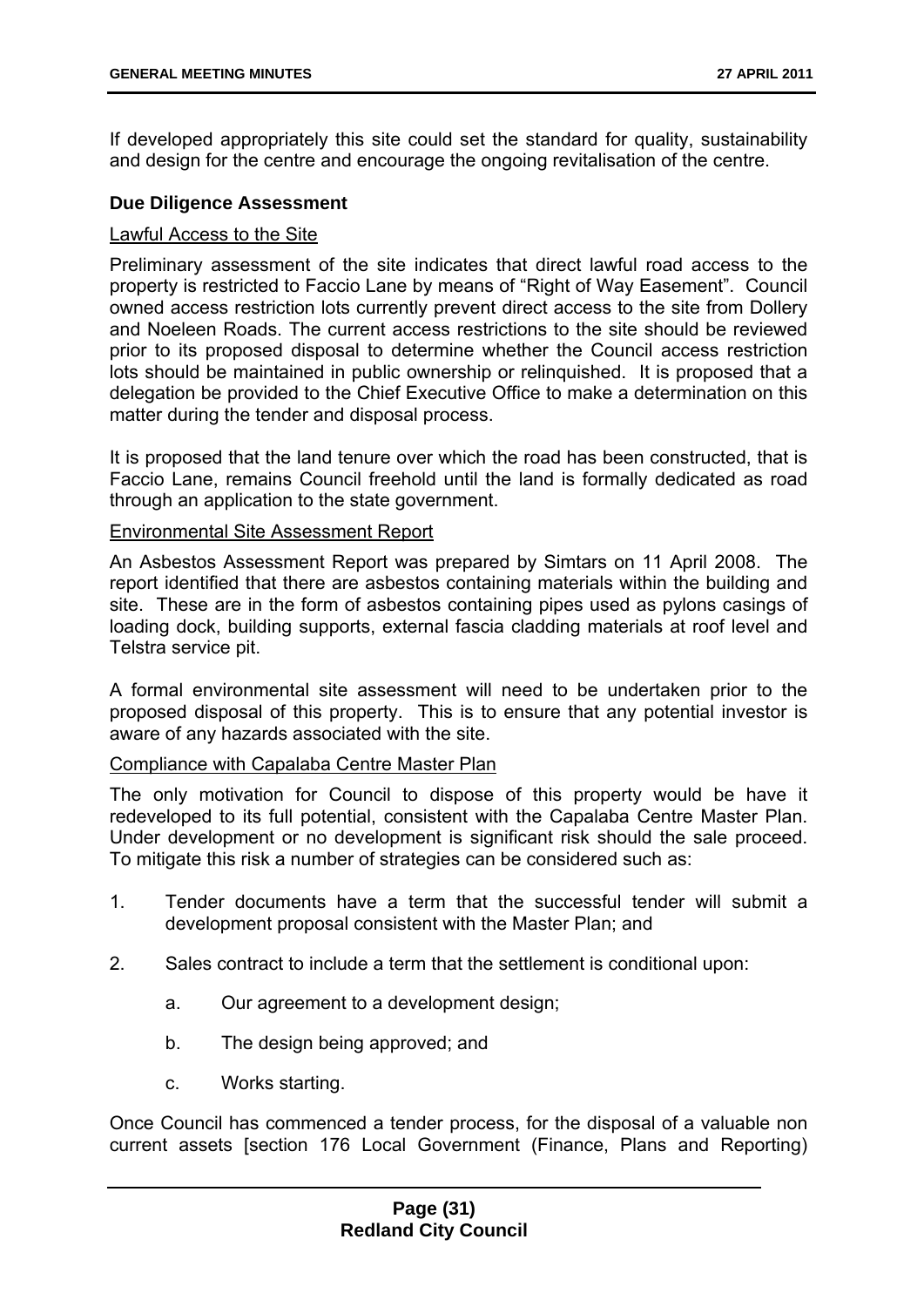If developed appropriately this site could set the standard for quality, sustainability and design for the centre and encourage the ongoing revitalisation of the centre.

**Due Diligence Assessment**

Lawful Access to the Site

Preliminary assessment of the site indicates that direct lawful road access to the property is restricted to Faccio Lane by means of "Right of Way Easement". Council owned access restriction lots currently prevent direct access to the site from Dollery and Noeleen Roads. The current access restrictions to the site should be reviewed prior to its proposed disposal to determine whether the Council access restriction lots should be maintained in public ownership or relinquished. It is proposed that a delegation be provided to the Chief Executive Office to make a determination on this matter during the tender and disposal process.

It is proposed that the land tenure over which the road has been constructed, that is Faccio Lane, remains Council freehold until the land is formally dedicated as road through an application to the state government.

Environmental Site Assessment Report

An Asbestos Assessment Report was prepared by Simtars on 11 April 2008. The report identified that there are asbestos containing materials within the building and site. These are in the form of asbestos containing pipes used as pylons casings of loading dock, building supports, external fascia cladding materials at roof level and Telstra service pit.

A formal environmental site assessment will need to be undertaken prior to the proposed disposal of this property. This is to ensure that any potential investor is aware of any hazards associated with the site.

Compliance with Capalaba Centre Master Plan

The only motivation for Council to dispose of this property would be have it redeveloped to its full potential, consistent with the Capalaba Centre Master Plan. Under development or no development is significant risk should the sale proceed. To mitigate this risk a number of strategies can be considered such as:

1. Tender documents have a term that the successful tender will submit a development proposal consistent with the Master Plan; and
2. Sales contract to include a term that the settlement is conditional upon:
    a. Our agreement to a development design;
    b. The design being approved; and
    c. Works starting.

Once Council has commenced a tender process, for the disposal of a valuable non current assets [section 176 Local Government (Finance, Plans and Reporting)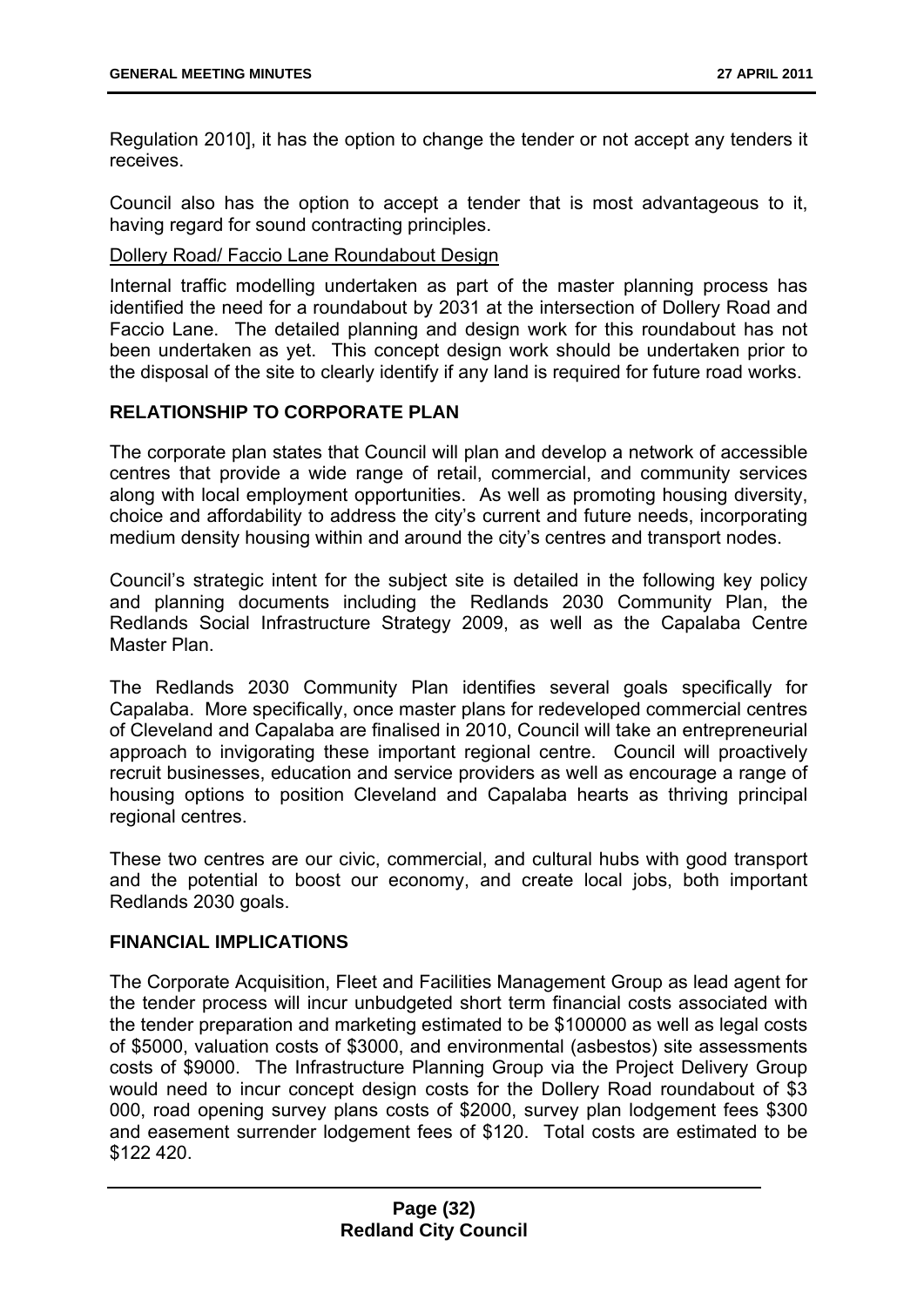Regulation 2010], it has the option to change the tender or not accept any tenders it receives.

Council also has the option to accept a tender that is most advantageous to it, having regard for sound contracting principles.

<u>Dollery Road/ Faccio Lane Roundabout Design</u>

Internal traffic modelling undertaken as part of the master planning process has identified the need for a roundabout by 2031 at the intersection of Dollery Road and Faccio Lane. The detailed planning and design work for this roundabout has not been undertaken as yet. This concept design work should be undertaken prior to the disposal of the site to clearly identify if any land is required for future road works.

## RELATIONSHIP TO CORPORATE PLAN

The corporate plan states that Council will plan and develop a network of accessible centres that provide a wide range of retail, commercial, and community services along with local employment opportunities. As well as promoting housing diversity, choice and affordability to address the city's current and future needs, incorporating medium density housing within and around the city's centres and transport nodes.

Council's strategic intent for the subject site is detailed in the following key policy and planning documents including the Redlands 2030 Community Plan, the Redlands Social Infrastructure Strategy 2009, as well as the Capalaba Centre Master Plan.

The Redlands 2030 Community Plan identifies several goals specifically for Capalaba. More specifically, once master plans for redeveloped commercial centres of Cleveland and Capalaba are finalised in 2010, Council will take an entrepreneurial approach to invigorating these important regional centre. Council will proactively recruit businesses, education and service providers as well as encourage a range of housing options to position Cleveland and Capalaba hearts as thriving principal regional centres.

These two centres are our civic, commercial, and cultural hubs with good transport and the potential to boost our economy, and create local jobs, both important Redlands 2030 goals.

## FINANCIAL IMPLICATIONS

The Corporate Acquisition, Fleet and Facilities Management Group as lead agent for the tender process will incur unbudgeted short term financial costs associated with the tender preparation and marketing estimated to be $100000 as well as legal costs of $5000, valuation costs of $3000, and environmental (asbestos) site assessments costs of $9000. The Infrastructure Planning Group via the Project Delivery Group would need to incur concept design costs for the Dollery Road roundabout of $3 000, road opening survey plans costs of $2000, survey plan lodgement fees $300 and easement surrender lodgement fees of $120. Total costs are estimated to be $122 420.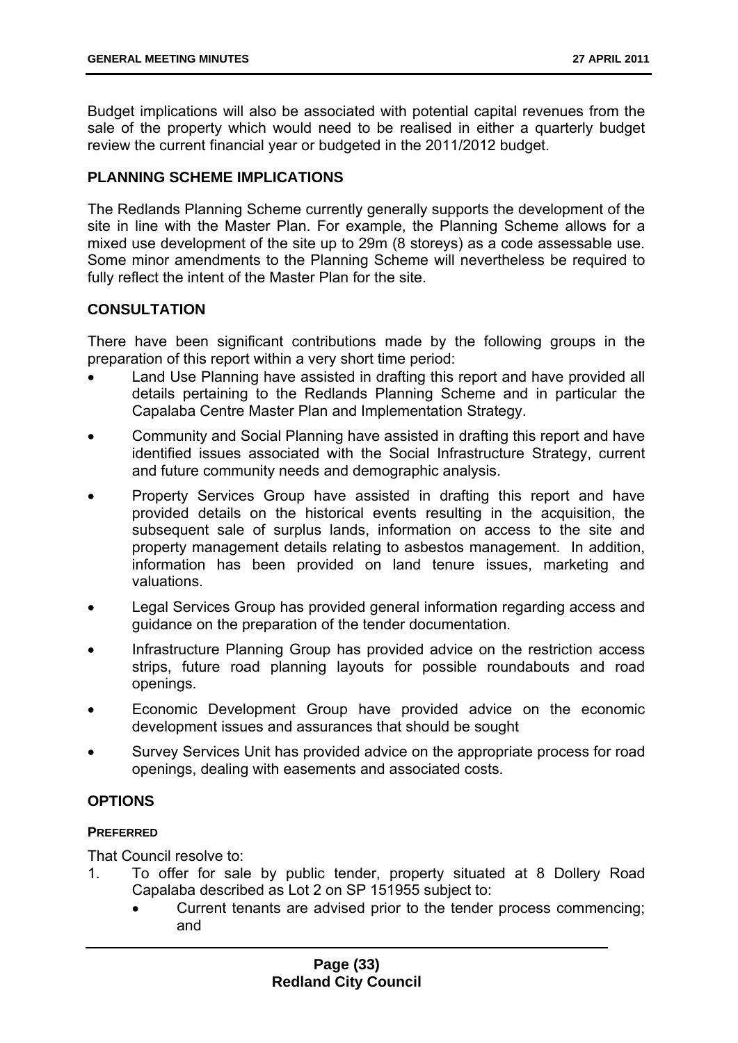Budget implications will also be associated with potential capital revenues from the sale of the property which would need to be realised in either a quarterly budget review the current financial year or budgeted in the 2011/2012 budget.

## PLANNING SCHEME IMPLICATIONS

The Redlands Planning Scheme currently generally supports the development of the site in line with the Master Plan. For example, the Planning Scheme allows for a mixed use development of the site up to 29m (8 storeys) as a code assessable use. Some minor amendments to the Planning Scheme will nevertheless be required to fully reflect the intent of the Master Plan for the site.

## CONSULTATION

There have been significant contributions made by the following groups in the preparation of this report within a very short time period:

- Land Use Planning have assisted in drafting this report and have provided all details pertaining to the Redlands Planning Scheme and in particular the Capalaba Centre Master Plan and Implementation Strategy.
- Community and Social Planning have assisted in drafting this report and have identified issues associated with the Social Infrastructure Strategy, current and future community needs and demographic analysis.
- Property Services Group have assisted in drafting this report and have provided details on the historical events resulting in the acquisition, the subsequent sale of surplus lands, information on access to the site and property management details relating to asbestos management. In addition, information has been provided on land tenure issues, marketing and valuations.
- Legal Services Group has provided general information regarding access and guidance on the preparation of the tender documentation.
- Infrastructure Planning Group has provided advice on the restriction access strips, future road planning layouts for possible roundabouts and road openings.
- Economic Development Group have provided advice on the economic development issues and assurances that should be sought
- Survey Services Unit has provided advice on the appropriate process for road openings, dealing with easements and associated costs.

## OPTIONS

### PREFERRED

That Council resolve to:

1. To offer for sale by public tender, property situated at 8 Dollery Road Capalaba described as Lot 2 on SP 151955 subject to:
   - Current tenants are advised prior to the tender process commencing; and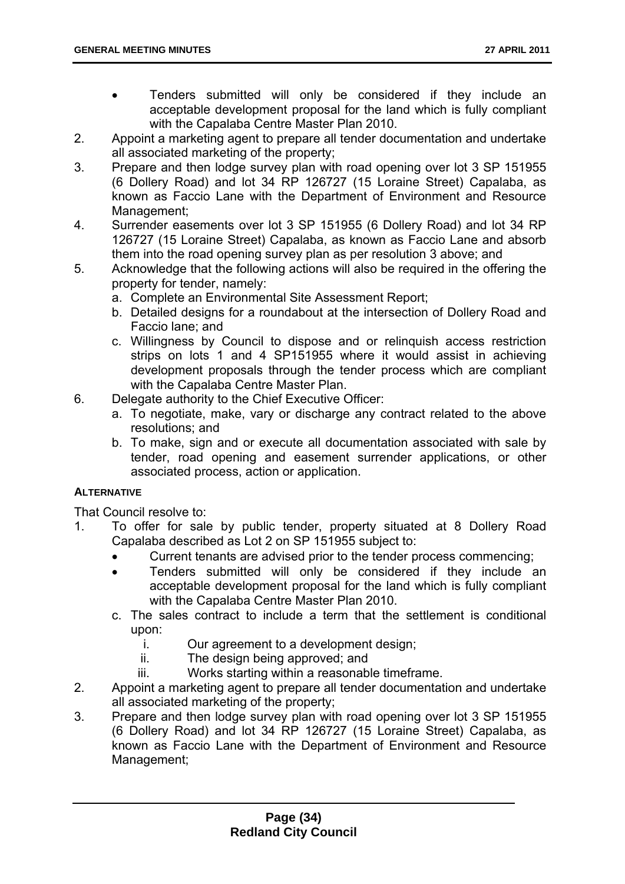- Tenders submitted will only be considered if they include an acceptable development proposal for the land which is fully compliant with the Capalaba Centre Master Plan 2010.

2. Appoint a marketing agent to prepare all tender documentation and undertake all associated marketing of the property;
3. Prepare and then lodge survey plan with road opening over lot 3 SP 151955 (6 Dollery Road) and lot 34 RP 126727 (15 Loraine Street) Capalaba, as known as Faccio Lane with the Department of Environment and Resource Management;
4. Surrender easements over lot 3 SP 151955 (6 Dollery Road) and lot 34 RP 126727 (15 Loraine Street) Capalaba, as known as Faccio Lane and absorb them into the road opening survey plan as per resolution 3 above; and
5. Acknowledge that the following actions will also be required in the offering the property for tender, namely:
   a. Complete an Environmental Site Assessment Report;
   b. Detailed designs for a roundabout at the intersection of Dollery Road and Faccio lane; and
   c. Willingness by Council to dispose and or relinquish access restriction strips on lots 1 and 4 SP151955 where it would assist in achieving development proposals through the tender process which are compliant with the Capalaba Centre Master Plan.
6. Delegate authority to the Chief Executive Officer:
   a. To negotiate, make, vary or discharge any contract related to the above resolutions; and
   b. To make, sign and or execute all documentation associated with sale by tender, road opening and easement surrender applications, or other associated process, action or application.

**ALTERNATIVE**

That Council resolve to:

1. To offer for sale by public tender, property situated at 8 Dollery Road Capalaba described as Lot 2 on SP 151955 subject to:
   - Current tenants are advised prior to the tender process commencing;
   - Tenders submitted will only be considered if they include an acceptable development proposal for the land which is fully compliant with the Capalaba Centre Master Plan 2010.

   c. The sales contract to include a term that the settlement is conditional upon:
      i. Our agreement to a development design;
      ii. The design being approved; and
      iii. Works starting within a reasonable timeframe.
2. Appoint a marketing agent to prepare all tender documentation and undertake all associated marketing of the property;
3. Prepare and then lodge survey plan with road opening over lot 3 SP 151955 (6 Dollery Road) and lot 34 RP 126727 (15 Loraine Street) Capalaba, as known as Faccio Lane with the Department of Environment and Resource Management;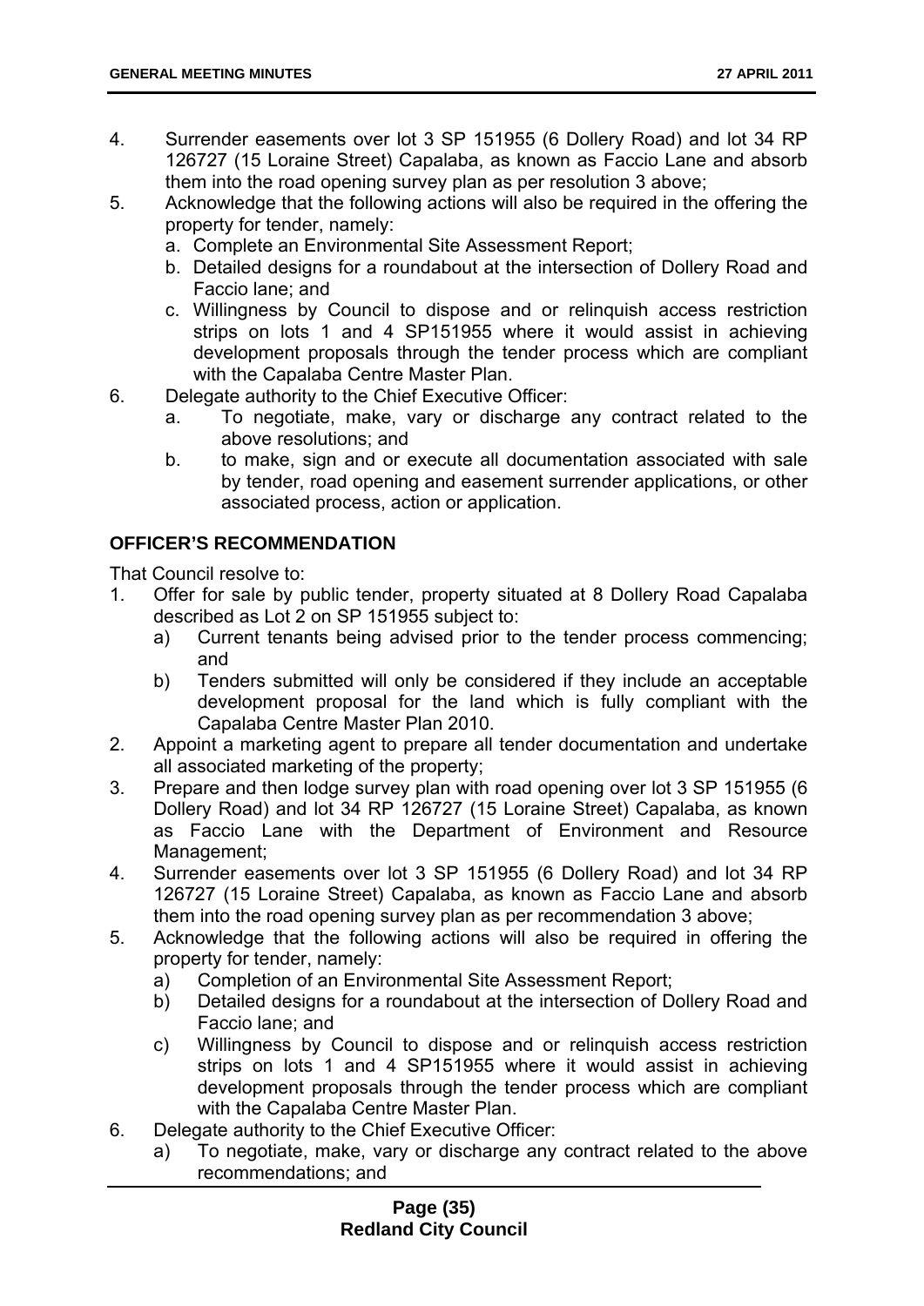4. Surrender easements over lot 3 SP 151955 (6 Dollery Road) and lot 34 RP 126727 (15 Loraine Street) Capalaba, as known as Faccio Lane and absorb them into the road opening survey plan as per resolution 3 above;
5. Acknowledge that the following actions will also be required in the offering the property for tender, namely:
   a. Complete an Environmental Site Assessment Report;
   b. Detailed designs for a roundabout at the intersection of Dollery Road and Faccio lane; and
   c. Willingness by Council to dispose and or relinquish access restriction strips on lots 1 and 4 SP151955 where it would assist in achieving development proposals through the tender process which are compliant with the Capalaba Centre Master Plan.
6. Delegate authority to the Chief Executive Officer:
   a. To negotiate, make, vary or discharge any contract related to the above resolutions; and
   b. to make, sign and or execute all documentation associated with sale by tender, road opening and easement surrender applications, or other associated process, action or application.

**OFFICER'S RECOMMENDATION**

That Council resolve to:

1. Offer for sale by public tender, property situated at 8 Dollery Road Capalaba described as Lot 2 on SP 151955 subject to:
   a) Current tenants being advised prior to the tender process commencing; and
   b) Tenders submitted will only be considered if they include an acceptable development proposal for the land which is fully compliant with the Capalaba Centre Master Plan 2010.
2. Appoint a marketing agent to prepare all tender documentation and undertake all associated marketing of the property;
3. Prepare and then lodge survey plan with road opening over lot 3 SP 151955 (6 Dollery Road) and lot 34 RP 126727 (15 Loraine Street) Capalaba, as known as Faccio Lane with the Department of Environment and Resource Management;
4. Surrender easements over lot 3 SP 151955 (6 Dollery Road) and lot 34 RP 126727 (15 Loraine Street) Capalaba, as known as Faccio Lane and absorb them into the road opening survey plan as per recommendation 3 above;
5. Acknowledge that the following actions will also be required in offering the property for tender, namely:
   a) Completion of an Environmental Site Assessment Report;
   b) Detailed designs for a roundabout at the intersection of Dollery Road and Faccio lane; and
   c) Willingness by Council to dispose and or relinquish access restriction strips on lots 1 and 4 SP151955 where it would assist in achieving development proposals through the tender process which are compliant with the Capalaba Centre Master Plan.
6. Delegate authority to the Chief Executive Officer:
   a) To negotiate, make, vary or discharge any contract related to the above recommendations; and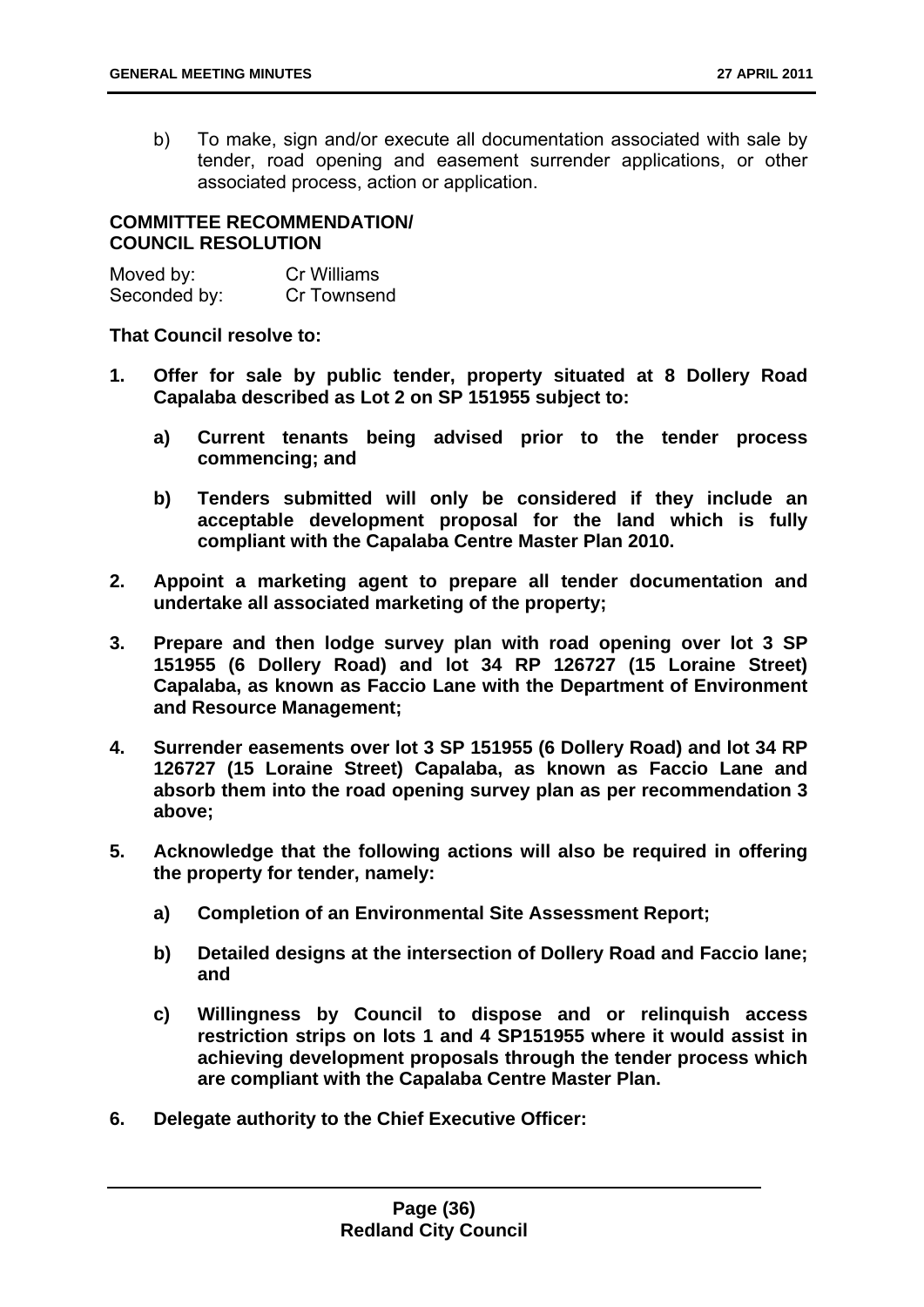b) To make, sign and/or execute all documentation associated with sale by tender, road opening and easement surrender applications, or other associated process, action or application.

**COMMITTEE RECOMMENDATION/**
**COUNCIL RESOLUTION**

Moved by: Cr Williams
Seconded by: Cr Townsend

**That Council resolve to:**

1. **Offer for sale by public tender, property situated at 8 Dollery Road Capalaba described as Lot 2 on SP 151955 subject to:**

   a) **Current tenants being advised prior to the tender process commencing; and**

   b) **Tenders submitted will only be considered if they include an acceptable development proposal for the land which is fully compliant with the Capalaba Centre Master Plan 2010.**

2. **Appoint a marketing agent to prepare all tender documentation and undertake all associated marketing of the property;**

3. **Prepare and then lodge survey plan with road opening over lot 3 SP 151955 (6 Dollery Road) and lot 34 RP 126727 (15 Loraine Street) Capalaba, as known as Faccio Lane with the Department of Environment and Resource Management;**

4. **Surrender easements over lot 3 SP 151955 (6 Dollery Road) and lot 34 RP 126727 (15 Loraine Street) Capalaba, as known as Faccio Lane and absorb them into the road opening survey plan as per recommendation 3 above;**

5. **Acknowledge that the following actions will also be required in offering the property for tender, namely:**

   a) **Completion of an Environmental Site Assessment Report;**

   b) **Detailed designs at the intersection of Dollery Road and Faccio lane; and**

   c) **Willingness by Council to dispose and or relinquish access restriction strips on lots 1 and 4 SP151955 where it would assist in achieving development proposals through the tender process which are compliant with the Capalaba Centre Master Plan.**

6. **Delegate authority to the Chief Executive Officer:**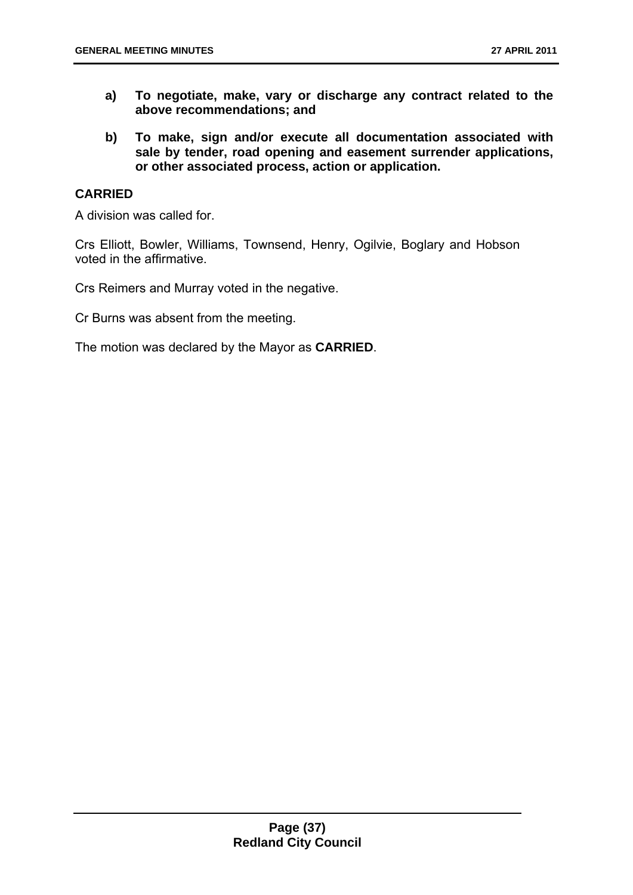**a) To negotiate, make, vary or discharge any contract related to the above recommendations; and**

**b) To make, sign and/or execute all documentation associated with sale by tender, road opening and easement surrender applications, or other associated process, action or application.**

**CARRIED**

A division was called for.

Crs Elliott, Bowler, Williams, Townsend, Henry, Ogilvie, Boglary and Hobson voted in the affirmative.

Crs Reimers and Murray voted in the negative.

Cr Burns was absent from the meeting.

The motion was declared by the Mayor as **CARRIED**.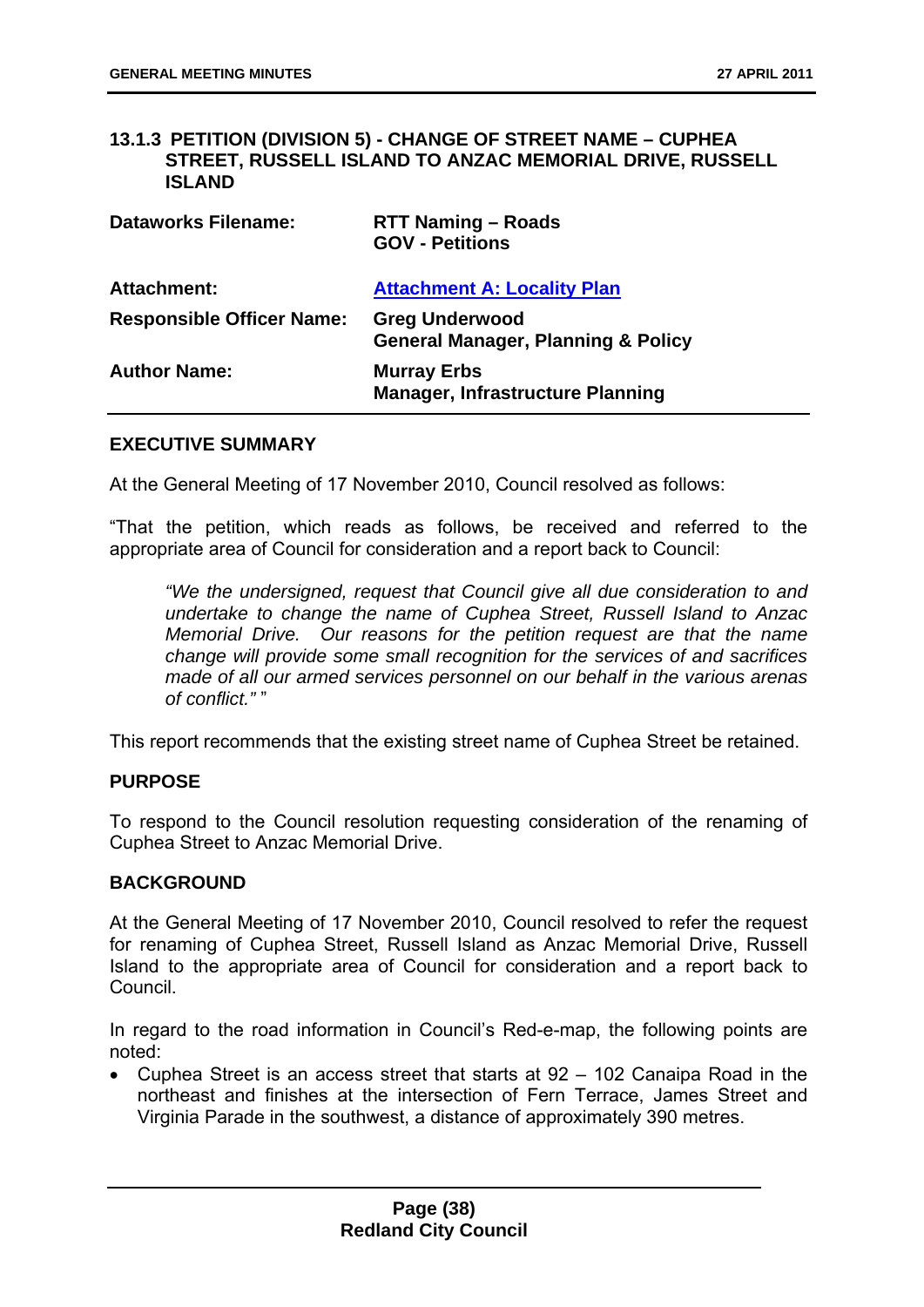### 13.1.3 PETITION (DIVISION 5) - CHANGE OF STREET NAME – CUPHEA STREET, RUSSELL ISLAND TO ANZAC MEMORIAL DRIVE, RUSSELL ISLAND

| | |
|---|---|
| **Dataworks Filename:** | **RTT Naming – Roads**<br>**GOV - Petitions** |
| **Attachment:** | **Attachment A: Locality Plan** |
| **Responsible Officer Name:** | **Greg Underwood**<br>**General Manager, Planning & Policy** |
| **Author Name:** | **Murray Erbs**<br>**Manager, Infrastructure Planning** |

#### EXECUTIVE SUMMARY

At the General Meeting of 17 November 2010, Council resolved as follows:

"That the petition, which reads as follows, be received and referred to the appropriate area of Council for consideration and a report back to Council:

> *"We the undersigned, request that Council give all due consideration to and undertake to change the name of Cuphea Street, Russell Island to Anzac Memorial Drive. Our reasons for the petition request are that the name change will provide some small recognition for the services of and sacrifices made of all our armed services personnel on our behalf in the various arenas of conflict." "*

This report recommends that the existing street name of Cuphea Street be retained.

#### PURPOSE

To respond to the Council resolution requesting consideration of the renaming of Cuphea Street to Anzac Memorial Drive.

#### BACKGROUND

At the General Meeting of 17 November 2010, Council resolved to refer the request for renaming of Cuphea Street, Russell Island as Anzac Memorial Drive, Russell Island to the appropriate area of Council for consideration and a report back to Council.

In regard to the road information in Council's Red-e-map, the following points are noted:

- Cuphea Street is an access street that starts at 92 – 102 Canaipa Road in the northeast and finishes at the intersection of Fern Terrace, James Street and Virginia Parade in the southwest, a distance of approximately 390 metres.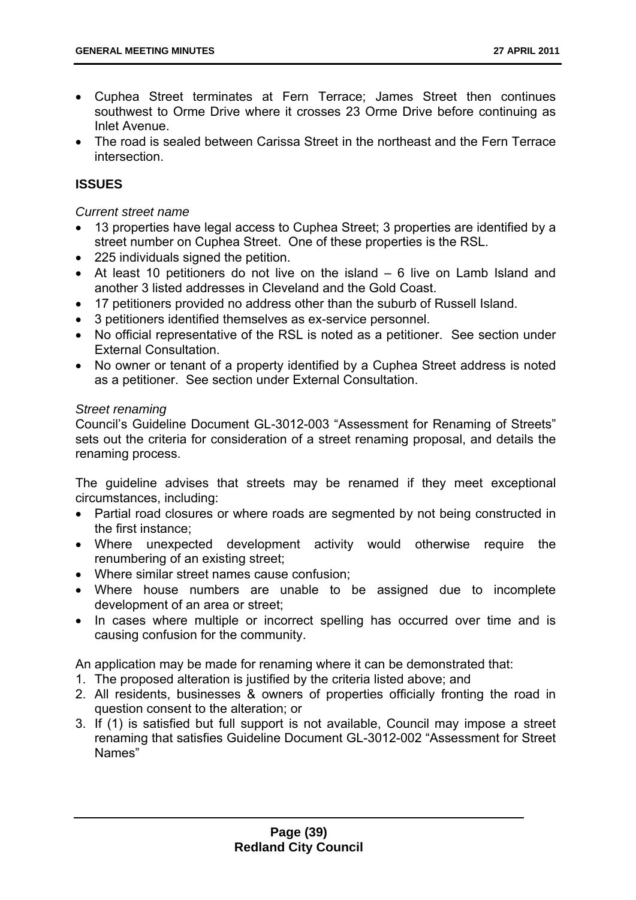- Cuphea Street terminates at Fern Terrace; James Street then continues southwest to Orme Drive where it crosses 23 Orme Drive before continuing as Inlet Avenue.
- The road is sealed between Carissa Street in the northeast and the Fern Terrace intersection.

## ISSUES

*Current street name*

- 13 properties have legal access to Cuphea Street; 3 properties are identified by a street number on Cuphea Street. One of these properties is the RSL.
- 225 individuals signed the petition.
- At least 10 petitioners do not live on the island – 6 live on Lamb Island and another 3 listed addresses in Cleveland and the Gold Coast.
- 17 petitioners provided no address other than the suburb of Russell Island.
- 3 petitioners identified themselves as ex-service personnel.
- No official representative of the RSL is noted as a petitioner. See section under External Consultation.
- No owner or tenant of a property identified by a Cuphea Street address is noted as a petitioner. See section under External Consultation.

*Street renaming*

Council's Guideline Document GL-3012-003 "Assessment for Renaming of Streets" sets out the criteria for consideration of a street renaming proposal, and details the renaming process.

The guideline advises that streets may be renamed if they meet exceptional circumstances, including:

- Partial road closures or where roads are segmented by not being constructed in the first instance;
- Where unexpected development activity would otherwise require the renumbering of an existing street;
- Where similar street names cause confusion;
- Where house numbers are unable to be assigned due to incomplete development of an area or street;
- In cases where multiple or incorrect spelling has occurred over time and is causing confusion for the community.

An application may be made for renaming where it can be demonstrated that:

1. The proposed alteration is justified by the criteria listed above; and
2. All residents, businesses & owners of properties officially fronting the road in question consent to the alteration; or
3. If (1) is satisfied but full support is not available, Council may impose a street renaming that satisfies Guideline Document GL-3012-002 "Assessment for Street Names"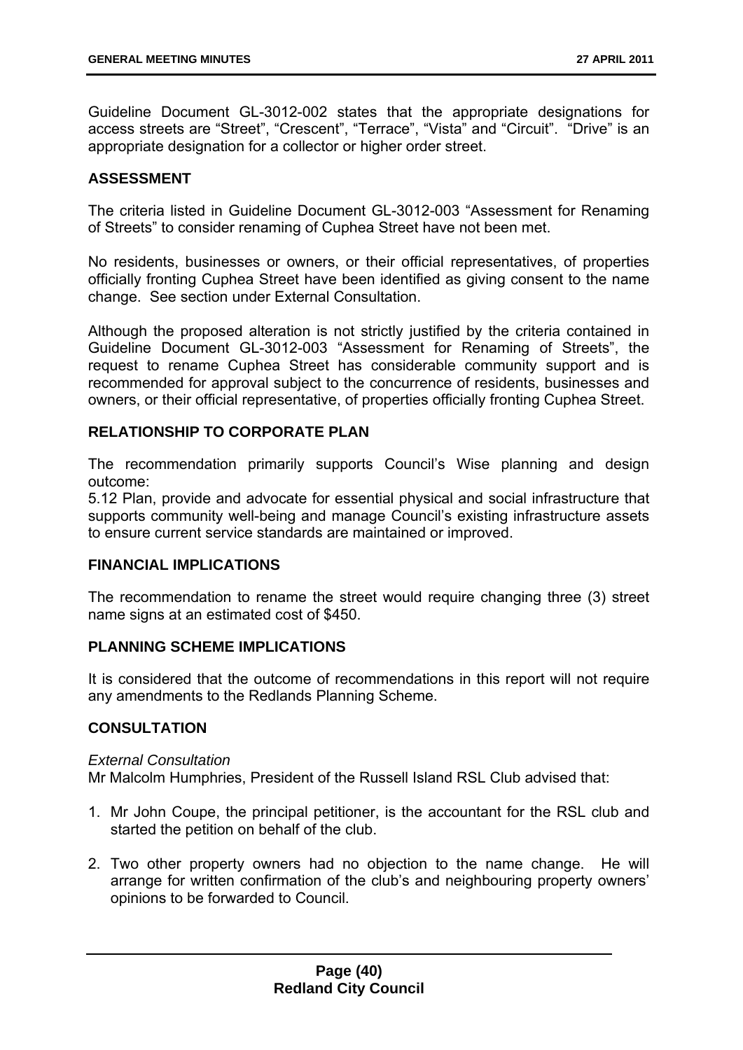Guideline Document GL-3012-002 states that the appropriate designations for access streets are "Street", "Crescent", "Terrace", "Vista" and "Circuit". "Drive" is an appropriate designation for a collector or higher order street.

## ASSESSMENT

The criteria listed in Guideline Document GL-3012-003 "Assessment for Renaming of Streets" to consider renaming of Cuphea Street have not been met.

No residents, businesses or owners, or their official representatives, of properties officially fronting Cuphea Street have been identified as giving consent to the name change. See section under External Consultation.

Although the proposed alteration is not strictly justified by the criteria contained in Guideline Document GL-3012-003 "Assessment for Renaming of Streets", the request to rename Cuphea Street has considerable community support and is recommended for approval subject to the concurrence of residents, businesses and owners, or their official representative, of properties officially fronting Cuphea Street.

## RELATIONSHIP TO CORPORATE PLAN

The recommendation primarily supports Council's Wise planning and design outcome:
5.12 Plan, provide and advocate for essential physical and social infrastructure that supports community well-being and manage Council's existing infrastructure assets to ensure current service standards are maintained or improved.

## FINANCIAL IMPLICATIONS

The recommendation to rename the street would require changing three (3) street name signs at an estimated cost of $450.

## PLANNING SCHEME IMPLICATIONS

It is considered that the outcome of recommendations in this report will not require any amendments to the Redlands Planning Scheme.

## CONSULTATION

*External Consultation*
Mr Malcolm Humphries, President of the Russell Island RSL Club advised that:

1. Mr John Coupe, the principal petitioner, is the accountant for the RSL club and started the petition on behalf of the club.
2. Two other property owners had no objection to the name change. He will arrange for written confirmation of the club's and neighbouring property owners' opinions to be forwarded to Council.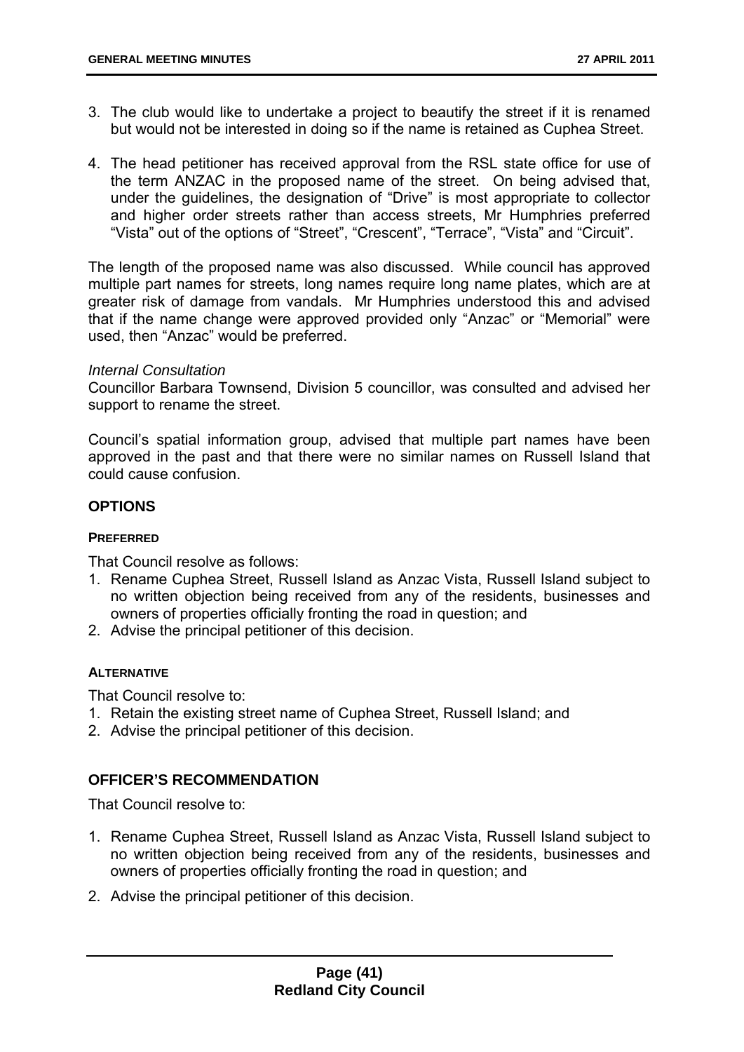3. The club would like to undertake a project to beautify the street if it is renamed but would not be interested in doing so if the name is retained as Cuphea Street.

4. The head petitioner has received approval from the RSL state office for use of the term ANZAC in the proposed name of the street. On being advised that, under the guidelines, the designation of "Drive" is most appropriate to collector and higher order streets rather than access streets, Mr Humphries preferred "Vista" out of the options of "Street", "Crescent", "Terrace", "Vista" and "Circuit".

The length of the proposed name was also discussed. While council has approved multiple part names for streets, long names require long name plates, which are at greater risk of damage from vandals. Mr Humphries understood this and advised that if the name change were approved provided only "Anzac" or "Memorial" were used, then "Anzac" would be preferred.

*Internal Consultation*
Councillor Barbara Townsend, Division 5 councillor, was consulted and advised her support to rename the street.

Council's spatial information group, advised that multiple part names have been approved in the past and that there were no similar names on Russell Island that could cause confusion.

## OPTIONS

#### PREFERRED

That Council resolve as follows:

1. Rename Cuphea Street, Russell Island as Anzac Vista, Russell Island subject to no written objection being received from any of the residents, businesses and owners of properties officially fronting the road in question; and
2. Advise the principal petitioner of this decision.

#### ALTERNATIVE

That Council resolve to:

1. Retain the existing street name of Cuphea Street, Russell Island; and
2. Advise the principal petitioner of this decision.

## OFFICER'S RECOMMENDATION

That Council resolve to:

1. Rename Cuphea Street, Russell Island as Anzac Vista, Russell Island subject to no written objection being received from any of the residents, businesses and owners of properties officially fronting the road in question; and
2. Advise the principal petitioner of this decision.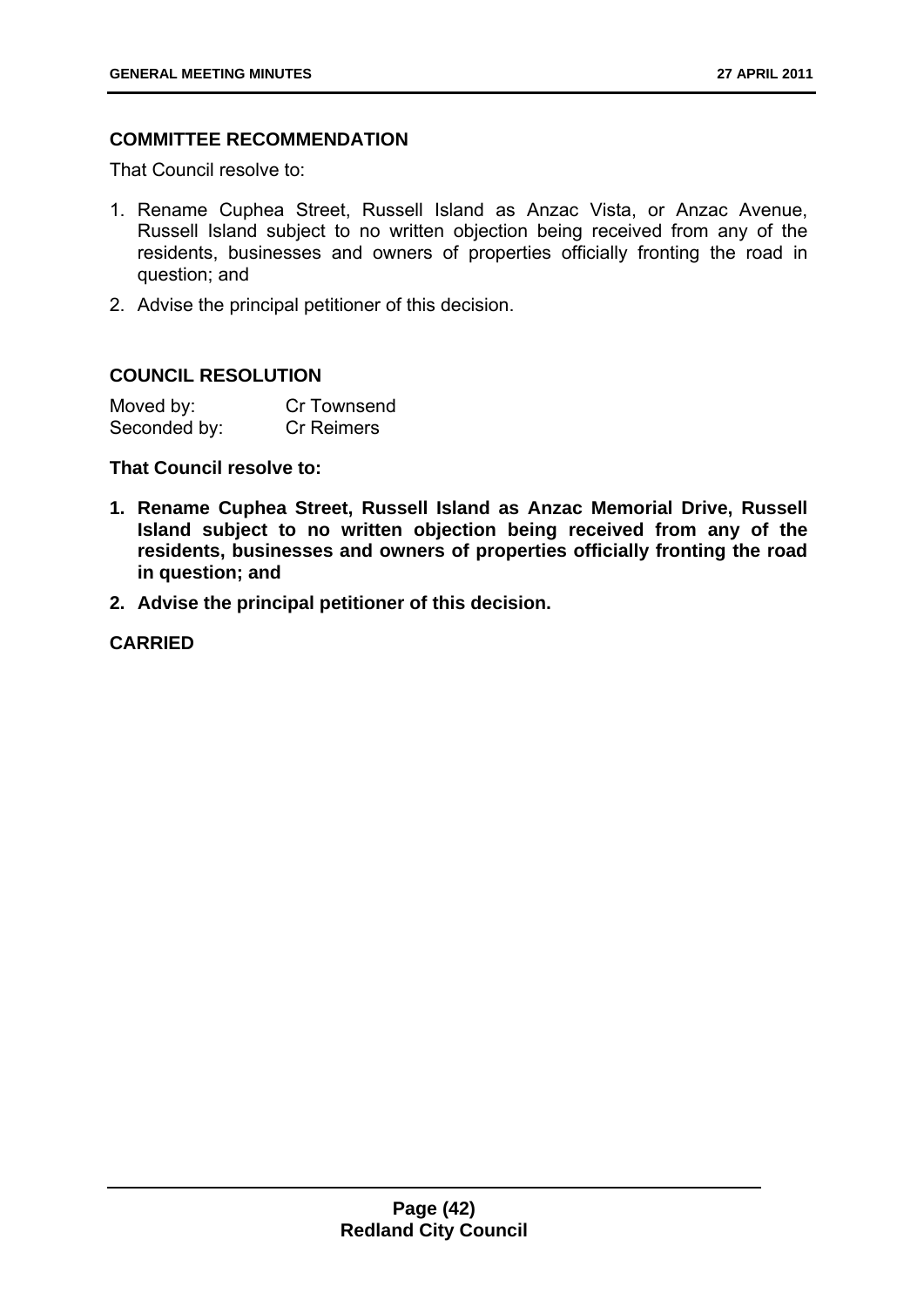**COMMITTEE RECOMMENDATION**

That Council resolve to:

1. Rename Cuphea Street, Russell Island as Anzac Vista, or Anzac Avenue, Russell Island subject to no written objection being received from any of the residents, businesses and owners of properties officially fronting the road in question; and
2. Advise the principal petitioner of this decision.

**COUNCIL RESOLUTION**

| Moved by: | Cr Townsend |
|---|---|
| Seconded by: | Cr Reimers |

**That Council resolve to:**

1. **Rename Cuphea Street, Russell Island as Anzac Memorial Drive, Russell Island subject to no written objection being received from any of the residents, businesses and owners of properties officially fronting the road in question; and**
2. **Advise the principal petitioner of this decision.**

**CARRIED**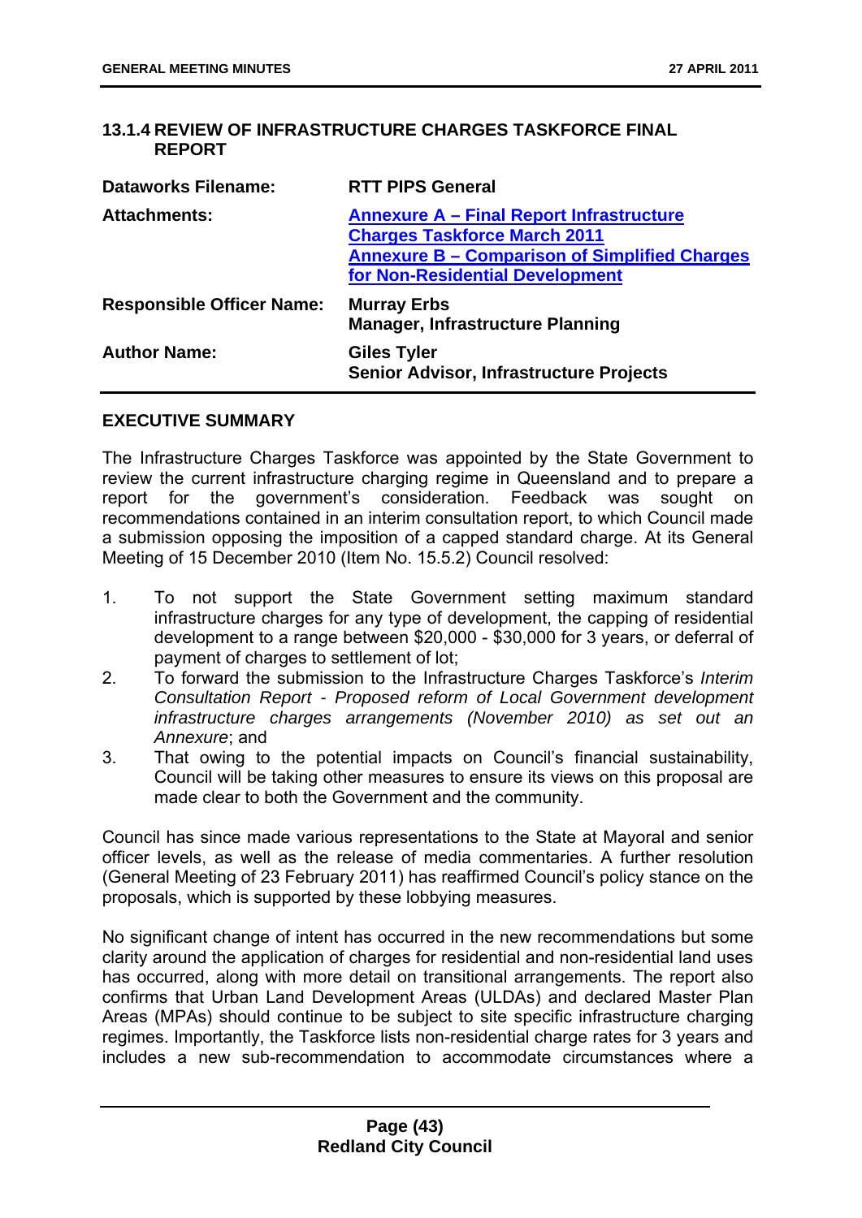### 13.1.4 REVIEW OF INFRASTRUCTURE CHARGES TASKFORCE FINAL REPORT

| | |
|---|---|
| **Dataworks Filename:** | **RTT PIPS General** |
| **Attachments:** | **Annexure A – Final Report Infrastructure Charges Taskforce March 2011**<br>**Annexure B – Comparison of Simplified Charges for Non-Residential Development** |
| **Responsible Officer Name:** | **Murray Erbs**<br>**Manager, Infrastructure Planning** |
| **Author Name:** | **Giles Tyler**<br>**Senior Advisor, Infrastructure Projects** |

#### EXECUTIVE SUMMARY

The Infrastructure Charges Taskforce was appointed by the State Government to review the current infrastructure charging regime in Queensland and to prepare a report for the government's consideration. Feedback was sought on recommendations contained in an interim consultation report, to which Council made a submission opposing the imposition of a capped standard charge. At its General Meeting of 15 December 2010 (Item No. 15.5.2) Council resolved:

1. To not support the State Government setting maximum standard infrastructure charges for any type of development, the capping of residential development to a range between \$20,000 - \$30,000 for 3 years, or deferral of payment of charges to settlement of lot;
2. To forward the submission to the Infrastructure Charges Taskforce's *Interim Consultation Report - Proposed reform of Local Government development infrastructure charges arrangements (November 2010) as set out an Annexure*; and
3. That owing to the potential impacts on Council's financial sustainability, Council will be taking other measures to ensure its views on this proposal are made clear to both the Government and the community.

Council has since made various representations to the State at Mayoral and senior officer levels, as well as the release of media commentaries. A further resolution (General Meeting of 23 February 2011) has reaffirmed Council's policy stance on the proposals, which is supported by these lobbying measures.

No significant change of intent has occurred in the new recommendations but some clarity around the application of charges for residential and non-residential land uses has occurred, along with more detail on transitional arrangements. The report also confirms that Urban Land Development Areas (ULDAs) and declared Master Plan Areas (MPAs) should continue to be subject to site specific infrastructure charging regimes. Importantly, the Taskforce lists non-residential charge rates for 3 years and includes a new sub-recommendation to accommodate circumstances where a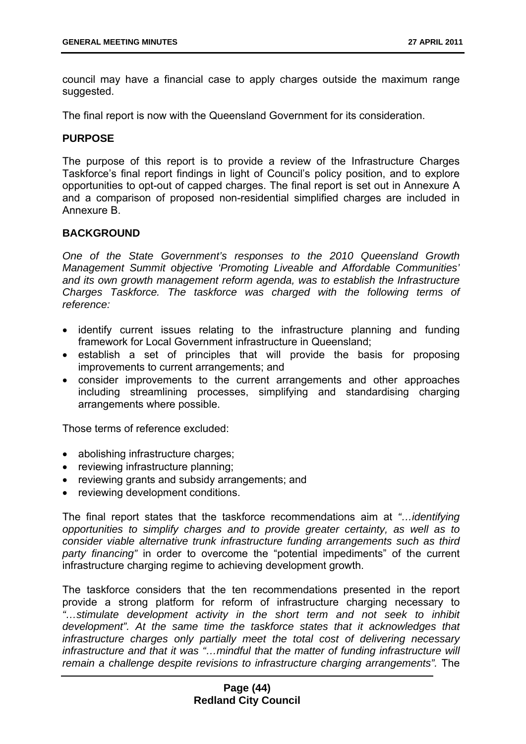council may have a financial case to apply charges outside the maximum range suggested.

The final report is now with the Queensland Government for its consideration.

## PURPOSE

The purpose of this report is to provide a review of the Infrastructure Charges Taskforce's final report findings in light of Council's policy position, and to explore opportunities to opt-out of capped charges. The final report is set out in Annexure A and a comparison of proposed non-residential simplified charges are included in Annexure B.

## BACKGROUND

*One of the State Government's responses to the 2010 Queensland Growth Management Summit objective 'Promoting Liveable and Affordable Communities' and its own growth management reform agenda, was to establish the Infrastructure Charges Taskforce. The taskforce was charged with the following terms of reference:*

- identify current issues relating to the infrastructure planning and funding framework for Local Government infrastructure in Queensland;
- establish a set of principles that will provide the basis for proposing improvements to current arrangements; and
- consider improvements to the current arrangements and other approaches including streamlining processes, simplifying and standardising charging arrangements where possible.

Those terms of reference excluded:

- abolishing infrastructure charges;
- reviewing infrastructure planning;
- reviewing grants and subsidy arrangements; and
- reviewing development conditions.

The final report states that the taskforce recommendations aim at *"…identifying opportunities to simplify charges and to provide greater certainty, as well as to consider viable alternative trunk infrastructure funding arrangements such as third party financing"* in order to overcome the "potential impediments" of the current infrastructure charging regime to achieving development growth.

The taskforce considers that the ten recommendations presented in the report provide a strong platform for reform of infrastructure charging necessary to *"…stimulate development activity in the short term and not seek to inhibit development". At the same time the taskforce states that it acknowledges that infrastructure charges only partially meet the total cost of delivering necessary infrastructure and that it was "…mindful that the matter of funding infrastructure will remain a challenge despite revisions to infrastructure charging arrangements".* The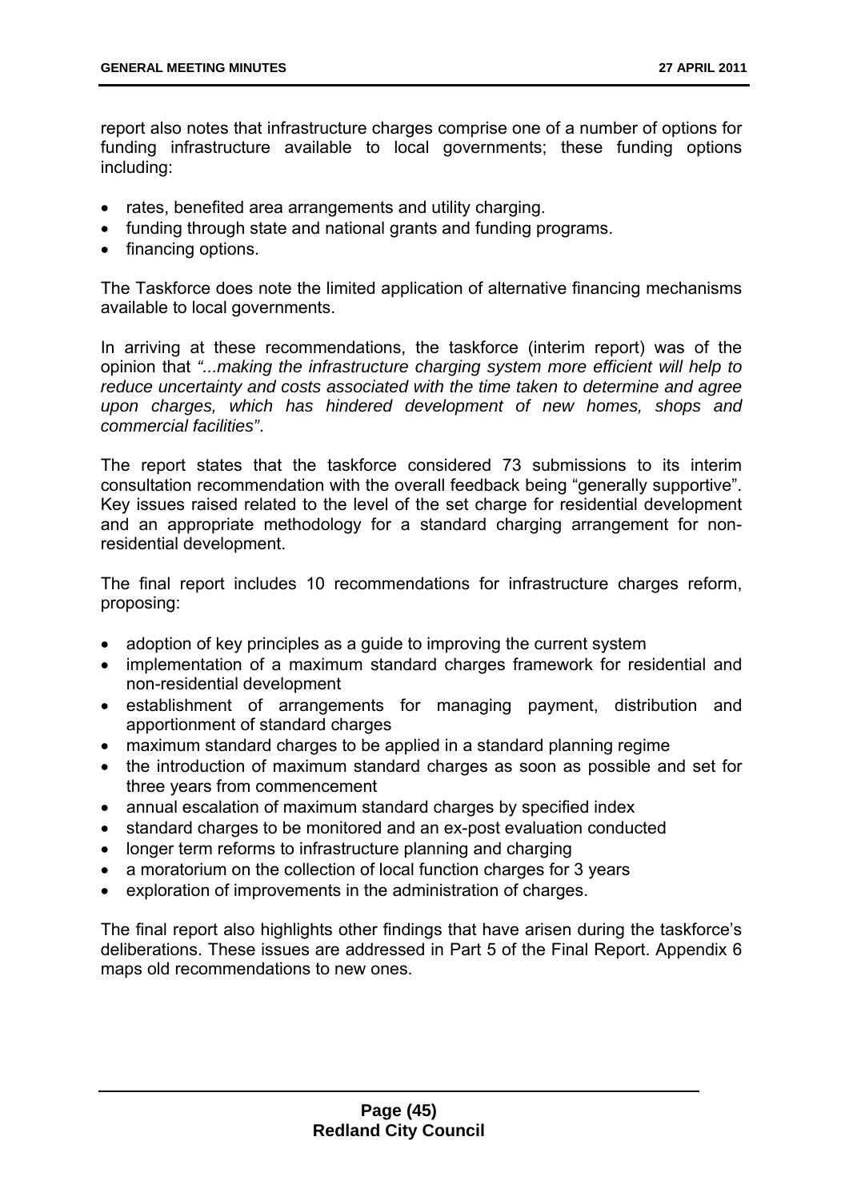report also notes that infrastructure charges comprise one of a number of options for funding infrastructure available to local governments; these funding options including:

- rates, benefited area arrangements and utility charging.
- funding through state and national grants and funding programs.
- financing options.

The Taskforce does note the limited application of alternative financing mechanisms available to local governments.

In arriving at these recommendations, the taskforce (interim report) was of the opinion that *"...making the infrastructure charging system more efficient will help to reduce uncertainty and costs associated with the time taken to determine and agree upon charges, which has hindered development of new homes, shops and commercial facilities"*.

The report states that the taskforce considered 73 submissions to its interim consultation recommendation with the overall feedback being "generally supportive". Key issues raised related to the level of the set charge for residential development and an appropriate methodology for a standard charging arrangement for non-residential development.

The final report includes 10 recommendations for infrastructure charges reform, proposing:

- adoption of key principles as a guide to improving the current system
- implementation of a maximum standard charges framework for residential and non-residential development
- establishment of arrangements for managing payment, distribution and apportionment of standard charges
- maximum standard charges to be applied in a standard planning regime
- the introduction of maximum standard charges as soon as possible and set for three years from commencement
- annual escalation of maximum standard charges by specified index
- standard charges to be monitored and an ex-post evaluation conducted
- longer term reforms to infrastructure planning and charging
- a moratorium on the collection of local function charges for 3 years
- exploration of improvements in the administration of charges.

The final report also highlights other findings that have arisen during the taskforce's deliberations. These issues are addressed in Part 5 of the Final Report. Appendix 6 maps old recommendations to new ones.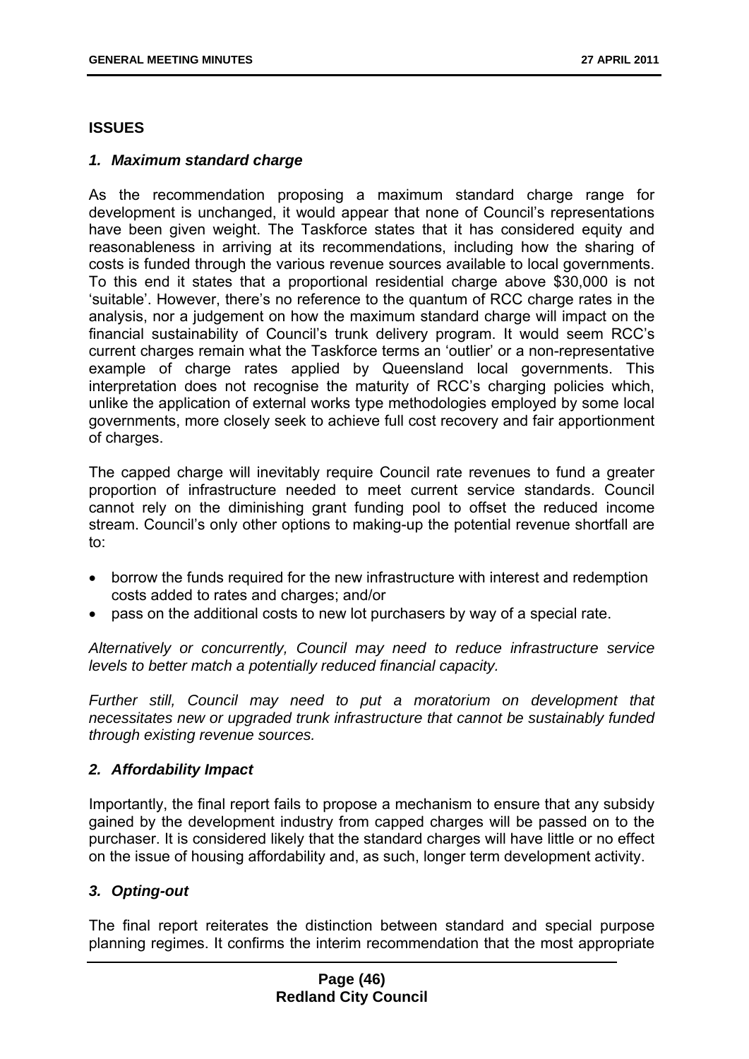## ISSUES

### *1. Maximum standard charge*

As the recommendation proposing a maximum standard charge range for development is unchanged, it would appear that none of Council's representations have been given weight. The Taskforce states that it has considered equity and reasonableness in arriving at its recommendations, including how the sharing of costs is funded through the various revenue sources available to local governments. To this end it states that a proportional residential charge above $30,000 is not 'suitable'. However, there's no reference to the quantum of RCC charge rates in the analysis, nor a judgement on how the maximum standard charge will impact on the financial sustainability of Council's trunk delivery program. It would seem RCC's current charges remain what the Taskforce terms an 'outlier' or a non-representative example of charge rates applied by Queensland local governments. This interpretation does not recognise the maturity of RCC's charging policies which, unlike the application of external works type methodologies employed by some local governments, more closely seek to achieve full cost recovery and fair apportionment of charges.

The capped charge will inevitably require Council rate revenues to fund a greater proportion of infrastructure needed to meet current service standards. Council cannot rely on the diminishing grant funding pool to offset the reduced income stream. Council's only other options to making-up the potential revenue shortfall are to:

- borrow the funds required for the new infrastructure with interest and redemption costs added to rates and charges; and/or
- pass on the additional costs to new lot purchasers by way of a special rate.

*Alternatively or concurrently, Council may need to reduce infrastructure service levels to better match a potentially reduced financial capacity.*

*Further still, Council may need to put a moratorium on development that necessitates new or upgraded trunk infrastructure that cannot be sustainably funded through existing revenue sources.*

### *2. Affordability Impact*

Importantly, the final report fails to propose a mechanism to ensure that any subsidy gained by the development industry from capped charges will be passed on to the purchaser. It is considered likely that the standard charges will have little or no effect on the issue of housing affordability and, as such, longer term development activity.

### *3. Opting-out*

The final report reiterates the distinction between standard and special purpose planning regimes. It confirms the interim recommendation that the most appropriate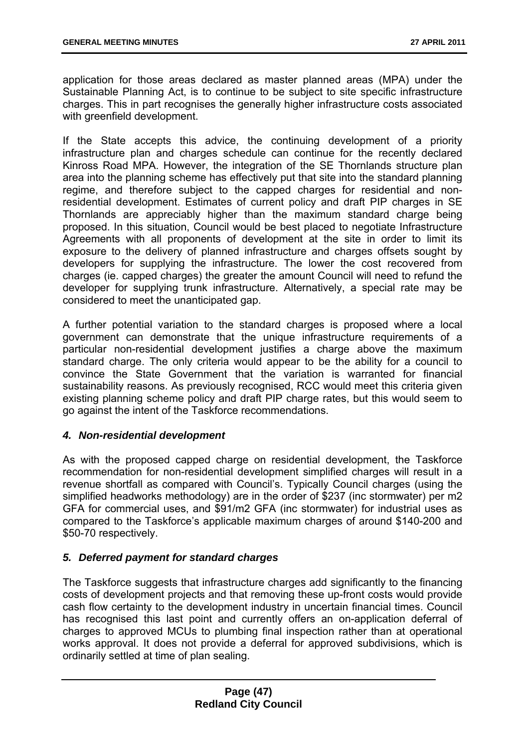application for those areas declared as master planned areas (MPA) under the Sustainable Planning Act, is to continue to be subject to site specific infrastructure charges. This in part recognises the generally higher infrastructure costs associated with greenfield development.

If the State accepts this advice, the continuing development of a priority infrastructure plan and charges schedule can continue for the recently declared Kinross Road MPA. However, the integration of the SE Thornlands structure plan area into the planning scheme has effectively put that site into the standard planning regime, and therefore subject to the capped charges for residential and non-residential development. Estimates of current policy and draft PIP charges in SE Thornlands are appreciably higher than the maximum standard charge being proposed. In this situation, Council would be best placed to negotiate Infrastructure Agreements with all proponents of development at the site in order to limit its exposure to the delivery of planned infrastructure and charges offsets sought by developers for supplying the infrastructure. The lower the cost recovered from charges (ie. capped charges) the greater the amount Council will need to refund the developer for supplying trunk infrastructure. Alternatively, a special rate may be considered to meet the unanticipated gap.

A further potential variation to the standard charges is proposed where a local government can demonstrate that the unique infrastructure requirements of a particular non-residential development justifies a charge above the maximum standard charge. The only criteria would appear to be the ability for a council to convince the State Government that the variation is warranted for financial sustainability reasons. As previously recognised, RCC would meet this criteria given existing planning scheme policy and draft PIP charge rates, but this would seem to go against the intent of the Taskforce recommendations.

### *4. Non-residential development*

As with the proposed capped charge on residential development, the Taskforce recommendation for non-residential development simplified charges will result in a revenue shortfall as compared with Council's. Typically Council charges (using the simplified headworks methodology) are in the order of $237 (inc stormwater) per m2 GFA for commercial uses, and $91/m2 GFA (inc stormwater) for industrial uses as compared to the Taskforce's applicable maximum charges of around $140-200 and $50-70 respectively.

### *5. Deferred payment for standard charges*

The Taskforce suggests that infrastructure charges add significantly to the financing costs of development projects and that removing these up-front costs would provide cash flow certainty to the development industry in uncertain financial times. Council has recognised this last point and currently offers an on-application deferral of charges to approved MCUs to plumbing final inspection rather than at operational works approval. It does not provide a deferral for approved subdivisions, which is ordinarily settled at time of plan sealing.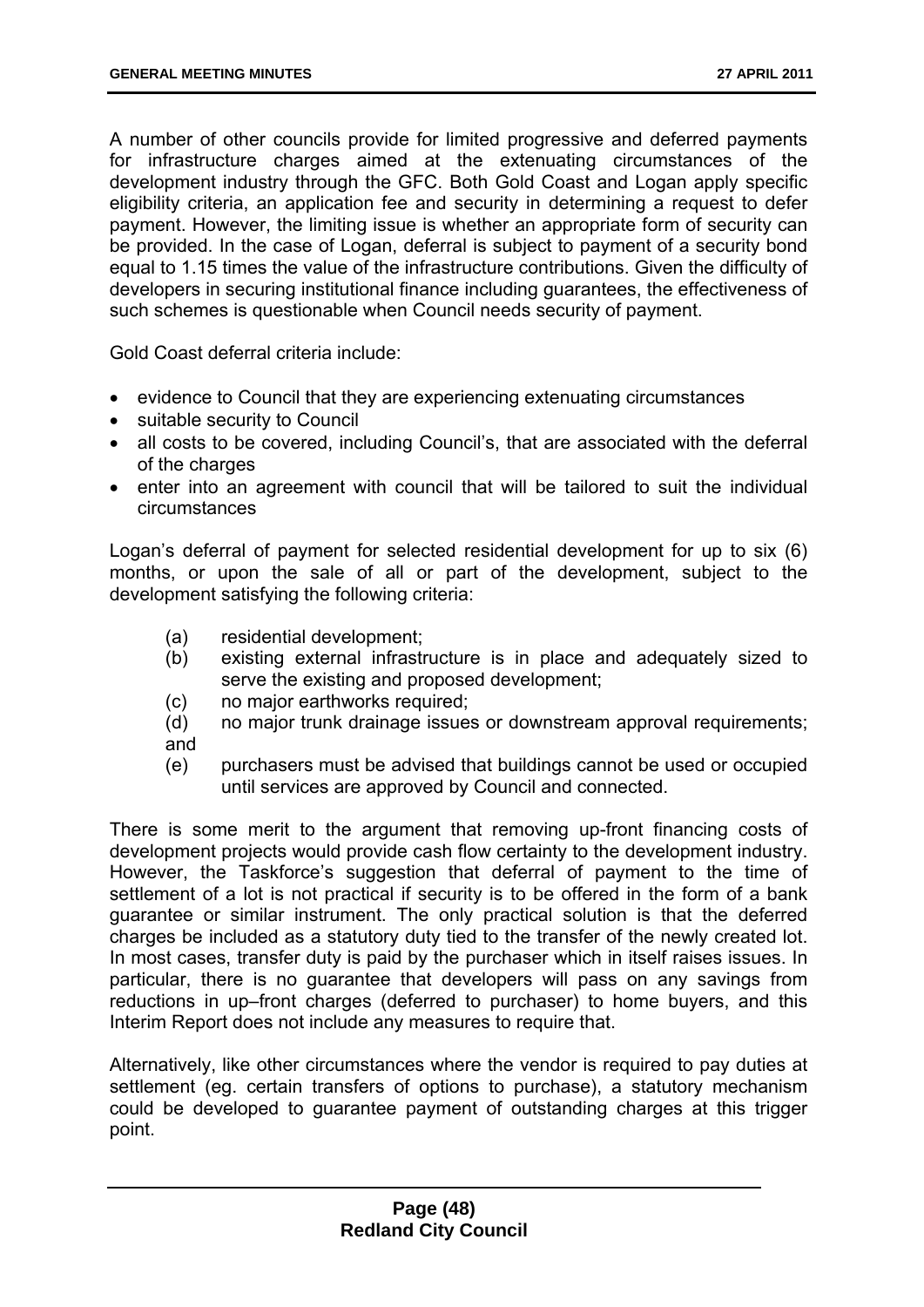A number of other councils provide for limited progressive and deferred payments for infrastructure charges aimed at the extenuating circumstances of the development industry through the GFC. Both Gold Coast and Logan apply specific eligibility criteria, an application fee and security in determining a request to defer payment. However, the limiting issue is whether an appropriate form of security can be provided. In the case of Logan, deferral is subject to payment of a security bond equal to 1.15 times the value of the infrastructure contributions. Given the difficulty of developers in securing institutional finance including guarantees, the effectiveness of such schemes is questionable when Council needs security of payment.

Gold Coast deferral criteria include:

- evidence to Council that they are experiencing extenuating circumstances
- suitable security to Council
- all costs to be covered, including Council's, that are associated with the deferral of the charges
- enter into an agreement with council that will be tailored to suit the individual circumstances

Logan's deferral of payment for selected residential development for up to six (6) months, or upon the sale of all or part of the development, subject to the development satisfying the following criteria:

(a) residential development;
(b) existing external infrastructure is in place and adequately sized to serve the existing and proposed development;
(c) no major earthworks required;
(d) no major trunk drainage issues or downstream approval requirements; and
(e) purchasers must be advised that buildings cannot be used or occupied until services are approved by Council and connected.

There is some merit to the argument that removing up-front financing costs of development projects would provide cash flow certainty to the development industry. However, the Taskforce's suggestion that deferral of payment to the time of settlement of a lot is not practical if security is to be offered in the form of a bank guarantee or similar instrument. The only practical solution is that the deferred charges be included as a statutory duty tied to the transfer of the newly created lot. In most cases, transfer duty is paid by the purchaser which in itself raises issues. In particular, there is no guarantee that developers will pass on any savings from reductions in up–front charges (deferred to purchaser) to home buyers, and this Interim Report does not include any measures to require that.

Alternatively, like other circumstances where the vendor is required to pay duties at settlement (eg. certain transfers of options to purchase), a statutory mechanism could be developed to guarantee payment of outstanding charges at this trigger point.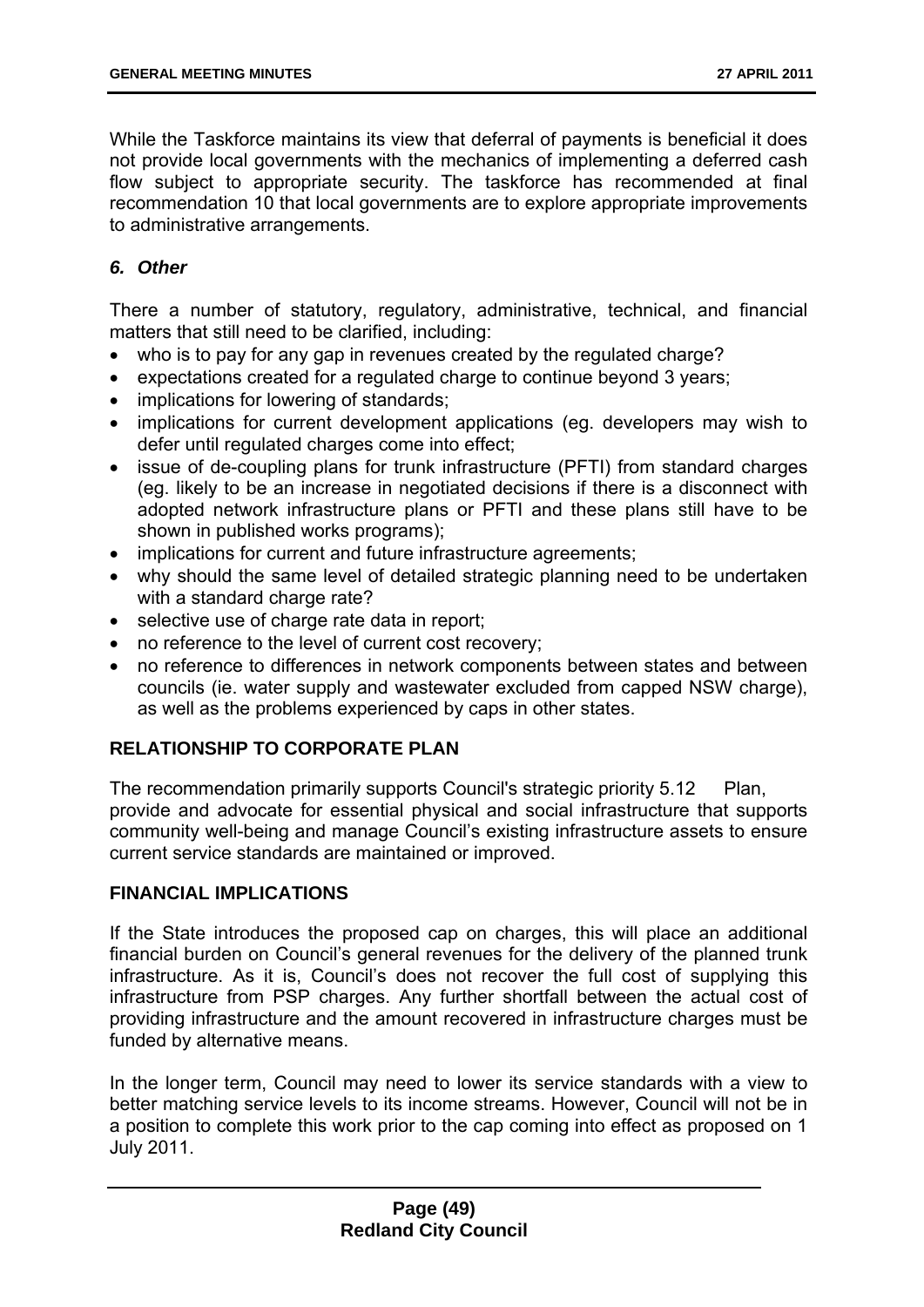While the Taskforce maintains its view that deferral of payments is beneficial it does not provide local governments with the mechanics of implementing a deferred cash flow subject to appropriate security. The taskforce has recommended at final recommendation 10 that local governments are to explore appropriate improvements to administrative arrangements.

### *6. Other*

There a number of statutory, regulatory, administrative, technical, and financial matters that still need to be clarified, including:

- who is to pay for any gap in revenues created by the regulated charge?
- expectations created for a regulated charge to continue beyond 3 years;
- implications for lowering of standards;
- implications for current development applications (eg. developers may wish to defer until regulated charges come into effect;
- issue of de-coupling plans for trunk infrastructure (PFTI) from standard charges (eg. likely to be an increase in negotiated decisions if there is a disconnect with adopted network infrastructure plans or PFTI and these plans still have to be shown in published works programs);
- implications for current and future infrastructure agreements;
- why should the same level of detailed strategic planning need to be undertaken with a standard charge rate?
- selective use of charge rate data in report;
- no reference to the level of current cost recovery;
- no reference to differences in network components between states and between councils (ie. water supply and wastewater excluded from capped NSW charge), as well as the problems experienced by caps in other states.

## RELATIONSHIP TO CORPORATE PLAN

The recommendation primarily supports Council's strategic priority 5.12 Plan, provide and advocate for essential physical and social infrastructure that supports community well-being and manage Council's existing infrastructure assets to ensure current service standards are maintained or improved.

## FINANCIAL IMPLICATIONS

If the State introduces the proposed cap on charges, this will place an additional financial burden on Council's general revenues for the delivery of the planned trunk infrastructure. As it is, Council's does not recover the full cost of supplying this infrastructure from PSP charges. Any further shortfall between the actual cost of providing infrastructure and the amount recovered in infrastructure charges must be funded by alternative means.

In the longer term, Council may need to lower its service standards with a view to better matching service levels to its income streams. However, Council will not be in a position to complete this work prior to the cap coming into effect as proposed on 1 July 2011.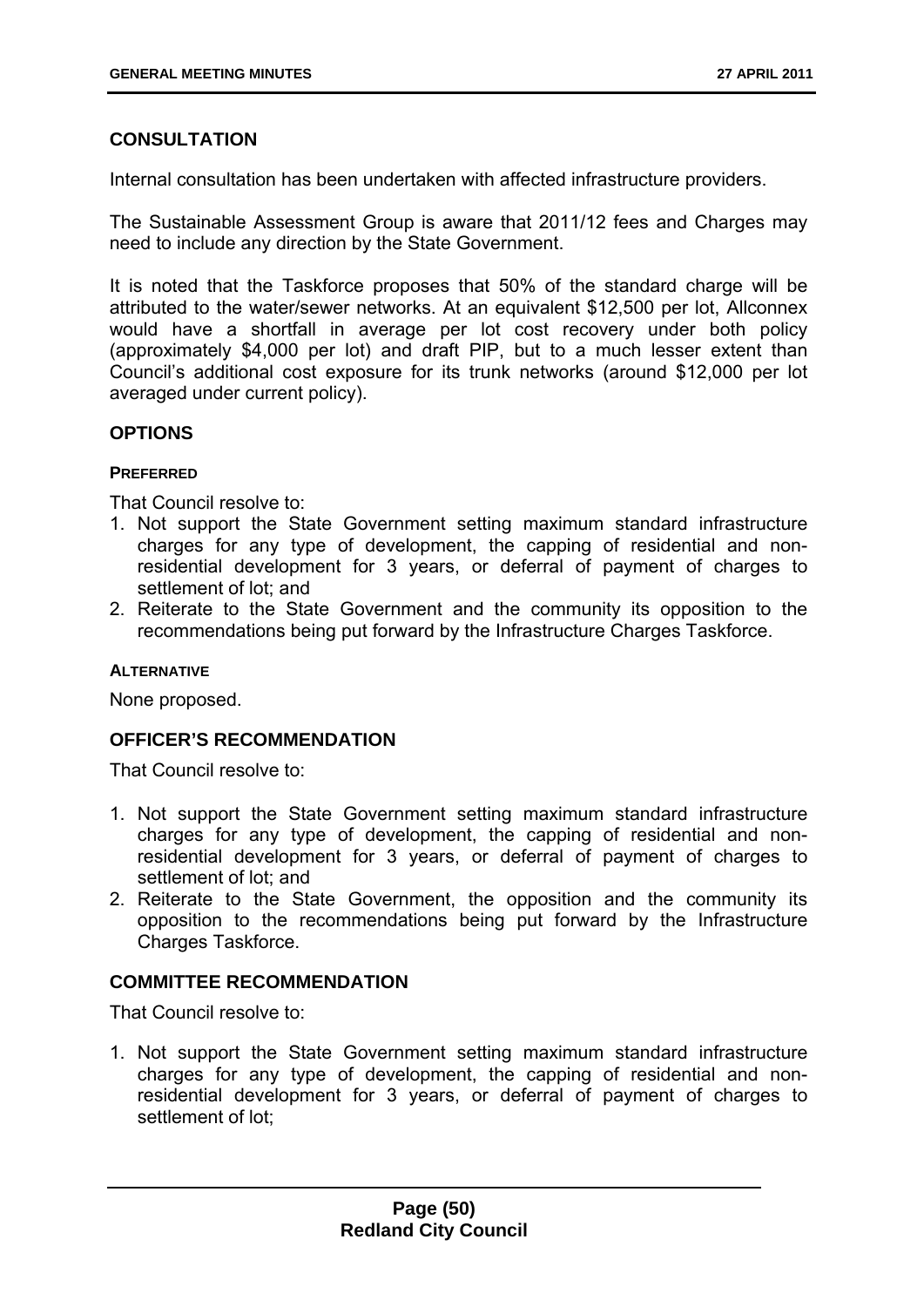## CONSULTATION

Internal consultation has been undertaken with affected infrastructure providers.

The Sustainable Assessment Group is aware that 2011/12 fees and Charges may need to include any direction by the State Government.

It is noted that the Taskforce proposes that 50% of the standard charge will be attributed to the water/sewer networks. At an equivalent $12,500 per lot, Allconnex would have a shortfall in average per lot cost recovery under both policy (approximately $4,000 per lot) and draft PIP, but to a much lesser extent than Council's additional cost exposure for its trunk networks (around $12,000 per lot averaged under current policy).

## OPTIONS

### PREFERRED

That Council resolve to:

1. Not support the State Government setting maximum standard infrastructure charges for any type of development, the capping of residential and non-residential development for 3 years, or deferral of payment of charges to settlement of lot; and
2. Reiterate to the State Government and the community its opposition to the recommendations being put forward by the Infrastructure Charges Taskforce.

### ALTERNATIVE

None proposed.

## OFFICER'S RECOMMENDATION

That Council resolve to:

1. Not support the State Government setting maximum standard infrastructure charges for any type of development, the capping of residential and non-residential development for 3 years, or deferral of payment of charges to settlement of lot; and
2. Reiterate to the State Government, the opposition and the community its opposition to the recommendations being put forward by the Infrastructure Charges Taskforce.

## COMMITTEE RECOMMENDATION

That Council resolve to:

1. Not support the State Government setting maximum standard infrastructure charges for any type of development, the capping of residential and non-residential development for 3 years, or deferral of payment of charges to settlement of lot;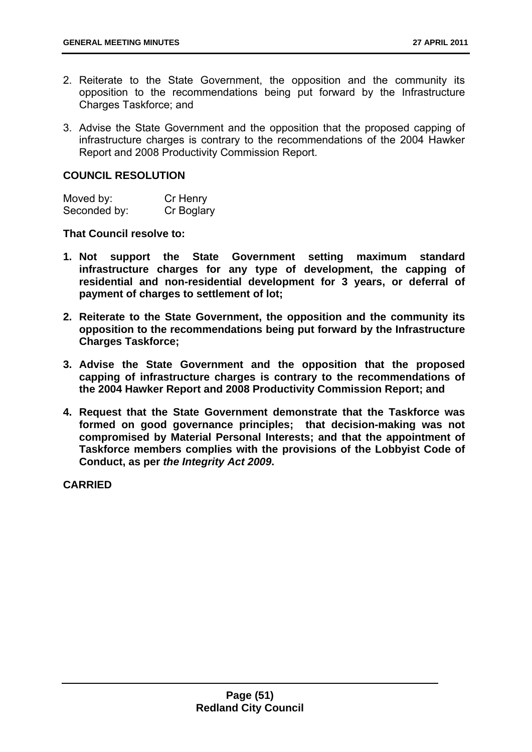2. Reiterate to the State Government, the opposition and the community its opposition to the recommendations being put forward by the Infrastructure Charges Taskforce; and

3. Advise the State Government and the opposition that the proposed capping of infrastructure charges is contrary to the recommendations of the 2004 Hawker Report and 2008 Productivity Commission Report.

**COUNCIL RESOLUTION**

| Moved by: | Cr Henry |
|---|---|
| Seconded by: | Cr Boglary |

**That Council resolve to:**

1. **Not support the State Government setting maximum standard infrastructure charges for any type of development, the capping of residential and non-residential development for 3 years, or deferral of payment of charges to settlement of lot;**

2. **Reiterate to the State Government, the opposition and the community its opposition to the recommendations being put forward by the Infrastructure Charges Taskforce;**

3. **Advise the State Government and the opposition that the proposed capping of infrastructure charges is contrary to the recommendations of the 2004 Hawker Report and 2008 Productivity Commission Report; and**

4. **Request that the State Government demonstrate that the Taskforce was formed on good governance principles; that decision-making was not compromised by Material Personal Interests; and that the appointment of Taskforce members complies with the provisions of the Lobbyist Code of Conduct, as per *the Integrity Act 2009*.**

**CARRIED**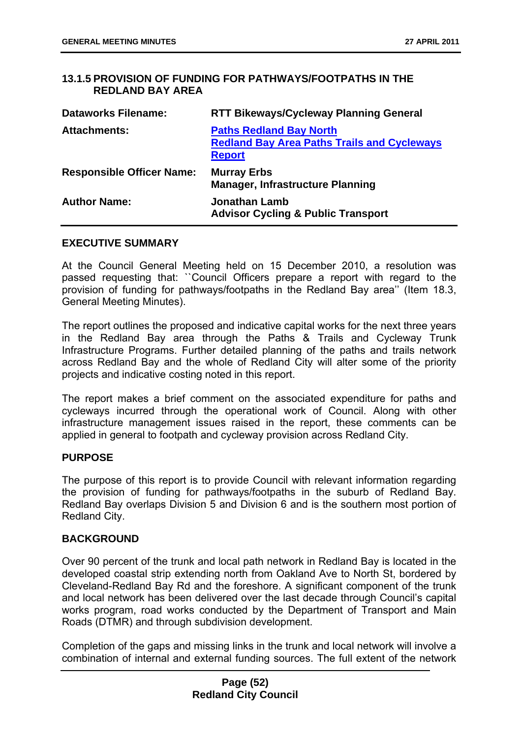### 13.1.5 PROVISION OF FUNDING FOR PATHWAYS/FOOTPATHS IN THE REDLAND BAY AREA

| | |
|---|---|
| **Dataworks Filename:** | **RTT Bikeways/Cycleway Planning General** |
| **Attachments:** | **Paths Redland Bay North**<br>**Redland Bay Area Paths Trails and Cycleways Report** |
| **Responsible Officer Name:** | **Murray Erbs**<br>**Manager, Infrastructure Planning** |
| **Author Name:** | **Jonathan Lamb**<br>**Advisor Cycling & Public Transport** |

**EXECUTIVE SUMMARY**

At the Council General Meeting held on 15 December 2010, a resolution was passed requesting that: ``Council Officers prepare a report with regard to the provision of funding for pathways/footpaths in the Redland Bay area'' (Item 18.3, General Meeting Minutes).

The report outlines the proposed and indicative capital works for the next three years in the Redland Bay area through the Paths & Trails and Cycleway Trunk Infrastructure Programs. Further detailed planning of the paths and trails network across Redland Bay and the whole of Redland City will alter some of the priority projects and indicative costing noted in this report.

The report makes a brief comment on the associated expenditure for paths and cycleways incurred through the operational work of Council. Along with other infrastructure management issues raised in the report, these comments can be applied in general to footpath and cycleway provision across Redland City.

**PURPOSE**

The purpose of this report is to provide Council with relevant information regarding the provision of funding for pathways/footpaths in the suburb of Redland Bay. Redland Bay overlaps Division 5 and Division 6 and is the southern most portion of Redland City.

**BACKGROUND**

Over 90 percent of the trunk and local path network in Redland Bay is located in the developed coastal strip extending north from Oakland Ave to North St, bordered by Cleveland-Redland Bay Rd and the foreshore. A significant component of the trunk and local network has been delivered over the last decade through Council's capital works program, road works conducted by the Department of Transport and Main Roads (DTMR) and through subdivision development.

Completion of the gaps and missing links in the trunk and local network will involve a combination of internal and external funding sources. The full extent of the network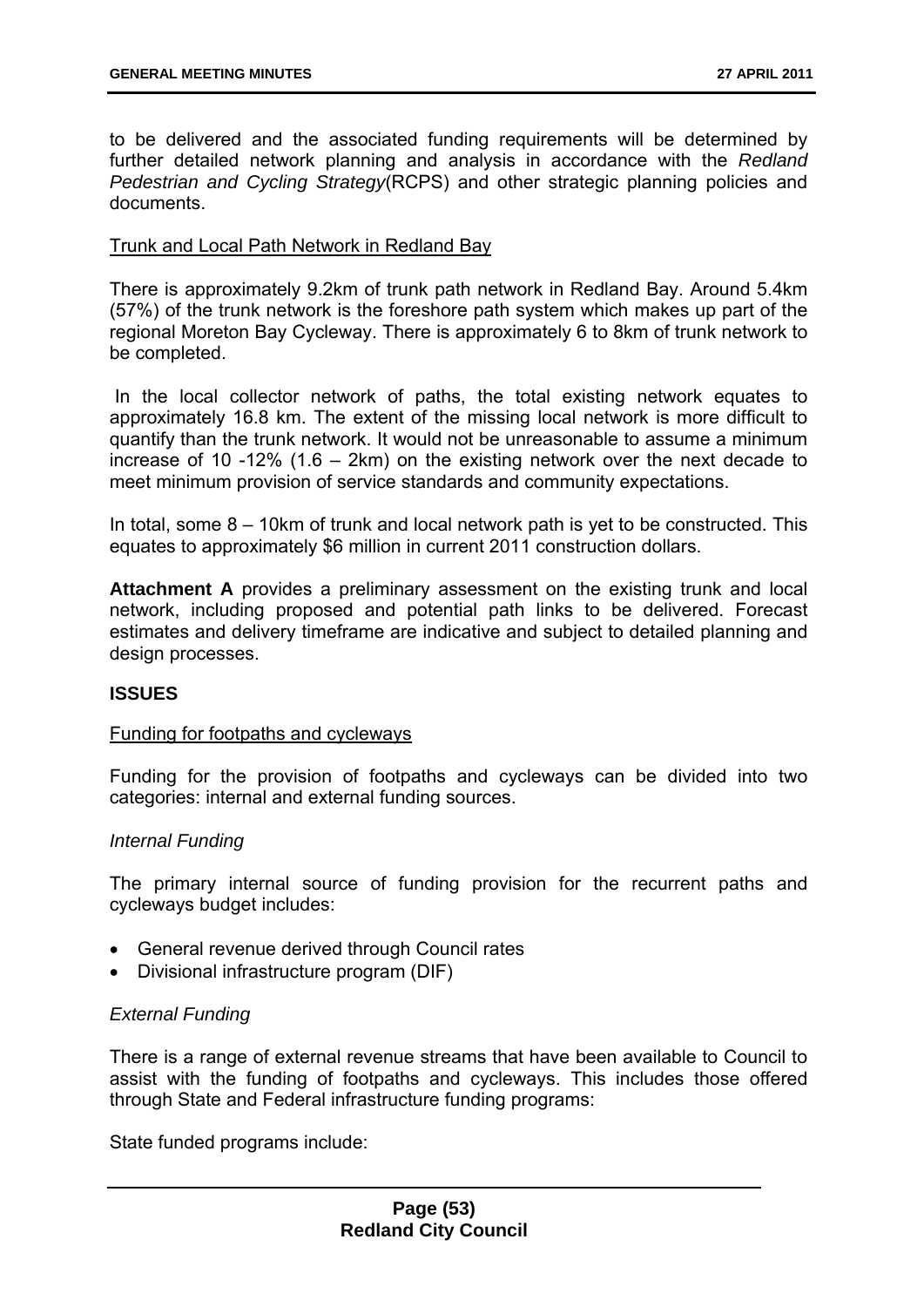to be delivered and the associated funding requirements will be determined by further detailed network planning and analysis in accordance with the *Redland Pedestrian and Cycling Strategy*(RCPS) and other strategic planning policies and documents.

Trunk and Local Path Network in Redland Bay

There is approximately 9.2km of trunk path network in Redland Bay. Around 5.4km (57%) of the trunk network is the foreshore path system which makes up part of the regional Moreton Bay Cycleway. There is approximately 6 to 8km of trunk network to be completed.

In the local collector network of paths, the total existing network equates to approximately 16.8 km. The extent of the missing local network is more difficult to quantify than the trunk network. It would not be unreasonable to assume a minimum increase of 10 -12% (1.6 – 2km) on the existing network over the next decade to meet minimum provision of service standards and community expectations.

In total, some 8 – 10km of trunk and local network path is yet to be constructed. This equates to approximately $6 million in current 2011 construction dollars.

**Attachment A** provides a preliminary assessment on the existing trunk and local network, including proposed and potential path links to be delivered. Forecast estimates and delivery timeframe are indicative and subject to detailed planning and design processes.

**ISSUES**

Funding for footpaths and cycleways

Funding for the provision of footpaths and cycleways can be divided into two categories: internal and external funding sources.

*Internal Funding*

The primary internal source of funding provision for the recurrent paths and cycleways budget includes:

- General revenue derived through Council rates
- Divisional infrastructure program (DIF)

*External Funding*

There is a range of external revenue streams that have been available to Council to assist with the funding of footpaths and cycleways. This includes those offered through State and Federal infrastructure funding programs:

State funded programs include: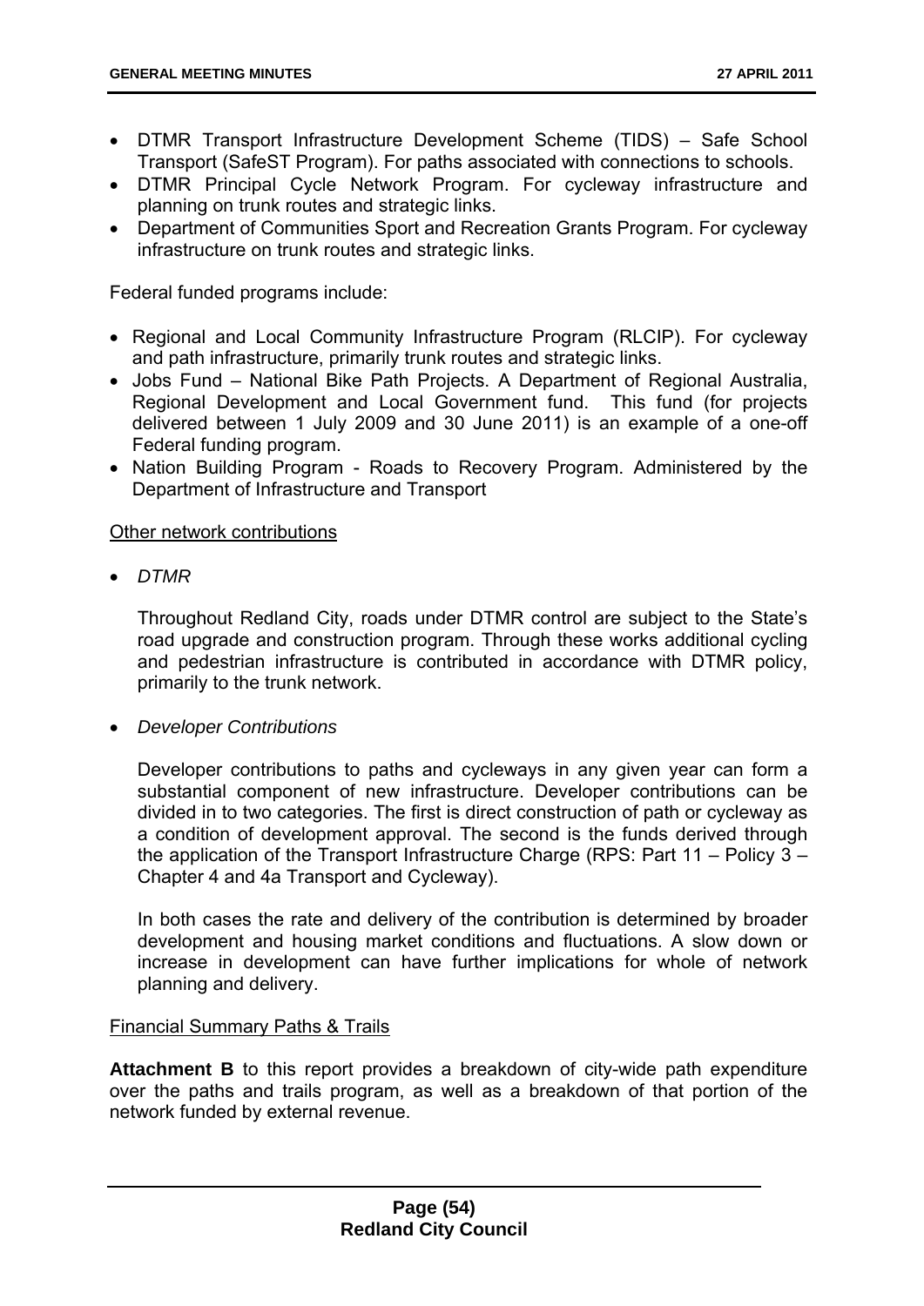- DTMR Transport Infrastructure Development Scheme (TIDS) – Safe School Transport (SafeST Program). For paths associated with connections to schools.
- DTMR Principal Cycle Network Program. For cycleway infrastructure and planning on trunk routes and strategic links.
- Department of Communities Sport and Recreation Grants Program. For cycleway infrastructure on trunk routes and strategic links.

Federal funded programs include:

- Regional and Local Community Infrastructure Program (RLCIP). For cycleway and path infrastructure, primarily trunk routes and strategic links.
- Jobs Fund – National Bike Path Projects. A Department of Regional Australia, Regional Development and Local Government fund. This fund (for projects delivered between 1 July 2009 and 30 June 2011) is an example of a one-off Federal funding program.
- Nation Building Program - Roads to Recovery Program. Administered by the Department of Infrastructure and Transport

<u>Other network contributions</u>

- *DTMR*

  Throughout Redland City, roads under DTMR control are subject to the State's road upgrade and construction program. Through these works additional cycling and pedestrian infrastructure is contributed in accordance with DTMR policy, primarily to the trunk network.

- *Developer Contributions*

  Developer contributions to paths and cycleways in any given year can form a substantial component of new infrastructure. Developer contributions can be divided in to two categories. The first is direct construction of path or cycleway as a condition of development approval. The second is the funds derived through the application of the Transport Infrastructure Charge (RPS: Part 11 – Policy 3 – Chapter 4 and 4a Transport and Cycleway).

  In both cases the rate and delivery of the contribution is determined by broader development and housing market conditions and fluctuations. A slow down or increase in development can have further implications for whole of network planning and delivery.

<u>Financial Summary Paths & Trails</u>

**Attachment B** to this report provides a breakdown of city-wide path expenditure over the paths and trails program, as well as a breakdown of that portion of the network funded by external revenue.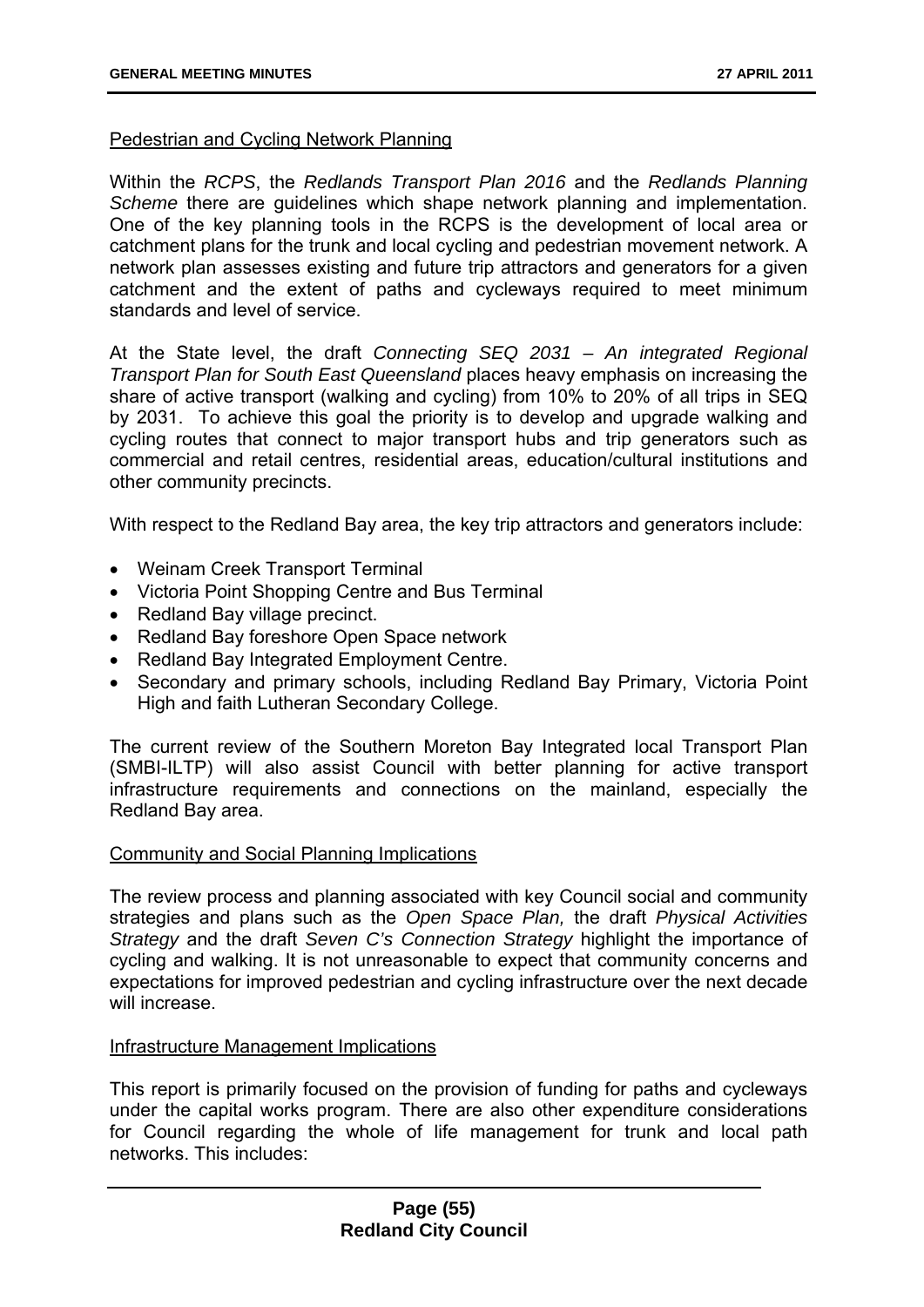Pedestrian and Cycling Network Planning

Within the *RCPS*, the *Redlands Transport Plan 2016* and the *Redlands Planning Scheme* there are guidelines which shape network planning and implementation. One of the key planning tools in the RCPS is the development of local area or catchment plans for the trunk and local cycling and pedestrian movement network. A network plan assesses existing and future trip attractors and generators for a given catchment and the extent of paths and cycleways required to meet minimum standards and level of service.

At the State level, the draft *Connecting SEQ 2031 – An integrated Regional Transport Plan for South East Queensland* places heavy emphasis on increasing the share of active transport (walking and cycling) from 10% to 20% of all trips in SEQ by 2031. To achieve this goal the priority is to develop and upgrade walking and cycling routes that connect to major transport hubs and trip generators such as commercial and retail centres, residential areas, education/cultural institutions and other community precincts.

With respect to the Redland Bay area, the key trip attractors and generators include:

- Weinam Creek Transport Terminal
- Victoria Point Shopping Centre and Bus Terminal
- Redland Bay village precinct.
- Redland Bay foreshore Open Space network
- Redland Bay Integrated Employment Centre.
- Secondary and primary schools, including Redland Bay Primary, Victoria Point High and faith Lutheran Secondary College.

The current review of the Southern Moreton Bay Integrated local Transport Plan (SMBI-ILTP) will also assist Council with better planning for active transport infrastructure requirements and connections on the mainland, especially the Redland Bay area.

Community and Social Planning Implications

The review process and planning associated with key Council social and community strategies and plans such as the *Open Space Plan,* the draft *Physical Activities Strategy* and the draft *Seven C's Connection Strategy* highlight the importance of cycling and walking. It is not unreasonable to expect that community concerns and expectations for improved pedestrian and cycling infrastructure over the next decade will increase.

Infrastructure Management Implications

This report is primarily focused on the provision of funding for paths and cycleways under the capital works program. There are also other expenditure considerations for Council regarding the whole of life management for trunk and local path networks. This includes: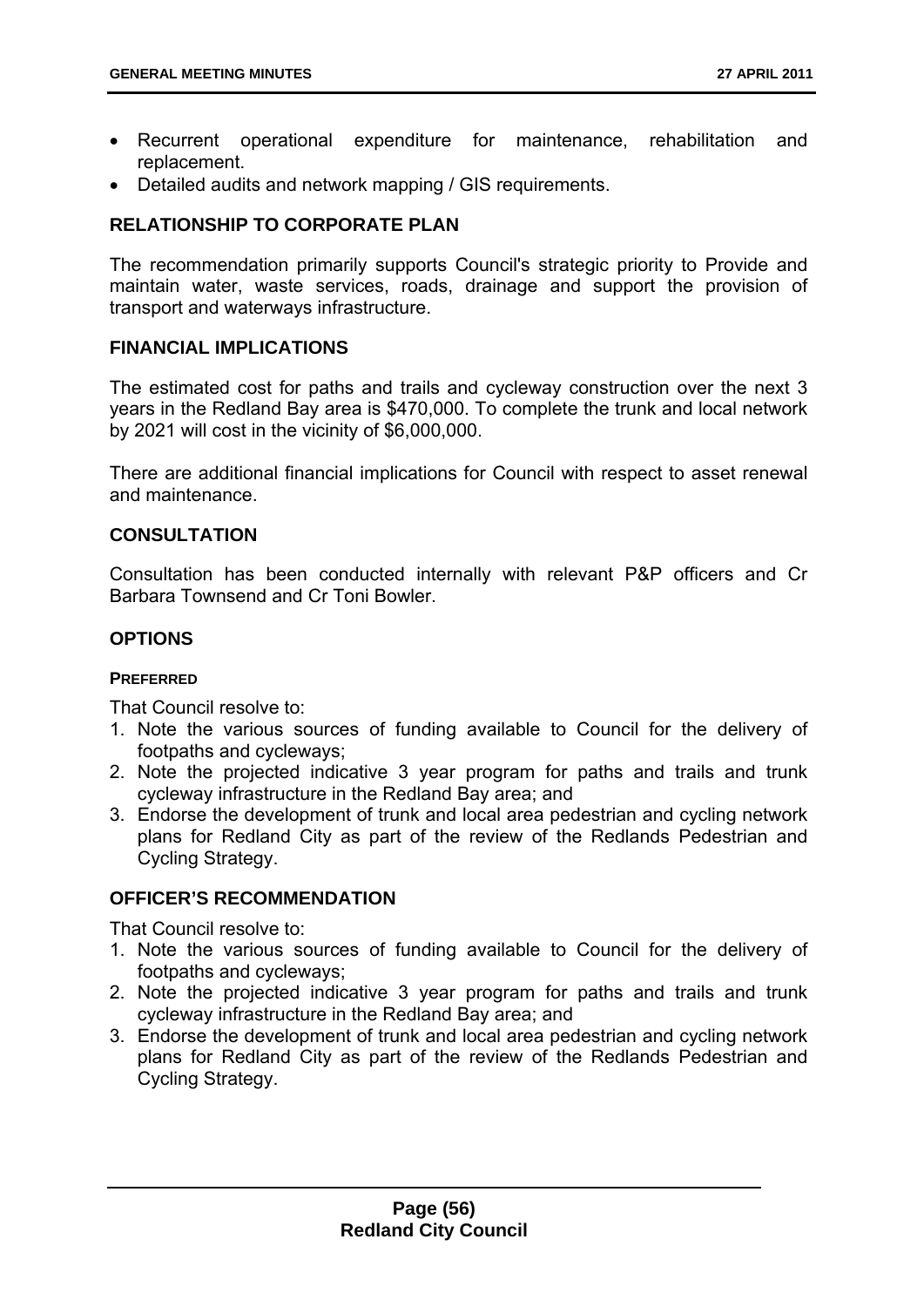- Recurrent operational expenditure for maintenance, rehabilitation and replacement.
- Detailed audits and network mapping / GIS requirements.

## RELATIONSHIP TO CORPORATE PLAN

The recommendation primarily supports Council's strategic priority to Provide and maintain water, waste services, roads, drainage and support the provision of transport and waterways infrastructure.

## FINANCIAL IMPLICATIONS

The estimated cost for paths and trails and cycleway construction over the next 3 years in the Redland Bay area is $470,000. To complete the trunk and local network by 2021 will cost in the vicinity of $6,000,000.

There are additional financial implications for Council with respect to asset renewal and maintenance.

## CONSULTATION

Consultation has been conducted internally with relevant P&P officers and Cr Barbara Townsend and Cr Toni Bowler.

## OPTIONS

### PREFERRED

That Council resolve to:

1. Note the various sources of funding available to Council for the delivery of footpaths and cycleways;
2. Note the projected indicative 3 year program for paths and trails and trunk cycleway infrastructure in the Redland Bay area; and
3. Endorse the development of trunk and local area pedestrian and cycling network plans for Redland City as part of the review of the Redlands Pedestrian and Cycling Strategy.

## OFFICER'S RECOMMENDATION

That Council resolve to:

1. Note the various sources of funding available to Council for the delivery of footpaths and cycleways;
2. Note the projected indicative 3 year program for paths and trails and trunk cycleway infrastructure in the Redland Bay area; and
3. Endorse the development of trunk and local area pedestrian and cycling network plans for Redland City as part of the review of the Redlands Pedestrian and Cycling Strategy.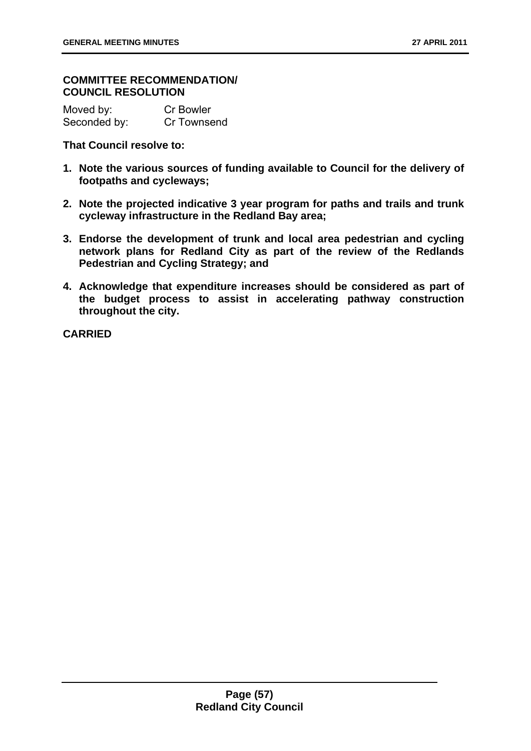**COMMITTEE RECOMMENDATION/ COUNCIL RESOLUTION**

Moved by: Cr Bowler
Seconded by: Cr Townsend

**That Council resolve to:**

1. **Note the various sources of funding available to Council for the delivery of footpaths and cycleways;**
2. **Note the projected indicative 3 year program for paths and trails and trunk cycleway infrastructure in the Redland Bay area;**
3. **Endorse the development of trunk and local area pedestrian and cycling network plans for Redland City as part of the review of the Redlands Pedestrian and Cycling Strategy; and**
4. **Acknowledge that expenditure increases should be considered as part of the budget process to assist in accelerating pathway construction throughout the city.**

**CARRIED**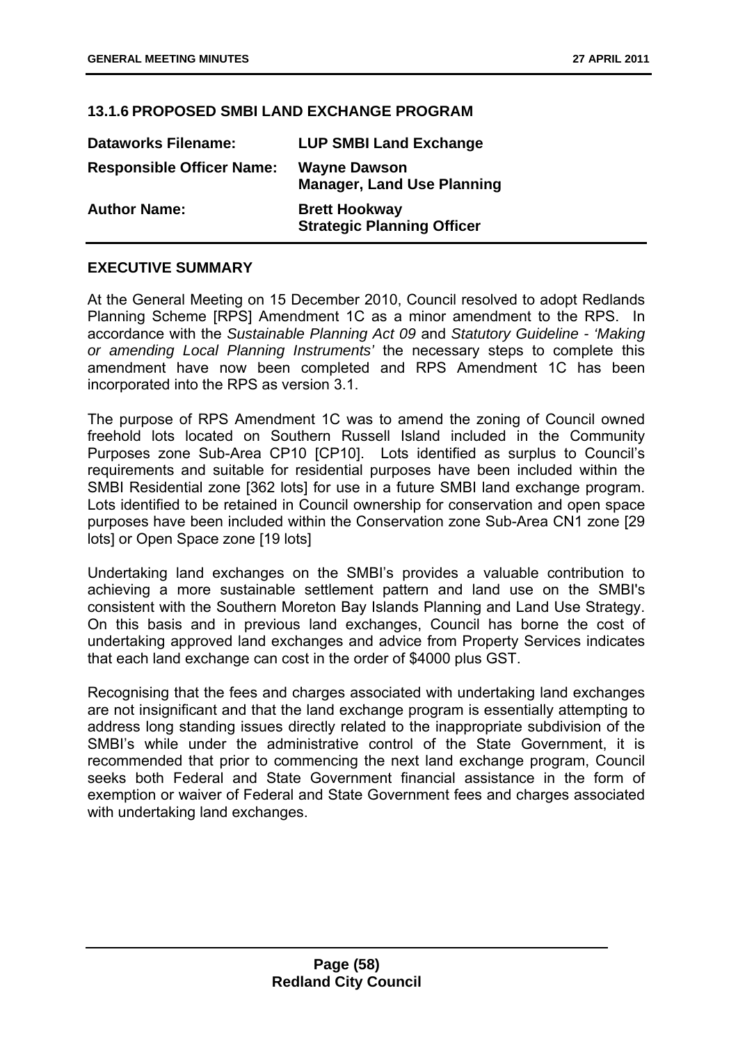## 13.1.6 PROPOSED SMBI LAND EXCHANGE PROGRAM

| | |
|---|---|
| **Dataworks Filename:** | **LUP SMBI Land Exchange** |
| **Responsible Officer Name:** | **Wayne Dawson**<br>**Manager, Land Use Planning** |
| **Author Name:** | **Brett Hookway**<br>**Strategic Planning Officer** |

### EXECUTIVE SUMMARY

At the General Meeting on 15 December 2010, Council resolved to adopt Redlands Planning Scheme [RPS] Amendment 1C as a minor amendment to the RPS. In accordance with the *Sustainable Planning Act 09* and *Statutory Guideline - 'Making or amending Local Planning Instruments'* the necessary steps to complete this amendment have now been completed and RPS Amendment 1C has been incorporated into the RPS as version 3.1.

The purpose of RPS Amendment 1C was to amend the zoning of Council owned freehold lots located on Southern Russell Island included in the Community Purposes zone Sub-Area CP10 [CP10]. Lots identified as surplus to Council's requirements and suitable for residential purposes have been included within the SMBI Residential zone [362 lots] for use in a future SMBI land exchange program. Lots identified to be retained in Council ownership for conservation and open space purposes have been included within the Conservation zone Sub-Area CN1 zone [29 lots] or Open Space zone [19 lots]

Undertaking land exchanges on the SMBI's provides a valuable contribution to achieving a more sustainable settlement pattern and land use on the SMBI's consistent with the Southern Moreton Bay Islands Planning and Land Use Strategy. On this basis and in previous land exchanges, Council has borne the cost of undertaking approved land exchanges and advice from Property Services indicates that each land exchange can cost in the order of $4000 plus GST.

Recognising that the fees and charges associated with undertaking land exchanges are not insignificant and that the land exchange program is essentially attempting to address long standing issues directly related to the inappropriate subdivision of the SMBI's while under the administrative control of the State Government, it is recommended that prior to commencing the next land exchange program, Council seeks both Federal and State Government financial assistance in the form of exemption or waiver of Federal and State Government fees and charges associated with undertaking land exchanges.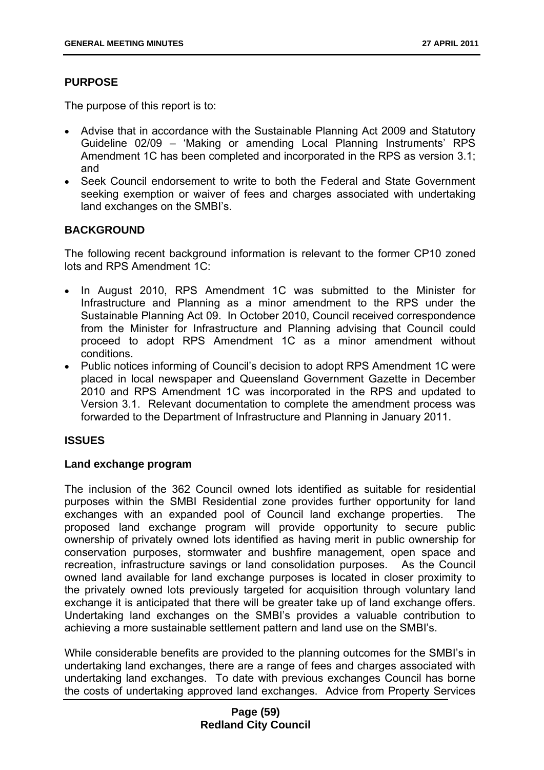## PURPOSE

The purpose of this report is to:

- Advise that in accordance with the Sustainable Planning Act 2009 and Statutory Guideline 02/09 – 'Making or amending Local Planning Instruments' RPS Amendment 1C has been completed and incorporated in the RPS as version 3.1; and
- Seek Council endorsement to write to both the Federal and State Government seeking exemption or waiver of fees and charges associated with undertaking land exchanges on the SMBI's.

## BACKGROUND

The following recent background information is relevant to the former CP10 zoned lots and RPS Amendment 1C:

- In August 2010, RPS Amendment 1C was submitted to the Minister for Infrastructure and Planning as a minor amendment to the RPS under the Sustainable Planning Act 09. In October 2010, Council received correspondence from the Minister for Infrastructure and Planning advising that Council could proceed to adopt RPS Amendment 1C as a minor amendment without conditions.
- Public notices informing of Council's decision to adopt RPS Amendment 1C were placed in local newspaper and Queensland Government Gazette in December 2010 and RPS Amendment 1C was incorporated in the RPS and updated to Version 3.1. Relevant documentation to complete the amendment process was forwarded to the Department of Infrastructure and Planning in January 2011.

## ISSUES

### Land exchange program

The inclusion of the 362 Council owned lots identified as suitable for residential purposes within the SMBI Residential zone provides further opportunity for land exchanges with an expanded pool of Council land exchange properties. The proposed land exchange program will provide opportunity to secure public ownership of privately owned lots identified as having merit in public ownership for conservation purposes, stormwater and bushfire management, open space and recreation, infrastructure savings or land consolidation purposes. As the Council owned land available for land exchange purposes is located in closer proximity to the privately owned lots previously targeted for acquisition through voluntary land exchange it is anticipated that there will be greater take up of land exchange offers. Undertaking land exchanges on the SMBI's provides a valuable contribution to achieving a more sustainable settlement pattern and land use on the SMBI's.

While considerable benefits are provided to the planning outcomes for the SMBI's in undertaking land exchanges, there are a range of fees and charges associated with undertaking land exchanges. To date with previous exchanges Council has borne the costs of undertaking approved land exchanges. Advice from Property Services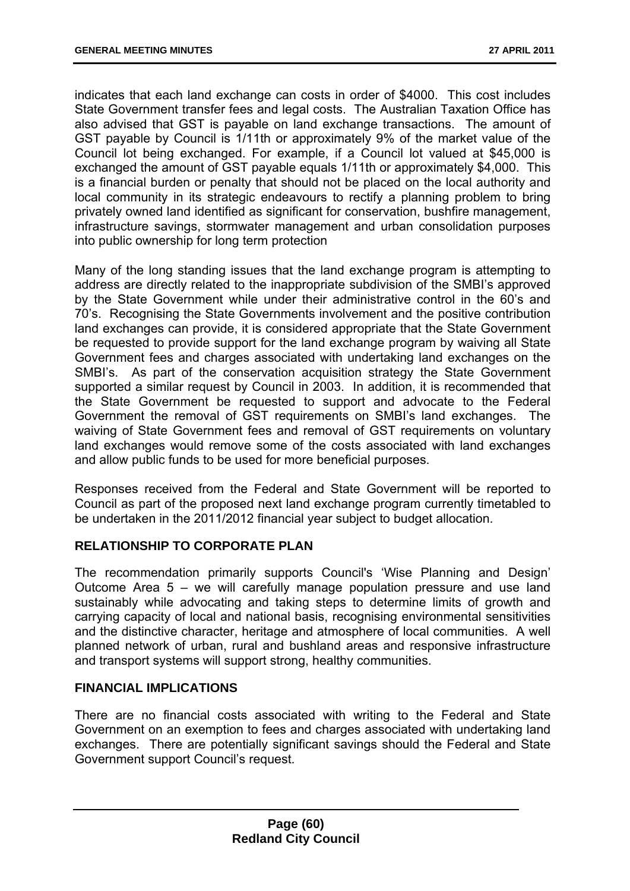indicates that each land exchange can costs in order of $4000. This cost includes State Government transfer fees and legal costs. The Australian Taxation Office has also advised that GST is payable on land exchange transactions. The amount of GST payable by Council is 1/11th or approximately 9% of the market value of the Council lot being exchanged. For example, if a Council lot valued at $45,000 is exchanged the amount of GST payable equals 1/11th or approximately $4,000. This is a financial burden or penalty that should not be placed on the local authority and local community in its strategic endeavours to rectify a planning problem to bring privately owned land identified as significant for conservation, bushfire management, infrastructure savings, stormwater management and urban consolidation purposes into public ownership for long term protection

Many of the long standing issues that the land exchange program is attempting to address are directly related to the inappropriate subdivision of the SMBI's approved by the State Government while under their administrative control in the 60's and 70's. Recognising the State Governments involvement and the positive contribution land exchanges can provide, it is considered appropriate that the State Government be requested to provide support for the land exchange program by waiving all State Government fees and charges associated with undertaking land exchanges on the SMBI's. As part of the conservation acquisition strategy the State Government supported a similar request by Council in 2003. In addition, it is recommended that the State Government be requested to support and advocate to the Federal Government the removal of GST requirements on SMBI's land exchanges. The waiving of State Government fees and removal of GST requirements on voluntary land exchanges would remove some of the costs associated with land exchanges and allow public funds to be used for more beneficial purposes.

Responses received from the Federal and State Government will be reported to Council as part of the proposed next land exchange program currently timetabled to be undertaken in the 2011/2012 financial year subject to budget allocation.

## RELATIONSHIP TO CORPORATE PLAN

The recommendation primarily supports Council's 'Wise Planning and Design' Outcome Area 5 – we will carefully manage population pressure and use land sustainably while advocating and taking steps to determine limits of growth and carrying capacity of local and national basis, recognising environmental sensitivities and the distinctive character, heritage and atmosphere of local communities. A well planned network of urban, rural and bushland areas and responsive infrastructure and transport systems will support strong, healthy communities.

## FINANCIAL IMPLICATIONS

There are no financial costs associated with writing to the Federal and State Government on an exemption to fees and charges associated with undertaking land exchanges. There are potentially significant savings should the Federal and State Government support Council's request.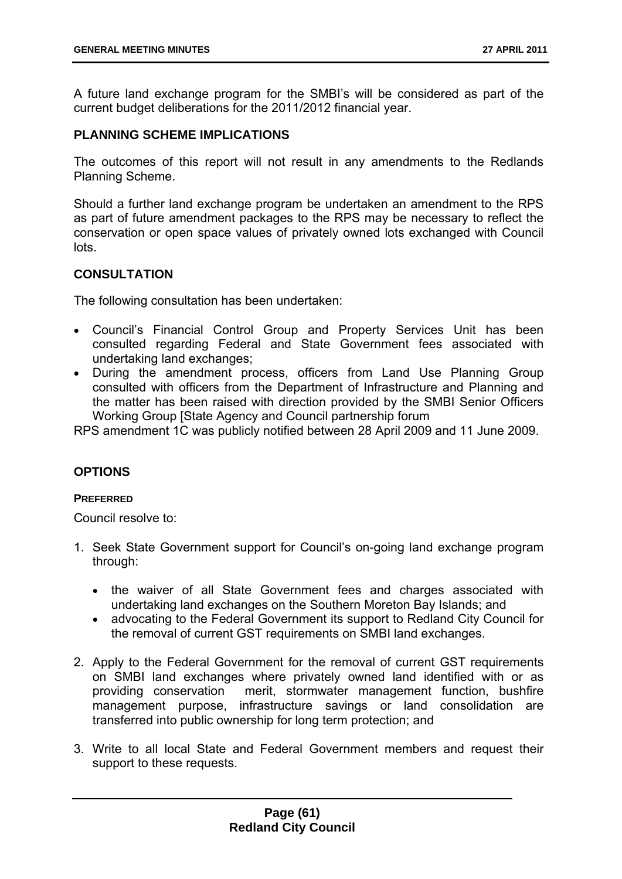A future land exchange program for the SMBI's will be considered as part of the current budget deliberations for the 2011/2012 financial year.

## PLANNING SCHEME IMPLICATIONS

The outcomes of this report will not result in any amendments to the Redlands Planning Scheme.

Should a further land exchange program be undertaken an amendment to the RPS as part of future amendment packages to the RPS may be necessary to reflect the conservation or open space values of privately owned lots exchanged with Council lots.

## CONSULTATION

The following consultation has been undertaken:

- Council's Financial Control Group and Property Services Unit has been consulted regarding Federal and State Government fees associated with undertaking land exchanges;
- During the amendment process, officers from Land Use Planning Group consulted with officers from the Department of Infrastructure and Planning and the matter has been raised with direction provided by the SMBI Senior Officers Working Group [State Agency and Council partnership forum

RPS amendment 1C was publicly notified between 28 April 2009 and 11 June 2009.

## OPTIONS

### PREFERRED

Council resolve to:

1. Seek State Government support for Council's on-going land exchange program through:
   - the waiver of all State Government fees and charges associated with undertaking land exchanges on the Southern Moreton Bay Islands; and
   - advocating to the Federal Government its support to Redland City Council for the removal of current GST requirements on SMBI land exchanges.
2. Apply to the Federal Government for the removal of current GST requirements on SMBI land exchanges where privately owned land identified with or as providing conservation merit, stormwater management function, bushfire management purpose, infrastructure savings or land consolidation are transferred into public ownership for long term protection; and
3. Write to all local State and Federal Government members and request their support to these requests.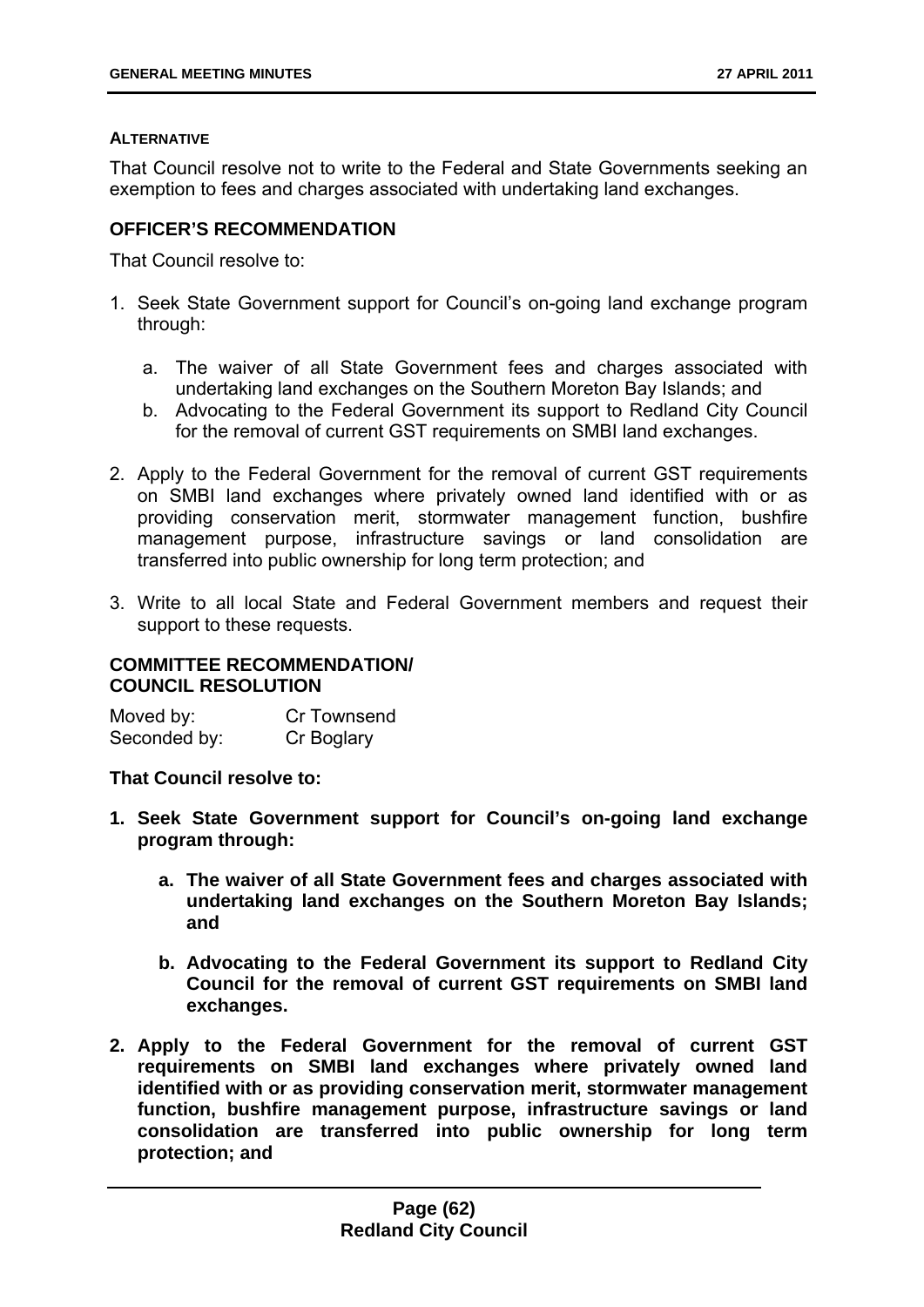**ALTERNATIVE**

That Council resolve not to write to the Federal and State Governments seeking an exemption to fees and charges associated with undertaking land exchanges.

### OFFICER'S RECOMMENDATION

That Council resolve to:

1. Seek State Government support for Council's on-going land exchange program through:

   a. The waiver of all State Government fees and charges associated with undertaking land exchanges on the Southern Moreton Bay Islands; and

   b. Advocating to the Federal Government its support to Redland City Council for the removal of current GST requirements on SMBI land exchanges.

2. Apply to the Federal Government for the removal of current GST requirements on SMBI land exchanges where privately owned land identified with or as providing conservation merit, stormwater management function, bushfire management purpose, infrastructure savings or land consolidation are transferred into public ownership for long term protection; and

3. Write to all local State and Federal Government members and request their support to these requests.

### COMMITTEE RECOMMENDATION/ COUNCIL RESOLUTION

Moved by: Cr Townsend
Seconded by: Cr Boglary

**That Council resolve to:**

1. **Seek State Government support for Council's on-going land exchange program through:**

   a. **The waiver of all State Government fees and charges associated with undertaking land exchanges on the Southern Moreton Bay Islands; and**

   b. **Advocating to the Federal Government its support to Redland City Council for the removal of current GST requirements on SMBI land exchanges.**

2. **Apply to the Federal Government for the removal of current GST requirements on SMBI land exchanges where privately owned land identified with or as providing conservation merit, stormwater management function, bushfire management purpose, infrastructure savings or land consolidation are transferred into public ownership for long term protection; and**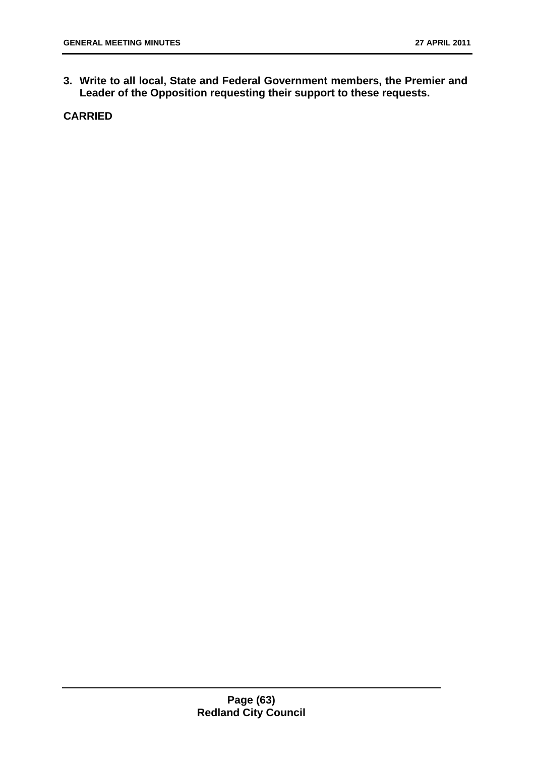**3. Write to all local, State and Federal Government members, the Premier and Leader of the Opposition requesting their support to these requests.**

**CARRIED**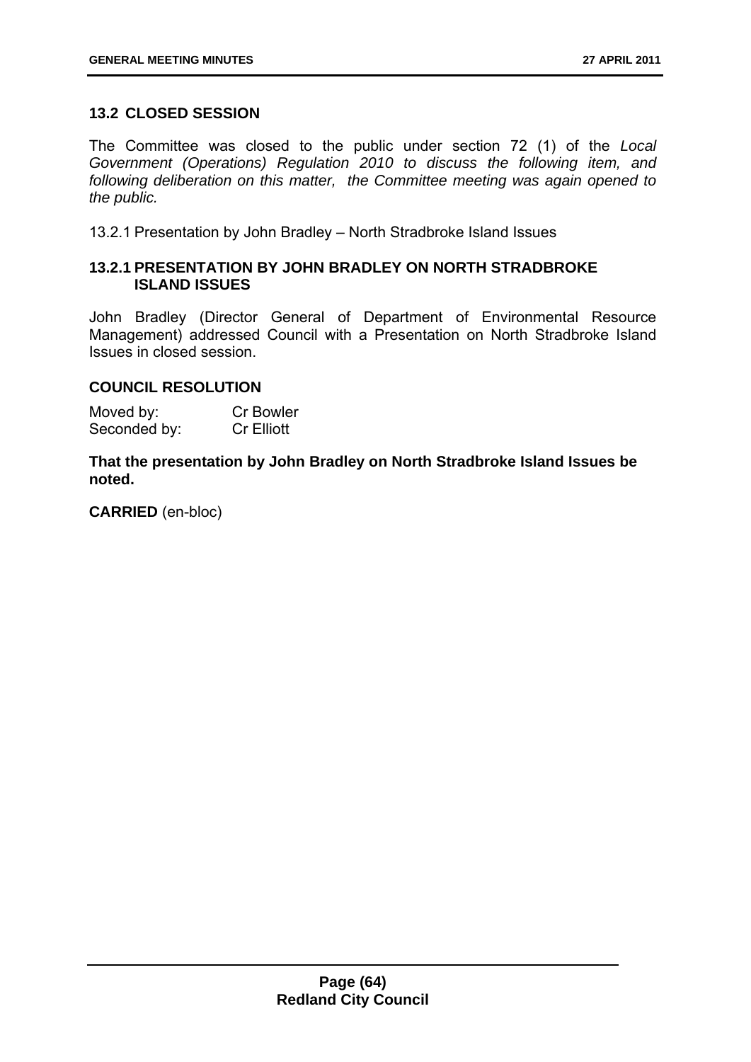### 13.2 CLOSED SESSION

The Committee was closed to the public under section 72 (1) of the *Local Government (Operations) Regulation 2010 to discuss the following item, and following deliberation on this matter, the Committee meeting was again opened to the public.*

13.2.1 Presentation by John Bradley – North Stradbroke Island Issues

#### 13.2.1 PRESENTATION BY JOHN BRADLEY ON NORTH STRADBROKE ISLAND ISSUES

John Bradley (Director General of Department of Environmental Resource Management) addressed Council with a Presentation on North Stradbroke Island Issues in closed session.

**COUNCIL RESOLUTION**

| Moved by: | Cr Bowler |
|---|---|
| Seconded by: | Cr Elliott |

**That the presentation by John Bradley on North Stradbroke Island Issues be noted.**

**CARRIED** (en-bloc)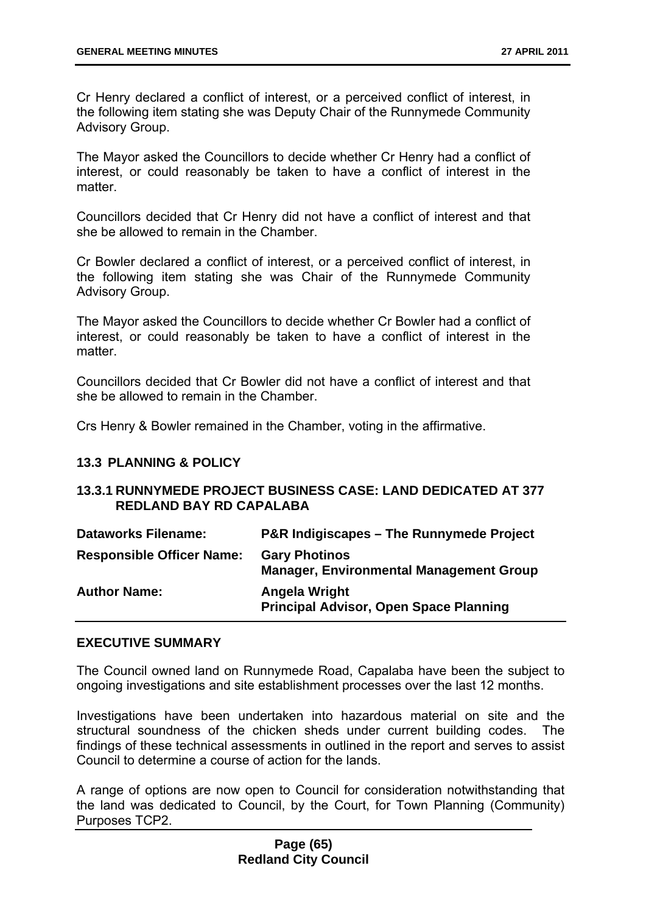Cr Henry declared a conflict of interest, or a perceived conflict of interest, in the following item stating she was Deputy Chair of the Runnymede Community Advisory Group.

The Mayor asked the Councillors to decide whether Cr Henry had a conflict of interest, or could reasonably be taken to have a conflict of interest in the matter.

Councillors decided that Cr Henry did not have a conflict of interest and that she be allowed to remain in the Chamber.

Cr Bowler declared a conflict of interest, or a perceived conflict of interest, in the following item stating she was Chair of the Runnymede Community Advisory Group.

The Mayor asked the Councillors to decide whether Cr Bowler had a conflict of interest, or could reasonably be taken to have a conflict of interest in the matter.

Councillors decided that Cr Bowler did not have a conflict of interest and that she be allowed to remain in the Chamber.

Crs Henry & Bowler remained in the Chamber, voting in the affirmative.

## 13.3 PLANNING & POLICY

### 13.3.1 RUNNYMEDE PROJECT BUSINESS CASE: LAND DEDICATED AT 377 REDLAND BAY RD CAPALABA

| | |
|---|---|
| **Dataworks Filename:** | **P&R Indigiscapes – The Runnymede Project** |
| **Responsible Officer Name:** | **Gary Photinos**<br>**Manager, Environmental Management Group** |
| **Author Name:** | **Angela Wright**<br>**Principal Advisor, Open Space Planning** |

#### EXECUTIVE SUMMARY

The Council owned land on Runnymede Road, Capalaba have been the subject to ongoing investigations and site establishment processes over the last 12 months.

Investigations have been undertaken into hazardous material on site and the structural soundness of the chicken sheds under current building codes. The findings of these technical assessments in outlined in the report and serves to assist Council to determine a course of action for the lands.

A range of options are now open to Council for consideration notwithstanding that the land was dedicated to Council, by the Court, for Town Planning (Community) Purposes TCP2.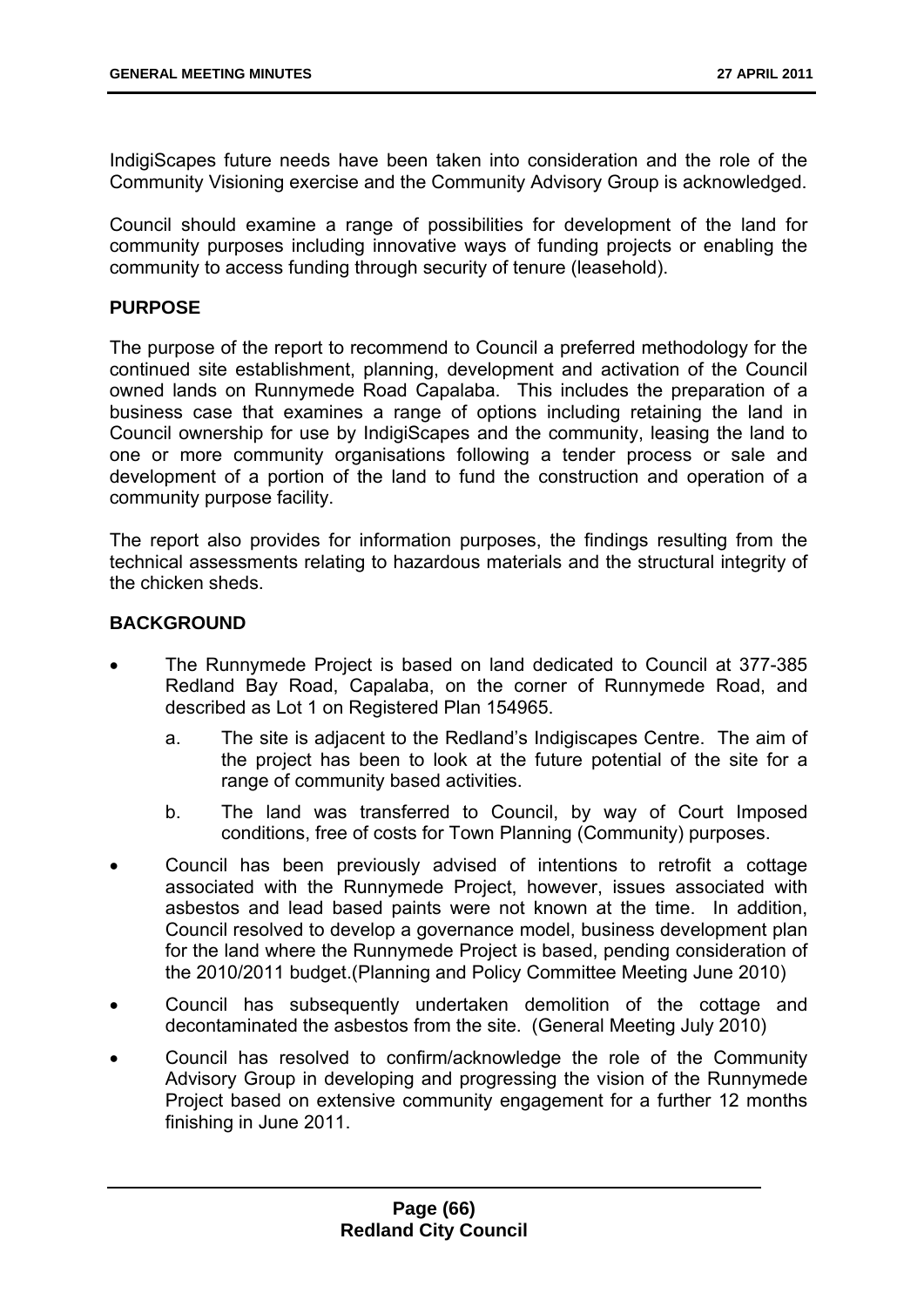IndigiScapes future needs have been taken into consideration and the role of the Community Visioning exercise and the Community Advisory Group is acknowledged.

Council should examine a range of possibilities for development of the land for community purposes including innovative ways of funding projects or enabling the community to access funding through security of tenure (leasehold).

## PURPOSE

The purpose of the report to recommend to Council a preferred methodology for the continued site establishment, planning, development and activation of the Council owned lands on Runnymede Road Capalaba. This includes the preparation of a business case that examines a range of options including retaining the land in Council ownership for use by IndigiScapes and the community, leasing the land to one or more community organisations following a tender process or sale and development of a portion of the land to fund the construction and operation of a community purpose facility.

The report also provides for information purposes, the findings resulting from the technical assessments relating to hazardous materials and the structural integrity of the chicken sheds.

## BACKGROUND

- The Runnymede Project is based on land dedicated to Council at 377-385 Redland Bay Road, Capalaba, on the corner of Runnymede Road, and described as Lot 1 on Registered Plan 154965.
  a. The site is adjacent to the Redland's Indigiscapes Centre. The aim of the project has been to look at the future potential of the site for a range of community based activities.
  b. The land was transferred to Council, by way of Court Imposed conditions, free of costs for Town Planning (Community) purposes.
- Council has been previously advised of intentions to retrofit a cottage associated with the Runnymede Project, however, issues associated with asbestos and lead based paints were not known at the time. In addition, Council resolved to develop a governance model, business development plan for the land where the Runnymede Project is based, pending consideration of the 2010/2011 budget.(Planning and Policy Committee Meeting June 2010)
- Council has subsequently undertaken demolition of the cottage and decontaminated the asbestos from the site. (General Meeting July 2010)
- Council has resolved to confirm/acknowledge the role of the Community Advisory Group in developing and progressing the vision of the Runnymede Project based on extensive community engagement for a further 12 months finishing in June 2011.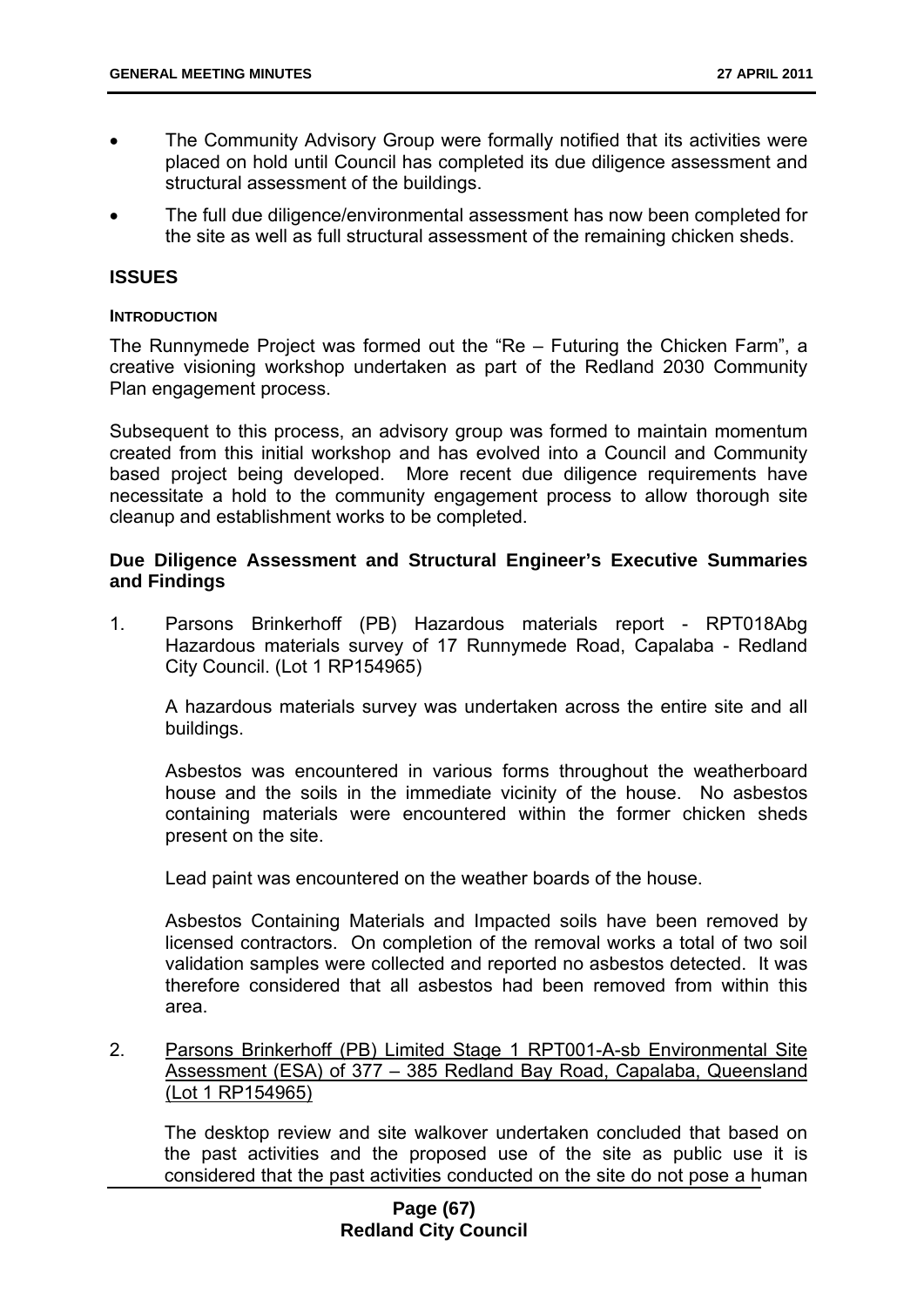- The Community Advisory Group were formally notified that its activities were placed on hold until Council has completed its due diligence assessment and structural assessment of the buildings.
- The full due diligence/environmental assessment has now been completed for the site as well as full structural assessment of the remaining chicken sheds.

## ISSUES

### INTRODUCTION

The Runnymede Project was formed out the "Re – Futuring the Chicken Farm", a creative visioning workshop undertaken as part of the Redland 2030 Community Plan engagement process.

Subsequent to this process, an advisory group was formed to maintain momentum created from this initial workshop and has evolved into a Council and Community based project being developed. More recent due diligence requirements have necessitate a hold to the community engagement process to allow thorough site cleanup and establishment works to be completed.

### Due Diligence Assessment and Structural Engineer's Executive Summaries and Findings

1. Parsons Brinkerhoff (PB) Hazardous materials report - RPT018Abg Hazardous materials survey of 17 Runnymede Road, Capalaba - Redland City Council. (Lot 1 RP154965)

   A hazardous materials survey was undertaken across the entire site and all buildings.

   Asbestos was encountered in various forms throughout the weatherboard house and the soils in the immediate vicinity of the house. No asbestos containing materials were encountered within the former chicken sheds present on the site.

   Lead paint was encountered on the weather boards of the house.

   Asbestos Containing Materials and Impacted soils have been removed by licensed contractors. On completion of the removal works a total of two soil validation samples were collected and reported no asbestos detected. It was therefore considered that all asbestos had been removed from within this area.

2. Parsons Brinkerhoff (PB) Limited Stage 1 RPT001-A-sb Environmental Site Assessment (ESA) of 377 – 385 Redland Bay Road, Capalaba, Queensland (Lot 1 RP154965)

   The desktop review and site walkover undertaken concluded that based on the past activities and the proposed use of the site as public use it is considered that the past activities conducted on the site do not pose a human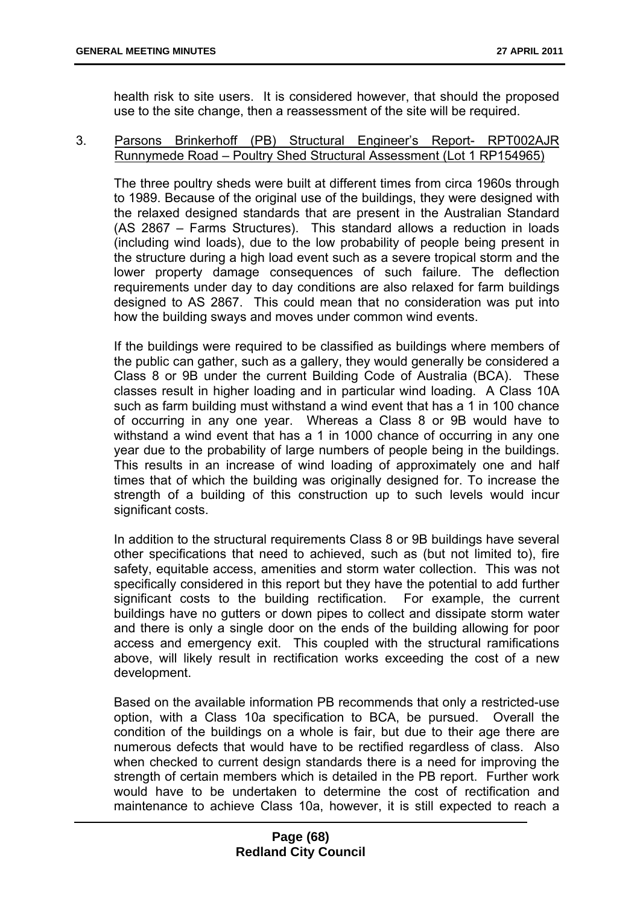health risk to site users. It is considered however, that should the proposed use to the site change, then a reassessment of the site will be required.

3. <u>Parsons Brinkerhoff (PB) Structural Engineer's Report- RPT002AJR Runnymede Road – Poultry Shed Structural Assessment (Lot 1 RP154965)</u>

   The three poultry sheds were built at different times from circa 1960s through to 1989. Because of the original use of the buildings, they were designed with the relaxed designed standards that are present in the Australian Standard (AS 2867 – Farms Structures). This standard allows a reduction in loads (including wind loads), due to the low probability of people being present in the structure during a high load event such as a severe tropical storm and the lower property damage consequences of such failure. The deflection requirements under day to day conditions are also relaxed for farm buildings designed to AS 2867. This could mean that no consideration was put into how the building sways and moves under common wind events.

   If the buildings were required to be classified as buildings where members of the public can gather, such as a gallery, they would generally be considered a Class 8 or 9B under the current Building Code of Australia (BCA). These classes result in higher loading and in particular wind loading. A Class 10A such as farm building must withstand a wind event that has a 1 in 100 chance of occurring in any one year. Whereas a Class 8 or 9B would have to withstand a wind event that has a 1 in 1000 chance of occurring in any one year due to the probability of large numbers of people being in the buildings. This results in an increase of wind loading of approximately one and half times that of which the building was originally designed for. To increase the strength of a building of this construction up to such levels would incur significant costs.

   In addition to the structural requirements Class 8 or 9B buildings have several other specifications that need to achieved, such as (but not limited to), fire safety, equitable access, amenities and storm water collection. This was not specifically considered in this report but they have the potential to add further significant costs to the building rectification. For example, the current buildings have no gutters or down pipes to collect and dissipate storm water and there is only a single door on the ends of the building allowing for poor access and emergency exit. This coupled with the structural ramifications above, will likely result in rectification works exceeding the cost of a new development.

   Based on the available information PB recommends that only a restricted-use option, with a Class 10a specification to BCA, be pursued. Overall the condition of the buildings on a whole is fair, but due to their age there are numerous defects that would have to be rectified regardless of class. Also when checked to current design standards there is a need for improving the strength of certain members which is detailed in the PB report. Further work would have to be undertaken to determine the cost of rectification and maintenance to achieve Class 10a, however, it is still expected to reach a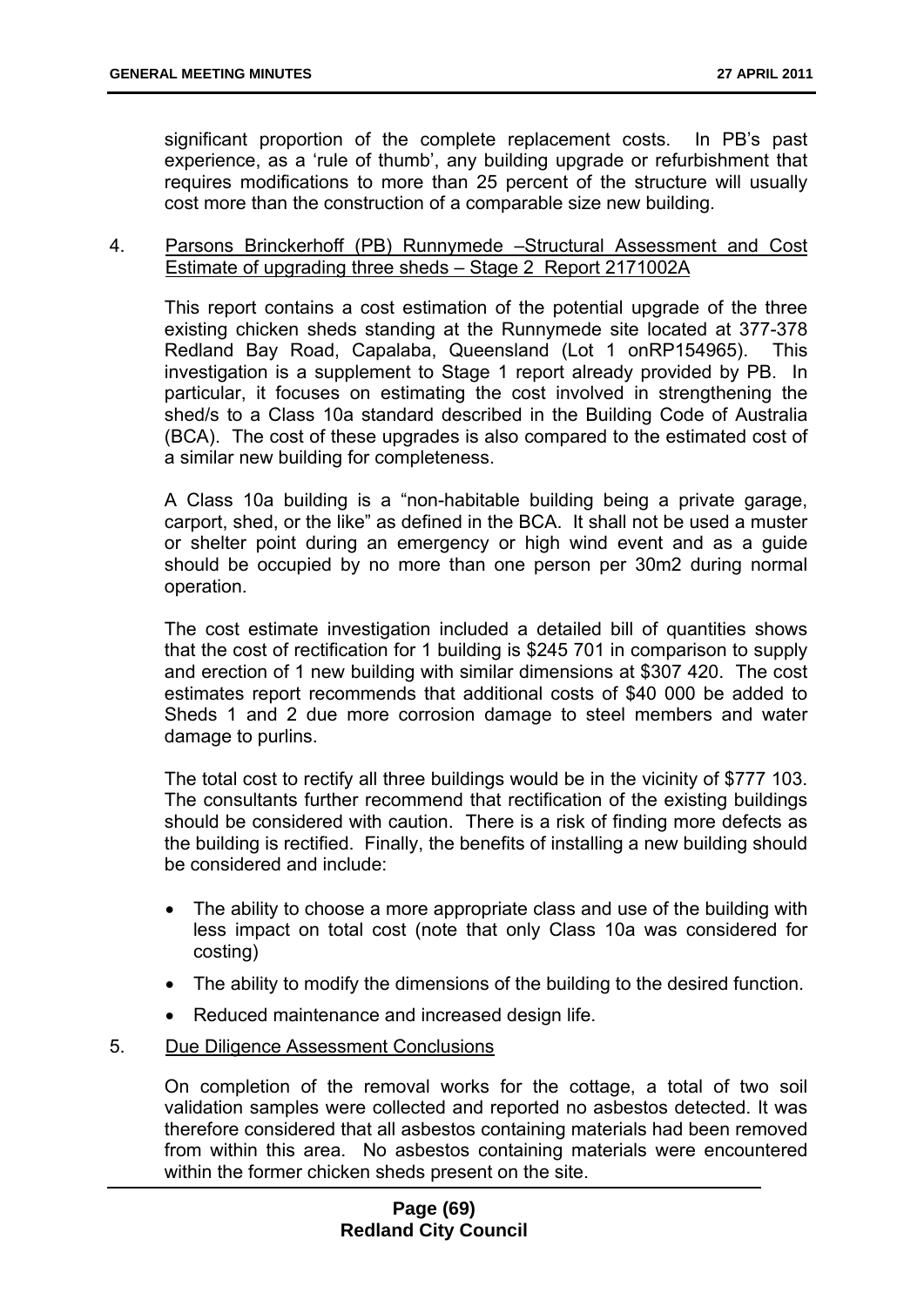significant proportion of the complete replacement costs. In PB's past experience, as a 'rule of thumb', any building upgrade or refurbishment that requires modifications to more than 25 percent of the structure will usually cost more than the construction of a comparable size new building.

4. <u>Parsons Brinckerhoff (PB) Runnymede –Structural Assessment and Cost Estimate of upgrading three sheds – Stage 2 Report 2171002A</u>

   This report contains a cost estimation of the potential upgrade of the three existing chicken sheds standing at the Runnymede site located at 377-378 Redland Bay Road, Capalaba, Queensland (Lot 1 onRP154965). This investigation is a supplement to Stage 1 report already provided by PB. In particular, it focuses on estimating the cost involved in strengthening the shed/s to a Class 10a standard described in the Building Code of Australia (BCA). The cost of these upgrades is also compared to the estimated cost of a similar new building for completeness.

   A Class 10a building is a "non-habitable building being a private garage, carport, shed, or the like" as defined in the BCA. It shall not be used a muster or shelter point during an emergency or high wind event and as a guide should be occupied by no more than one person per 30m2 during normal operation.

   The cost estimate investigation included a detailed bill of quantities shows that the cost of rectification for 1 building is \$245 701 in comparison to supply and erection of 1 new building with similar dimensions at \$307 420. The cost estimates report recommends that additional costs of \$40 000 be added to Sheds 1 and 2 due more corrosion damage to steel members and water damage to purlins.

   The total cost to rectify all three buildings would be in the vicinity of \$777 103. The consultants further recommend that rectification of the existing buildings should be considered with caution. There is a risk of finding more defects as the building is rectified. Finally, the benefits of installing a new building should be considered and include:

   - The ability to choose a more appropriate class and use of the building with less impact on total cost (note that only Class 10a was considered for costing)
   - The ability to modify the dimensions of the building to the desired function.
   - Reduced maintenance and increased design life.

5. <u>Due Diligence Assessment Conclusions</u>

   On completion of the removal works for the cottage, a total of two soil validation samples were collected and reported no asbestos detected. It was therefore considered that all asbestos containing materials had been removed from within this area. No asbestos containing materials were encountered within the former chicken sheds present on the site.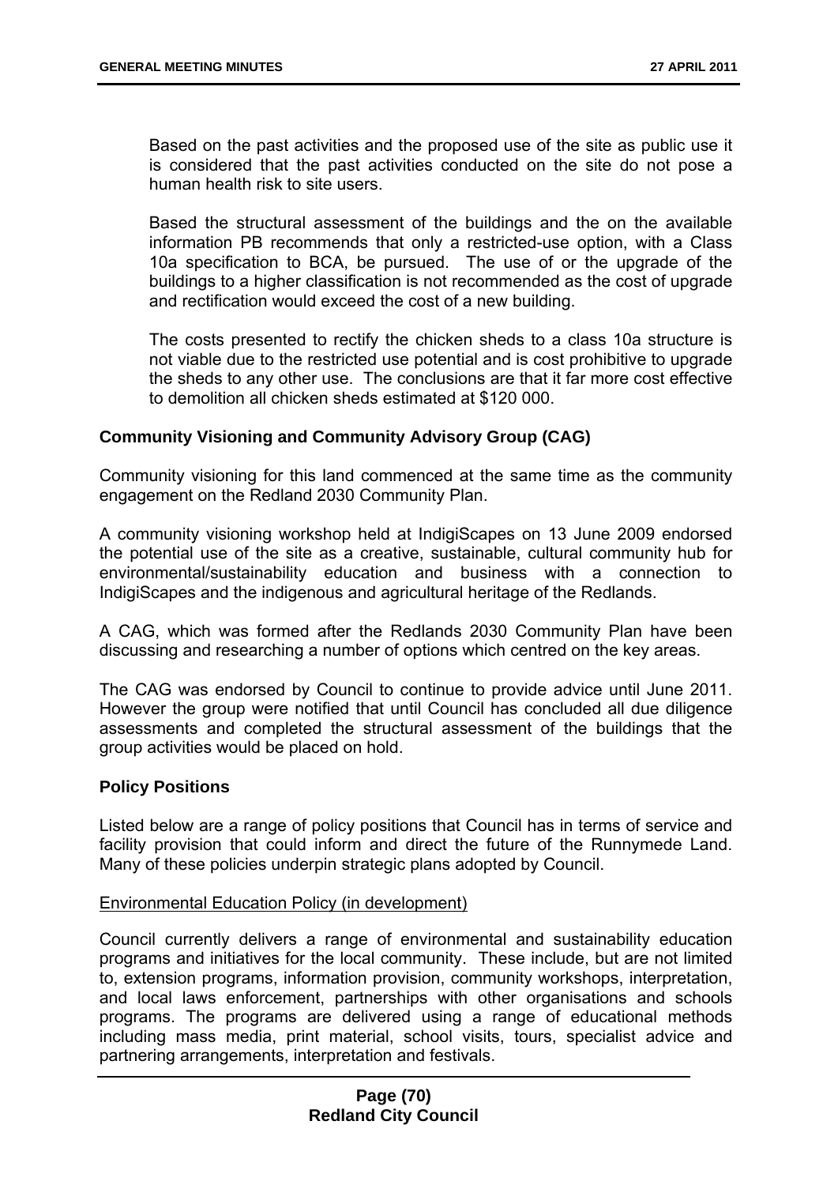Based on the past activities and the proposed use of the site as public use it is considered that the past activities conducted on the site do not pose a human health risk to site users.

Based the structural assessment of the buildings and the on the available information PB recommends that only a restricted-use option, with a Class 10a specification to BCA, be pursued. The use of or the upgrade of the buildings to a higher classification is not recommended as the cost of upgrade and rectification would exceed the cost of a new building.

The costs presented to rectify the chicken sheds to a class 10a structure is not viable due to the restricted use potential and is cost prohibitive to upgrade the sheds to any other use. The conclusions are that it far more cost effective to demolition all chicken sheds estimated at $120 000.

**Community Visioning and Community Advisory Group (CAG)**

Community visioning for this land commenced at the same time as the community engagement on the Redland 2030 Community Plan.

A community visioning workshop held at IndigiScapes on 13 June 2009 endorsed the potential use of the site as a creative, sustainable, cultural community hub for environmental/sustainability education and business with a connection to IndigiScapes and the indigenous and agricultural heritage of the Redlands.

A CAG, which was formed after the Redlands 2030 Community Plan have been discussing and researching a number of options which centred on the key areas.

The CAG was endorsed by Council to continue to provide advice until June 2011. However the group were notified that until Council has concluded all due diligence assessments and completed the structural assessment of the buildings that the group activities would be placed on hold.

**Policy Positions**

Listed below are a range of policy positions that Council has in terms of service and facility provision that could inform and direct the future of the Runnymede Land. Many of these policies underpin strategic plans adopted by Council.

Environmental Education Policy (in development)

Council currently delivers a range of environmental and sustainability education programs and initiatives for the local community. These include, but are not limited to, extension programs, information provision, community workshops, interpretation, and local laws enforcement, partnerships with other organisations and schools programs. The programs are delivered using a range of educational methods including mass media, print material, school visits, tours, specialist advice and partnering arrangements, interpretation and festivals.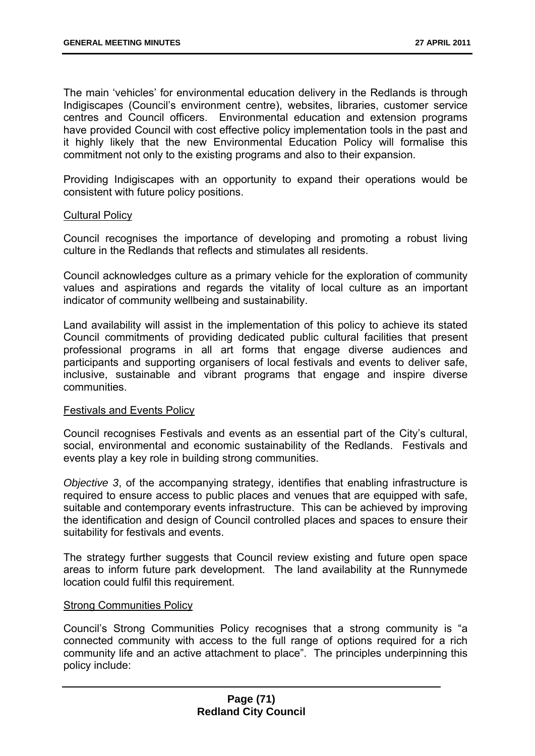The main 'vehicles' for environmental education delivery in the Redlands is through Indigiscapes (Council's environment centre), websites, libraries, customer service centres and Council officers. Environmental education and extension programs have provided Council with cost effective policy implementation tools in the past and it highly likely that the new Environmental Education Policy will formalise this commitment not only to the existing programs and also to their expansion.

Providing Indigiscapes with an opportunity to expand their operations would be consistent with future policy positions.

Cultural Policy

Council recognises the importance of developing and promoting a robust living culture in the Redlands that reflects and stimulates all residents.

Council acknowledges culture as a primary vehicle for the exploration of community values and aspirations and regards the vitality of local culture as an important indicator of community wellbeing and sustainability.

Land availability will assist in the implementation of this policy to achieve its stated Council commitments of providing dedicated public cultural facilities that present professional programs in all art forms that engage diverse audiences and participants and supporting organisers of local festivals and events to deliver safe, inclusive, sustainable and vibrant programs that engage and inspire diverse communities.

Festivals and Events Policy

Council recognises Festivals and events as an essential part of the City's cultural, social, environmental and economic sustainability of the Redlands. Festivals and events play a key role in building strong communities.

*Objective 3*, of the accompanying strategy, identifies that enabling infrastructure is required to ensure access to public places and venues that are equipped with safe, suitable and contemporary events infrastructure. This can be achieved by improving the identification and design of Council controlled places and spaces to ensure their suitability for festivals and events.

The strategy further suggests that Council review existing and future open space areas to inform future park development. The land availability at the Runnymede location could fulfil this requirement.

Strong Communities Policy

Council's Strong Communities Policy recognises that a strong community is "a connected community with access to the full range of options required for a rich community life and an active attachment to place". The principles underpinning this policy include: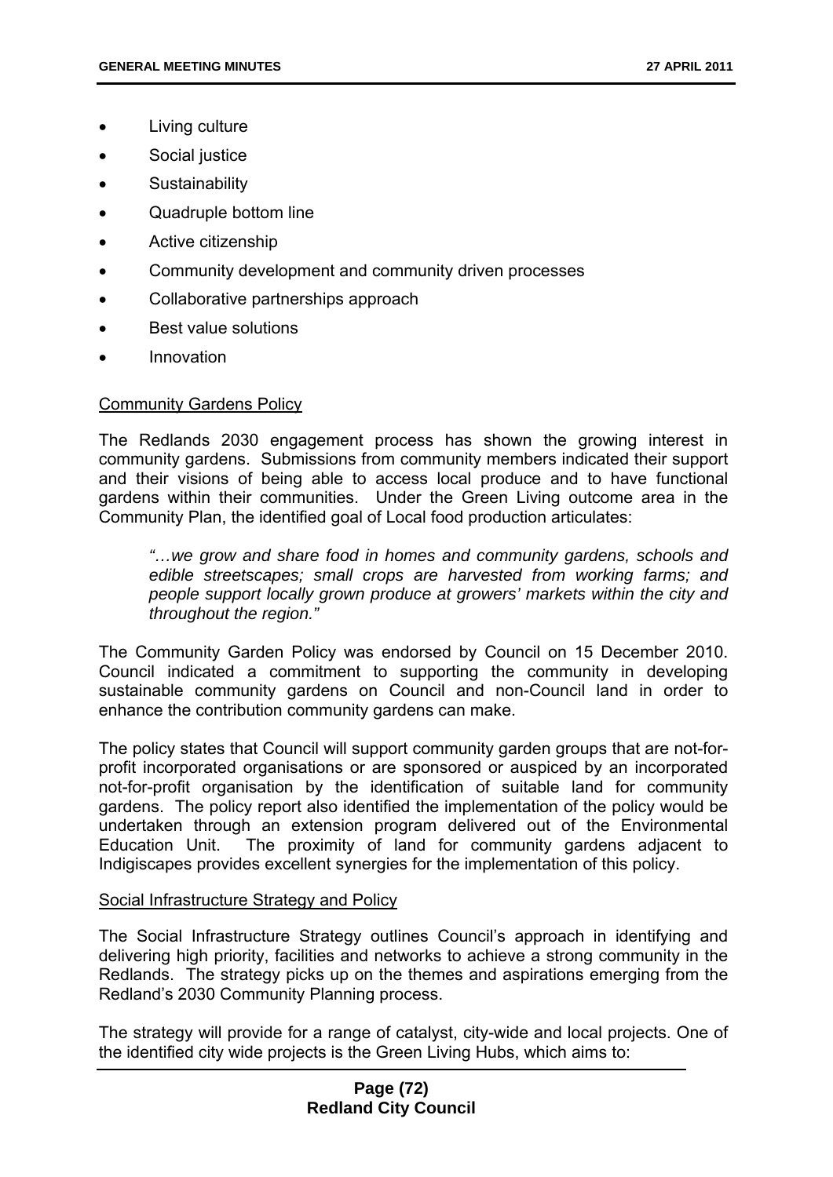- Living culture
- Social justice
- Sustainability
- Quadruple bottom line
- Active citizenship
- Community development and community driven processes
- Collaborative partnerships approach
- Best value solutions
- Innovation

<u>Community Gardens Policy</u>

The Redlands 2030 engagement process has shown the growing interest in community gardens. Submissions from community members indicated their support and their visions of being able to access local produce and to have functional gardens within their communities. Under the Green Living outcome area in the Community Plan, the identified goal of Local food production articulates:

> *"…we grow and share food in homes and community gardens, schools and edible streetscapes; small crops are harvested from working farms; and people support locally grown produce at growers' markets within the city and throughout the region."*

The Community Garden Policy was endorsed by Council on 15 December 2010. Council indicated a commitment to supporting the community in developing sustainable community gardens on Council and non-Council land in order to enhance the contribution community gardens can make.

The policy states that Council will support community garden groups that are not-for-profit incorporated organisations or are sponsored or auspiced by an incorporated not-for-profit organisation by the identification of suitable land for community gardens. The policy report also identified the implementation of the policy would be undertaken through an extension program delivered out of the Environmental Education Unit. The proximity of land for community gardens adjacent to Indigiscapes provides excellent synergies for the implementation of this policy.

<u>Social Infrastructure Strategy and Policy</u>

The Social Infrastructure Strategy outlines Council's approach in identifying and delivering high priority, facilities and networks to achieve a strong community in the Redlands. The strategy picks up on the themes and aspirations emerging from the Redland's 2030 Community Planning process.

The strategy will provide for a range of catalyst, city-wide and local projects. One of the identified city wide projects is the Green Living Hubs, which aims to: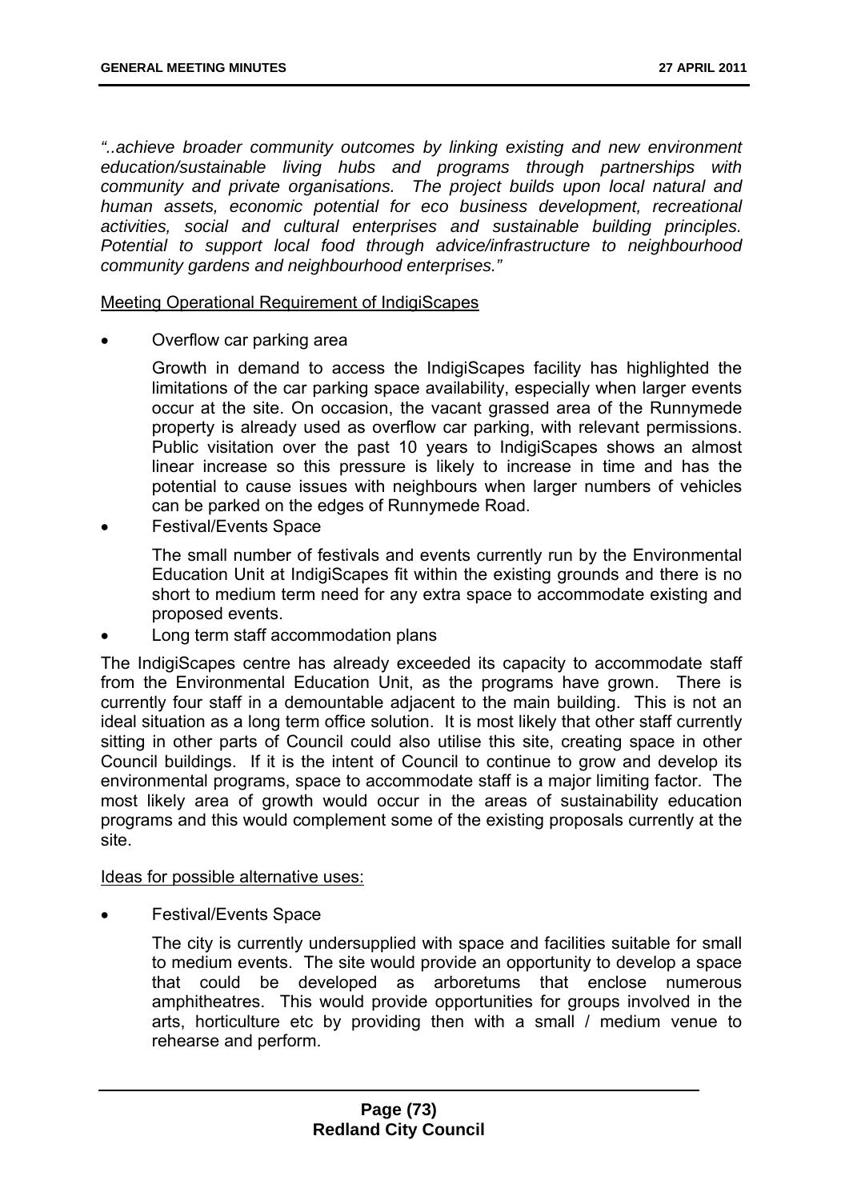*"..achieve broader community outcomes by linking existing and new environment education/sustainable living hubs and programs through partnerships with community and private organisations. The project builds upon local natural and human assets, economic potential for eco business development, recreational activities, social and cultural enterprises and sustainable building principles. Potential to support local food through advice/infrastructure to neighbourhood community gardens and neighbourhood enterprises."*

<u>Meeting Operational Requirement of IndigiScapes</u>

- Overflow car parking area

  Growth in demand to access the IndigiScapes facility has highlighted the limitations of the car parking space availability, especially when larger events occur at the site. On occasion, the vacant grassed area of the Runnymede property is already used as overflow car parking, with relevant permissions. Public visitation over the past 10 years to IndigiScapes shows an almost linear increase so this pressure is likely to increase in time and has the potential to cause issues with neighbours when larger numbers of vehicles can be parked on the edges of Runnymede Road.

- Festival/Events Space

  The small number of festivals and events currently run by the Environmental Education Unit at IndigiScapes fit within the existing grounds and there is no short to medium term need for any extra space to accommodate existing and proposed events.

- Long term staff accommodation plans

The IndigiScapes centre has already exceeded its capacity to accommodate staff from the Environmental Education Unit, as the programs have grown. There is currently four staff in a demountable adjacent to the main building. This is not an ideal situation as a long term office solution. It is most likely that other staff currently sitting in other parts of Council could also utilise this site, creating space in other Council buildings. If it is the intent of Council to continue to grow and develop its environmental programs, space to accommodate staff is a major limiting factor. The most likely area of growth would occur in the areas of sustainability education programs and this would complement some of the existing proposals currently at the site.

<u>Ideas for possible alternative uses:</u>

- Festival/Events Space

  The city is currently undersupplied with space and facilities suitable for small to medium events. The site would provide an opportunity to develop a space that could be developed as arboretums that enclose numerous amphitheatres. This would provide opportunities for groups involved in the arts, horticulture etc by providing then with a small / medium venue to rehearse and perform.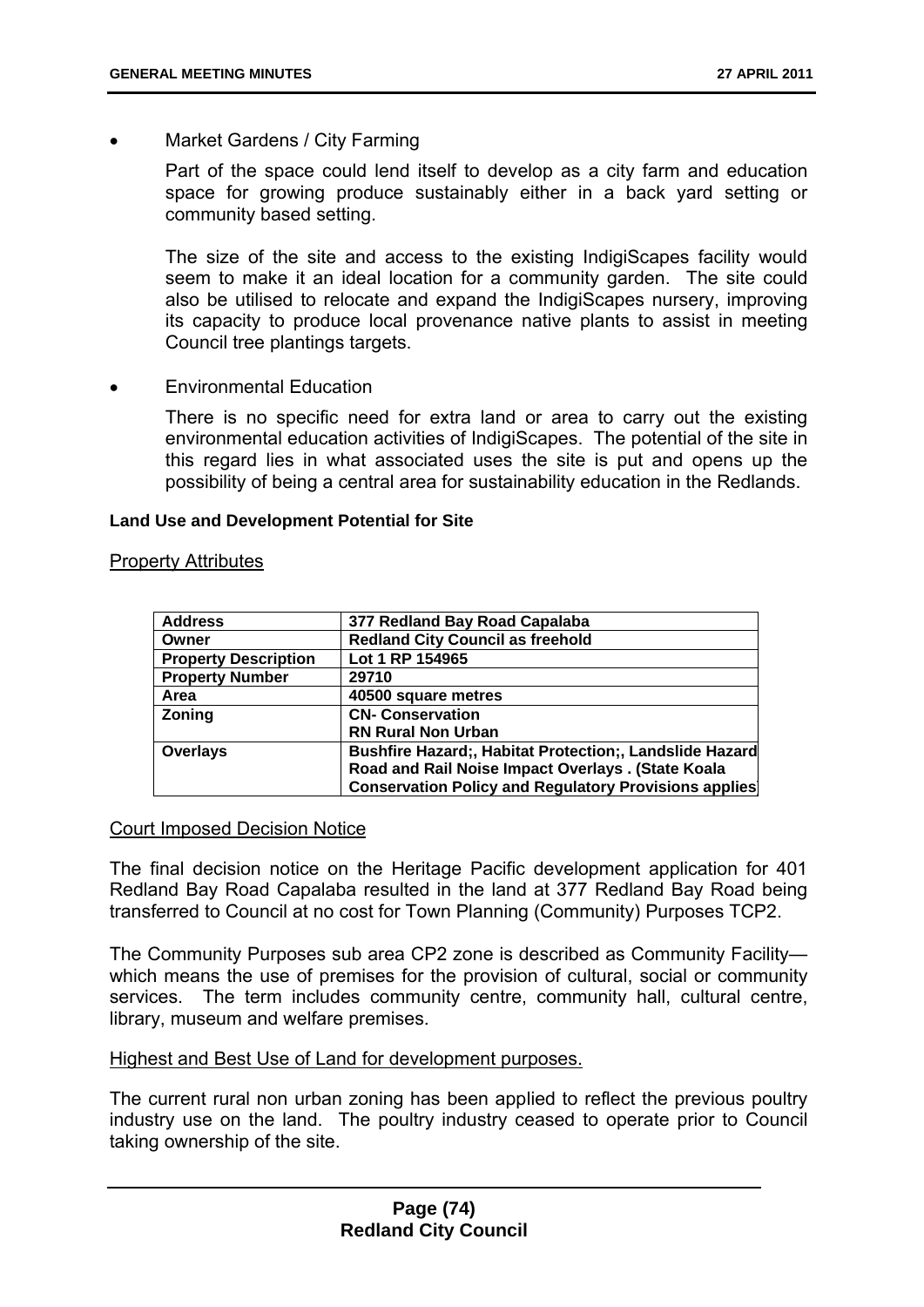- Market Gardens / City Farming

  Part of the space could lend itself to develop as a city farm and education space for growing produce sustainably either in a back yard setting or community based setting.

  The size of the site and access to the existing IndigiScapes facility would seem to make it an ideal location for a community garden. The site could also be utilised to relocate and expand the IndigiScapes nursery, improving its capacity to produce local provenance native plants to assist in meeting Council tree plantings targets.

- Environmental Education

  There is no specific need for extra land or area to carry out the existing environmental education activities of IndigiScapes. The potential of the site in this regard lies in what associated uses the site is put and opens up the possibility of being a central area for sustainability education in the Redlands.

**Land Use and Development Potential for Site**

Property Attributes

| **Address** | **377 Redland Bay Road Capalaba** |
|---|---|
| **Owner** | **Redland City Council as freehold** |
| **Property Description** | **Lot 1 RP 154965** |
| **Property Number** | **29710** |
| **Area** | **40500 square metres** |
| **Zoning** | **CN- Conservation**<br>**RN Rural Non Urban** |
| **Overlays** | **Bushfire Hazard;, Habitat Protection;, Landslide Hazard Road and Rail Noise Impact Overlays . (State Koala Conservation Policy and Regulatory Provisions applies** |

Court Imposed Decision Notice

The final decision notice on the Heritage Pacific development application for 401 Redland Bay Road Capalaba resulted in the land at 377 Redland Bay Road being transferred to Council at no cost for Town Planning (Community) Purposes TCP2.

The Community Purposes sub area CP2 zone is described as Community Facility—which means the use of premises for the provision of cultural, social or community services. The term includes community centre, community hall, cultural centre, library, museum and welfare premises.

Highest and Best Use of Land for development purposes.

The current rural non urban zoning has been applied to reflect the previous poultry industry use on the land. The poultry industry ceased to operate prior to Council taking ownership of the site.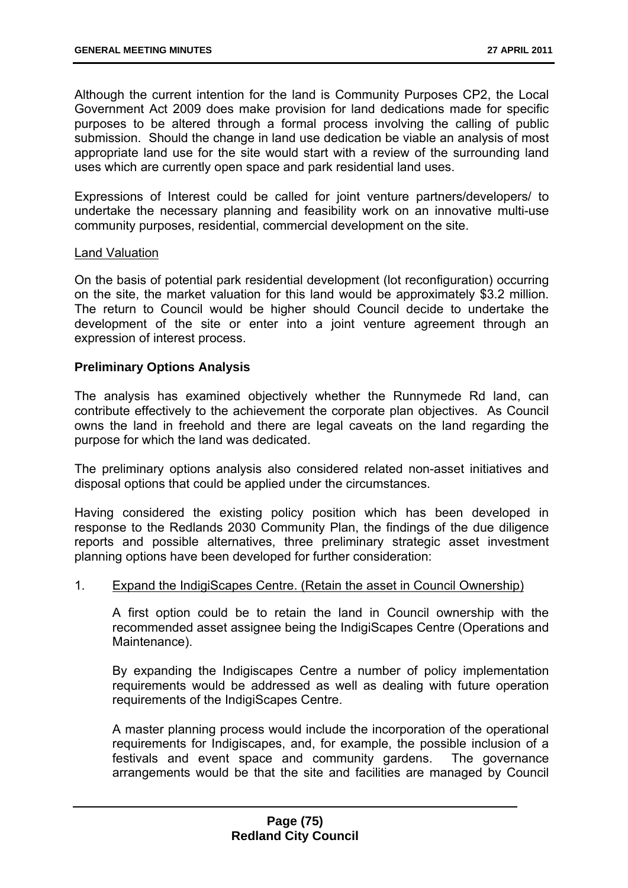Although the current intention for the land is Community Purposes CP2, the Local Government Act 2009 does make provision for land dedications made for specific purposes to be altered through a formal process involving the calling of public submission. Should the change in land use dedication be viable an analysis of most appropriate land use for the site would start with a review of the surrounding land uses which are currently open space and park residential land uses.

Expressions of Interest could be called for joint venture partners/developers/ to undertake the necessary planning and feasibility work on an innovative multi-use community purposes, residential, commercial development on the site.

Land Valuation

On the basis of potential park residential development (lot reconfiguration) occurring on the site, the market valuation for this land would be approximately $3.2 million. The return to Council would be higher should Council decide to undertake the development of the site or enter into a joint venture agreement through an expression of interest process.

**Preliminary Options Analysis**

The analysis has examined objectively whether the Runnymede Rd land, can contribute effectively to the achievement the corporate plan objectives. As Council owns the land in freehold and there are legal caveats on the land regarding the purpose for which the land was dedicated.

The preliminary options analysis also considered related non-asset initiatives and disposal options that could be applied under the circumstances.

Having considered the existing policy position which has been developed in response to the Redlands 2030 Community Plan, the findings of the due diligence reports and possible alternatives, three preliminary strategic asset investment planning options have been developed for further consideration:

1. Expand the IndigiScapes Centre. (Retain the asset in Council Ownership)

   A first option could be to retain the land in Council ownership with the recommended asset assignee being the IndigiScapes Centre (Operations and Maintenance).

   By expanding the Indigiscapes Centre a number of policy implementation requirements would be addressed as well as dealing with future operation requirements of the IndigiScapes Centre.

   A master planning process would include the incorporation of the operational requirements for Indigiscapes, and, for example, the possible inclusion of a festivals and event space and community gardens. The governance arrangements would be that the site and facilities are managed by Council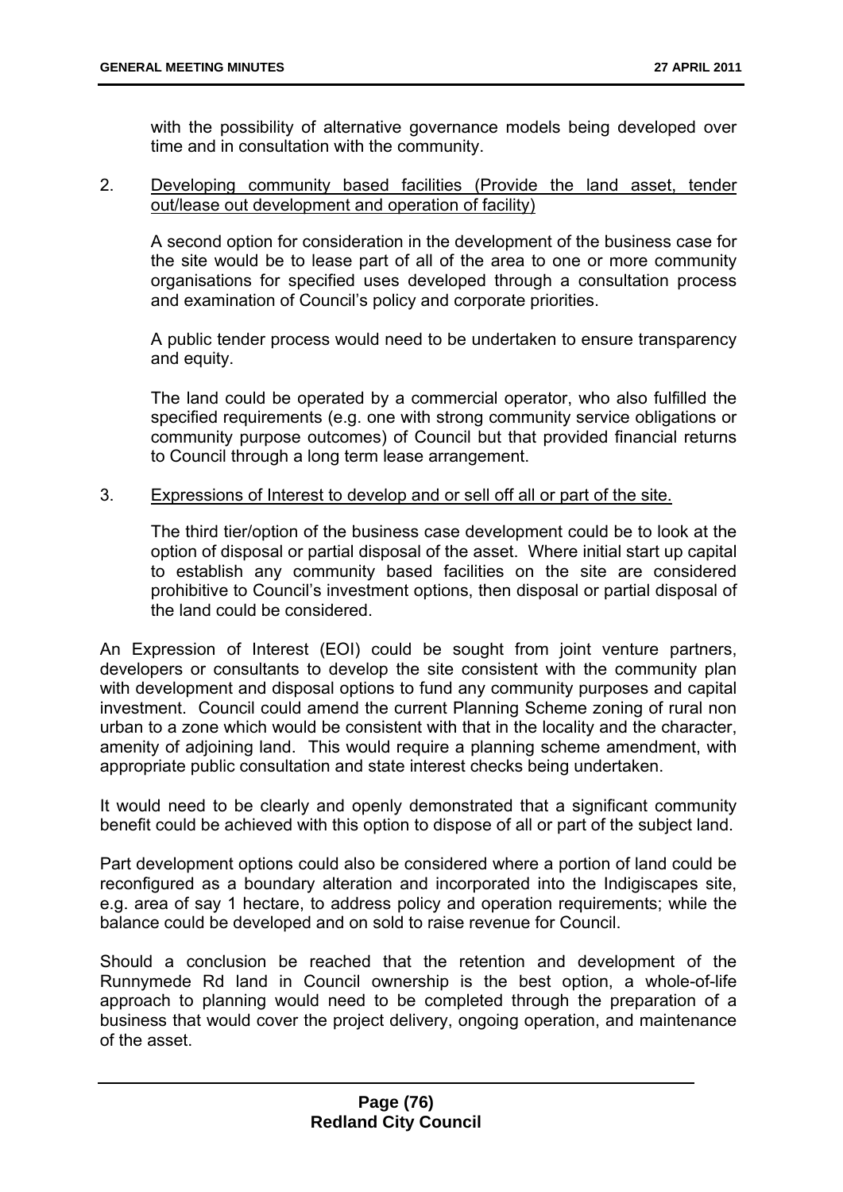with the possibility of alternative governance models being developed over time and in consultation with the community.

2. <u>Developing community based facilities (Provide the land asset, tender out/lease out development and operation of facility)</u>

   A second option for consideration in the development of the business case for the site would be to lease part of all of the area to one or more community organisations for specified uses developed through a consultation process and examination of Council's policy and corporate priorities.

   A public tender process would need to be undertaken to ensure transparency and equity.

   The land could be operated by a commercial operator, who also fulfilled the specified requirements (e.g. one with strong community service obligations or community purpose outcomes) of Council but that provided financial returns to Council through a long term lease arrangement.

3. <u>Expressions of Interest to develop and or sell off all or part of the site.</u>

   The third tier/option of the business case development could be to look at the option of disposal or partial disposal of the asset. Where initial start up capital to establish any community based facilities on the site are considered prohibitive to Council's investment options, then disposal or partial disposal of the land could be considered.

An Expression of Interest (EOI) could be sought from joint venture partners, developers or consultants to develop the site consistent with the community plan with development and disposal options to fund any community purposes and capital investment. Council could amend the current Planning Scheme zoning of rural non urban to a zone which would be consistent with that in the locality and the character, amenity of adjoining land. This would require a planning scheme amendment, with appropriate public consultation and state interest checks being undertaken.

It would need to be clearly and openly demonstrated that a significant community benefit could be achieved with this option to dispose of all or part of the subject land.

Part development options could also be considered where a portion of land could be reconfigured as a boundary alteration and incorporated into the Indigiscapes site, e.g. area of say 1 hectare, to address policy and operation requirements; while the balance could be developed and on sold to raise revenue for Council.

Should a conclusion be reached that the retention and development of the Runnymede Rd land in Council ownership is the best option, a whole-of-life approach to planning would need to be completed through the preparation of a business that would cover the project delivery, ongoing operation, and maintenance of the asset.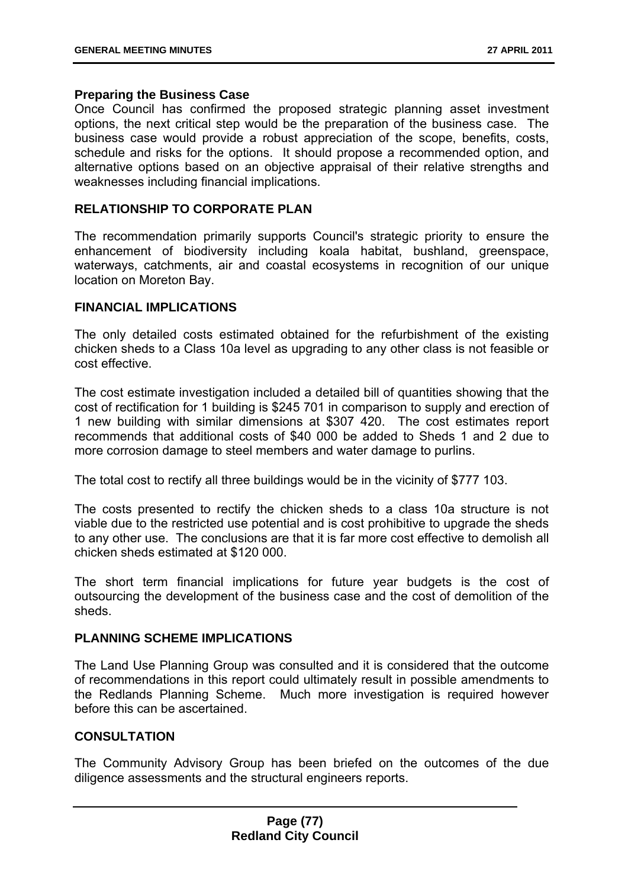**Preparing the Business Case**

Once Council has confirmed the proposed strategic planning asset investment options, the next critical step would be the preparation of the business case. The business case would provide a robust appreciation of the scope, benefits, costs, schedule and risks for the options. It should propose a recommended option, and alternative options based on an objective appraisal of their relative strengths and weaknesses including financial implications.

**RELATIONSHIP TO CORPORATE PLAN**

The recommendation primarily supports Council's strategic priority to ensure the enhancement of biodiversity including koala habitat, bushland, greenspace, waterways, catchments, air and coastal ecosystems in recognition of our unique location on Moreton Bay.

**FINANCIAL IMPLICATIONS**

The only detailed costs estimated obtained for the refurbishment of the existing chicken sheds to a Class 10a level as upgrading to any other class is not feasible or cost effective.

The cost estimate investigation included a detailed bill of quantities showing that the cost of rectification for 1 building is $245 701 in comparison to supply and erection of 1 new building with similar dimensions at $307 420. The cost estimates report recommends that additional costs of $40 000 be added to Sheds 1 and 2 due to more corrosion damage to steel members and water damage to purlins.

The total cost to rectify all three buildings would be in the vicinity of $777 103.

The costs presented to rectify the chicken sheds to a class 10a structure is not viable due to the restricted use potential and is cost prohibitive to upgrade the sheds to any other use. The conclusions are that it is far more cost effective to demolish all chicken sheds estimated at $120 000.

The short term financial implications for future year budgets is the cost of outsourcing the development of the business case and the cost of demolition of the sheds.

**PLANNING SCHEME IMPLICATIONS**

The Land Use Planning Group was consulted and it is considered that the outcome of recommendations in this report could ultimately result in possible amendments to the Redlands Planning Scheme. Much more investigation is required however before this can be ascertained.

**CONSULTATION**

The Community Advisory Group has been briefed on the outcomes of the due diligence assessments and the structural engineers reports.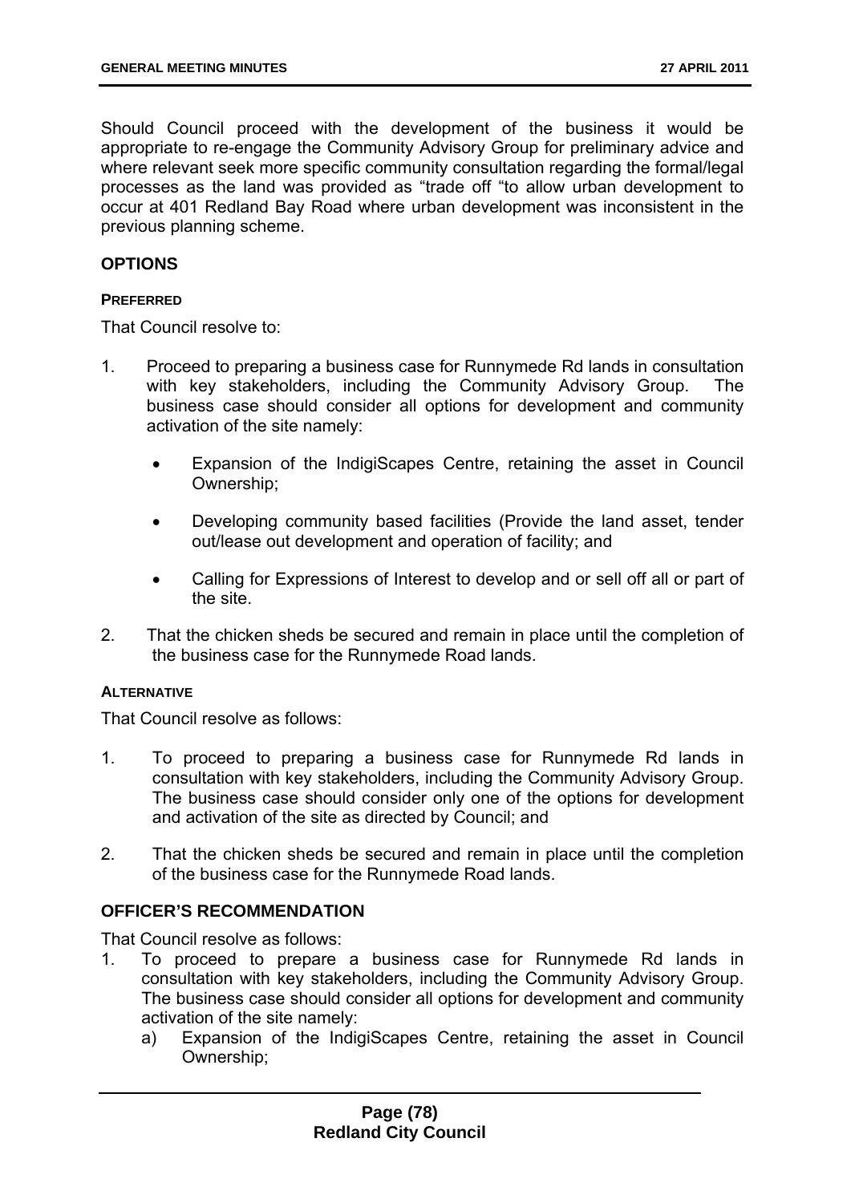Should Council proceed with the development of the business it would be appropriate to re-engage the Community Advisory Group for preliminary advice and where relevant seek more specific community consultation regarding the formal/legal processes as the land was provided as "trade off "to allow urban development to occur at 401 Redland Bay Road where urban development was inconsistent in the previous planning scheme.

## OPTIONS

### PREFERRED

That Council resolve to:

1. Proceed to preparing a business case for Runnymede Rd lands in consultation with key stakeholders, including the Community Advisory Group. The business case should consider all options for development and community activation of the site namely:

   - Expansion of the IndigiScapes Centre, retaining the asset in Council Ownership;
   - Developing community based facilities (Provide the land asset, tender out/lease out development and operation of facility; and
   - Calling for Expressions of Interest to develop and or sell off all or part of the site.

2. That the chicken sheds be secured and remain in place until the completion of the business case for the Runnymede Road lands.

### ALTERNATIVE

That Council resolve as follows:

1. To proceed to preparing a business case for Runnymede Rd lands in consultation with key stakeholders, including the Community Advisory Group. The business case should consider only one of the options for development and activation of the site as directed by Council; and
2. That the chicken sheds be secured and remain in place until the completion of the business case for the Runnymede Road lands.

## OFFICER'S RECOMMENDATION

That Council resolve as follows:

1. To proceed to prepare a business case for Runnymede Rd lands in consultation with key stakeholders, including the Community Advisory Group. The business case should consider all options for development and community activation of the site namely:
   a) Expansion of the IndigiScapes Centre, retaining the asset in Council Ownership;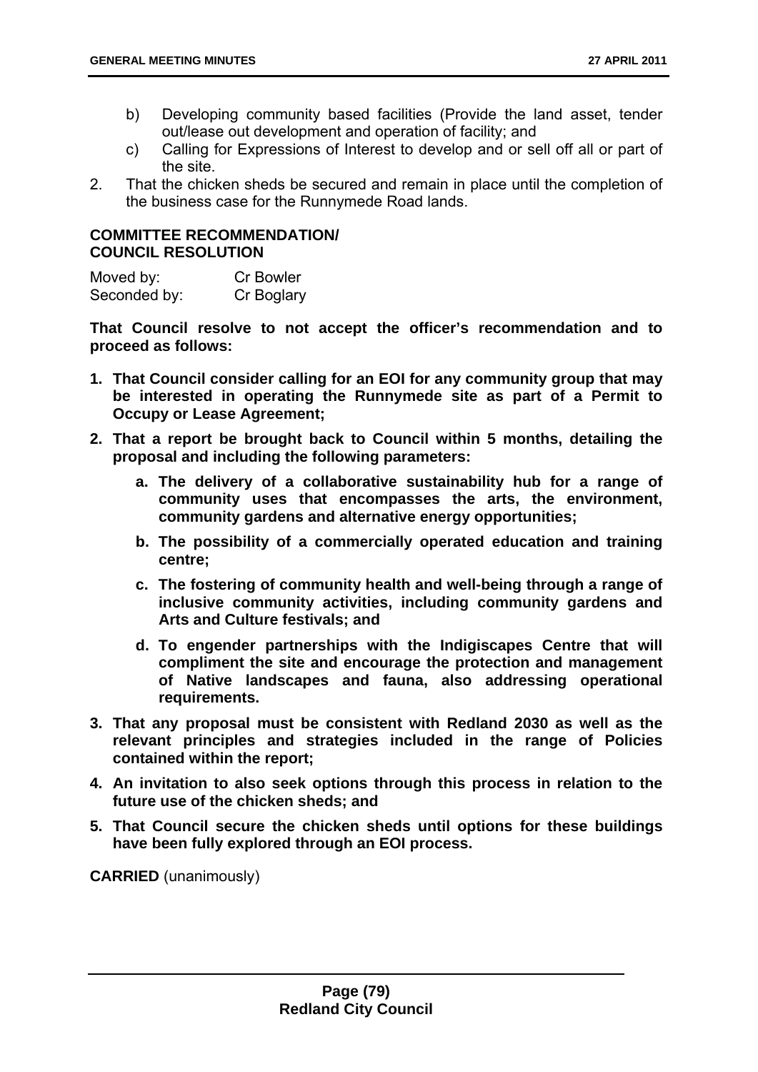b) Developing community based facilities (Provide the land asset, tender out/lease out development and operation of facility; and
c) Calling for Expressions of Interest to develop and or sell off all or part of the site.

2. That the chicken sheds be secured and remain in place until the completion of the business case for the Runnymede Road lands.

**COMMITTEE RECOMMENDATION/**
**COUNCIL RESOLUTION**

Moved by: Cr Bowler
Seconded by: Cr Boglary

**That Council resolve to not accept the officer's recommendation and to proceed as follows:**

1. **That Council consider calling for an EOI for any community group that may be interested in operating the Runnymede site as part of a Permit to Occupy or Lease Agreement;**
2. **That a report be brought back to Council within 5 months, detailing the proposal and including the following parameters:**
   a. **The delivery of a collaborative sustainability hub for a range of community uses that encompasses the arts, the environment, community gardens and alternative energy opportunities;**
   b. **The possibility of a commercially operated education and training centre;**
   c. **The fostering of community health and well-being through a range of inclusive community activities, including community gardens and Arts and Culture festivals; and**
   d. **To engender partnerships with the Indigiscapes Centre that will compliment the site and encourage the protection and management of Native landscapes and fauna, also addressing operational requirements.**
3. **That any proposal must be consistent with Redland 2030 as well as the relevant principles and strategies included in the range of Policies contained within the report;**
4. **An invitation to also seek options through this process in relation to the future use of the chicken sheds; and**
5. **That Council secure the chicken sheds until options for these buildings have been fully explored through an EOI process.**

**CARRIED** (unanimously)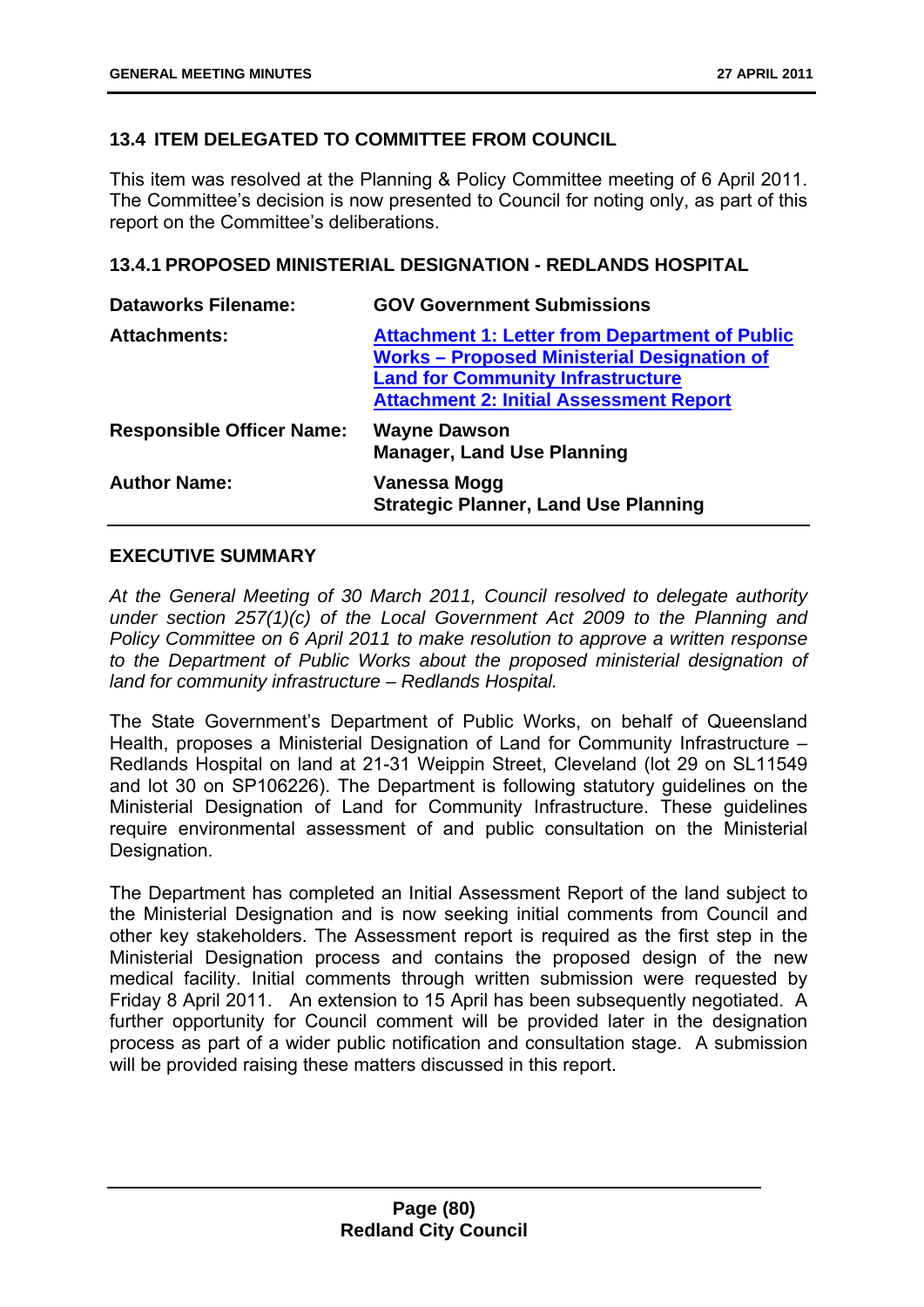## 13.4 ITEM DELEGATED TO COMMITTEE FROM COUNCIL

This item was resolved at the Planning & Policy Committee meeting of 6 April 2011. The Committee's decision is now presented to Council for noting only, as part of this report on the Committee's deliberations.

### 13.4.1 PROPOSED MINISTERIAL DESIGNATION - REDLANDS HOSPITAL

| | |
|---|---|
| **Dataworks Filename:** | **GOV Government Submissions** |
| **Attachments:** | **Attachment 1: Letter from Department of Public Works – Proposed Ministerial Designation of Land for Community Infrastructure**<br>**Attachment 2: Initial Assessment Report** |
| **Responsible Officer Name:** | **Wayne Dawson**<br>**Manager, Land Use Planning** |
| **Author Name:** | **Vanessa Mogg**<br>**Strategic Planner, Land Use Planning** |

#### EXECUTIVE SUMMARY

*At the General Meeting of 30 March 2011, Council resolved to delegate authority under section 257(1)(c) of the Local Government Act 2009 to the Planning and Policy Committee on 6 April 2011 to make resolution to approve a written response to the Department of Public Works about the proposed ministerial designation of land for community infrastructure – Redlands Hospital.*

The State Government's Department of Public Works, on behalf of Queensland Health, proposes a Ministerial Designation of Land for Community Infrastructure – Redlands Hospital on land at 21-31 Weippin Street, Cleveland (lot 29 on SL11549 and lot 30 on SP106226). The Department is following statutory guidelines on the Ministerial Designation of Land for Community Infrastructure. These guidelines require environmental assessment of and public consultation on the Ministerial Designation.

The Department has completed an Initial Assessment Report of the land subject to the Ministerial Designation and is now seeking initial comments from Council and other key stakeholders. The Assessment report is required as the first step in the Ministerial Designation process and contains the proposed design of the new medical facility. Initial comments through written submission were requested by Friday 8 April 2011. An extension to 15 April has been subsequently negotiated. A further opportunity for Council comment will be provided later in the designation process as part of a wider public notification and consultation stage. A submission will be provided raising these matters discussed in this report.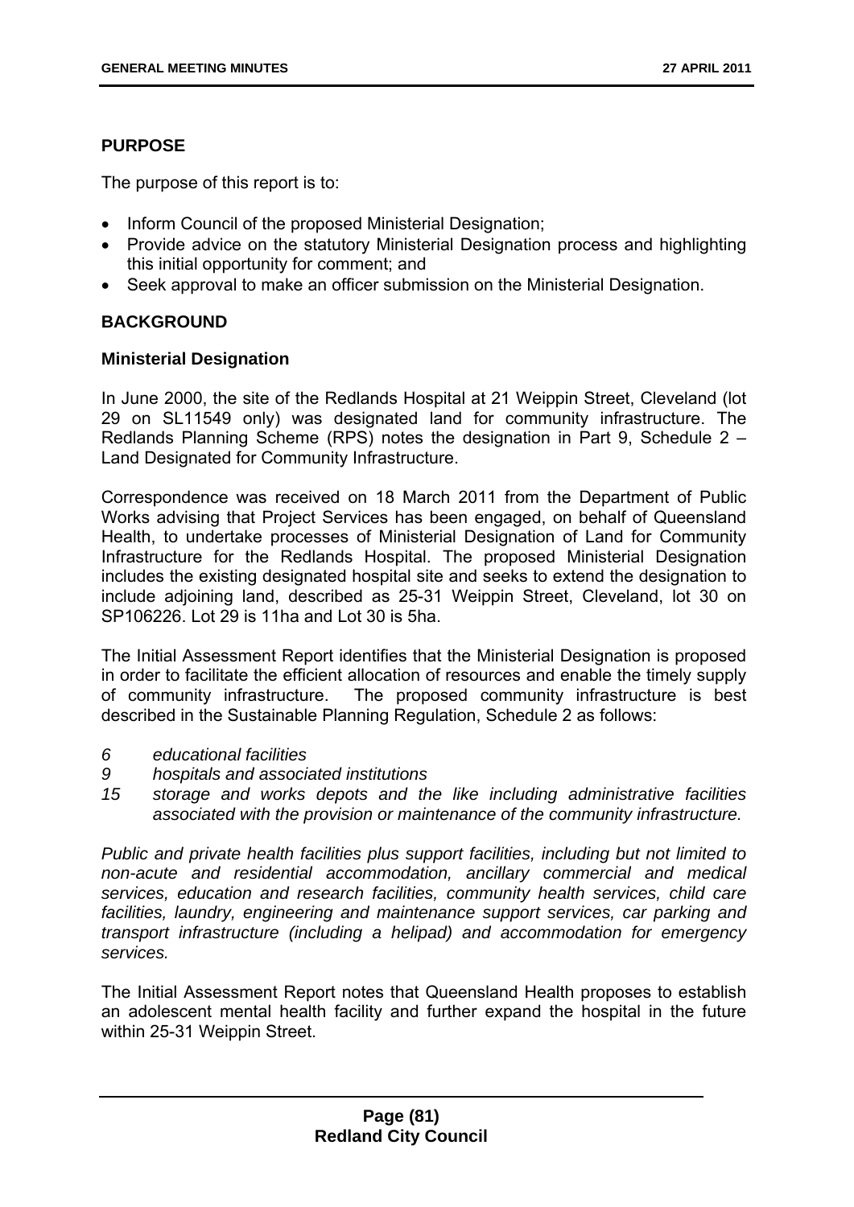## PURPOSE

The purpose of this report is to:

- Inform Council of the proposed Ministerial Designation;
- Provide advice on the statutory Ministerial Designation process and highlighting this initial opportunity for comment; and
- Seek approval to make an officer submission on the Ministerial Designation.

## BACKGROUND

### Ministerial Designation

In June 2000, the site of the Redlands Hospital at 21 Weippin Street, Cleveland (lot 29 on SL11549 only) was designated land for community infrastructure. The Redlands Planning Scheme (RPS) notes the designation in Part 9, Schedule 2 – Land Designated for Community Infrastructure.

Correspondence was received on 18 March 2011 from the Department of Public Works advising that Project Services has been engaged, on behalf of Queensland Health, to undertake processes of Ministerial Designation of Land for Community Infrastructure for the Redlands Hospital. The proposed Ministerial Designation includes the existing designated hospital site and seeks to extend the designation to include adjoining land, described as 25-31 Weippin Street, Cleveland, lot 30 on SP106226. Lot 29 is 11ha and Lot 30 is 5ha.

The Initial Assessment Report identifies that the Ministerial Designation is proposed in order to facilitate the efficient allocation of resources and enable the timely supply of community infrastructure. The proposed community infrastructure is best described in the Sustainable Planning Regulation, Schedule 2 as follows:

*6 educational facilities*
*9 hospitals and associated institutions*
*15 storage and works depots and the like including administrative facilities associated with the provision or maintenance of the community infrastructure.*

*Public and private health facilities plus support facilities, including but not limited to non-acute and residential accommodation, ancillary commercial and medical services, education and research facilities, community health services, child care facilities, laundry, engineering and maintenance support services, car parking and transport infrastructure (including a helipad) and accommodation for emergency services.*

The Initial Assessment Report notes that Queensland Health proposes to establish an adolescent mental health facility and further expand the hospital in the future within 25-31 Weippin Street.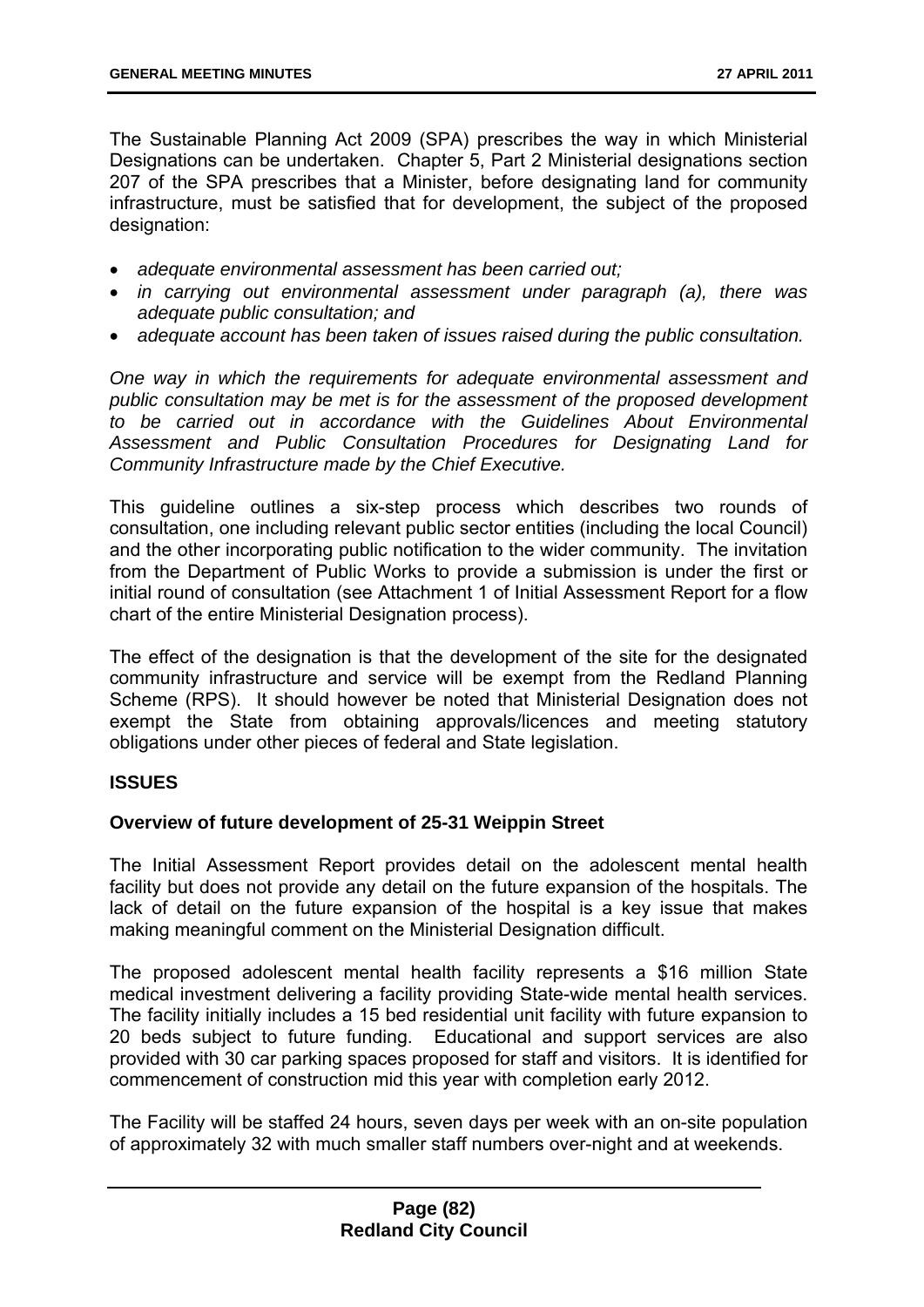The Sustainable Planning Act 2009 (SPA) prescribes the way in which Ministerial Designations can be undertaken. Chapter 5, Part 2 Ministerial designations section 207 of the SPA prescribes that a Minister, before designating land for community infrastructure, must be satisfied that for development, the subject of the proposed designation:

- *adequate environmental assessment has been carried out;*
- *in carrying out environmental assessment under paragraph (a), there was adequate public consultation; and*
- *adequate account has been taken of issues raised during the public consultation.*

*One way in which the requirements for adequate environmental assessment and public consultation may be met is for the assessment of the proposed development to be carried out in accordance with the Guidelines About Environmental Assessment and Public Consultation Procedures for Designating Land for Community Infrastructure made by the Chief Executive.*

This guideline outlines a six-step process which describes two rounds of consultation, one including relevant public sector entities (including the local Council) and the other incorporating public notification to the wider community. The invitation from the Department of Public Works to provide a submission is under the first or initial round of consultation (see Attachment 1 of Initial Assessment Report for a flow chart of the entire Ministerial Designation process).

The effect of the designation is that the development of the site for the designated community infrastructure and service will be exempt from the Redland Planning Scheme (RPS). It should however be noted that Ministerial Designation does not exempt the State from obtaining approvals/licences and meeting statutory obligations under other pieces of federal and State legislation.

## ISSUES

### Overview of future development of 25-31 Weippin Street

The Initial Assessment Report provides detail on the adolescent mental health facility but does not provide any detail on the future expansion of the hospitals. The lack of detail on the future expansion of the hospital is a key issue that makes making meaningful comment on the Ministerial Designation difficult.

The proposed adolescent mental health facility represents a $16 million State medical investment delivering a facility providing State-wide mental health services. The facility initially includes a 15 bed residential unit facility with future expansion to 20 beds subject to future funding. Educational and support services are also provided with 30 car parking spaces proposed for staff and visitors. It is identified for commencement of construction mid this year with completion early 2012.

The Facility will be staffed 24 hours, seven days per week with an on-site population of approximately 32 with much smaller staff numbers over-night and at weekends.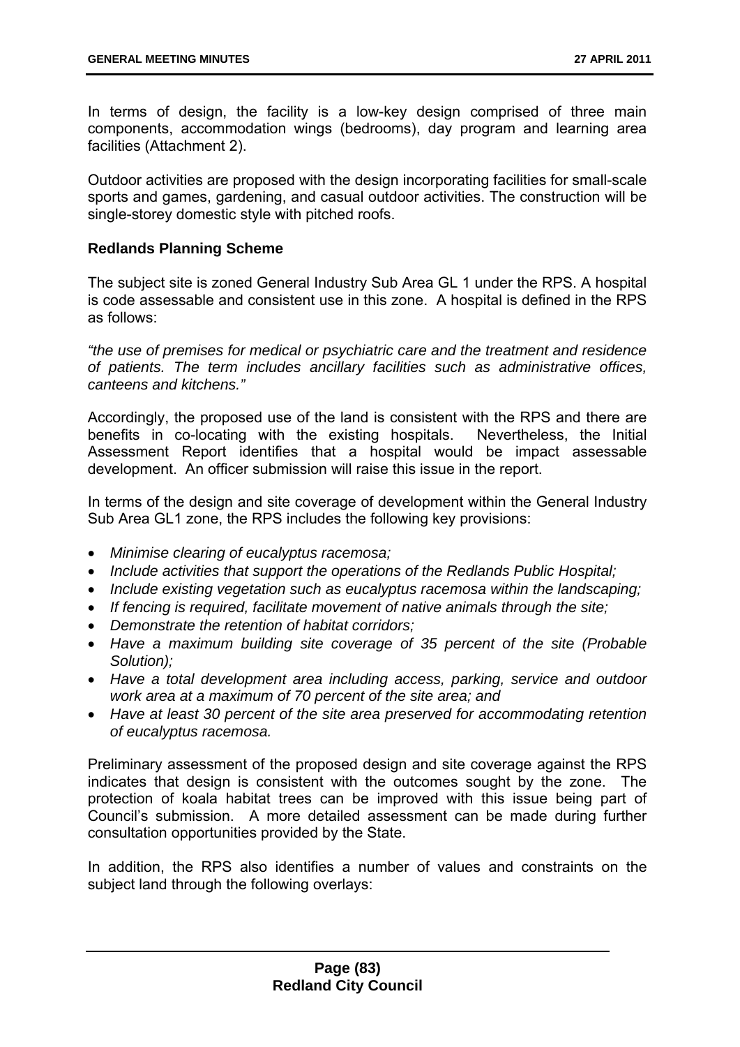In terms of design, the facility is a low-key design comprised of three main components, accommodation wings (bedrooms), day program and learning area facilities (Attachment 2).

Outdoor activities are proposed with the design incorporating facilities for small-scale sports and games, gardening, and casual outdoor activities. The construction will be single-storey domestic style with pitched roofs.

**Redlands Planning Scheme**

The subject site is zoned General Industry Sub Area GL 1 under the RPS. A hospital is code assessable and consistent use in this zone. A hospital is defined in the RPS as follows:

*"the use of premises for medical or psychiatric care and the treatment and residence of patients. The term includes ancillary facilities such as administrative offices, canteens and kitchens."*

Accordingly, the proposed use of the land is consistent with the RPS and there are benefits in co-locating with the existing hospitals. Nevertheless, the Initial Assessment Report identifies that a hospital would be impact assessable development. An officer submission will raise this issue in the report.

In terms of the design and site coverage of development within the General Industry Sub Area GL1 zone, the RPS includes the following key provisions:

- *Minimise clearing of eucalyptus racemosa;*
- *Include activities that support the operations of the Redlands Public Hospital;*
- *Include existing vegetation such as eucalyptus racemosa within the landscaping;*
- *If fencing is required, facilitate movement of native animals through the site;*
- *Demonstrate the retention of habitat corridors;*
- *Have a maximum building site coverage of 35 percent of the site (Probable Solution);*
- *Have a total development area including access, parking, service and outdoor work area at a maximum of 70 percent of the site area; and*
- *Have at least 30 percent of the site area preserved for accommodating retention of eucalyptus racemosa.*

Preliminary assessment of the proposed design and site coverage against the RPS indicates that design is consistent with the outcomes sought by the zone. The protection of koala habitat trees can be improved with this issue being part of Council's submission. A more detailed assessment can be made during further consultation opportunities provided by the State.

In addition, the RPS also identifies a number of values and constraints on the subject land through the following overlays: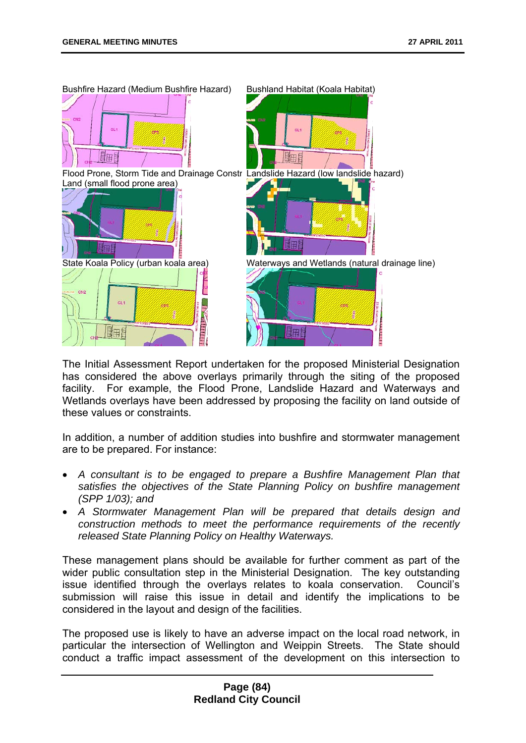Bushfire Hazard (Medium Bushfire Hazard)

Bushland Habitat (Koala Habitat)

Flood Prone, Storm Tide and Drainage Constr Land (small flood prone area)

Landslide Hazard (low landslide hazard)

State Koala Policy (urban koala area)

Waterways and Wetlands (natural drainage line)

The Initial Assessment Report undertaken for the proposed Ministerial Designation has considered the above overlays primarily through the siting of the proposed facility. For example, the Flood Prone, Landslide Hazard and Waterways and Wetlands overlays have been addressed by proposing the facility on land outside of these values or constraints.

In addition, a number of addition studies into bushfire and stormwater management are to be prepared. For instance:

- *A consultant is to be engaged to prepare a Bushfire Management Plan that satisfies the objectives of the State Planning Policy on bushfire management (SPP 1/03); and*
- *A Stormwater Management Plan will be prepared that details design and construction methods to meet the performance requirements of the recently released State Planning Policy on Healthy Waterways.*

These management plans should be available for further comment as part of the wider public consultation step in the Ministerial Designation. The key outstanding issue identified through the overlays relates to koala conservation. Council's submission will raise this issue in detail and identify the implications to be considered in the layout and design of the facilities.

The proposed use is likely to have an adverse impact on the local road network, in particular the intersection of Wellington and Weippin Streets. The State should conduct a traffic impact assessment of the development on this intersection to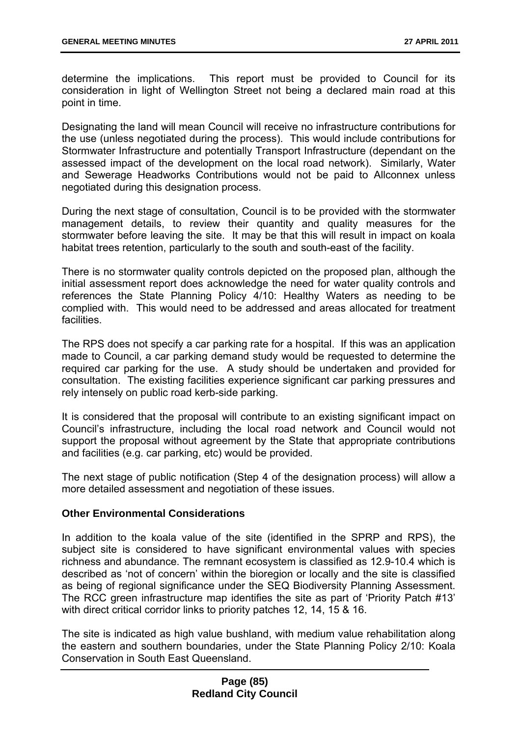determine the implications. This report must be provided to Council for its consideration in light of Wellington Street not being a declared main road at this point in time.

Designating the land will mean Council will receive no infrastructure contributions for the use (unless negotiated during the process). This would include contributions for Stormwater Infrastructure and potentially Transport Infrastructure (dependant on the assessed impact of the development on the local road network). Similarly, Water and Sewerage Headworks Contributions would not be paid to Allconnex unless negotiated during this designation process.

During the next stage of consultation, Council is to be provided with the stormwater management details, to review their quantity and quality measures for the stormwater before leaving the site. It may be that this will result in impact on koala habitat trees retention, particularly to the south and south-east of the facility.

There is no stormwater quality controls depicted on the proposed plan, although the initial assessment report does acknowledge the need for water quality controls and references the State Planning Policy 4/10: Healthy Waters as needing to be complied with. This would need to be addressed and areas allocated for treatment facilities.

The RPS does not specify a car parking rate for a hospital. If this was an application made to Council, a car parking demand study would be requested to determine the required car parking for the use. A study should be undertaken and provided for consultation. The existing facilities experience significant car parking pressures and rely intensely on public road kerb-side parking.

It is considered that the proposal will contribute to an existing significant impact on Council's infrastructure, including the local road network and Council would not support the proposal without agreement by the State that appropriate contributions and facilities (e.g. car parking, etc) would be provided.

The next stage of public notification (Step 4 of the designation process) will allow a more detailed assessment and negotiation of these issues.

**Other Environmental Considerations**

In addition to the koala value of the site (identified in the SPRP and RPS), the subject site is considered to have significant environmental values with species richness and abundance. The remnant ecosystem is classified as 12.9-10.4 which is described as 'not of concern' within the bioregion or locally and the site is classified as being of regional significance under the SEQ Biodiversity Planning Assessment. The RCC green infrastructure map identifies the site as part of 'Priority Patch #13' with direct critical corridor links to priority patches 12, 14, 15 & 16.

The site is indicated as high value bushland, with medium value rehabilitation along the eastern and southern boundaries, under the State Planning Policy 2/10: Koala Conservation in South East Queensland.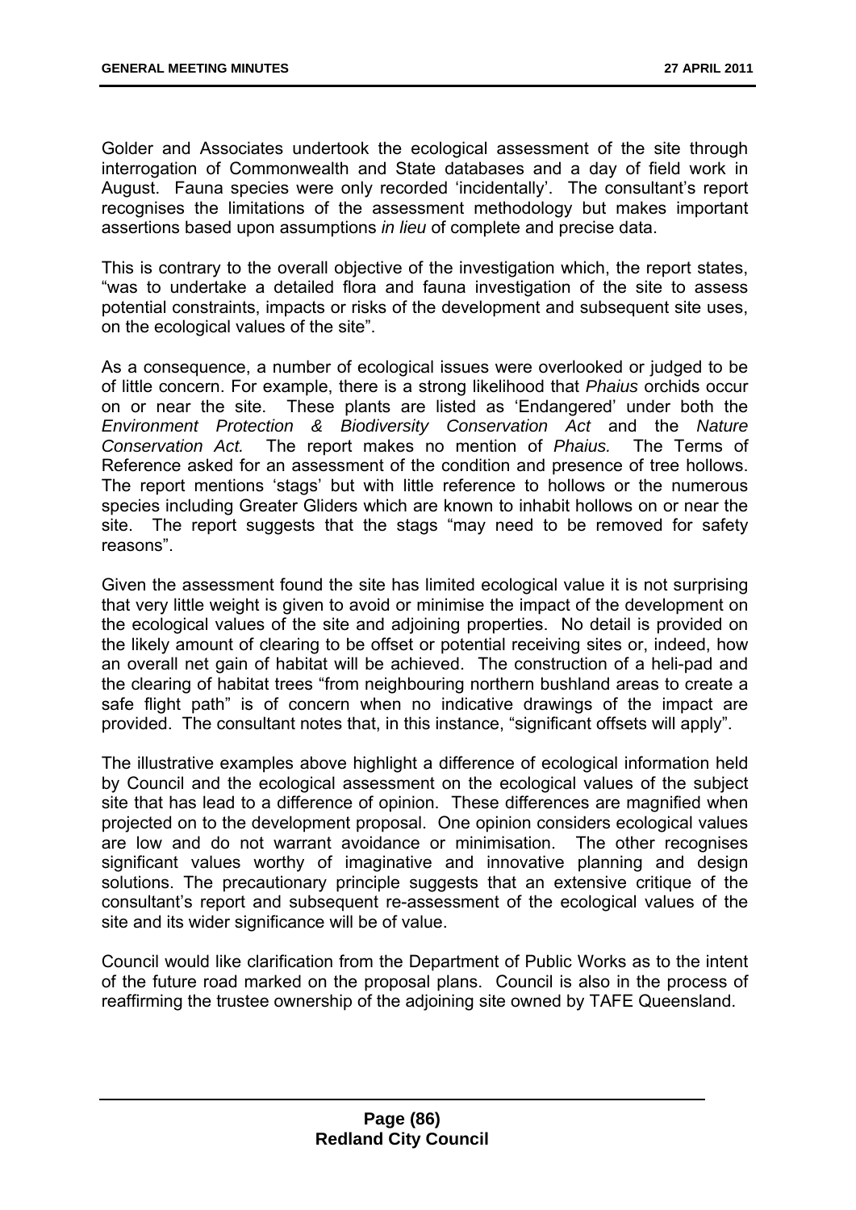Golder and Associates undertook the ecological assessment of the site through interrogation of Commonwealth and State databases and a day of field work in August. Fauna species were only recorded 'incidentally'. The consultant's report recognises the limitations of the assessment methodology but makes important assertions based upon assumptions *in lieu* of complete and precise data.

This is contrary to the overall objective of the investigation which, the report states, "was to undertake a detailed flora and fauna investigation of the site to assess potential constraints, impacts or risks of the development and subsequent site uses, on the ecological values of the site".

As a consequence, a number of ecological issues were overlooked or judged to be of little concern. For example, there is a strong likelihood that *Phaius* orchids occur on or near the site. These plants are listed as 'Endangered' under both the *Environment Protection & Biodiversity Conservation Act* and the *Nature Conservation Act.* The report makes no mention of *Phaius.* The Terms of Reference asked for an assessment of the condition and presence of tree hollows. The report mentions 'stags' but with little reference to hollows or the numerous species including Greater Gliders which are known to inhabit hollows on or near the site. The report suggests that the stags "may need to be removed for safety reasons".

Given the assessment found the site has limited ecological value it is not surprising that very little weight is given to avoid or minimise the impact of the development on the ecological values of the site and adjoining properties. No detail is provided on the likely amount of clearing to be offset or potential receiving sites or, indeed, how an overall net gain of habitat will be achieved. The construction of a heli-pad and the clearing of habitat trees "from neighbouring northern bushland areas to create a safe flight path" is of concern when no indicative drawings of the impact are provided. The consultant notes that, in this instance, "significant offsets will apply".

The illustrative examples above highlight a difference of ecological information held by Council and the ecological assessment on the ecological values of the subject site that has lead to a difference of opinion. These differences are magnified when projected on to the development proposal. One opinion considers ecological values are low and do not warrant avoidance or minimisation. The other recognises significant values worthy of imaginative and innovative planning and design solutions. The precautionary principle suggests that an extensive critique of the consultant's report and subsequent re-assessment of the ecological values of the site and its wider significance will be of value.

Council would like clarification from the Department of Public Works as to the intent of the future road marked on the proposal plans. Council is also in the process of reaffirming the trustee ownership of the adjoining site owned by TAFE Queensland.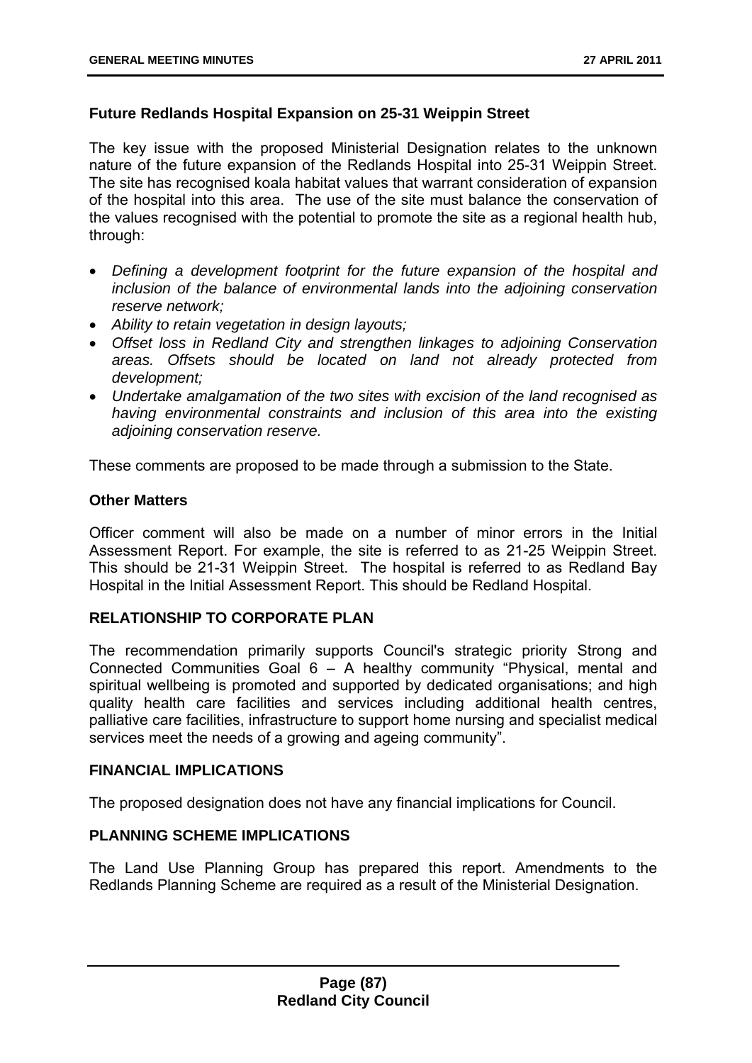**Future Redlands Hospital Expansion on 25-31 Weippin Street**

The key issue with the proposed Ministerial Designation relates to the unknown nature of the future expansion of the Redlands Hospital into 25-31 Weippin Street. The site has recognised koala habitat values that warrant consideration of expansion of the hospital into this area. The use of the site must balance the conservation of the values recognised with the potential to promote the site as a regional health hub, through:

- *Defining a development footprint for the future expansion of the hospital and inclusion of the balance of environmental lands into the adjoining conservation reserve network;*
- *Ability to retain vegetation in design layouts;*
- *Offset loss in Redland City and strengthen linkages to adjoining Conservation areas. Offsets should be located on land not already protected from development;*
- *Undertake amalgamation of the two sites with excision of the land recognised as having environmental constraints and inclusion of this area into the existing adjoining conservation reserve.*

These comments are proposed to be made through a submission to the State.

**Other Matters**

Officer comment will also be made on a number of minor errors in the Initial Assessment Report. For example, the site is referred to as 21-25 Weippin Street. This should be 21-31 Weippin Street. The hospital is referred to as Redland Bay Hospital in the Initial Assessment Report. This should be Redland Hospital.

## RELATIONSHIP TO CORPORATE PLAN

The recommendation primarily supports Council's strategic priority Strong and Connected Communities Goal 6 – A healthy community "Physical, mental and spiritual wellbeing is promoted and supported by dedicated organisations; and high quality health care facilities and services including additional health centres, palliative care facilities, infrastructure to support home nursing and specialist medical services meet the needs of a growing and ageing community".

## FINANCIAL IMPLICATIONS

The proposed designation does not have any financial implications for Council.

## PLANNING SCHEME IMPLICATIONS

The Land Use Planning Group has prepared this report. Amendments to the Redlands Planning Scheme are required as a result of the Ministerial Designation.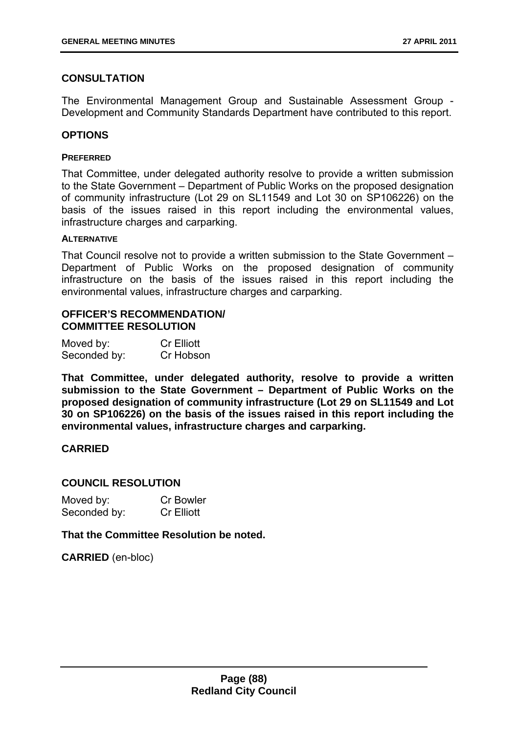## CONSULTATION

The Environmental Management Group and Sustainable Assessment Group - Development and Community Standards Department have contributed to this report.

## OPTIONS

### PREFERRED

That Committee, under delegated authority resolve to provide a written submission to the State Government – Department of Public Works on the proposed designation of community infrastructure (Lot 29 on SL11549 and Lot 30 on SP106226) on the basis of the issues raised in this report including the environmental values, infrastructure charges and carparking.

### ALTERNATIVE

That Council resolve not to provide a written submission to the State Government – Department of Public Works on the proposed designation of community infrastructure on the basis of the issues raised in this report including the environmental values, infrastructure charges and carparking.

## OFFICER'S RECOMMENDATION/ COMMITTEE RESOLUTION

Moved by: Cr Elliott
Seconded by: Cr Hobson

**That Committee, under delegated authority, resolve to provide a written submission to the State Government – Department of Public Works on the proposed designation of community infrastructure (Lot 29 on SL11549 and Lot 30 on SP106226) on the basis of the issues raised in this report including the environmental values, infrastructure charges and carparking.**

**CARRIED**

## COUNCIL RESOLUTION

Moved by: Cr Bowler
Seconded by: Cr Elliott

**That the Committee Resolution be noted.**

**CARRIED** (en-bloc)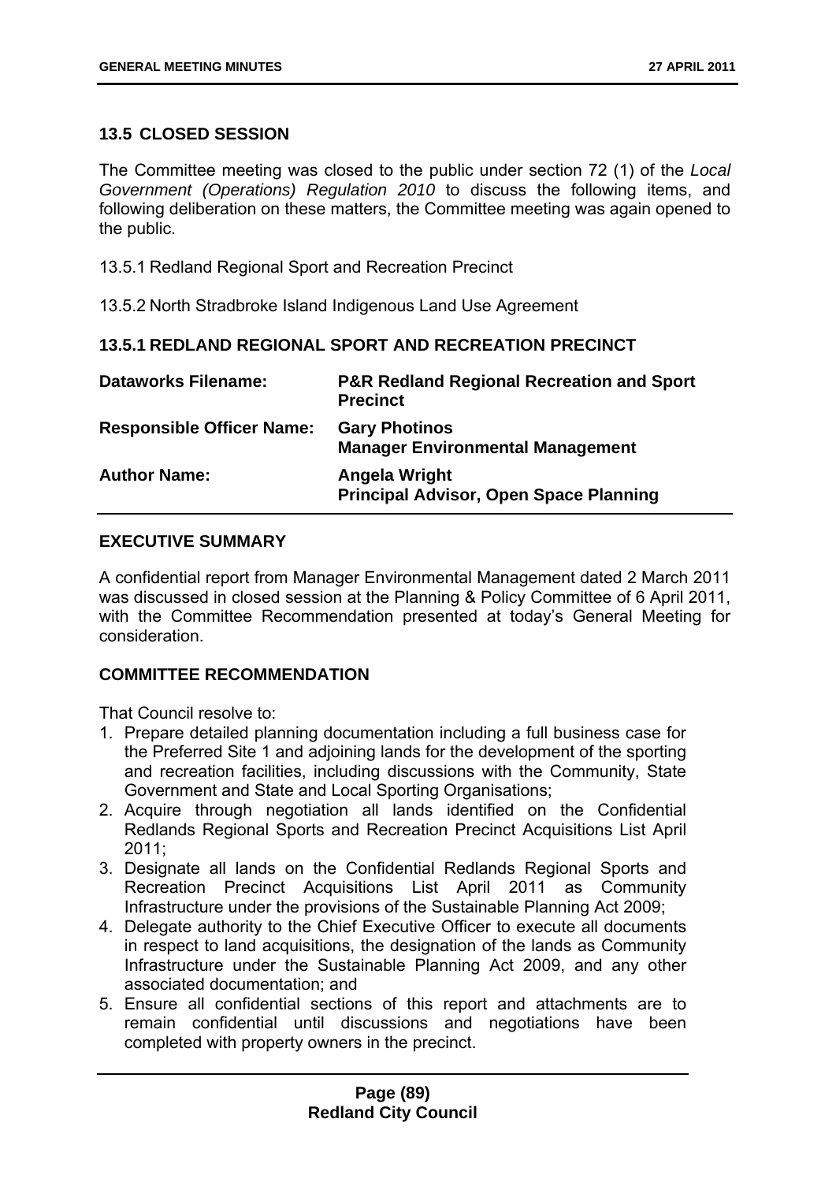## 13.5 CLOSED SESSION

The Committee meeting was closed to the public under section 72 (1) of the *Local Government (Operations) Regulation 2010* to discuss the following items, and following deliberation on these matters, the Committee meeting was again opened to the public.

13.5.1 Redland Regional Sport and Recreation Precinct

13.5.2 North Stradbroke Island Indigenous Land Use Agreement

### 13.5.1 REDLAND REGIONAL SPORT AND RECREATION PRECINCT

| | |
|---|---|
| **Dataworks Filename:** | **P&R Redland Regional Recreation and Sport Precinct** |
| **Responsible Officer Name:** | **Gary Photinos**<br>**Manager Environmental Management** |
| **Author Name:** | **Angela Wright**<br>**Principal Advisor, Open Space Planning** |

#### EXECUTIVE SUMMARY

A confidential report from Manager Environmental Management dated 2 March 2011 was discussed in closed session at the Planning & Policy Committee of 6 April 2011, with the Committee Recommendation presented at today's General Meeting for consideration.

#### COMMITTEE RECOMMENDATION

That Council resolve to:

1. Prepare detailed planning documentation including a full business case for the Preferred Site 1 and adjoining lands for the development of the sporting and recreation facilities, including discussions with the Community, State Government and State and Local Sporting Organisations;
2. Acquire through negotiation all lands identified on the Confidential Redlands Regional Sports and Recreation Precinct Acquisitions List April 2011;
3. Designate all lands on the Confidential Redlands Regional Sports and Recreation Precinct Acquisitions List April 2011 as Community Infrastructure under the provisions of the Sustainable Planning Act 2009;
4. Delegate authority to the Chief Executive Officer to execute all documents in respect to land acquisitions, the designation of the lands as Community Infrastructure under the Sustainable Planning Act 2009, and any other associated documentation; and
5. Ensure all confidential sections of this report and attachments are to remain confidential until discussions and negotiations have been completed with property owners in the precinct.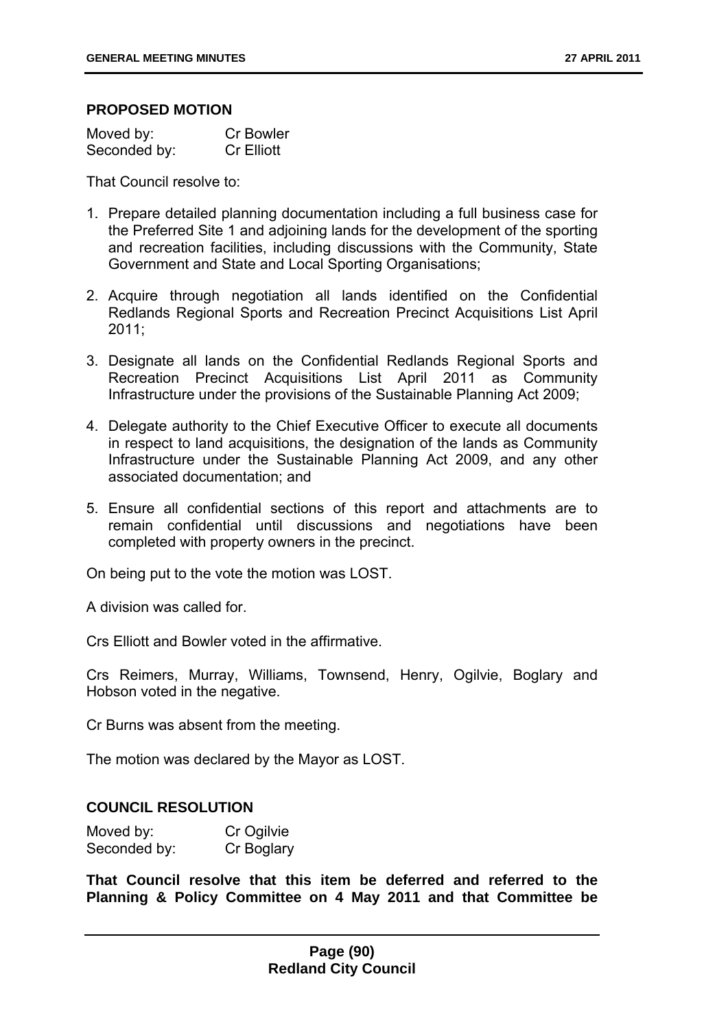**PROPOSED MOTION**

Moved by: Cr Bowler
Seconded by: Cr Elliott

That Council resolve to:

1. Prepare detailed planning documentation including a full business case for the Preferred Site 1 and adjoining lands for the development of the sporting and recreation facilities, including discussions with the Community, State Government and State and Local Sporting Organisations;
2. Acquire through negotiation all lands identified on the Confidential Redlands Regional Sports and Recreation Precinct Acquisitions List April 2011;
3. Designate all lands on the Confidential Redlands Regional Sports and Recreation Precinct Acquisitions List April 2011 as Community Infrastructure under the provisions of the Sustainable Planning Act 2009;
4. Delegate authority to the Chief Executive Officer to execute all documents in respect to land acquisitions, the designation of the lands as Community Infrastructure under the Sustainable Planning Act 2009, and any other associated documentation; and
5. Ensure all confidential sections of this report and attachments are to remain confidential until discussions and negotiations have been completed with property owners in the precinct.

On being put to the vote the motion was LOST.

A division was called for.

Crs Elliott and Bowler voted in the affirmative.

Crs Reimers, Murray, Williams, Townsend, Henry, Ogilvie, Boglary and Hobson voted in the negative.

Cr Burns was absent from the meeting.

The motion was declared by the Mayor as LOST.

**COUNCIL RESOLUTION**

Moved by: Cr Ogilvie
Seconded by: Cr Boglary

**That Council resolve that this item be deferred and referred to the Planning & Policy Committee on 4 May 2011 and that Committee be**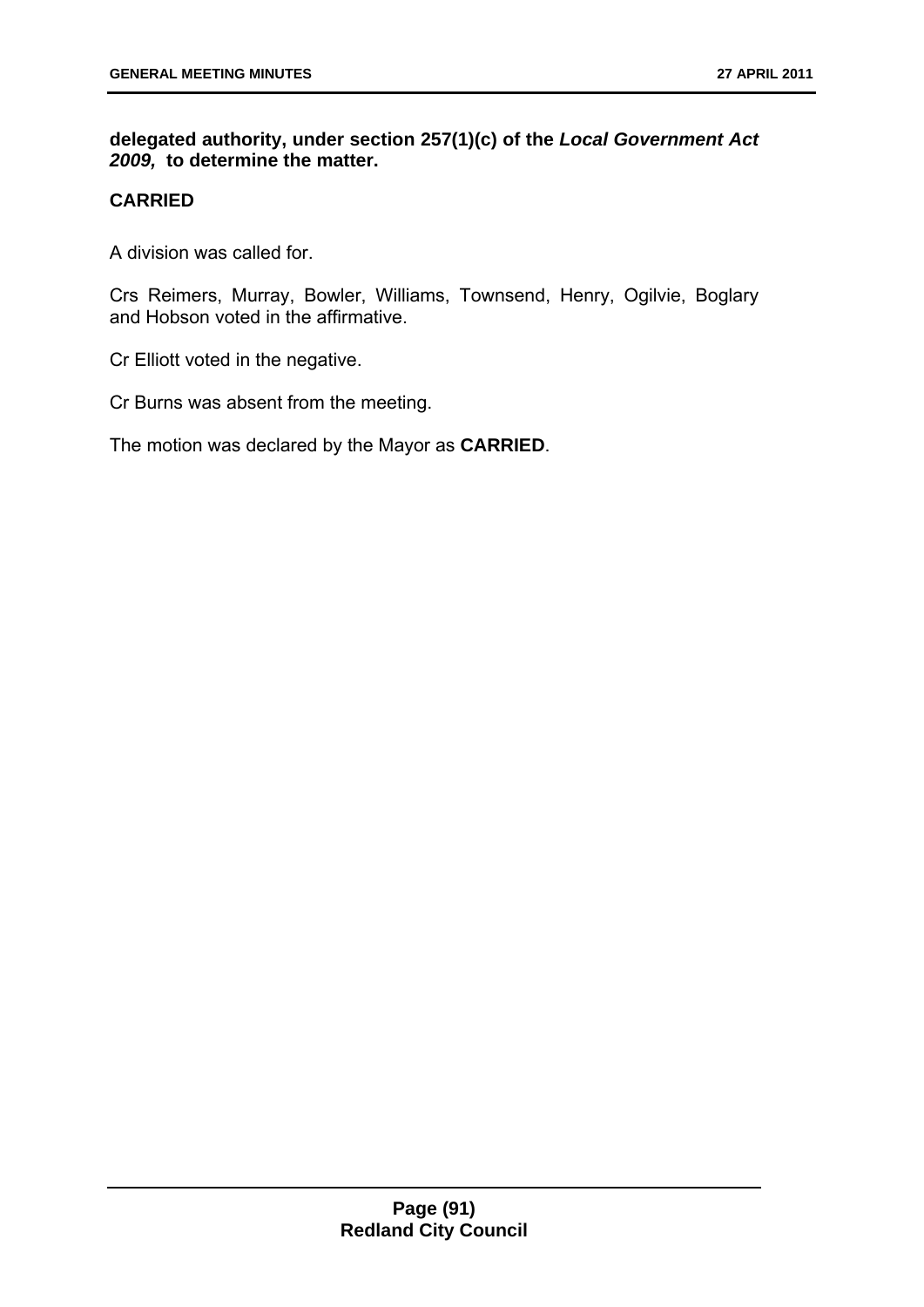**delegated authority, under section 257(1)(c) of the *Local Government Act 2009,* to determine the matter.**

**CARRIED**

A division was called for.

Crs Reimers, Murray, Bowler, Williams, Townsend, Henry, Ogilvie, Boglary and Hobson voted in the affirmative.

Cr Elliott voted in the negative.

Cr Burns was absent from the meeting.

The motion was declared by the Mayor as **CARRIED**.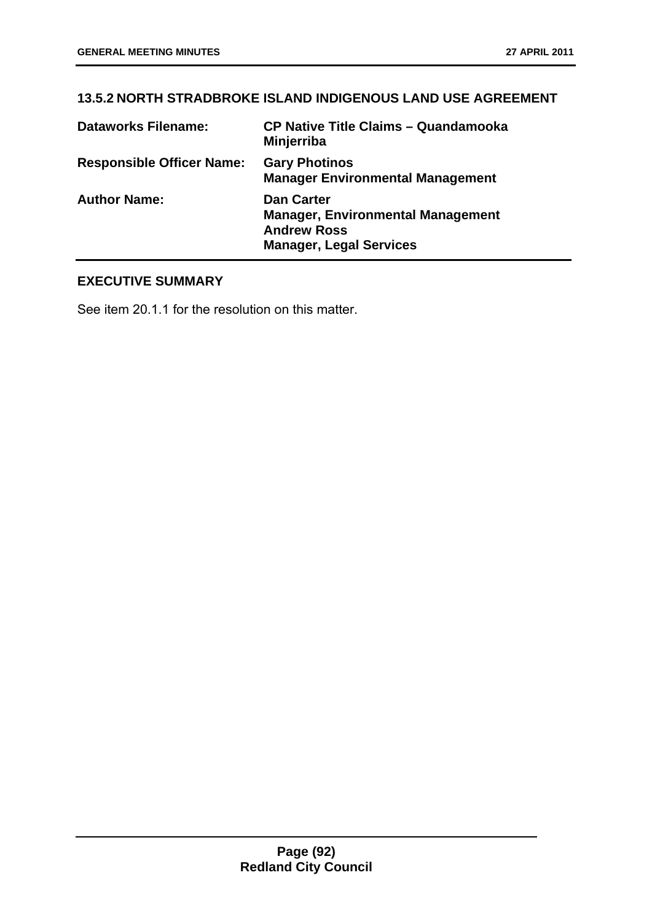## 13.5.2 NORTH STRADBROKE ISLAND INDIGENOUS LAND USE AGREEMENT

| | |
|---|---|
| **Dataworks Filename:** | **CP Native Title Claims – Quandamooka Minjerriba** |
| **Responsible Officer Name:** | **Gary Photinos**<br>**Manager Environmental Management** |
| **Author Name:** | **Dan Carter**<br>**Manager, Environmental Management**<br>**Andrew Ross**<br>**Manager, Legal Services** |

### EXECUTIVE SUMMARY

See item 20.1.1 for the resolution on this matter.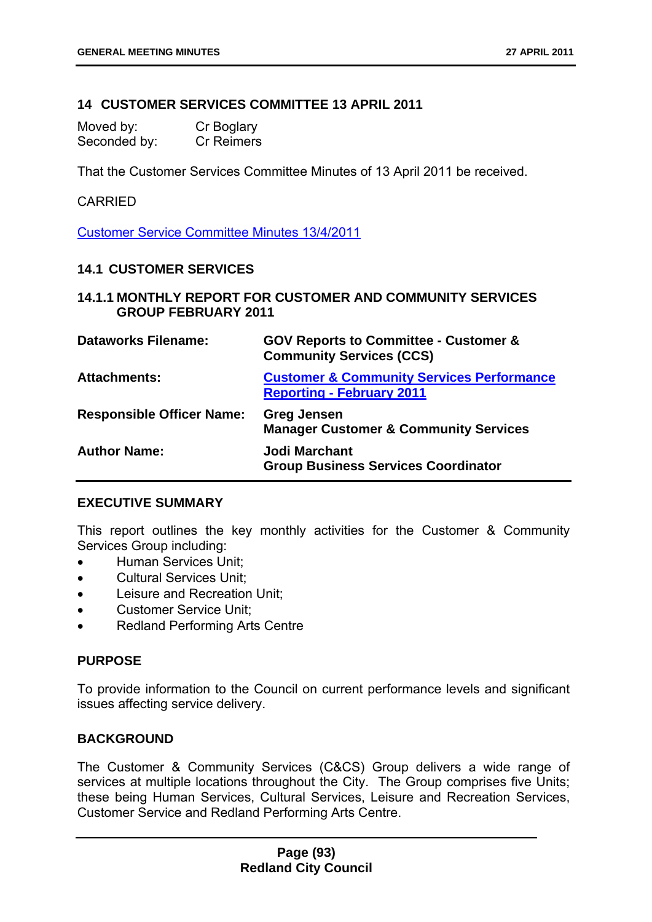## 14 CUSTOMER SERVICES COMMITTEE 13 APRIL 2011

Moved by: Cr Boglary
Seconded by: Cr Reimers

That the Customer Services Committee Minutes of 13 April 2011 be received.

CARRIED

Customer Service Committee Minutes 13/4/2011

### 14.1 CUSTOMER SERVICES

#### 14.1.1 MONTHLY REPORT FOR CUSTOMER AND COMMUNITY SERVICES GROUP FEBRUARY 2011

| | |
|---|---|
| **Dataworks Filename:** | **GOV Reports to Committee - Customer & Community Services (CCS)** |
| **Attachments:** | **Customer & Community Services Performance Reporting - February 2011** |
| **Responsible Officer Name:** | **Greg Jensen**<br>**Manager Customer & Community Services** |
| **Author Name:** | **Jodi Marchant**<br>**Group Business Services Coordinator** |

**EXECUTIVE SUMMARY**

This report outlines the key monthly activities for the Customer & Community Services Group including:

- Human Services Unit;
- Cultural Services Unit;
- Leisure and Recreation Unit;
- Customer Service Unit;
- Redland Performing Arts Centre

**PURPOSE**

To provide information to the Council on current performance levels and significant issues affecting service delivery.

**BACKGROUND**

The Customer & Community Services (C&CS) Group delivers a wide range of services at multiple locations throughout the City. The Group comprises five Units; these being Human Services, Cultural Services, Leisure and Recreation Services, Customer Service and Redland Performing Arts Centre.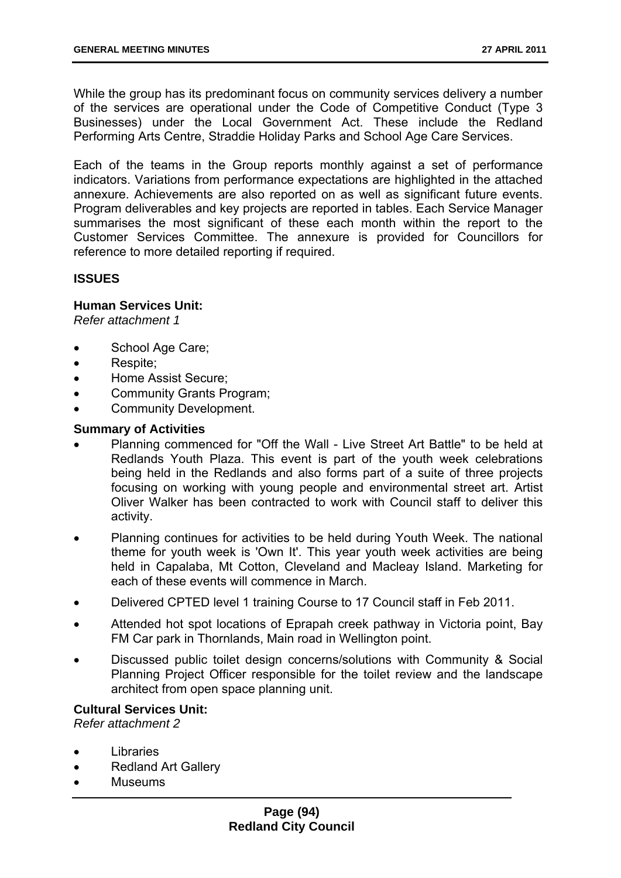While the group has its predominant focus on community services delivery a number of the services are operational under the Code of Competitive Conduct (Type 3 Businesses) under the Local Government Act. These include the Redland Performing Arts Centre, Straddie Holiday Parks and School Age Care Services.

Each of the teams in the Group reports monthly against a set of performance indicators. Variations from performance expectations are highlighted in the attached annexure. Achievements are also reported on as well as significant future events. Program deliverables and key projects are reported in tables. Each Service Manager summarises the most significant of these each month within the report to the Customer Services Committee. The annexure is provided for Councillors for reference to more detailed reporting if required.

**ISSUES**

**Human Services Unit:**
*Refer attachment 1*

- School Age Care;
- Respite;
- Home Assist Secure;
- Community Grants Program;
- Community Development.

**Summary of Activities**

- Planning commenced for "Off the Wall - Live Street Art Battle" to be held at Redlands Youth Plaza. This event is part of the youth week celebrations being held in the Redlands and also forms part of a suite of three projects focusing on working with young people and environmental street art. Artist Oliver Walker has been contracted to work with Council staff to deliver this activity.
- Planning continues for activities to be held during Youth Week. The national theme for youth week is 'Own It'. This year youth week activities are being held in Capalaba, Mt Cotton, Cleveland and Macleay Island. Marketing for each of these events will commence in March.
- Delivered CPTED level 1 training Course to 17 Council staff in Feb 2011.
- Attended hot spot locations of Eprapah creek pathway in Victoria point, Bay FM Car park in Thornlands, Main road in Wellington point.
- Discussed public toilet design concerns/solutions with Community & Social Planning Project Officer responsible for the toilet review and the landscape architect from open space planning unit.

**Cultural Services Unit:**
*Refer attachment 2*

- Libraries
- Redland Art Gallery
- Museums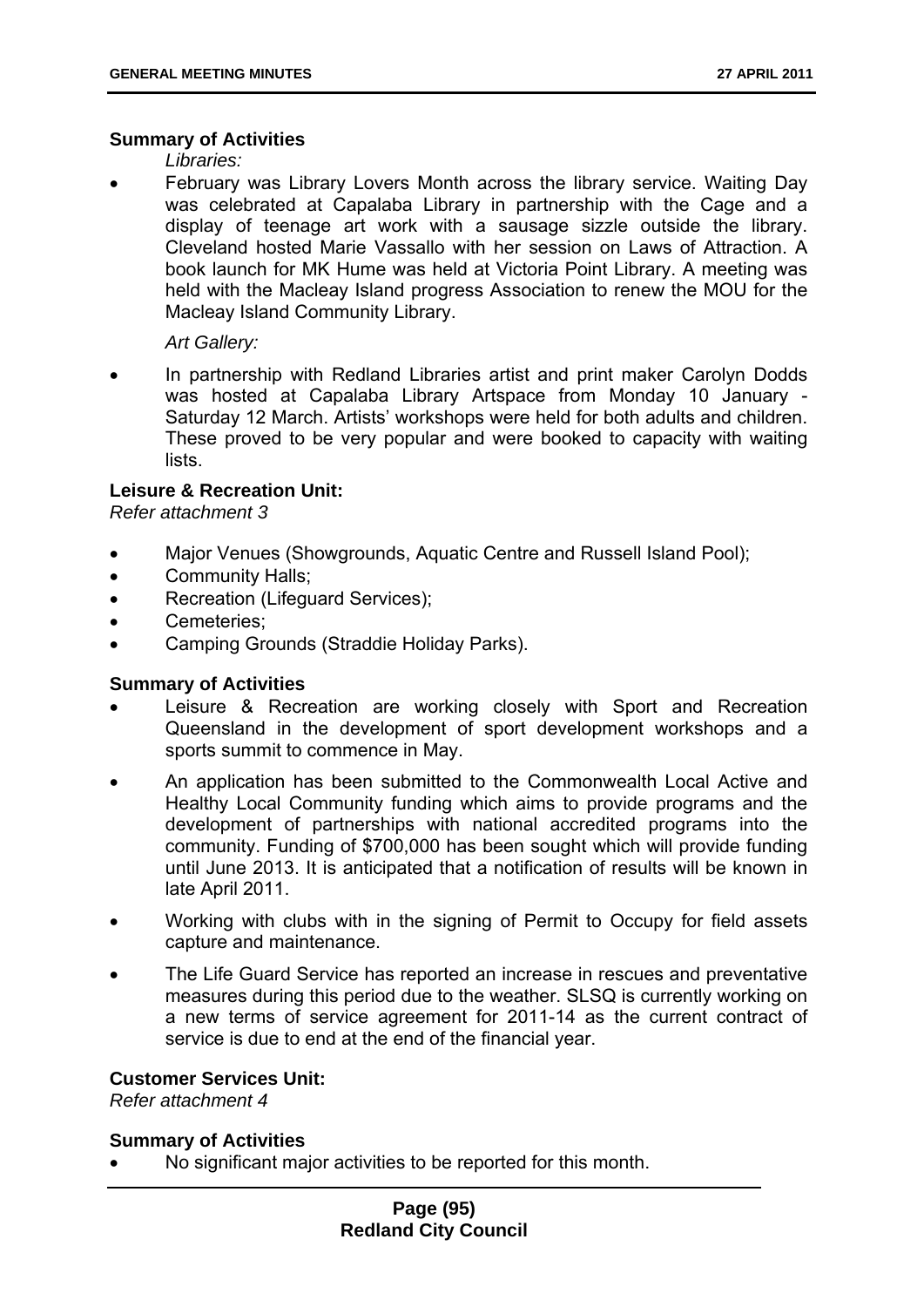**Summary of Activities**

*Libraries:*

- February was Library Lovers Month across the library service. Waiting Day was celebrated at Capalaba Library in partnership with the Cage and a display of teenage art work with a sausage sizzle outside the library. Cleveland hosted Marie Vassallo with her session on Laws of Attraction. A book launch for MK Hume was held at Victoria Point Library. A meeting was held with the Macleay Island progress Association to renew the MOU for the Macleay Island Community Library.

*Art Gallery:*

- In partnership with Redland Libraries artist and print maker Carolyn Dodds was hosted at Capalaba Library Artspace from Monday 10 January - Saturday 12 March. Artists' workshops were held for both adults and children. These proved to be very popular and were booked to capacity with waiting lists.

**Leisure & Recreation Unit:**

*Refer attachment 3*

- Major Venues (Showgrounds, Aquatic Centre and Russell Island Pool);
- Community Halls;
- Recreation (Lifeguard Services);
- Cemeteries;
- Camping Grounds (Straddie Holiday Parks).

**Summary of Activities**

- Leisure & Recreation are working closely with Sport and Recreation Queensland in the development of sport development workshops and a sports summit to commence in May.
- An application has been submitted to the Commonwealth Local Active and Healthy Local Community funding which aims to provide programs and the development of partnerships with national accredited programs into the community. Funding of $700,000 has been sought which will provide funding until June 2013. It is anticipated that a notification of results will be known in late April 2011.
- Working with clubs with in the signing of Permit to Occupy for field assets capture and maintenance.
- The Life Guard Service has reported an increase in rescues and preventative measures during this period due to the weather. SLSQ is currently working on a new terms of service agreement for 2011-14 as the current contract of service is due to end at the end of the financial year.

**Customer Services Unit:**

*Refer attachment 4*

**Summary of Activities**

- No significant major activities to be reported for this month.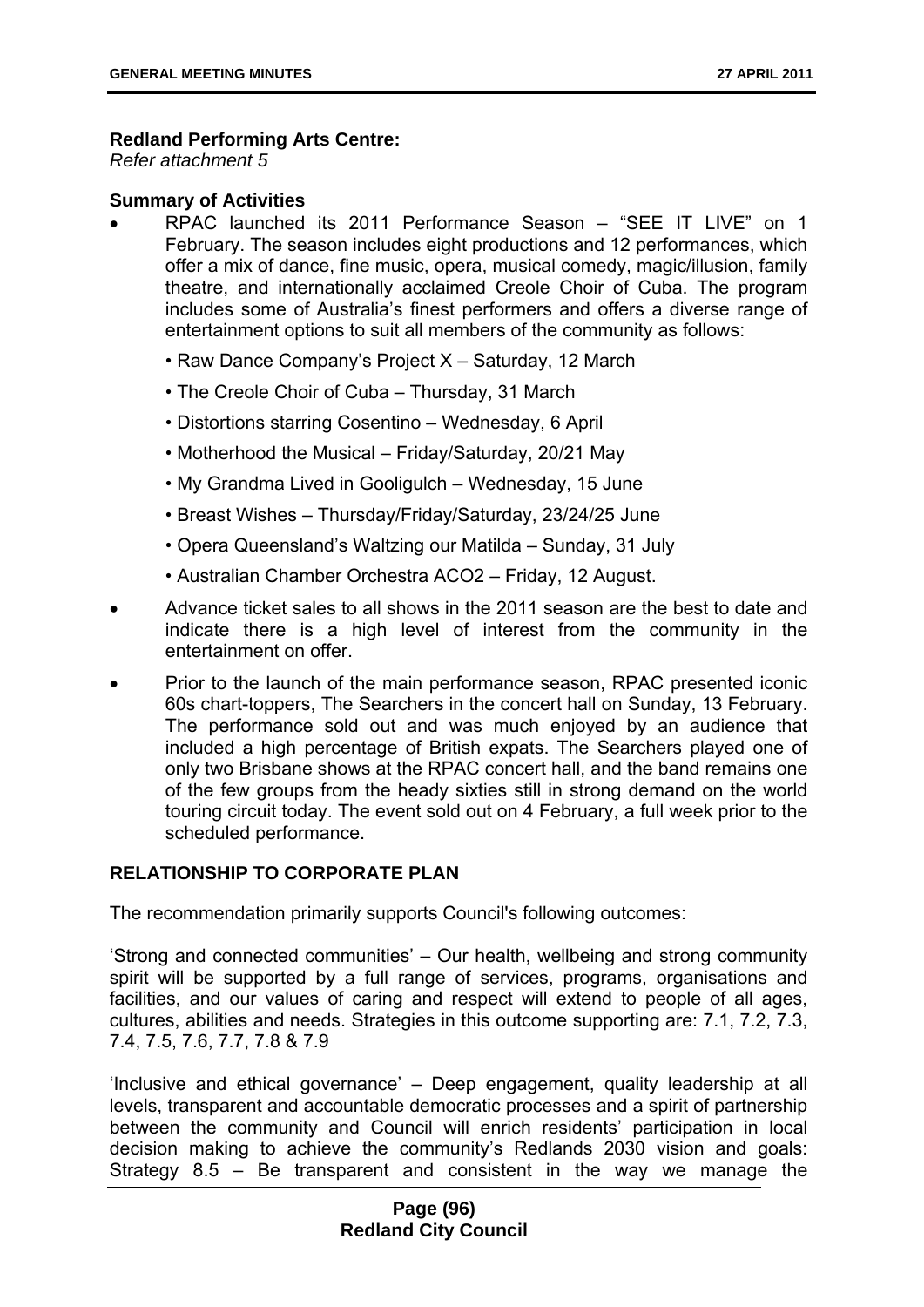**Redland Performing Arts Centre:**
*Refer attachment 5*

**Summary of Activities**

- RPAC launched its 2011 Performance Season – "SEE IT LIVE" on 1 February. The season includes eight productions and 12 performances, which offer a mix of dance, fine music, opera, musical comedy, magic/illusion, family theatre, and internationally acclaimed Creole Choir of Cuba. The program includes some of Australia's finest performers and offers a diverse range of entertainment options to suit all members of the community as follows:
  - Raw Dance Company's Project X – Saturday, 12 March
  - The Creole Choir of Cuba – Thursday, 31 March
  - Distortions starring Cosentino – Wednesday, 6 April
  - Motherhood the Musical – Friday/Saturday, 20/21 May
  - My Grandma Lived in Gooligulch – Wednesday, 15 June
  - Breast Wishes – Thursday/Friday/Saturday, 23/24/25 June
  - Opera Queensland's Waltzing our Matilda – Sunday, 31 July
  - Australian Chamber Orchestra ACO2 – Friday, 12 August.
- Advance ticket sales to all shows in the 2011 season are the best to date and indicate there is a high level of interest from the community in the entertainment on offer.
- Prior to the launch of the main performance season, RPAC presented iconic 60s chart-toppers, The Searchers in the concert hall on Sunday, 13 February. The performance sold out and was much enjoyed by an audience that included a high percentage of British expats. The Searchers played one of only two Brisbane shows at the RPAC concert hall, and the band remains one of the few groups from the heady sixties still in strong demand on the world touring circuit today. The event sold out on 4 February, a full week prior to the scheduled performance.

## RELATIONSHIP TO CORPORATE PLAN

The recommendation primarily supports Council's following outcomes:

'Strong and connected communities' – Our health, wellbeing and strong community spirit will be supported by a full range of services, programs, organisations and facilities, and our values of caring and respect will extend to people of all ages, cultures, abilities and needs. Strategies in this outcome supporting are: 7.1, 7.2, 7.3, 7.4, 7.5, 7.6, 7.7, 7.8 & 7.9

'Inclusive and ethical governance' – Deep engagement, quality leadership at all levels, transparent and accountable democratic processes and a spirit of partnership between the community and Council will enrich residents' participation in local decision making to achieve the community's Redlands 2030 vision and goals: Strategy 8.5 – Be transparent and consistent in the way we manage the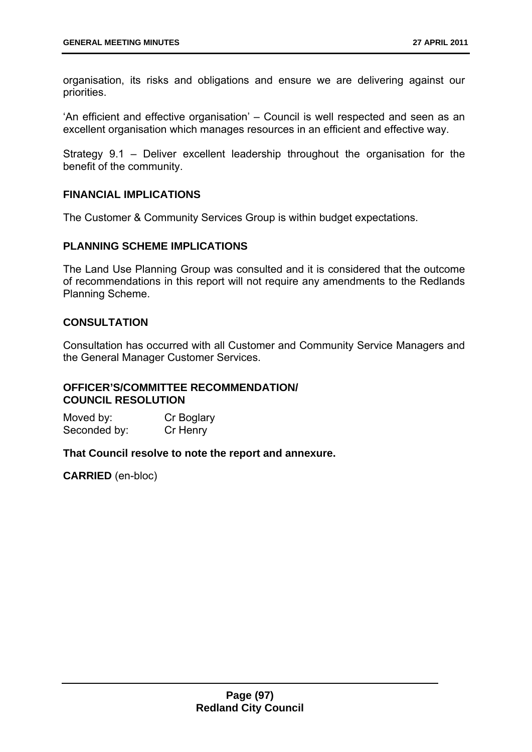organisation, its risks and obligations and ensure we are delivering against our priorities.

'An efficient and effective organisation' – Council is well respected and seen as an excellent organisation which manages resources in an efficient and effective way.

Strategy 9.1 – Deliver excellent leadership throughout the organisation for the benefit of the community.

**FINANCIAL IMPLICATIONS**

The Customer & Community Services Group is within budget expectations.

**PLANNING SCHEME IMPLICATIONS**

The Land Use Planning Group was consulted and it is considered that the outcome of recommendations in this report will not require any amendments to the Redlands Planning Scheme.

**CONSULTATION**

Consultation has occurred with all Customer and Community Service Managers and the General Manager Customer Services.

**OFFICER'S/COMMITTEE RECOMMENDATION/**
**COUNCIL RESOLUTION**

Moved by: Cr Boglary
Seconded by: Cr Henry

**That Council resolve to note the report and annexure.**

**CARRIED** (en-bloc)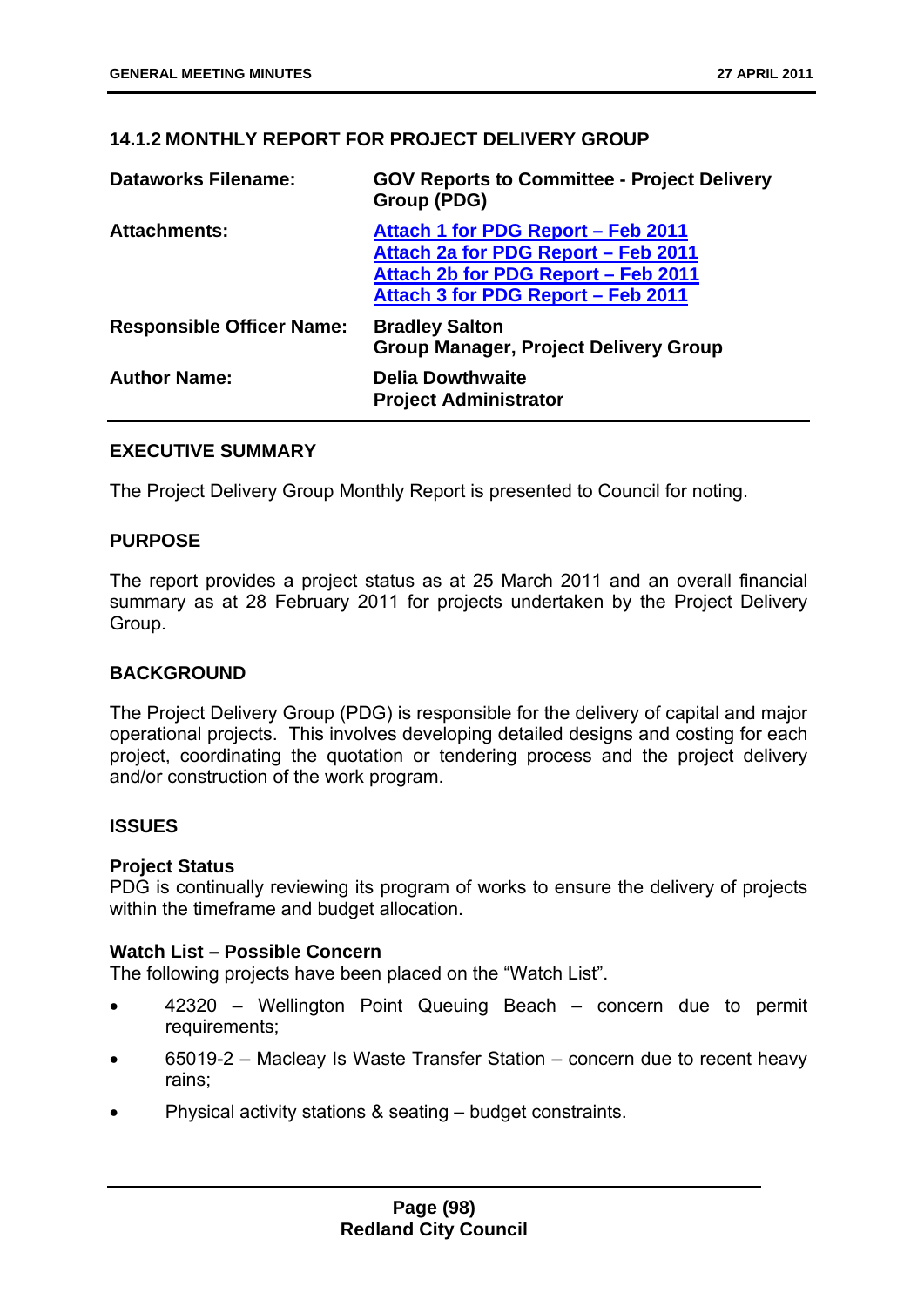### 14.1.2 MONTHLY REPORT FOR PROJECT DELIVERY GROUP

| | |
|---|---|
| **Dataworks Filename:** | **GOV Reports to Committee - Project Delivery Group (PDG)** |
| **Attachments:** | **Attach 1 for PDG Report – Feb 2011**<br>**Attach 2a for PDG Report – Feb 2011**<br>**Attach 2b for PDG Report – Feb 2011**<br>**Attach 3 for PDG Report – Feb 2011** |
| **Responsible Officer Name:** | **Bradley Salton**<br>**Group Manager, Project Delivery Group** |
| **Author Name:** | **Delia Dowthwaite**<br>**Project Administrator** |

#### EXECUTIVE SUMMARY

The Project Delivery Group Monthly Report is presented to Council for noting.

#### PURPOSE

The report provides a project status as at 25 March 2011 and an overall financial summary as at 28 February 2011 for projects undertaken by the Project Delivery Group.

#### BACKGROUND

The Project Delivery Group (PDG) is responsible for the delivery of capital and major operational projects. This involves developing detailed designs and costing for each project, coordinating the quotation or tendering process and the project delivery and/or construction of the work program.

#### ISSUES

**Project Status**
PDG is continually reviewing its program of works to ensure the delivery of projects within the timeframe and budget allocation.

**Watch List – Possible Concern**
The following projects have been placed on the "Watch List".

- 42320 – Wellington Point Queuing Beach – concern due to permit requirements;
- 65019-2 – Macleay Is Waste Transfer Station – concern due to recent heavy rains;
- Physical activity stations & seating – budget constraints.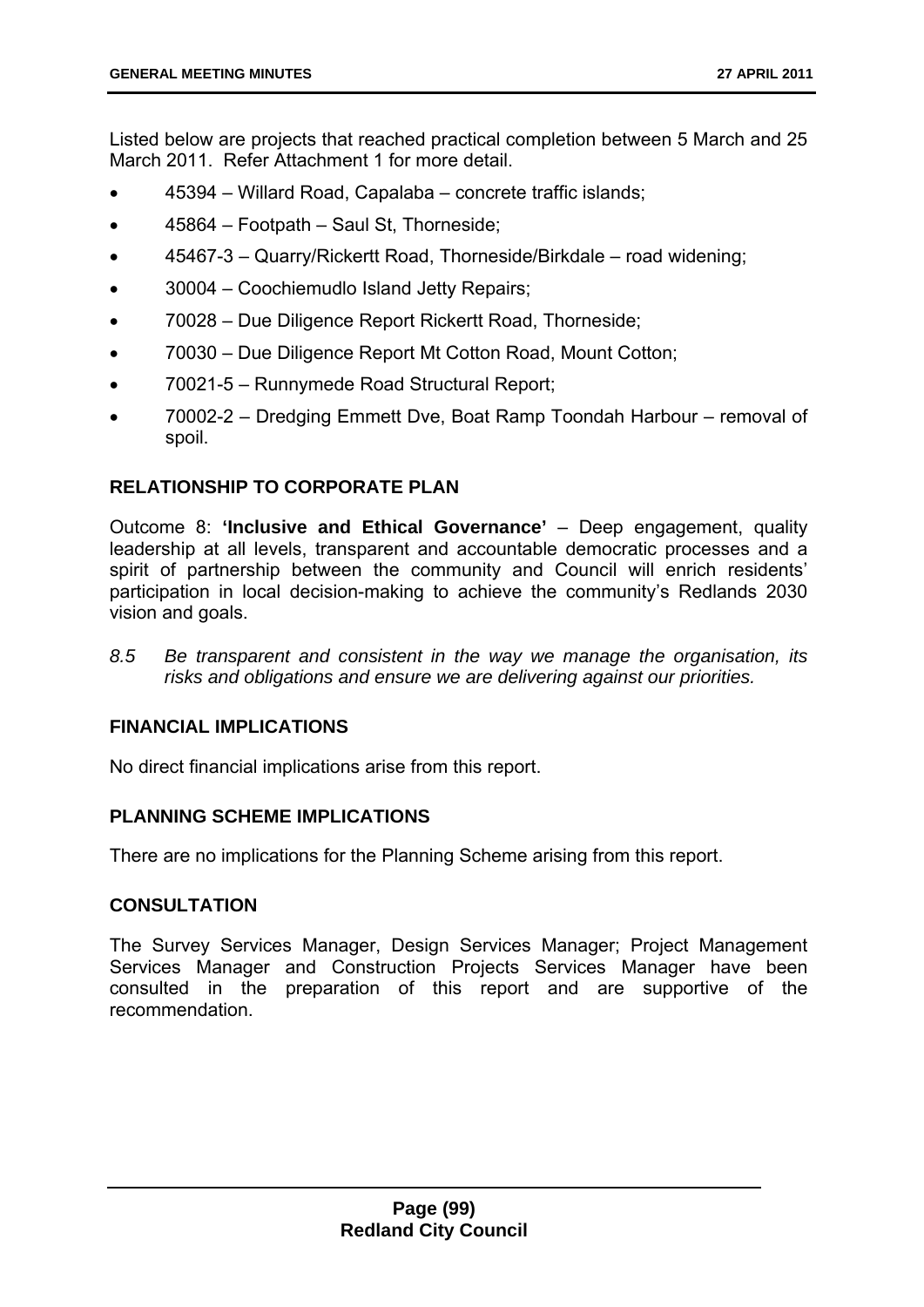Listed below are projects that reached practical completion between 5 March and 25 March 2011. Refer Attachment 1 for more detail.

- 45394 – Willard Road, Capalaba – concrete traffic islands;
- 45864 – Footpath – Saul St, Thorneside;
- 45467-3 – Quarry/Rickertt Road, Thorneside/Birkdale – road widening;
- 30004 – Coochiemudlo Island Jetty Repairs;
- 70028 – Due Diligence Report Rickertt Road, Thorneside;
- 70030 – Due Diligence Report Mt Cotton Road, Mount Cotton;
- 70021-5 – Runnymede Road Structural Report;
- 70002-2 – Dredging Emmett Dve, Boat Ramp Toondah Harbour – removal of spoil.

## RELATIONSHIP TO CORPORATE PLAN

Outcome 8: **'Inclusive and Ethical Governance'** – Deep engagement, quality leadership at all levels, transparent and accountable democratic processes and a spirit of partnership between the community and Council will enrich residents' participation in local decision-making to achieve the community's Redlands 2030 vision and goals.

*8.5 Be transparent and consistent in the way we manage the organisation, its risks and obligations and ensure we are delivering against our priorities.*

## FINANCIAL IMPLICATIONS

No direct financial implications arise from this report.

## PLANNING SCHEME IMPLICATIONS

There are no implications for the Planning Scheme arising from this report.

## CONSULTATION

The Survey Services Manager, Design Services Manager; Project Management Services Manager and Construction Projects Services Manager have been consulted in the preparation of this report and are supportive of the recommendation.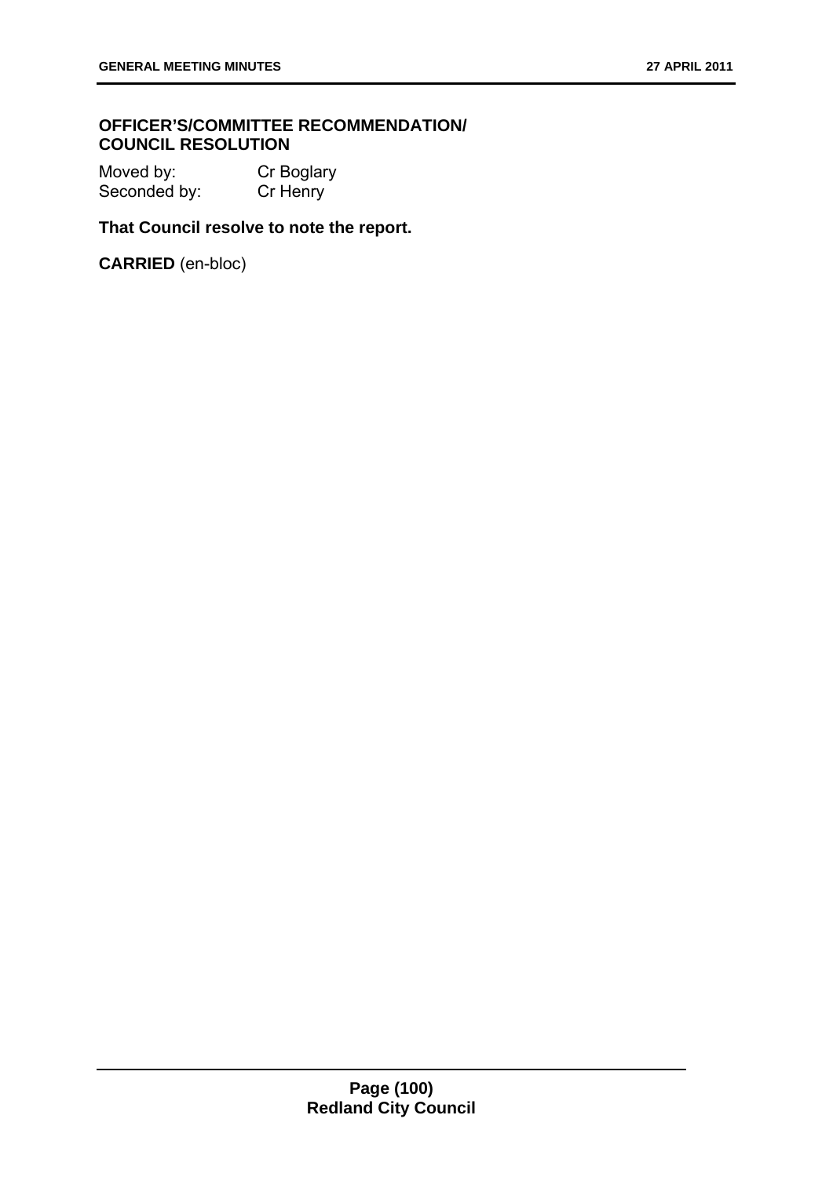## OFFICER'S/COMMITTEE RECOMMENDATION/ COUNCIL RESOLUTION

Moved by: Cr Boglary
Seconded by: Cr Henry

**That Council resolve to note the report.**

**CARRIED** (en-bloc)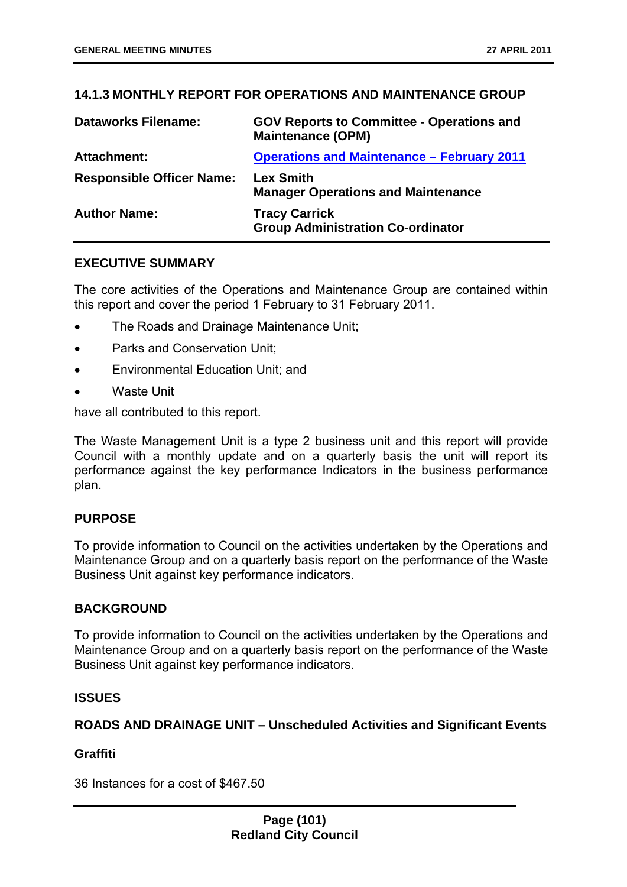### 14.1.3 MONTHLY REPORT FOR OPERATIONS AND MAINTENANCE GROUP

| | |
|---|---|
| **Dataworks Filename:** | **GOV Reports to Committee - Operations and Maintenance (OPM)** |
| **Attachment:** | **Operations and Maintenance – February 2011** |
| **Responsible Officer Name:** | **Lex Smith**<br>**Manager Operations and Maintenance** |
| **Author Name:** | **Tracy Carrick**<br>**Group Administration Co-ordinator** |

#### EXECUTIVE SUMMARY

The core activities of the Operations and Maintenance Group are contained within this report and cover the period 1 February to 31 February 2011.

- The Roads and Drainage Maintenance Unit;
- Parks and Conservation Unit;
- Environmental Education Unit; and
- Waste Unit

have all contributed to this report.

The Waste Management Unit is a type 2 business unit and this report will provide Council with a monthly update and on a quarterly basis the unit will report its performance against the key performance Indicators in the business performance plan.

#### PURPOSE

To provide information to Council on the activities undertaken by the Operations and Maintenance Group and on a quarterly basis report on the performance of the Waste Business Unit against key performance indicators.

#### BACKGROUND

To provide information to Council on the activities undertaken by the Operations and Maintenance Group and on a quarterly basis report on the performance of the Waste Business Unit against key performance indicators.

#### ISSUES

#### ROADS AND DRAINAGE UNIT – Unscheduled Activities and Significant Events

#### Graffiti

36 Instances for a cost of $467.50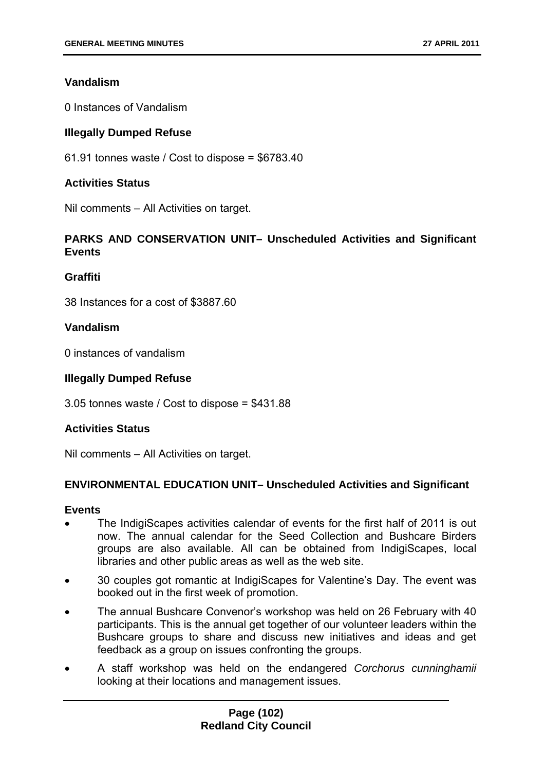**Vandalism**

0 Instances of Vandalism

**Illegally Dumped Refuse**

61.91 tonnes waste / Cost to dispose = $6783.40

**Activities Status**

Nil comments – All Activities on target.

**PARKS AND CONSERVATION UNIT– Unscheduled Activities and Significant Events**

**Graffiti**

38 Instances for a cost of $3887.60

**Vandalism**

0 instances of vandalism

**Illegally Dumped Refuse**

3.05 tonnes waste / Cost to dispose = $431.88

**Activities Status**

Nil comments – All Activities on target.

**ENVIRONMENTAL EDUCATION UNIT– Unscheduled Activities and Significant**

**Events**

- The IndigiScapes activities calendar of events for the first half of 2011 is out now. The annual calendar for the Seed Collection and Bushcare Birders groups are also available. All can be obtained from IndigiScapes, local libraries and other public areas as well as the web site.
- 30 couples got romantic at IndigiScapes for Valentine's Day. The event was booked out in the first week of promotion.
- The annual Bushcare Convenor's workshop was held on 26 February with 40 participants. This is the annual get together of our volunteer leaders within the Bushcare groups to share and discuss new initiatives and ideas and get feedback as a group on issues confronting the groups.
- A staff workshop was held on the endangered *Corchorus cunninghamii* looking at their locations and management issues.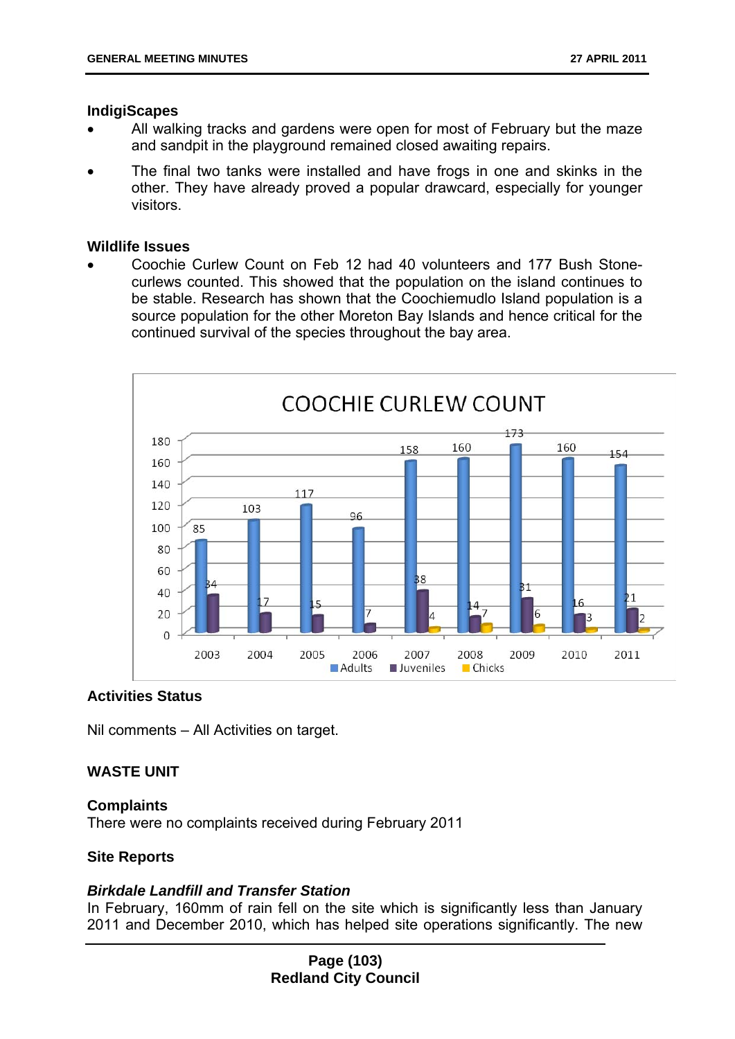## IndigiScapes

- All walking tracks and gardens were open for most of February but the maze and sandpit in the playground remained closed awaiting repairs.
- The final two tanks were installed and have frogs in one and skinks in the other. They have already proved a popular drawcard, especially for younger visitors.

## Wildlife Issues

- Coochie Curlew Count on Feb 12 had 40 volunteers and 177 Bush Stone-curlews counted. This showed that the population on the island continues to be stable. Research has shown that the Coochiemudlo Island population is a source population for the other Moreton Bay Islands and hence critical for the continued survival of the species throughout the bay area.

**COOCHIE CURLEW COUNT**

| Year | Adults | Juveniles | Chicks |
|---|---|---|---|
| 2003 | 85 | 34 | |
| 2004 | 103 | 17 | |
| 2005 | 117 | 15 | |
| 2006 | 96 | 7 | |
| 2007 | 158 | 38 | 4 |
| 2008 | 160 | 14 | 7 |
| 2009 | 173 | 31 | 6 |
| 2010 | 160 | 16 | 3 |
| 2011 | 154 | 21 | 2 |

## Activities Status

Nil comments – All Activities on target.

# WASTE UNIT

## Complaints

There were no complaints received during February 2011

## Site Reports

### *Birkdale Landfill and Transfer Station*

In February, 160mm of rain fell on the site which is significantly less than January 2011 and December 2010, which has helped site operations significantly. The new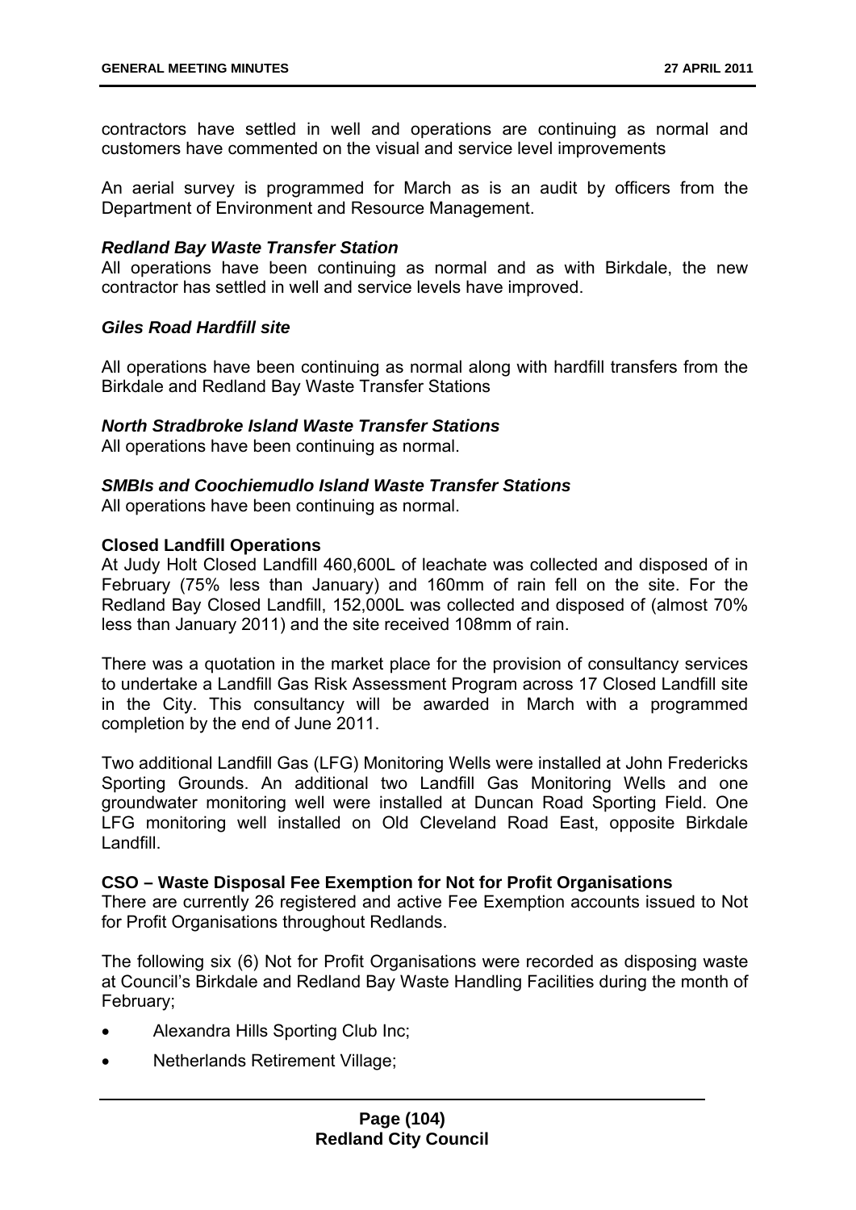contractors have settled in well and operations are continuing as normal and customers have commented on the visual and service level improvements

An aerial survey is programmed for March as is an audit by officers from the Department of Environment and Resource Management.

***Redland Bay Waste Transfer Station***

All operations have been continuing as normal and as with Birkdale, the new contractor has settled in well and service levels have improved.

***Giles Road Hardfill site***

All operations have been continuing as normal along with hardfill transfers from the Birkdale and Redland Bay Waste Transfer Stations

***North Stradbroke Island Waste Transfer Stations***

All operations have been continuing as normal.

***SMBIs and Coochiemudlo Island Waste Transfer Stations***

All operations have been continuing as normal.

**Closed Landfill Operations**

At Judy Holt Closed Landfill 460,600L of leachate was collected and disposed of in February (75% less than January) and 160mm of rain fell on the site. For the Redland Bay Closed Landfill, 152,000L was collected and disposed of (almost 70% less than January 2011) and the site received 108mm of rain.

There was a quotation in the market place for the provision of consultancy services to undertake a Landfill Gas Risk Assessment Program across 17 Closed Landfill site in the City. This consultancy will be awarded in March with a programmed completion by the end of June 2011.

Two additional Landfill Gas (LFG) Monitoring Wells were installed at John Fredericks Sporting Grounds. An additional two Landfill Gas Monitoring Wells and one groundwater monitoring well were installed at Duncan Road Sporting Field. One LFG monitoring well installed on Old Cleveland Road East, opposite Birkdale Landfill.

**CSO – Waste Disposal Fee Exemption for Not for Profit Organisations**

There are currently 26 registered and active Fee Exemption accounts issued to Not for Profit Organisations throughout Redlands.

The following six (6) Not for Profit Organisations were recorded as disposing waste at Council's Birkdale and Redland Bay Waste Handling Facilities during the month of February;

- Alexandra Hills Sporting Club Inc;
- Netherlands Retirement Village;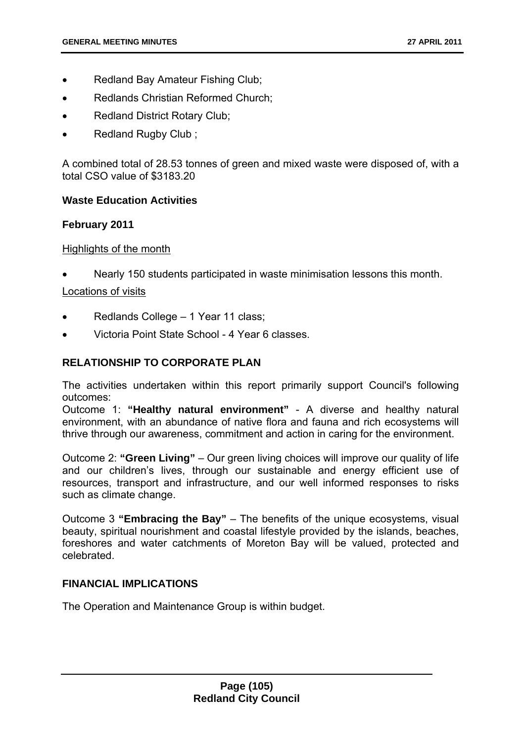- Redland Bay Amateur Fishing Club;
- Redlands Christian Reformed Church;
- Redland District Rotary Club;
- Redland Rugby Club ;

A combined total of 28.53 tonnes of green and mixed waste were disposed of, with a total CSO value of $3183.20

**Waste Education Activities**

**February 2011**

Highlights of the month

- Nearly 150 students participated in waste minimisation lessons this month.

Locations of visits

- Redlands College – 1 Year 11 class;
- Victoria Point State School - 4 Year 6 classes.

## RELATIONSHIP TO CORPORATE PLAN

The activities undertaken within this report primarily support Council's following outcomes:
Outcome 1: **"Healthy natural environment"** - A diverse and healthy natural environment, with an abundance of native flora and fauna and rich ecosystems will thrive through our awareness, commitment and action in caring for the environment.

Outcome 2: **"Green Living"** – Our green living choices will improve our quality of life and our children's lives, through our sustainable and energy efficient use of resources, transport and infrastructure, and our well informed responses to risks such as climate change.

Outcome 3 **"Embracing the Bay"** – The benefits of the unique ecosystems, visual beauty, spiritual nourishment and coastal lifestyle provided by the islands, beaches, foreshores and water catchments of Moreton Bay will be valued, protected and celebrated.

## FINANCIAL IMPLICATIONS

The Operation and Maintenance Group is within budget.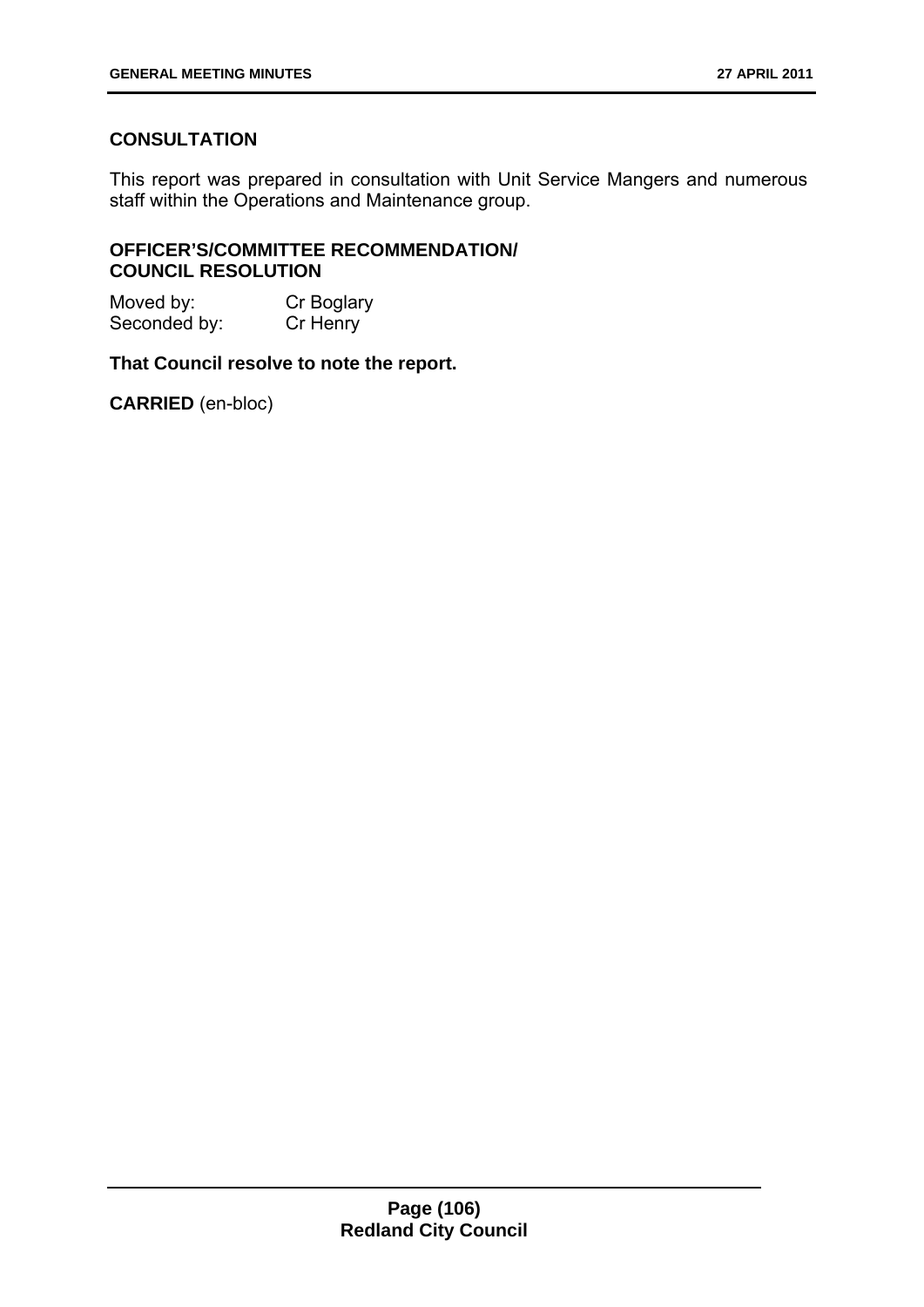## CONSULTATION

This report was prepared in consultation with Unit Service Mangers and numerous staff within the Operations and Maintenance group.

## OFFICER'S/COMMITTEE RECOMMENDATION/ COUNCIL RESOLUTION

Moved by: Cr Boglary
Seconded by: Cr Henry

**That Council resolve to note the report.**

**CARRIED** (en-bloc)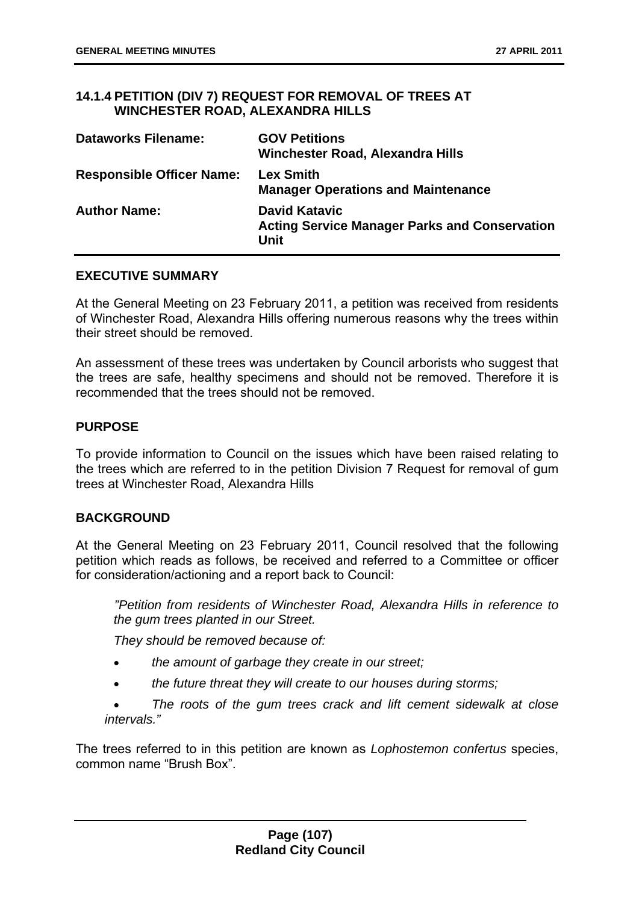## 14.1.4 PETITION (DIV 7) REQUEST FOR REMOVAL OF TREES AT WINCHESTER ROAD, ALEXANDRA HILLS

| | |
|---|---|
| **Dataworks Filename:** | **GOV Petitions Winchester Road, Alexandra Hills** |
| **Responsible Officer Name:** | **Lex Smith Manager Operations and Maintenance** |
| **Author Name:** | **David Katavic Acting Service Manager Parks and Conservation Unit** |

### EXECUTIVE SUMMARY

At the General Meeting on 23 February 2011, a petition was received from residents of Winchester Road, Alexandra Hills offering numerous reasons why the trees within their street should be removed.

An assessment of these trees was undertaken by Council arborists who suggest that the trees are safe, healthy specimens and should not be removed. Therefore it is recommended that the trees should not be removed.

### PURPOSE

To provide information to Council on the issues which have been raised relating to the trees which are referred to in the petition Division 7 Request for removal of gum trees at Winchester Road, Alexandra Hills

### BACKGROUND

At the General Meeting on 23 February 2011, Council resolved that the following petition which reads as follows, be received and referred to a Committee or officer for consideration/actioning and a report back to Council:

> *"Petition from residents of Winchester Road, Alexandra Hills in reference to the gum trees planted in our Street.*
>
> *They should be removed because of:*
>
> - *the amount of garbage they create in our street;*
> - *the future threat they will create to our houses during storms;*
> - *The roots of the gum trees crack and lift cement sidewalk at close intervals."*

The trees referred to in this petition are known as *Lophostemon confertus* species, common name "Brush Box".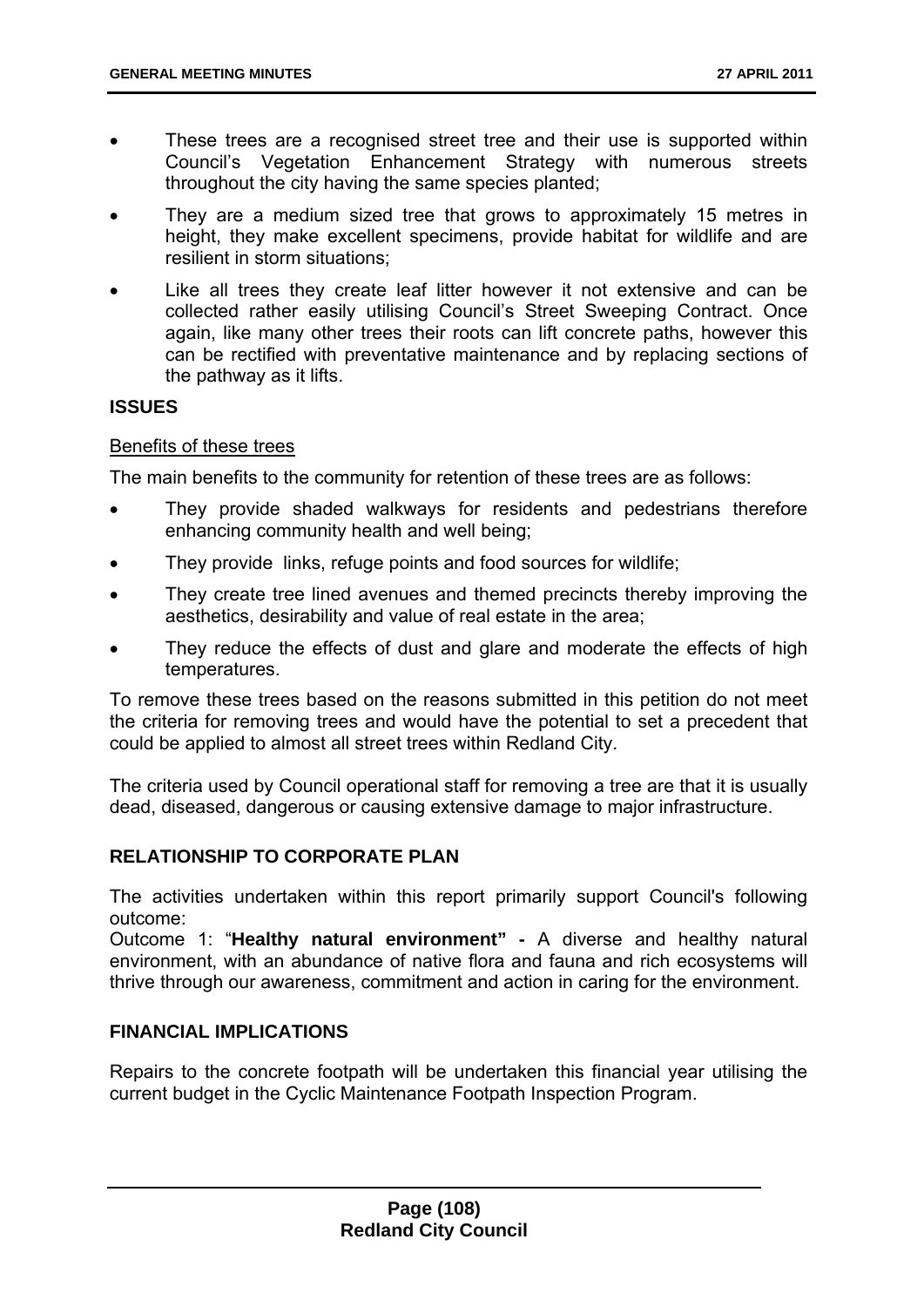- These trees are a recognised street tree and their use is supported within Council's Vegetation Enhancement Strategy with numerous streets throughout the city having the same species planted;
- They are a medium sized tree that grows to approximately 15 metres in height, they make excellent specimens, provide habitat for wildlife and are resilient in storm situations;
- Like all trees they create leaf litter however it not extensive and can be collected rather easily utilising Council's Street Sweeping Contract. Once again, like many other trees their roots can lift concrete paths, however this can be rectified with preventative maintenance and by replacing sections of the pathway as it lifts.

## ISSUES

Benefits of these trees

The main benefits to the community for retention of these trees are as follows:

- They provide shaded walkways for residents and pedestrians therefore enhancing community health and well being;
- They provide links, refuge points and food sources for wildlife;
- They create tree lined avenues and themed precincts thereby improving the aesthetics, desirability and value of real estate in the area;
- They reduce the effects of dust and glare and moderate the effects of high temperatures.

To remove these trees based on the reasons submitted in this petition do not meet the criteria for removing trees and would have the potential to set a precedent that could be applied to almost all street trees within Redland City.

The criteria used by Council operational staff for removing a tree are that it is usually dead, diseased, dangerous or causing extensive damage to major infrastructure.

## RELATIONSHIP TO CORPORATE PLAN

The activities undertaken within this report primarily support Council's following outcome:
Outcome 1: "**Healthy natural environment" -** A diverse and healthy natural environment, with an abundance of native flora and fauna and rich ecosystems will thrive through our awareness, commitment and action in caring for the environment.

## FINANCIAL IMPLICATIONS

Repairs to the concrete footpath will be undertaken this financial year utilising the current budget in the Cyclic Maintenance Footpath Inspection Program.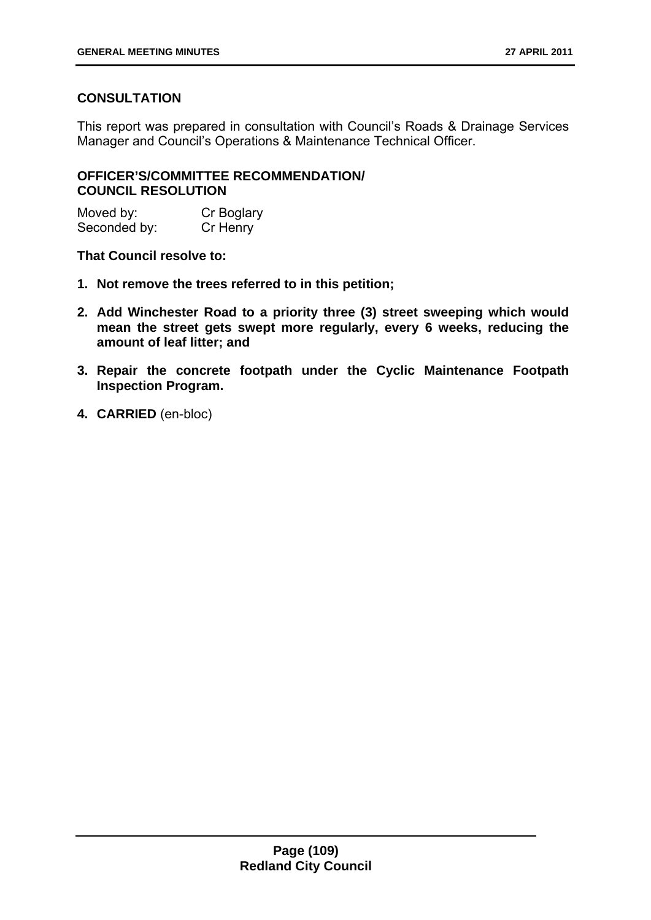**CONSULTATION**

This report was prepared in consultation with Council's Roads & Drainage Services Manager and Council's Operations & Maintenance Technical Officer.

**OFFICER'S/COMMITTEE RECOMMENDATION/ COUNCIL RESOLUTION**

| Moved by: | Cr Boglary |
| --- | --- |
| Seconded by: | Cr Henry |

**That Council resolve to:**

1. **Not remove the trees referred to in this petition;**
2. **Add Winchester Road to a priority three (3) street sweeping which would mean the street gets swept more regularly, every 6 weeks, reducing the amount of leaf litter; and**
3. **Repair the concrete footpath under the Cyclic Maintenance Footpath Inspection Program.**
4. **CARRIED** (en-bloc)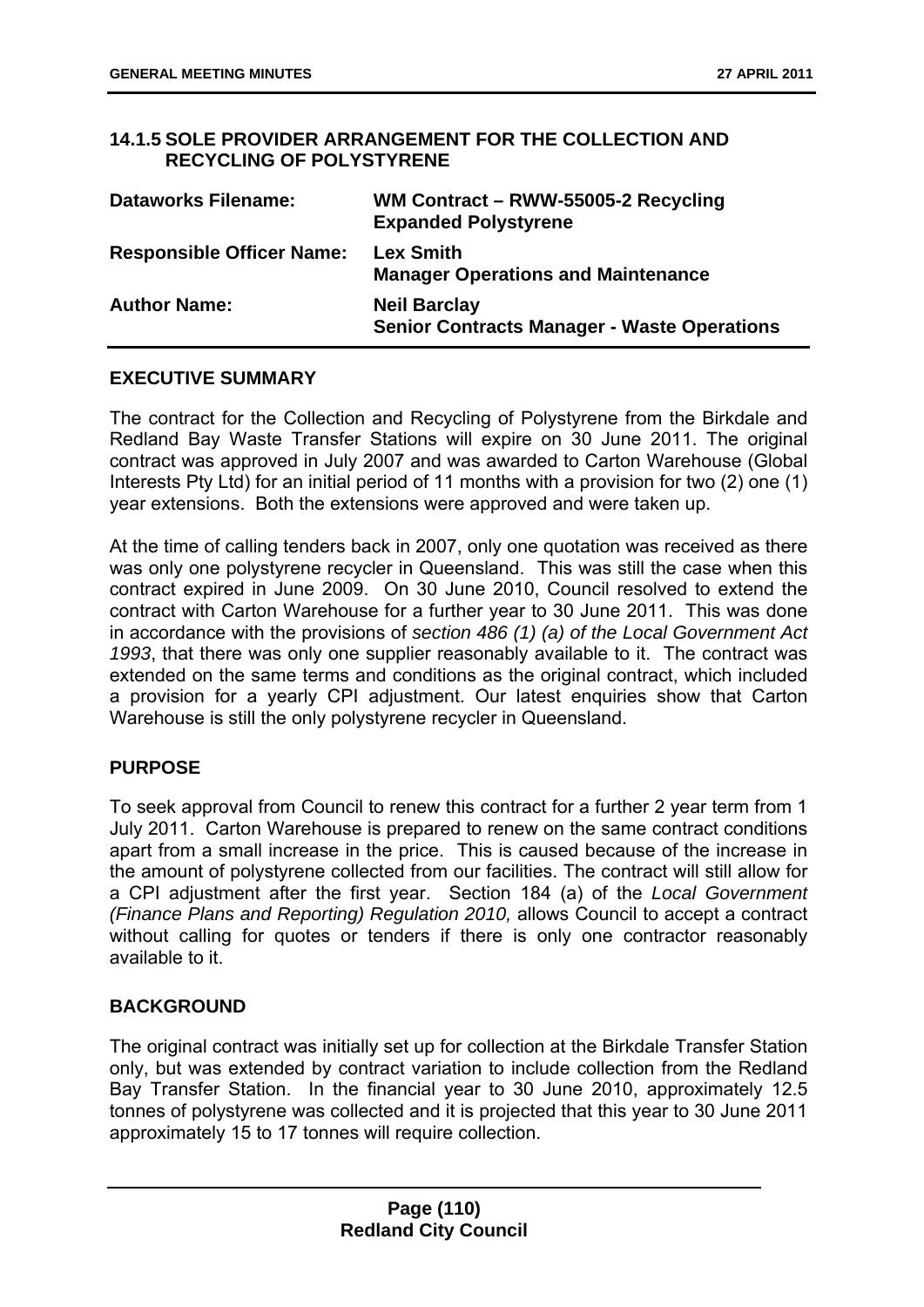## 14.1.5 SOLE PROVIDER ARRANGEMENT FOR THE COLLECTION AND RECYCLING OF POLYSTYRENE

| | |
|---|---|
| **Dataworks Filename:** | **WM Contract – RWW-55005-2 Recycling Expanded Polystyrene** |
| **Responsible Officer Name:** | **Lex Smith**<br>**Manager Operations and Maintenance** |
| **Author Name:** | **Neil Barclay**<br>**Senior Contracts Manager - Waste Operations** |

### EXECUTIVE SUMMARY

The contract for the Collection and Recycling of Polystyrene from the Birkdale and Redland Bay Waste Transfer Stations will expire on 30 June 2011. The original contract was approved in July 2007 and was awarded to Carton Warehouse (Global Interests Pty Ltd) for an initial period of 11 months with a provision for two (2) one (1) year extensions. Both the extensions were approved and were taken up.

At the time of calling tenders back in 2007, only one quotation was received as there was only one polystyrene recycler in Queensland. This was still the case when this contract expired in June 2009. On 30 June 2010, Council resolved to extend the contract with Carton Warehouse for a further year to 30 June 2011. This was done in accordance with the provisions of *section 486 (1) (a) of the Local Government Act 1993*, that there was only one supplier reasonably available to it. The contract was extended on the same terms and conditions as the original contract, which included a provision for a yearly CPI adjustment. Our latest enquiries show that Carton Warehouse is still the only polystyrene recycler in Queensland.

### PURPOSE

To seek approval from Council to renew this contract for a further 2 year term from 1 July 2011. Carton Warehouse is prepared to renew on the same contract conditions apart from a small increase in the price. This is caused because of the increase in the amount of polystyrene collected from our facilities. The contract will still allow for a CPI adjustment after the first year. Section 184 (a) of the *Local Government (Finance Plans and Reporting) Regulation 2010,* allows Council to accept a contract without calling for quotes or tenders if there is only one contractor reasonably available to it.

### BACKGROUND

The original contract was initially set up for collection at the Birkdale Transfer Station only, but was extended by contract variation to include collection from the Redland Bay Transfer Station. In the financial year to 30 June 2010, approximately 12.5 tonnes of polystyrene was collected and it is projected that this year to 30 June 2011 approximately 15 to 17 tonnes will require collection.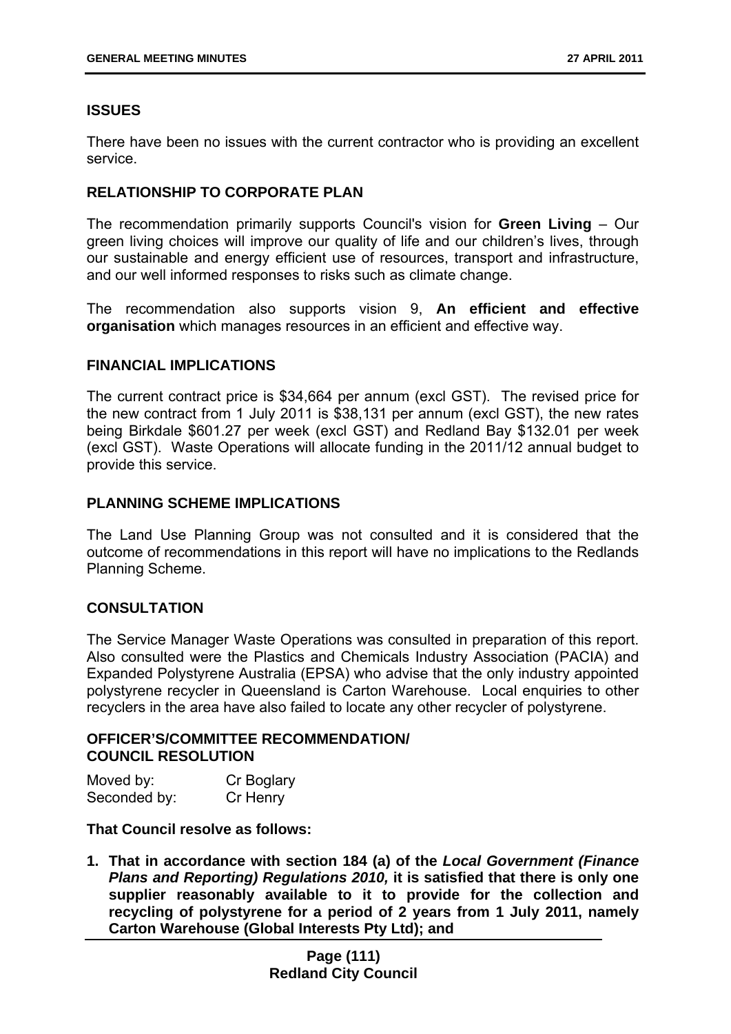## ISSUES

There have been no issues with the current contractor who is providing an excellent service.

## RELATIONSHIP TO CORPORATE PLAN

The recommendation primarily supports Council's vision for **Green Living** – Our green living choices will improve our quality of life and our children's lives, through our sustainable and energy efficient use of resources, transport and infrastructure, and our well informed responses to risks such as climate change.

The recommendation also supports vision 9, **An efficient and effective organisation** which manages resources in an efficient and effective way.

## FINANCIAL IMPLICATIONS

The current contract price is $34,664 per annum (excl GST). The revised price for the new contract from 1 July 2011 is $38,131 per annum (excl GST), the new rates being Birkdale $601.27 per week (excl GST) and Redland Bay $132.01 per week (excl GST). Waste Operations will allocate funding in the 2011/12 annual budget to provide this service.

## PLANNING SCHEME IMPLICATIONS

The Land Use Planning Group was not consulted and it is considered that the outcome of recommendations in this report will have no implications to the Redlands Planning Scheme.

## CONSULTATION

The Service Manager Waste Operations was consulted in preparation of this report. Also consulted were the Plastics and Chemicals Industry Association (PACIA) and Expanded Polystyrene Australia (EPSA) who advise that the only industry appointed polystyrene recycler in Queensland is Carton Warehouse. Local enquiries to other recyclers in the area have also failed to locate any other recycler of polystyrene.

## OFFICER'S/COMMITTEE RECOMMENDATION/ COUNCIL RESOLUTION

| Moved by: | Cr Boglary |
|---|---|
| Seconded by: | Cr Henry |

**That Council resolve as follows:**

1. **That in accordance with section 184 (a) of the *Local Government (Finance Plans and Reporting) Regulations 2010,* it is satisfied that there is only one supplier reasonably available to it to provide for the collection and recycling of polystyrene for a period of 2 years from 1 July 2011, namely Carton Warehouse (Global Interests Pty Ltd); and**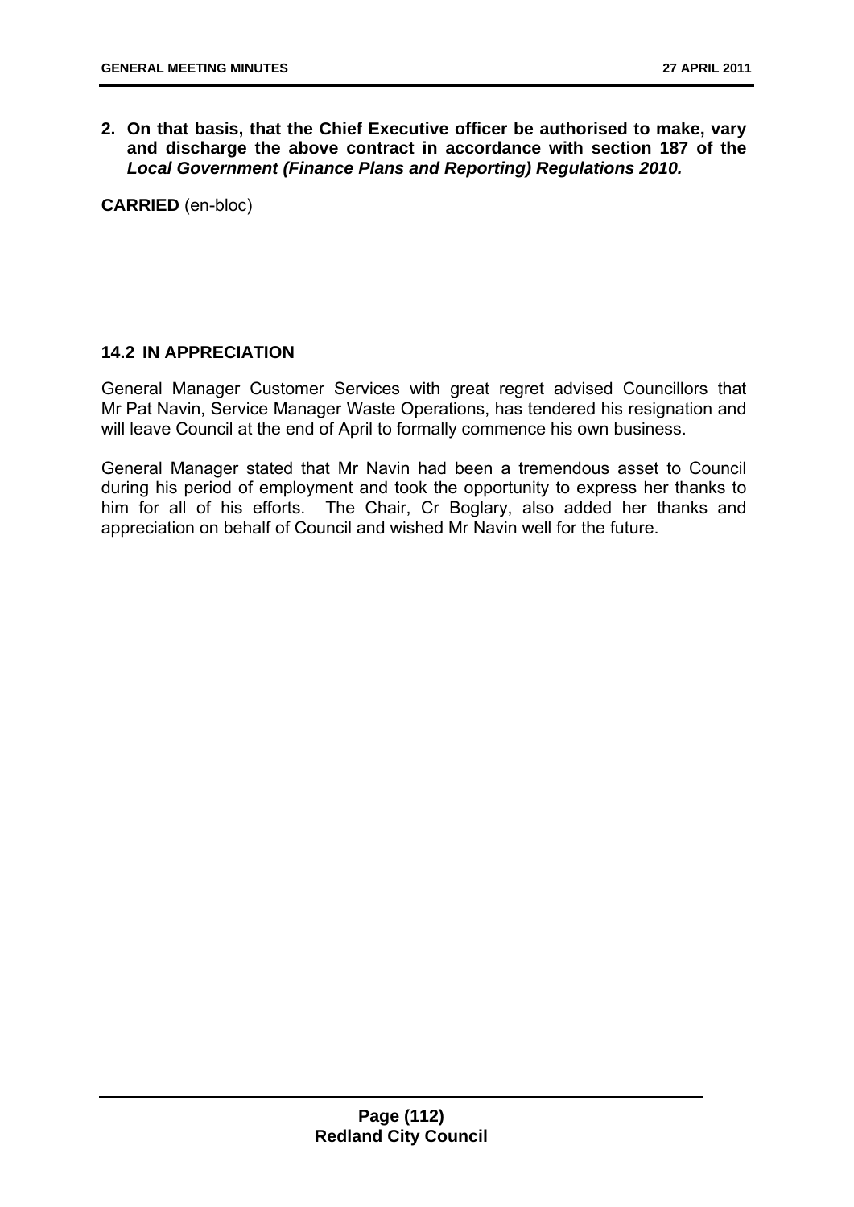2. **On that basis, that the Chief Executive officer be authorised to make, vary and discharge the above contract in accordance with section 187 of the *Local Government (Finance Plans and Reporting) Regulations 2010.***

**CARRIED** (en-bloc)

### 14.2 IN APPRECIATION

General Manager Customer Services with great regret advised Councillors that Mr Pat Navin, Service Manager Waste Operations, has tendered his resignation and will leave Council at the end of April to formally commence his own business.

General Manager stated that Mr Navin had been a tremendous asset to Council during his period of employment and took the opportunity to express her thanks to him for all of his efforts. The Chair, Cr Boglary, also added her thanks and appreciation on behalf of Council and wished Mr Navin well for the future.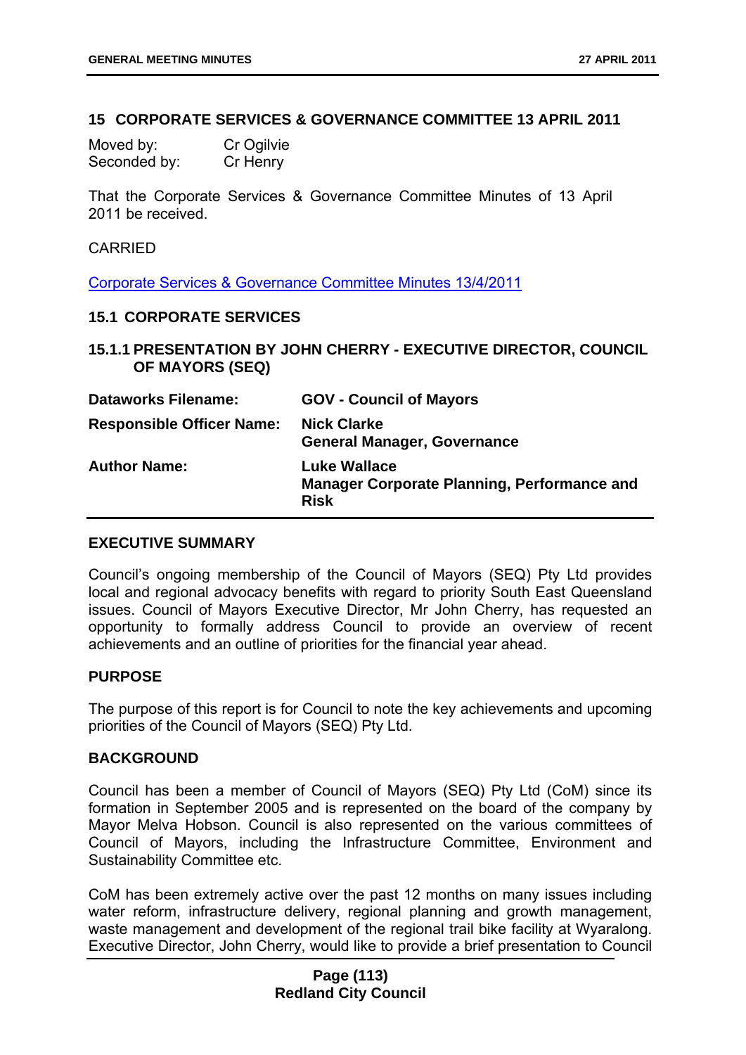## 15 CORPORATE SERVICES & GOVERNANCE COMMITTEE 13 APRIL 2011

Moved by: Cr Ogilvie
Seconded by: Cr Henry

That the Corporate Services & Governance Committee Minutes of 13 April 2011 be received.

CARRIED

Corporate Services & Governance Committee Minutes 13/4/2011

### 15.1 CORPORATE SERVICES

### 15.1.1 PRESENTATION BY JOHN CHERRY - EXECUTIVE DIRECTOR, COUNCIL OF MAYORS (SEQ)

| | |
|---|---|
| **Dataworks Filename:** | **GOV - Council of Mayors** |
| **Responsible Officer Name:** | **Nick Clarke**<br>**General Manager, Governance** |
| **Author Name:** | **Luke Wallace**<br>**Manager Corporate Planning, Performance and Risk** |

**EXECUTIVE SUMMARY**

Council's ongoing membership of the Council of Mayors (SEQ) Pty Ltd provides local and regional advocacy benefits with regard to priority South East Queensland issues. Council of Mayors Executive Director, Mr John Cherry, has requested an opportunity to formally address Council to provide an overview of recent achievements and an outline of priorities for the financial year ahead.

**PURPOSE**

The purpose of this report is for Council to note the key achievements and upcoming priorities of the Council of Mayors (SEQ) Pty Ltd.

**BACKGROUND**

Council has been a member of Council of Mayors (SEQ) Pty Ltd (CoM) since its formation in September 2005 and is represented on the board of the company by Mayor Melva Hobson. Council is also represented on the various committees of Council of Mayors, including the Infrastructure Committee, Environment and Sustainability Committee etc.

CoM has been extremely active over the past 12 months on many issues including water reform, infrastructure delivery, regional planning and growth management, waste management and development of the regional trail bike facility at Wyaralong. Executive Director, John Cherry, would like to provide a brief presentation to Council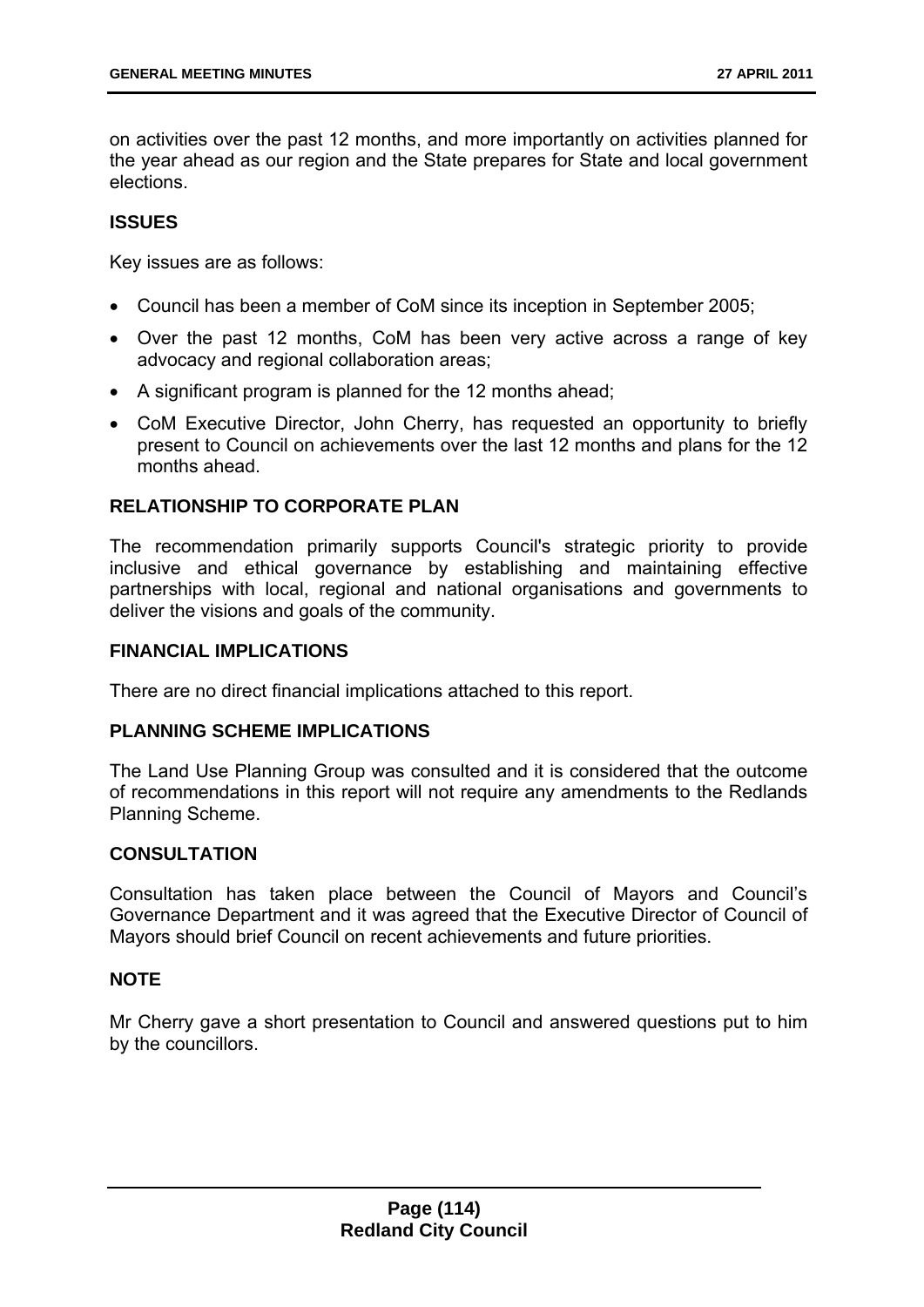on activities over the past 12 months, and more importantly on activities planned for the year ahead as our region and the State prepares for State and local government elections.

### ISSUES

Key issues are as follows:

- Council has been a member of CoM since its inception in September 2005;
- Over the past 12 months, CoM has been very active across a range of key advocacy and regional collaboration areas;
- A significant program is planned for the 12 months ahead;
- CoM Executive Director, John Cherry, has requested an opportunity to briefly present to Council on achievements over the last 12 months and plans for the 12 months ahead.

### RELATIONSHIP TO CORPORATE PLAN

The recommendation primarily supports Council's strategic priority to provide inclusive and ethical governance by establishing and maintaining effective partnerships with local, regional and national organisations and governments to deliver the visions and goals of the community.

### FINANCIAL IMPLICATIONS

There are no direct financial implications attached to this report.

### PLANNING SCHEME IMPLICATIONS

The Land Use Planning Group was consulted and it is considered that the outcome of recommendations in this report will not require any amendments to the Redlands Planning Scheme.

### CONSULTATION

Consultation has taken place between the Council of Mayors and Council's Governance Department and it was agreed that the Executive Director of Council of Mayors should brief Council on recent achievements and future priorities.

### NOTE

Mr Cherry gave a short presentation to Council and answered questions put to him by the councillors.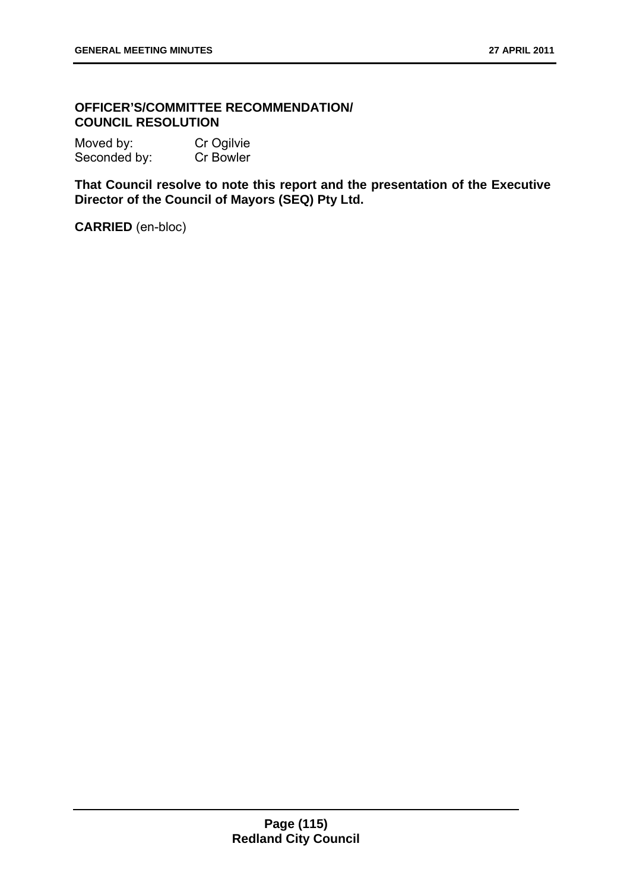**OFFICER'S/COMMITTEE RECOMMENDATION/ COUNCIL RESOLUTION**

Moved by: Cr Ogilvie
Seconded by: Cr Bowler

**That Council resolve to note this report and the presentation of the Executive Director of the Council of Mayors (SEQ) Pty Ltd.**

**CARRIED** (en-bloc)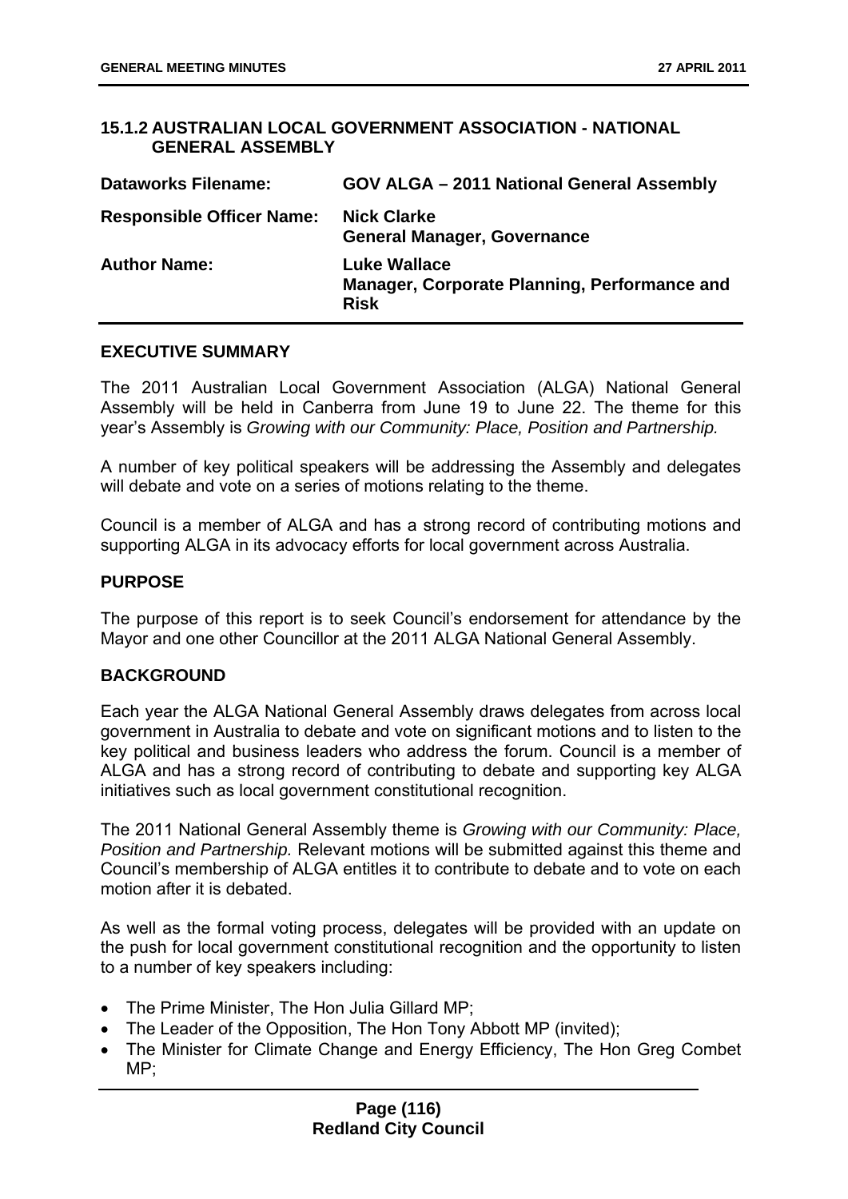## 15.1.2 AUSTRALIAN LOCAL GOVERNMENT ASSOCIATION - NATIONAL GENERAL ASSEMBLY

| | |
|---|---|
| **Dataworks Filename:** | **GOV ALGA – 2011 National General Assembly** |
| **Responsible Officer Name:** | **Nick Clarke**<br>**General Manager, Governance** |
| **Author Name:** | **Luke Wallace**<br>**Manager, Corporate Planning, Performance and Risk** |

### EXECUTIVE SUMMARY

The 2011 Australian Local Government Association (ALGA) National General Assembly will be held in Canberra from June 19 to June 22. The theme for this year's Assembly is *Growing with our Community: Place, Position and Partnership.*

A number of key political speakers will be addressing the Assembly and delegates will debate and vote on a series of motions relating to the theme.

Council is a member of ALGA and has a strong record of contributing motions and supporting ALGA in its advocacy efforts for local government across Australia.

### PURPOSE

The purpose of this report is to seek Council's endorsement for attendance by the Mayor and one other Councillor at the 2011 ALGA National General Assembly.

### BACKGROUND

Each year the ALGA National General Assembly draws delegates from across local government in Australia to debate and vote on significant motions and to listen to the key political and business leaders who address the forum. Council is a member of ALGA and has a strong record of contributing to debate and supporting key ALGA initiatives such as local government constitutional recognition.

The 2011 National General Assembly theme is *Growing with our Community: Place, Position and Partnership.* Relevant motions will be submitted against this theme and Council's membership of ALGA entitles it to contribute to debate and to vote on each motion after it is debated.

As well as the formal voting process, delegates will be provided with an update on the push for local government constitutional recognition and the opportunity to listen to a number of key speakers including:

- The Prime Minister, The Hon Julia Gillard MP;
- The Leader of the Opposition, The Hon Tony Abbott MP (invited);
- The Minister for Climate Change and Energy Efficiency, The Hon Greg Combet MP;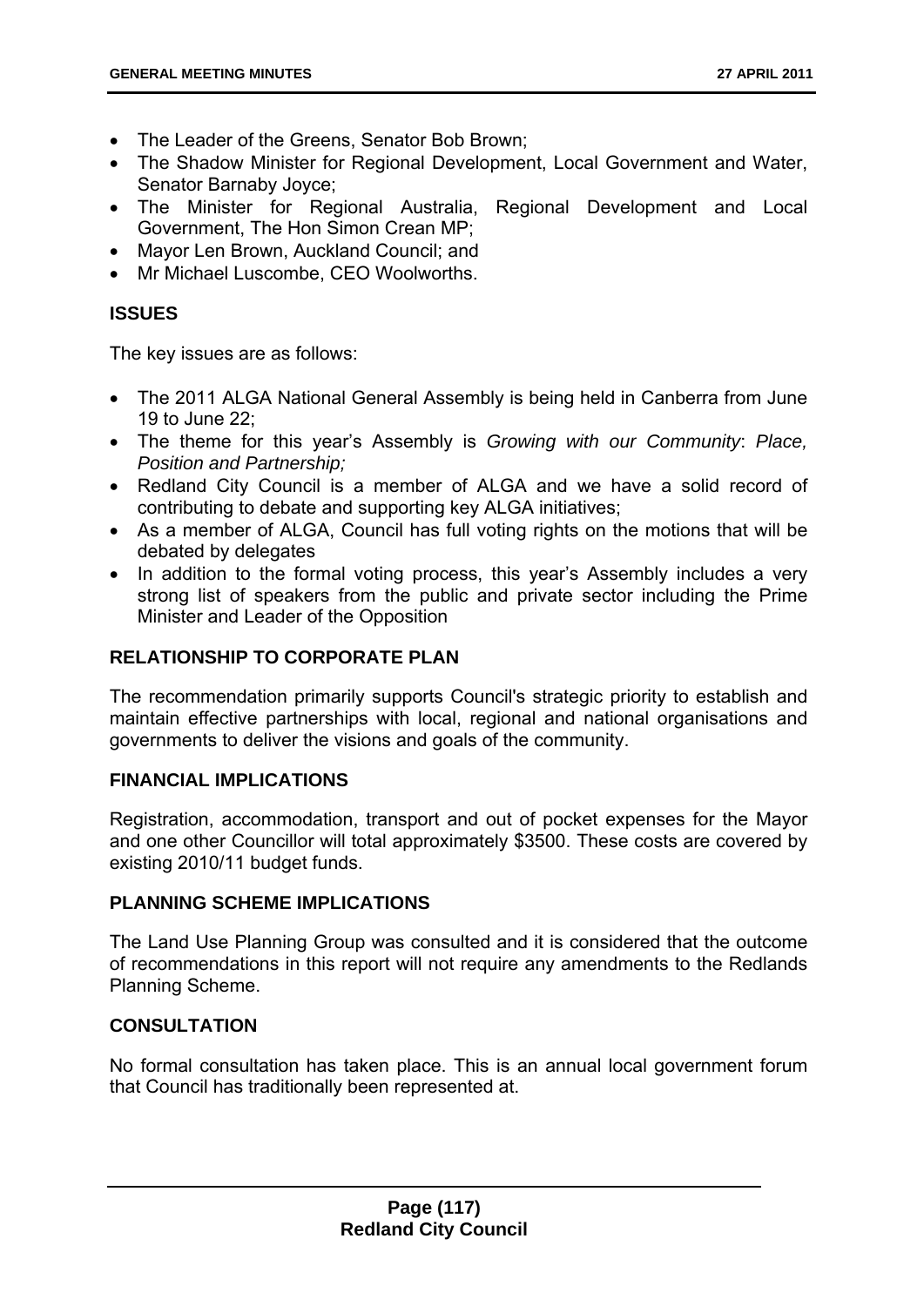- The Leader of the Greens, Senator Bob Brown;
- The Shadow Minister for Regional Development, Local Government and Water, Senator Barnaby Joyce;
- The Minister for Regional Australia, Regional Development and Local Government, The Hon Simon Crean MP;
- Mayor Len Brown, Auckland Council; and
- Mr Michael Luscombe, CEO Woolworths.

## ISSUES

The key issues are as follows:

- The 2011 ALGA National General Assembly is being held in Canberra from June 19 to June 22;
- The theme for this year's Assembly is *Growing with our Community*: *Place, Position and Partnership;*
- Redland City Council is a member of ALGA and we have a solid record of contributing to debate and supporting key ALGA initiatives;
- As a member of ALGA, Council has full voting rights on the motions that will be debated by delegates
- In addition to the formal voting process, this year's Assembly includes a very strong list of speakers from the public and private sector including the Prime Minister and Leader of the Opposition

## RELATIONSHIP TO CORPORATE PLAN

The recommendation primarily supports Council's strategic priority to establish and maintain effective partnerships with local, regional and national organisations and governments to deliver the visions and goals of the community.

## FINANCIAL IMPLICATIONS

Registration, accommodation, transport and out of pocket expenses for the Mayor and one other Councillor will total approximately $3500. These costs are covered by existing 2010/11 budget funds.

## PLANNING SCHEME IMPLICATIONS

The Land Use Planning Group was consulted and it is considered that the outcome of recommendations in this report will not require any amendments to the Redlands Planning Scheme.

## CONSULTATION

No formal consultation has taken place. This is an annual local government forum that Council has traditionally been represented at.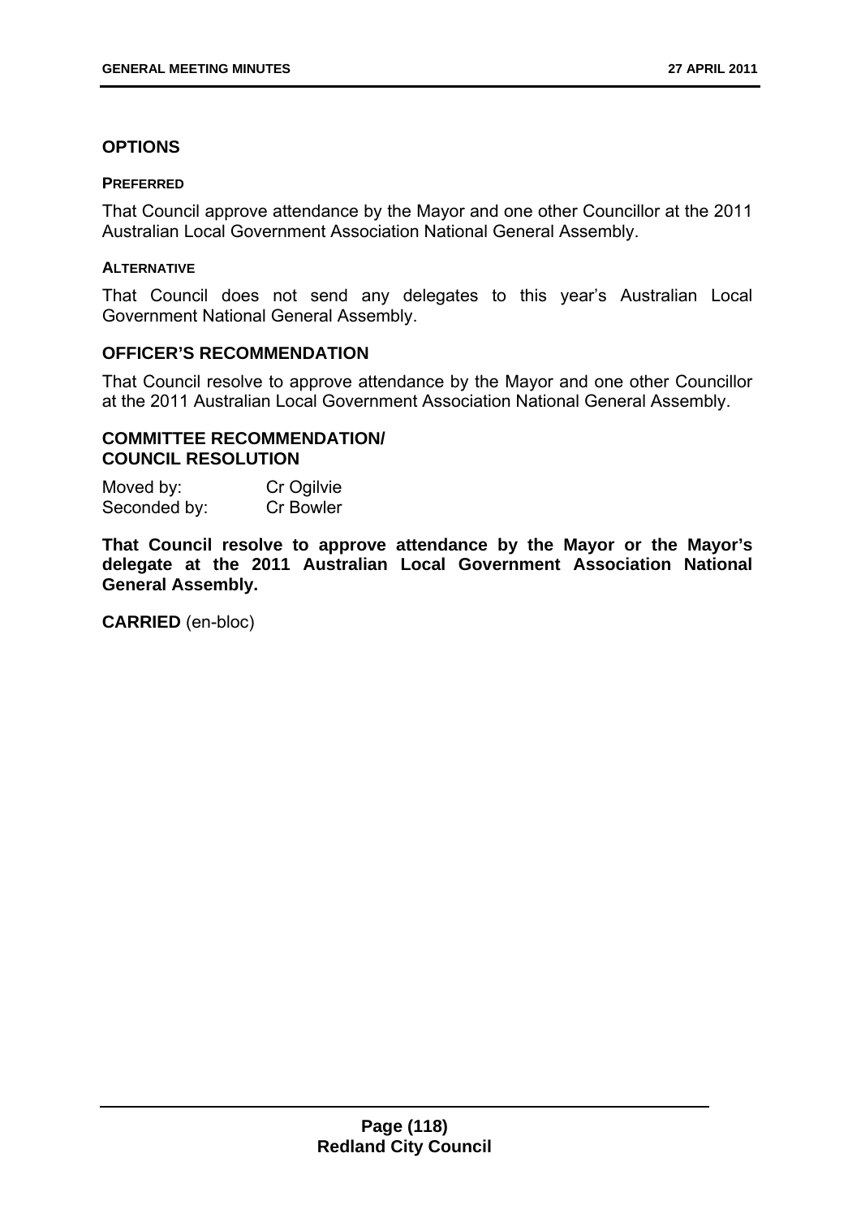## OPTIONS

### PREFERRED

That Council approve attendance by the Mayor and one other Councillor at the 2011 Australian Local Government Association National General Assembly.

### ALTERNATIVE

That Council does not send any delegates to this year's Australian Local Government National General Assembly.

## OFFICER'S RECOMMENDATION

That Council resolve to approve attendance by the Mayor and one other Councillor at the 2011 Australian Local Government Association National General Assembly.

## COMMITTEE RECOMMENDATION/ COUNCIL RESOLUTION

Moved by: Cr Ogilvie
Seconded by: Cr Bowler

**That Council resolve to approve attendance by the Mayor or the Mayor's delegate at the 2011 Australian Local Government Association National General Assembly.**

**CARRIED** (en-bloc)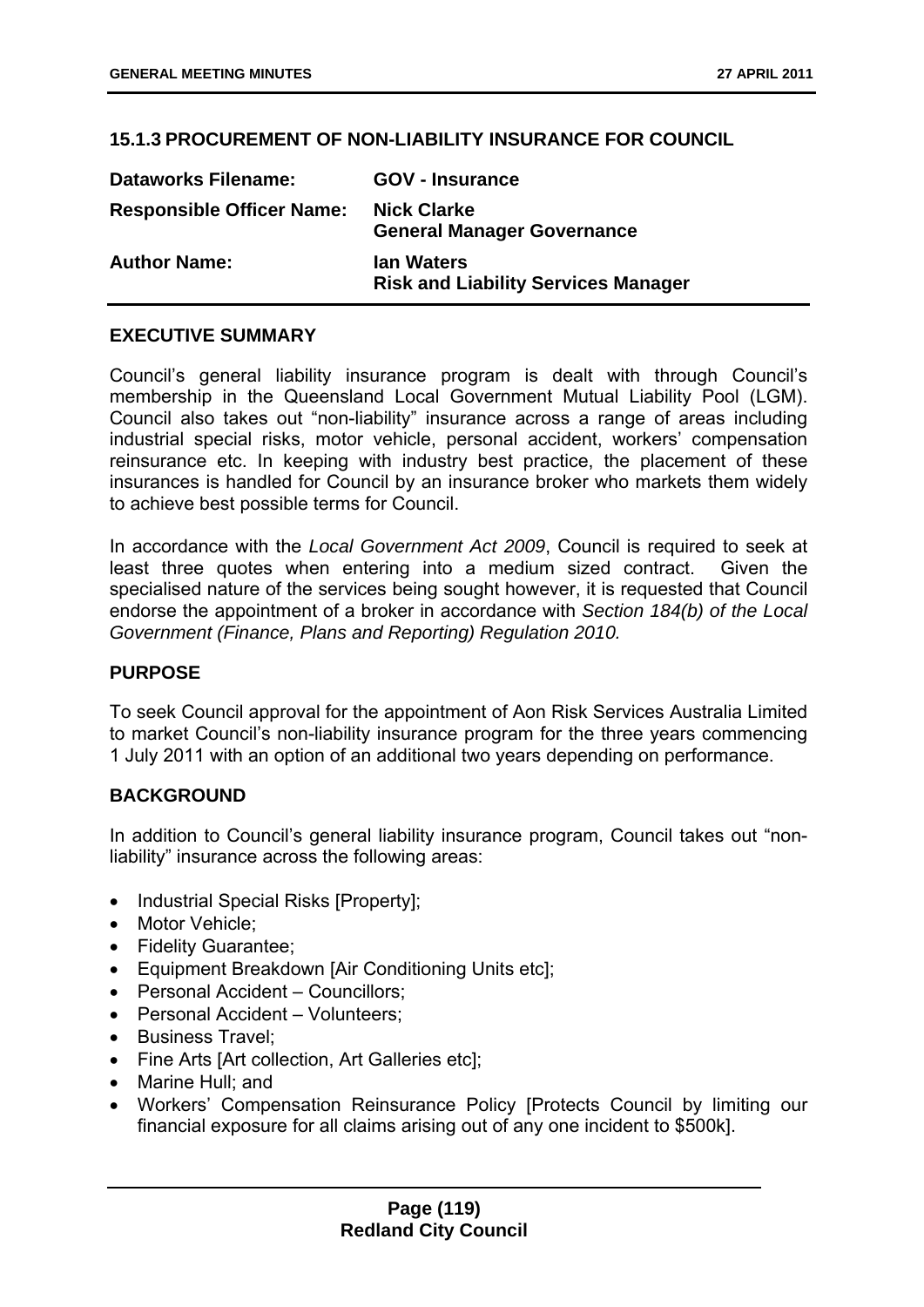### 15.1.3 PROCUREMENT OF NON-LIABILITY INSURANCE FOR COUNCIL

| | |
|---|---|
| **Dataworks Filename:** | **GOV - Insurance** |
| **Responsible Officer Name:** | **Nick Clarke**<br>**General Manager Governance** |
| **Author Name:** | **Ian Waters**<br>**Risk and Liability Services Manager** |

#### EXECUTIVE SUMMARY

Council's general liability insurance program is dealt with through Council's membership in the Queensland Local Government Mutual Liability Pool (LGM). Council also takes out "non-liability" insurance across a range of areas including industrial special risks, motor vehicle, personal accident, workers' compensation reinsurance etc. In keeping with industry best practice, the placement of these insurances is handled for Council by an insurance broker who markets them widely to achieve best possible terms for Council.

In accordance with the *Local Government Act 2009*, Council is required to seek at least three quotes when entering into a medium sized contract. Given the specialised nature of the services being sought however, it is requested that Council endorse the appointment of a broker in accordance with *Section 184(b) of the Local Government (Finance, Plans and Reporting) Regulation 2010.*

#### PURPOSE

To seek Council approval for the appointment of Aon Risk Services Australia Limited to market Council's non-liability insurance program for the three years commencing 1 July 2011 with an option of an additional two years depending on performance.

#### BACKGROUND

In addition to Council's general liability insurance program, Council takes out "non-liability" insurance across the following areas:

- Industrial Special Risks [Property];
- Motor Vehicle;
- Fidelity Guarantee;
- Equipment Breakdown [Air Conditioning Units etc];
- Personal Accident – Councillors;
- Personal Accident – Volunteers;
- Business Travel;
- Fine Arts [Art collection, Art Galleries etc];
- Marine Hull; and
- Workers' Compensation Reinsurance Policy [Protects Council by limiting our financial exposure for all claims arising out of any one incident to $500k].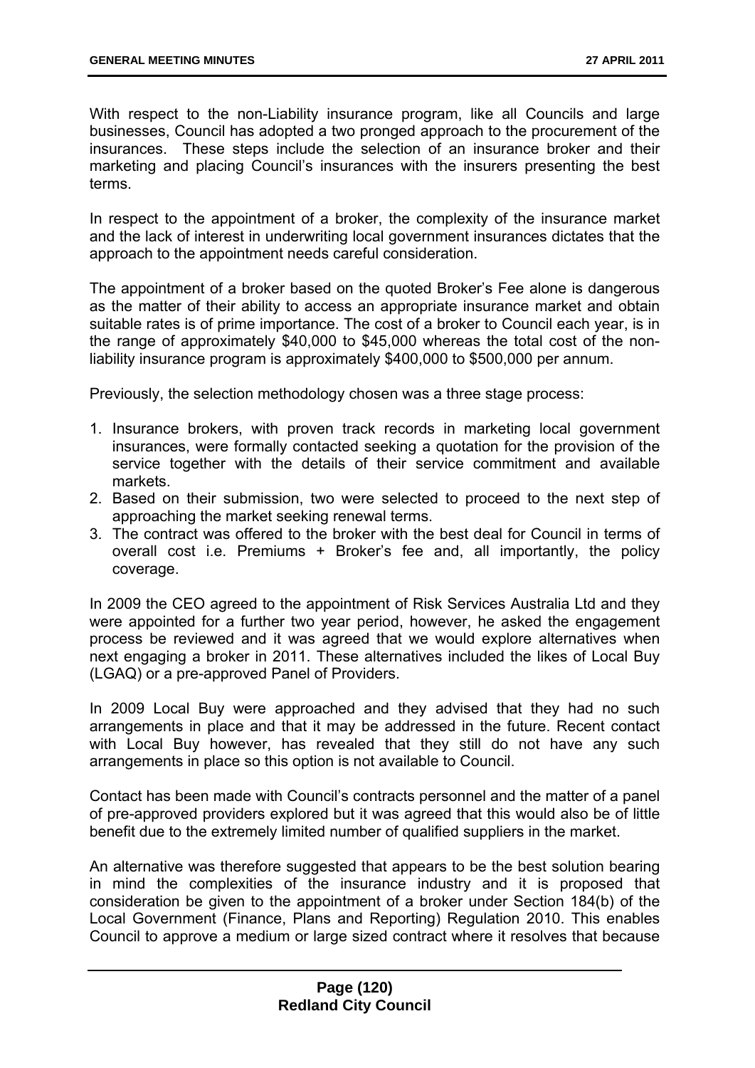With respect to the non-Liability insurance program, like all Councils and large businesses, Council has adopted a two pronged approach to the procurement of the insurances. These steps include the selection of an insurance broker and their marketing and placing Council's insurances with the insurers presenting the best terms.

In respect to the appointment of a broker, the complexity of the insurance market and the lack of interest in underwriting local government insurances dictates that the approach to the appointment needs careful consideration.

The appointment of a broker based on the quoted Broker's Fee alone is dangerous as the matter of their ability to access an appropriate insurance market and obtain suitable rates is of prime importance. The cost of a broker to Council each year, is in the range of approximately $40,000 to $45,000 whereas the total cost of the non-liability insurance program is approximately $400,000 to $500,000 per annum.

Previously, the selection methodology chosen was a three stage process:

1. Insurance brokers, with proven track records in marketing local government insurances, were formally contacted seeking a quotation for the provision of the service together with the details of their service commitment and available markets.
2. Based on their submission, two were selected to proceed to the next step of approaching the market seeking renewal terms.
3. The contract was offered to the broker with the best deal for Council in terms of overall cost i.e. Premiums + Broker's fee and, all importantly, the policy coverage.

In 2009 the CEO agreed to the appointment of Risk Services Australia Ltd and they were appointed for a further two year period, however, he asked the engagement process be reviewed and it was agreed that we would explore alternatives when next engaging a broker in 2011. These alternatives included the likes of Local Buy (LGAQ) or a pre-approved Panel of Providers.

In 2009 Local Buy were approached and they advised that they had no such arrangements in place and that it may be addressed in the future. Recent contact with Local Buy however, has revealed that they still do not have any such arrangements in place so this option is not available to Council.

Contact has been made with Council's contracts personnel and the matter of a panel of pre-approved providers explored but it was agreed that this would also be of little benefit due to the extremely limited number of qualified suppliers in the market.

An alternative was therefore suggested that appears to be the best solution bearing in mind the complexities of the insurance industry and it is proposed that consideration be given to the appointment of a broker under Section 184(b) of the Local Government (Finance, Plans and Reporting) Regulation 2010. This enables Council to approve a medium or large sized contract where it resolves that because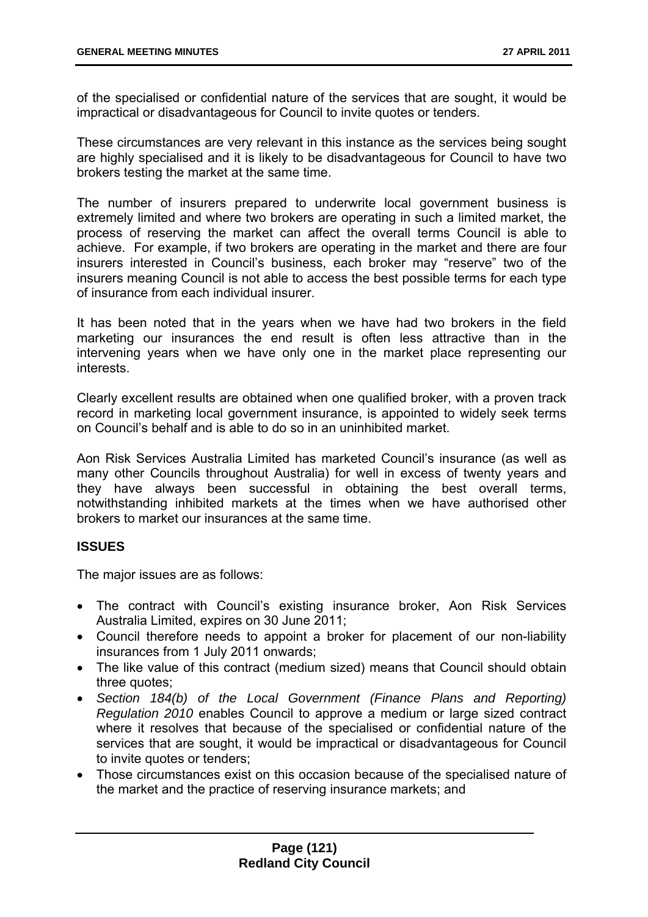of the specialised or confidential nature of the services that are sought, it would be impractical or disadvantageous for Council to invite quotes or tenders.

These circumstances are very relevant in this instance as the services being sought are highly specialised and it is likely to be disadvantageous for Council to have two brokers testing the market at the same time.

The number of insurers prepared to underwrite local government business is extremely limited and where two brokers are operating in such a limited market, the process of reserving the market can affect the overall terms Council is able to achieve. For example, if two brokers are operating in the market and there are four insurers interested in Council's business, each broker may "reserve" two of the insurers meaning Council is not able to access the best possible terms for each type of insurance from each individual insurer.

It has been noted that in the years when we have had two brokers in the field marketing our insurances the end result is often less attractive than in the intervening years when we have only one in the market place representing our interests.

Clearly excellent results are obtained when one qualified broker, with a proven track record in marketing local government insurance, is appointed to widely seek terms on Council's behalf and is able to do so in an uninhibited market.

Aon Risk Services Australia Limited has marketed Council's insurance (as well as many other Councils throughout Australia) for well in excess of twenty years and they have always been successful in obtaining the best overall terms, notwithstanding inhibited markets at the times when we have authorised other brokers to market our insurances at the same time.

**ISSUES**

The major issues are as follows:

- The contract with Council's existing insurance broker, Aon Risk Services Australia Limited, expires on 30 June 2011;
- Council therefore needs to appoint a broker for placement of our non-liability insurances from 1 July 2011 onwards;
- The like value of this contract (medium sized) means that Council should obtain three quotes;
- *Section 184(b) of the Local Government (Finance Plans and Reporting) Regulation 2010* enables Council to approve a medium or large sized contract where it resolves that because of the specialised or confidential nature of the services that are sought, it would be impractical or disadvantageous for Council to invite quotes or tenders;
- Those circumstances exist on this occasion because of the specialised nature of the market and the practice of reserving insurance markets; and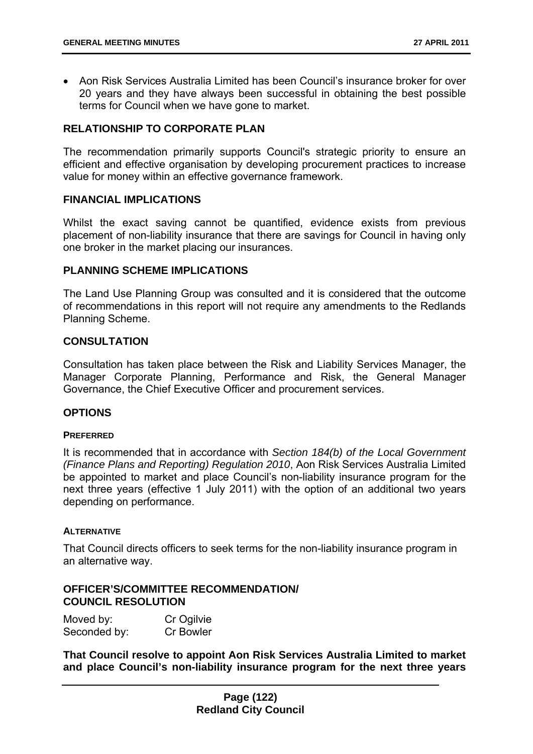- Aon Risk Services Australia Limited has been Council's insurance broker for over 20 years and they have always been successful in obtaining the best possible terms for Council when we have gone to market.

## RELATIONSHIP TO CORPORATE PLAN

The recommendation primarily supports Council's strategic priority to ensure an efficient and effective organisation by developing procurement practices to increase value for money within an effective governance framework.

## FINANCIAL IMPLICATIONS

Whilst the exact saving cannot be quantified, evidence exists from previous placement of non-liability insurance that there are savings for Council in having only one broker in the market placing our insurances.

## PLANNING SCHEME IMPLICATIONS

The Land Use Planning Group was consulted and it is considered that the outcome of recommendations in this report will not require any amendments to the Redlands Planning Scheme.

## CONSULTATION

Consultation has taken place between the Risk and Liability Services Manager, the Manager Corporate Planning, Performance and Risk, the General Manager Governance, the Chief Executive Officer and procurement services.

## OPTIONS

### PREFERRED

It is recommended that in accordance with *Section 184(b) of the Local Government (Finance Plans and Reporting) Regulation 2010*, Aon Risk Services Australia Limited be appointed to market and place Council's non-liability insurance program for the next three years (effective 1 July 2011) with the option of an additional two years depending on performance.

### ALTERNATIVE

That Council directs officers to seek terms for the non-liability insurance program in an alternative way.

## OFFICER'S/COMMITTEE RECOMMENDATION/ COUNCIL RESOLUTION

Moved by: Cr Ogilvie
Seconded by: Cr Bowler

**That Council resolve to appoint Aon Risk Services Australia Limited to market and place Council's non-liability insurance program for the next three years**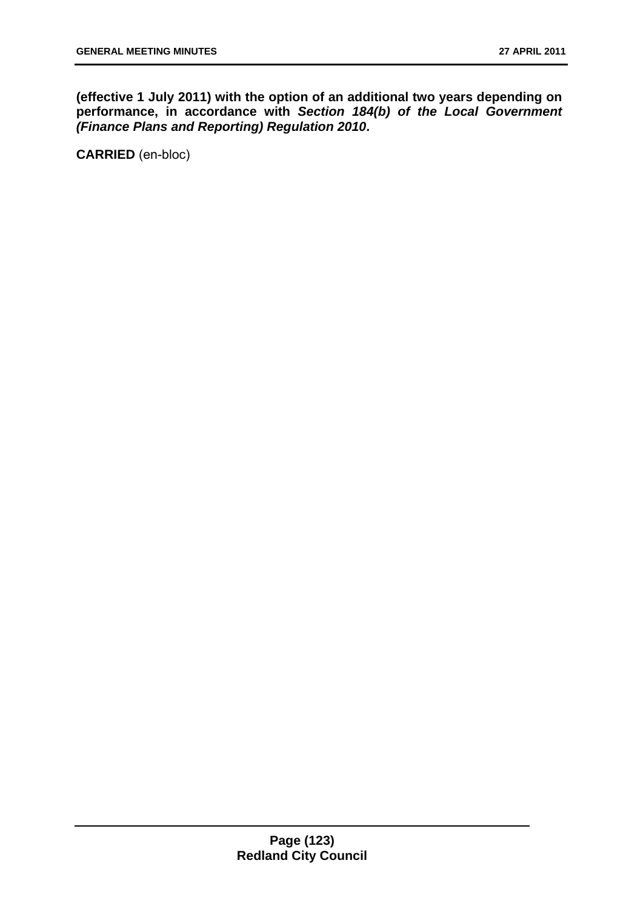**(effective 1 July 2011) with the option of an additional two years depending on performance, in accordance with *Section 184(b) of the Local Government (Finance Plans and Reporting) Regulation 2010*.**

**CARRIED** (en-bloc)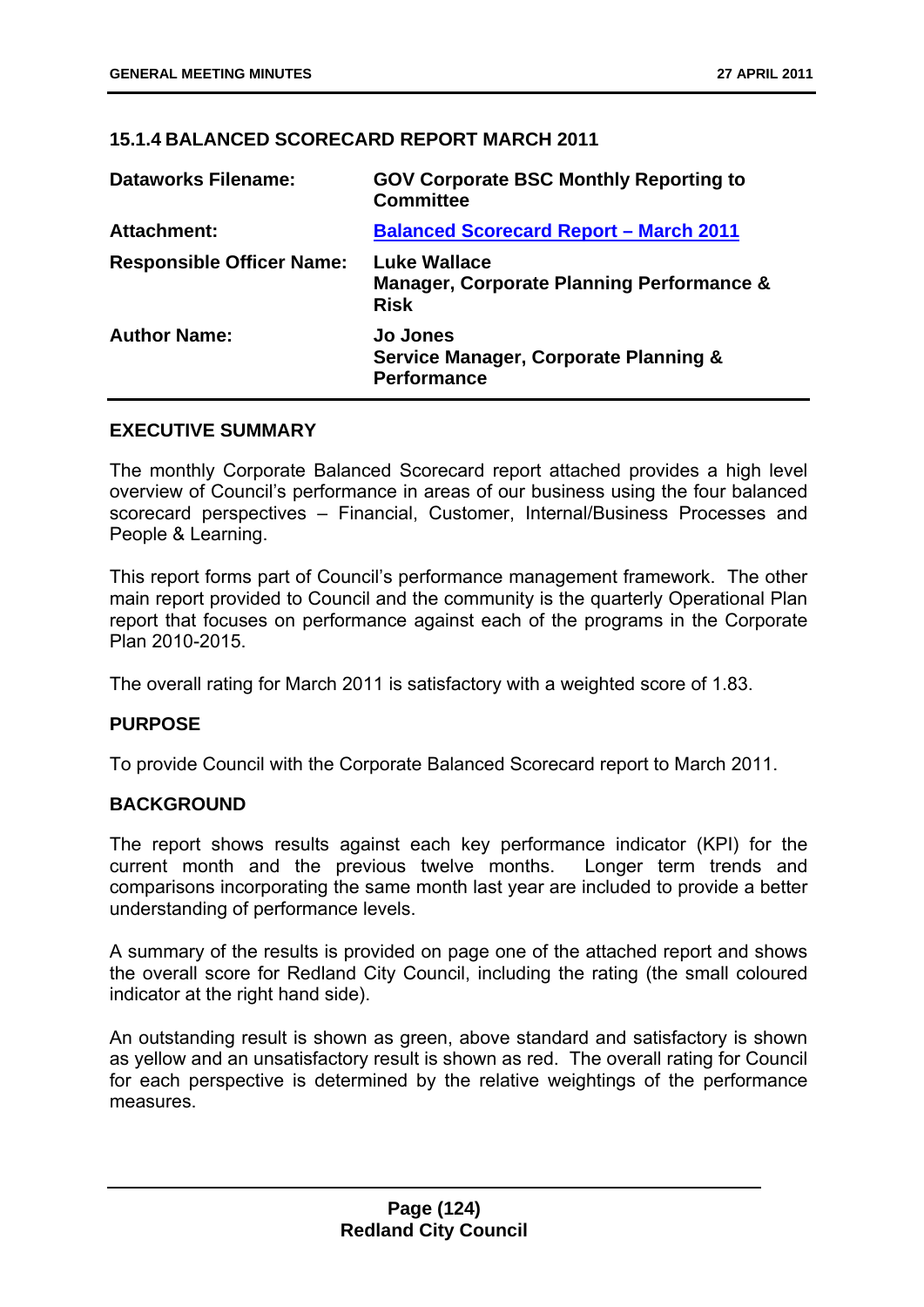### 15.1.4 BALANCED SCORECARD REPORT MARCH 2011

| | |
|---|---|
| **Dataworks Filename:** | **GOV Corporate BSC Monthly Reporting to Committee** |
| **Attachment:** | **Balanced Scorecard Report – March 2011** |
| **Responsible Officer Name:** | **Luke Wallace**<br>**Manager, Corporate Planning Performance & Risk** |
| **Author Name:** | **Jo Jones**<br>**Service Manager, Corporate Planning & Performance** |

### EXECUTIVE SUMMARY

The monthly Corporate Balanced Scorecard report attached provides a high level overview of Council's performance in areas of our business using the four balanced scorecard perspectives – Financial, Customer, Internal/Business Processes and People & Learning.

This report forms part of Council's performance management framework. The other main report provided to Council and the community is the quarterly Operational Plan report that focuses on performance against each of the programs in the Corporate Plan 2010-2015.

The overall rating for March 2011 is satisfactory with a weighted score of 1.83.

### PURPOSE

To provide Council with the Corporate Balanced Scorecard report to March 2011.

### BACKGROUND

The report shows results against each key performance indicator (KPI) for the current month and the previous twelve months. Longer term trends and comparisons incorporating the same month last year are included to provide a better understanding of performance levels.

A summary of the results is provided on page one of the attached report and shows the overall score for Redland City Council, including the rating (the small coloured indicator at the right hand side).

An outstanding result is shown as green, above standard and satisfactory is shown as yellow and an unsatisfactory result is shown as red. The overall rating for Council for each perspective is determined by the relative weightings of the performance measures.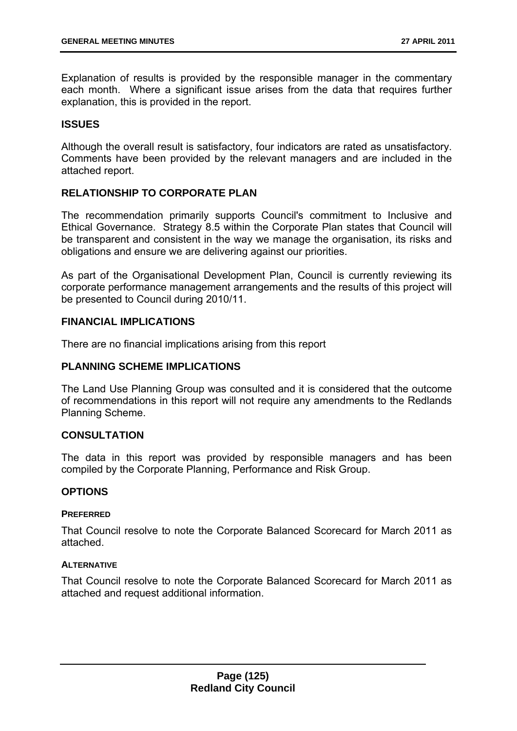Explanation of results is provided by the responsible manager in the commentary each month. Where a significant issue arises from the data that requires further explanation, this is provided in the report.

## ISSUES

Although the overall result is satisfactory, four indicators are rated as unsatisfactory. Comments have been provided by the relevant managers and are included in the attached report.

## RELATIONSHIP TO CORPORATE PLAN

The recommendation primarily supports Council's commitment to Inclusive and Ethical Governance. Strategy 8.5 within the Corporate Plan states that Council will be transparent and consistent in the way we manage the organisation, its risks and obligations and ensure we are delivering against our priorities.

As part of the Organisational Development Plan, Council is currently reviewing its corporate performance management arrangements and the results of this project will be presented to Council during 2010/11.

## FINANCIAL IMPLICATIONS

There are no financial implications arising from this report

## PLANNING SCHEME IMPLICATIONS

The Land Use Planning Group was consulted and it is considered that the outcome of recommendations in this report will not require any amendments to the Redlands Planning Scheme.

## CONSULTATION

The data in this report was provided by responsible managers and has been compiled by the Corporate Planning, Performance and Risk Group.

## OPTIONS

### PREFERRED

That Council resolve to note the Corporate Balanced Scorecard for March 2011 as attached.

### ALTERNATIVE

That Council resolve to note the Corporate Balanced Scorecard for March 2011 as attached and request additional information.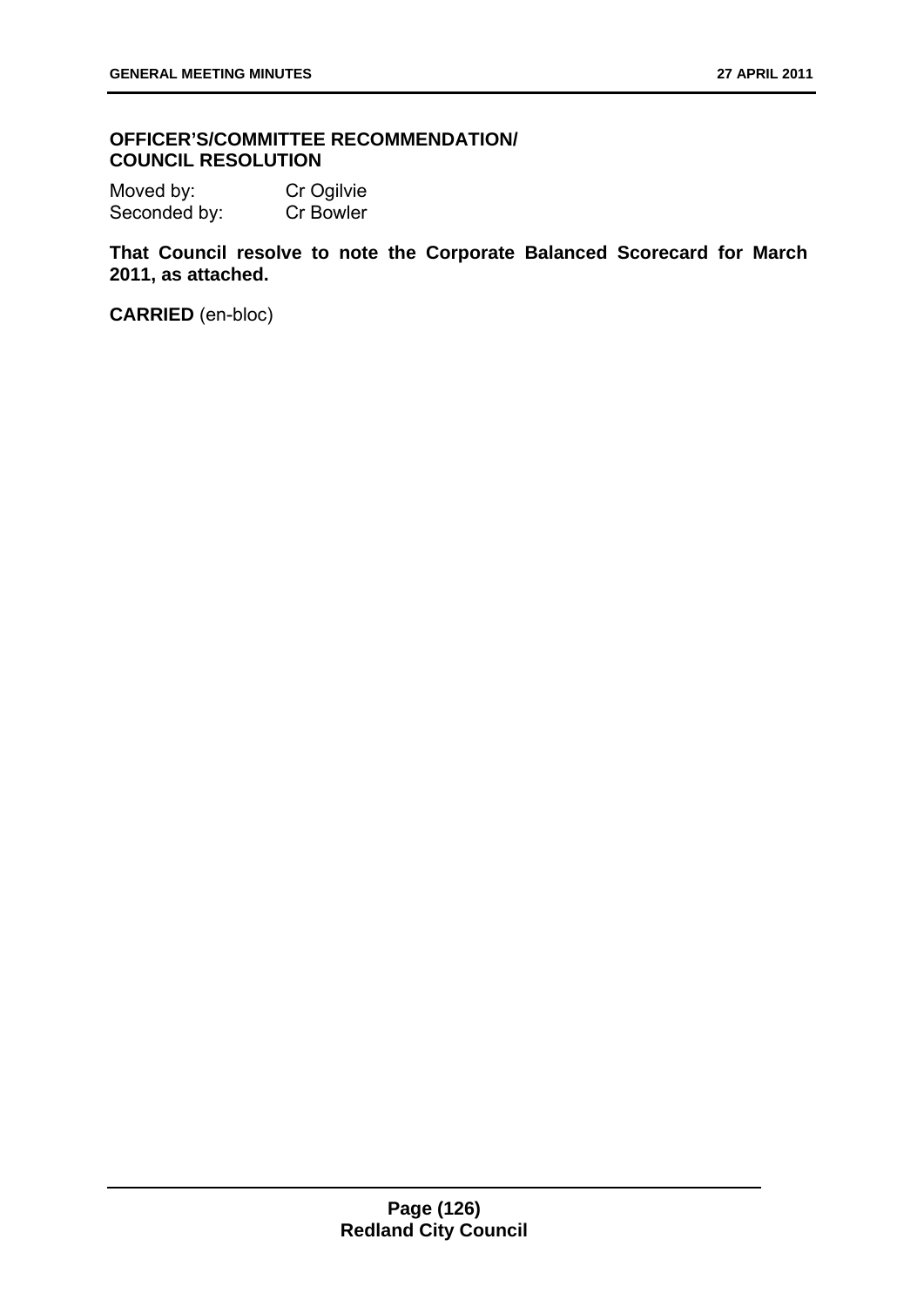**OFFICER'S/COMMITTEE RECOMMENDATION/ COUNCIL RESOLUTION**

Moved by: Cr Ogilvie
Seconded by: Cr Bowler

**That Council resolve to note the Corporate Balanced Scorecard for March 2011, as attached.**

**CARRIED** (en-bloc)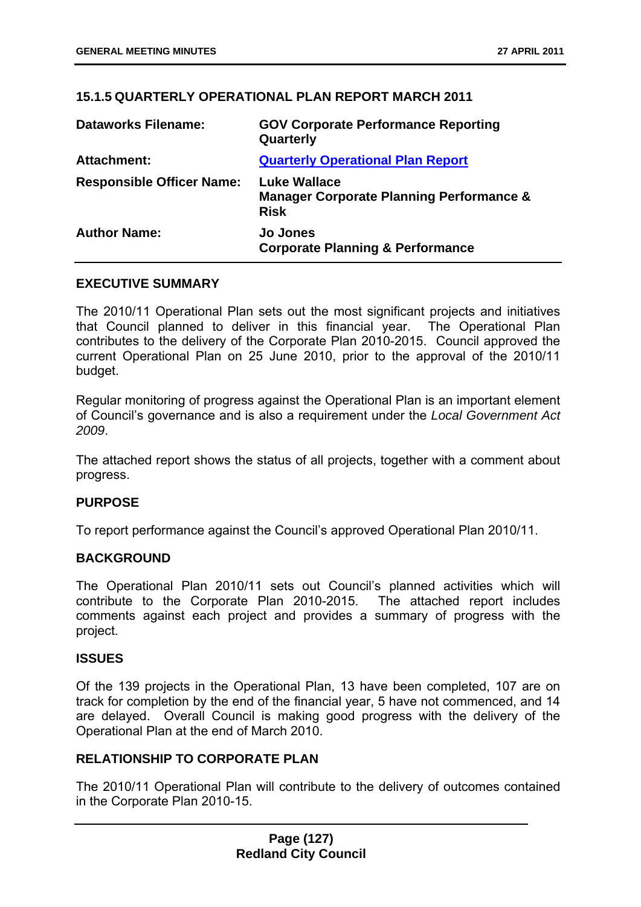### 15.1.5 QUARTERLY OPERATIONAL PLAN REPORT MARCH 2011

| | |
|---|---|
| **Dataworks Filename:** | **GOV Corporate Performance Reporting Quarterly** |
| **Attachment:** | **Quarterly Operational Plan Report** |
| **Responsible Officer Name:** | **Luke Wallace**<br>**Manager Corporate Planning Performance & Risk** |
| **Author Name:** | **Jo Jones**<br>**Corporate Planning & Performance** |

#### EXECUTIVE SUMMARY

The 2010/11 Operational Plan sets out the most significant projects and initiatives that Council planned to deliver in this financial year. The Operational Plan contributes to the delivery of the Corporate Plan 2010-2015. Council approved the current Operational Plan on 25 June 2010, prior to the approval of the 2010/11 budget.

Regular monitoring of progress against the Operational Plan is an important element of Council's governance and is also a requirement under the *Local Government Act 2009*.

The attached report shows the status of all projects, together with a comment about progress.

#### PURPOSE

To report performance against the Council's approved Operational Plan 2010/11.

#### BACKGROUND

The Operational Plan 2010/11 sets out Council's planned activities which will contribute to the Corporate Plan 2010-2015. The attached report includes comments against each project and provides a summary of progress with the project.

#### ISSUES

Of the 139 projects in the Operational Plan, 13 have been completed, 107 are on track for completion by the end of the financial year, 5 have not commenced, and 14 are delayed. Overall Council is making good progress with the delivery of the Operational Plan at the end of March 2010.

#### RELATIONSHIP TO CORPORATE PLAN

The 2010/11 Operational Plan will contribute to the delivery of outcomes contained in the Corporate Plan 2010-15.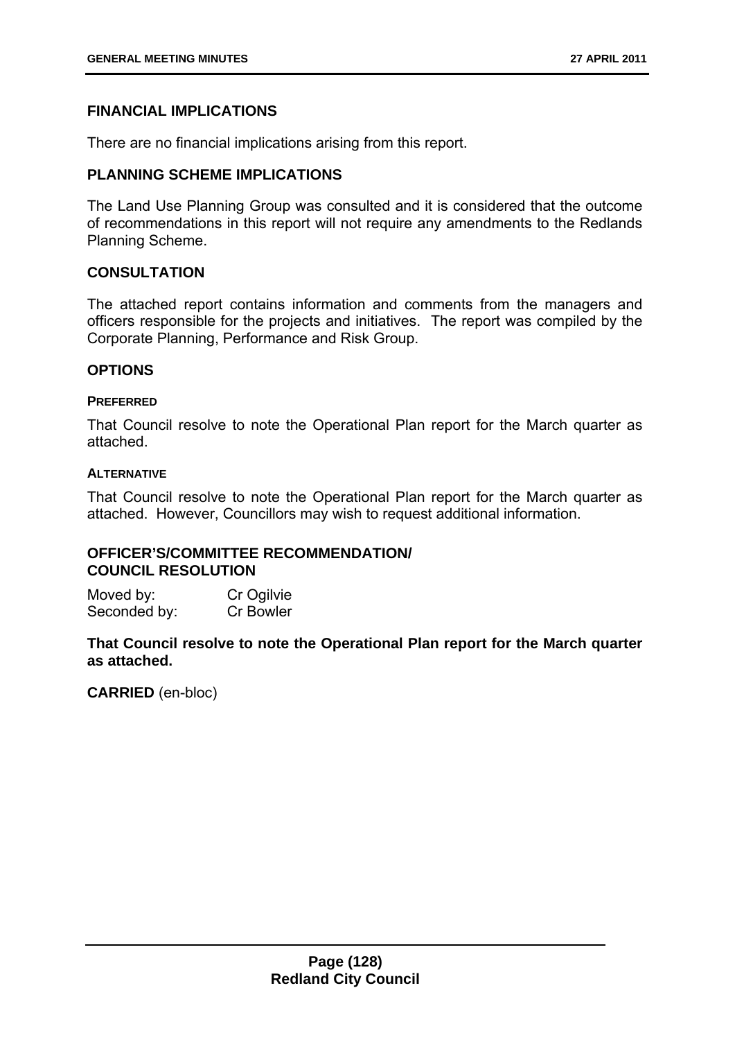## FINANCIAL IMPLICATIONS

There are no financial implications arising from this report.

## PLANNING SCHEME IMPLICATIONS

The Land Use Planning Group was consulted and it is considered that the outcome of recommendations in this report will not require any amendments to the Redlands Planning Scheme.

## CONSULTATION

The attached report contains information and comments from the managers and officers responsible for the projects and initiatives. The report was compiled by the Corporate Planning, Performance and Risk Group.

## OPTIONS

### PREFERRED

That Council resolve to note the Operational Plan report for the March quarter as attached.

### ALTERNATIVE

That Council resolve to note the Operational Plan report for the March quarter as attached. However, Councillors may wish to request additional information.

## OFFICER'S/COMMITTEE RECOMMENDATION/ COUNCIL RESOLUTION

Moved by: Cr Ogilvie
Seconded by: Cr Bowler

**That Council resolve to note the Operational Plan report for the March quarter as attached.**

**CARRIED** (en-bloc)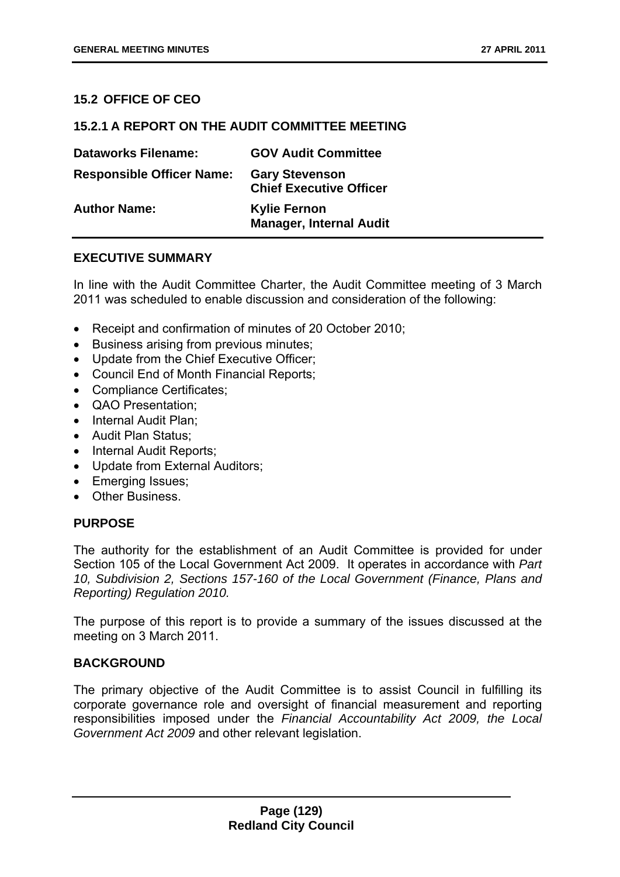## 15.2 OFFICE OF CEO

### 15.2.1 A REPORT ON THE AUDIT COMMITTEE MEETING

| | |
|---|---|
| **Dataworks Filename:** | **GOV Audit Committee** |
| **Responsible Officer Name:** | **Gary Stevenson**<br>**Chief Executive Officer** |
| **Author Name:** | **Kylie Fernon**<br>**Manager, Internal Audit** |

**EXECUTIVE SUMMARY**

In line with the Audit Committee Charter, the Audit Committee meeting of 3 March 2011 was scheduled to enable discussion and consideration of the following:

- Receipt and confirmation of minutes of 20 October 2010;
- Business arising from previous minutes;
- Update from the Chief Executive Officer;
- Council End of Month Financial Reports;
- Compliance Certificates;
- QAO Presentation;
- Internal Audit Plan;
- Audit Plan Status;
- Internal Audit Reports;
- Update from External Auditors;
- Emerging Issues;
- Other Business.

**PURPOSE**

The authority for the establishment of an Audit Committee is provided for under Section 105 of the Local Government Act 2009. It operates in accordance with *Part 10, Subdivision 2, Sections 157-160 of the Local Government (Finance, Plans and Reporting) Regulation 2010.*

The purpose of this report is to provide a summary of the issues discussed at the meeting on 3 March 2011.

**BACKGROUND**

The primary objective of the Audit Committee is to assist Council in fulfilling its corporate governance role and oversight of financial measurement and reporting responsibilities imposed under the *Financial Accountability Act 2009, the Local Government Act 2009* and other relevant legislation.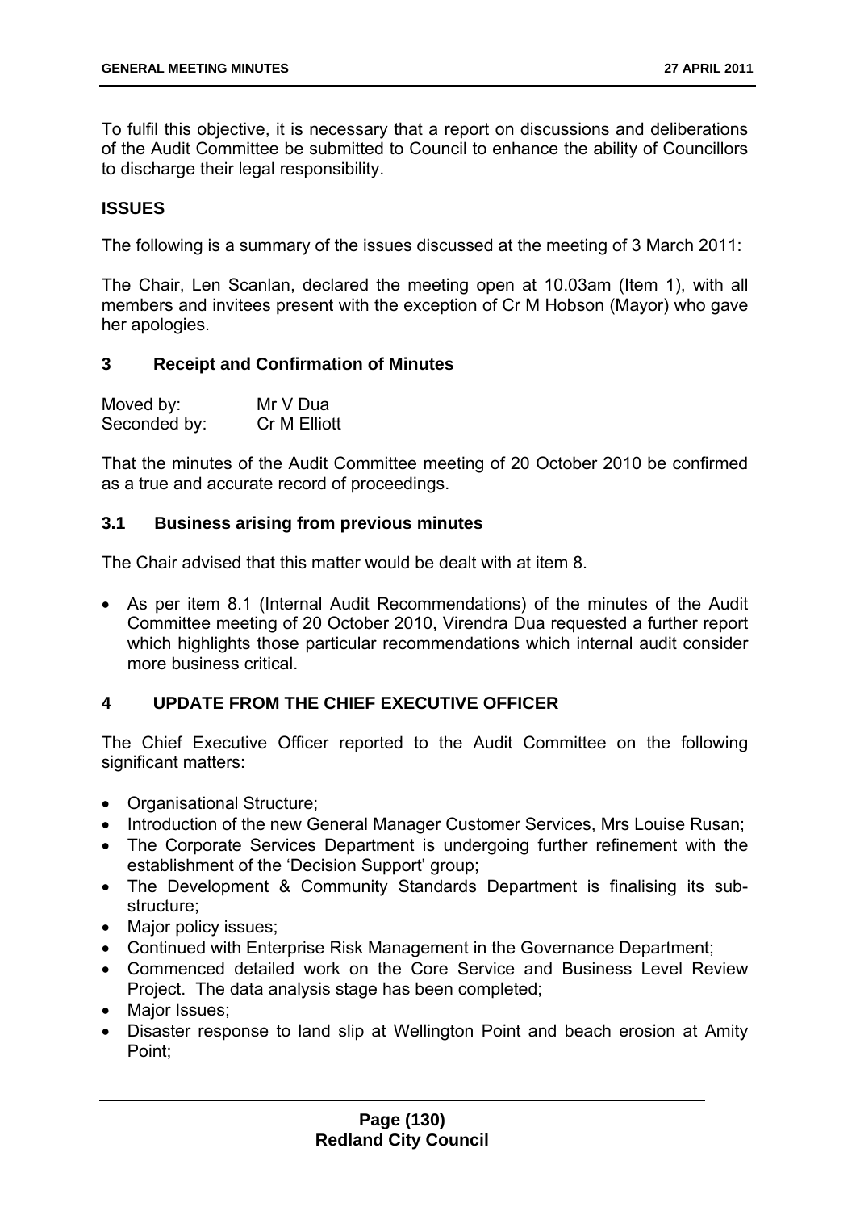To fulfil this objective, it is necessary that a report on discussions and deliberations of the Audit Committee be submitted to Council to enhance the ability of Councillors to discharge their legal responsibility.

## ISSUES

The following is a summary of the issues discussed at the meeting of 3 March 2011:

The Chair, Len Scanlan, declared the meeting open at 10.03am (Item 1), with all members and invitees present with the exception of Cr M Hobson (Mayor) who gave her apologies.

### 3 Receipt and Confirmation of Minutes

Moved by: Mr V Dua
Seconded by: Cr M Elliott

That the minutes of the Audit Committee meeting of 20 October 2010 be confirmed as a true and accurate record of proceedings.

### 3.1 Business arising from previous minutes

The Chair advised that this matter would be dealt with at item 8.

- As per item 8.1 (Internal Audit Recommendations) of the minutes of the Audit Committee meeting of 20 October 2010, Virendra Dua requested a further report which highlights those particular recommendations which internal audit consider more business critical.

### 4 UPDATE FROM THE CHIEF EXECUTIVE OFFICER

The Chief Executive Officer reported to the Audit Committee on the following significant matters:

- Organisational Structure;
- Introduction of the new General Manager Customer Services, Mrs Louise Rusan;
- The Corporate Services Department is undergoing further refinement with the establishment of the 'Decision Support' group;
- The Development & Community Standards Department is finalising its sub-structure;
- Major policy issues;
- Continued with Enterprise Risk Management in the Governance Department;
- Commenced detailed work on the Core Service and Business Level Review Project. The data analysis stage has been completed;
- Major Issues;
- Disaster response to land slip at Wellington Point and beach erosion at Amity Point;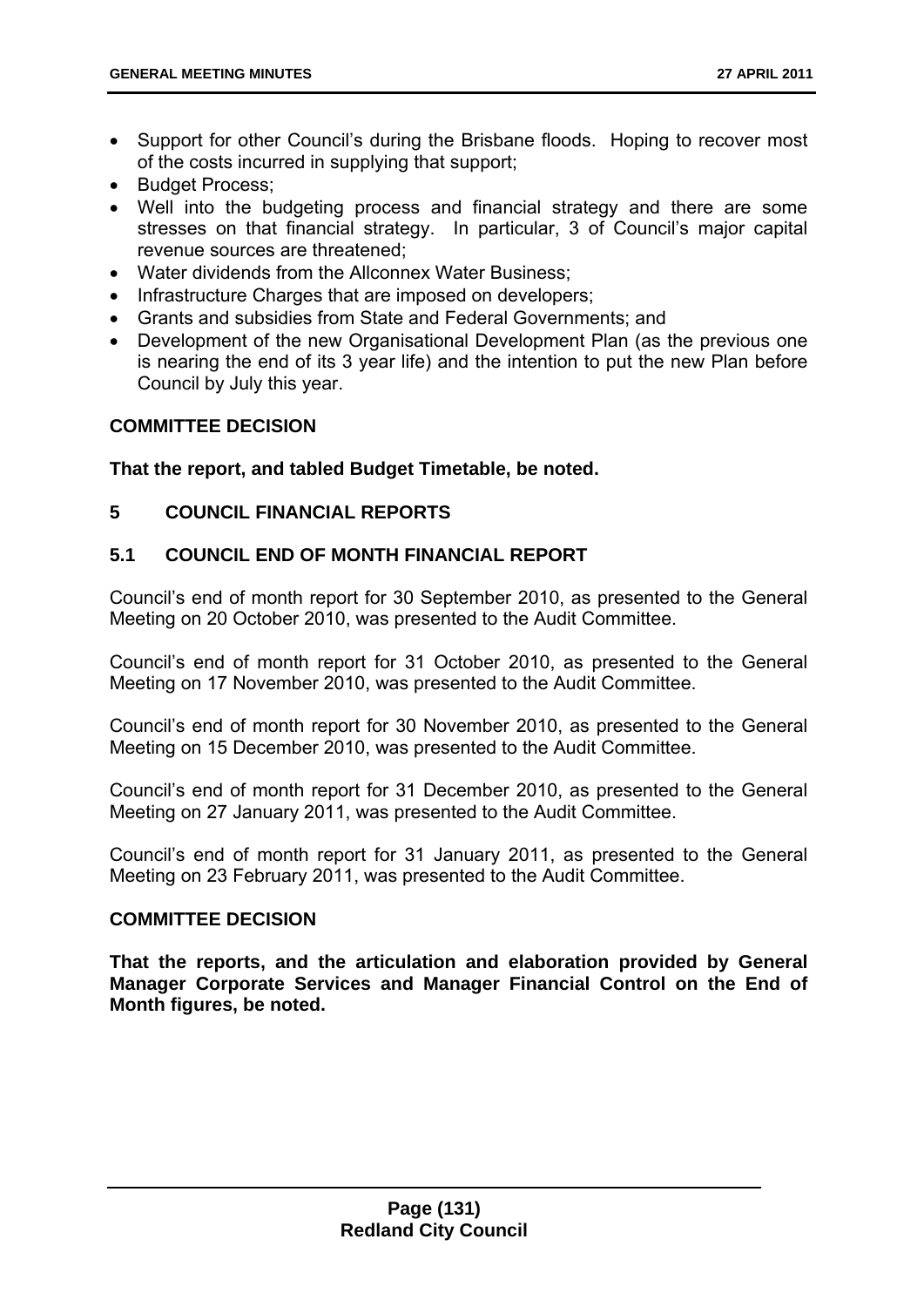- Support for other Council's during the Brisbane floods. Hoping to recover most of the costs incurred in supplying that support;
- Budget Process;
- Well into the budgeting process and financial strategy and there are some stresses on that financial strategy. In particular, 3 of Council's major capital revenue sources are threatened;
- Water dividends from the Allconnex Water Business;
- Infrastructure Charges that are imposed on developers;
- Grants and subsidies from State and Federal Governments; and
- Development of the new Organisational Development Plan (as the previous one is nearing the end of its 3 year life) and the intention to put the new Plan before Council by July this year.

**COMMITTEE DECISION**

**That the report, and tabled Budget Timetable, be noted.**

## 5 COUNCIL FINANCIAL REPORTS

### 5.1 COUNCIL END OF MONTH FINANCIAL REPORT

Council's end of month report for 30 September 2010, as presented to the General Meeting on 20 October 2010, was presented to the Audit Committee.

Council's end of month report for 31 October 2010, as presented to the General Meeting on 17 November 2010, was presented to the Audit Committee.

Council's end of month report for 30 November 2010, as presented to the General Meeting on 15 December 2010, was presented to the Audit Committee.

Council's end of month report for 31 December 2010, as presented to the General Meeting on 27 January 2011, was presented to the Audit Committee.

Council's end of month report for 31 January 2011, as presented to the General Meeting on 23 February 2011, was presented to the Audit Committee.

**COMMITTEE DECISION**

**That the reports, and the articulation and elaboration provided by General Manager Corporate Services and Manager Financial Control on the End of Month figures, be noted.**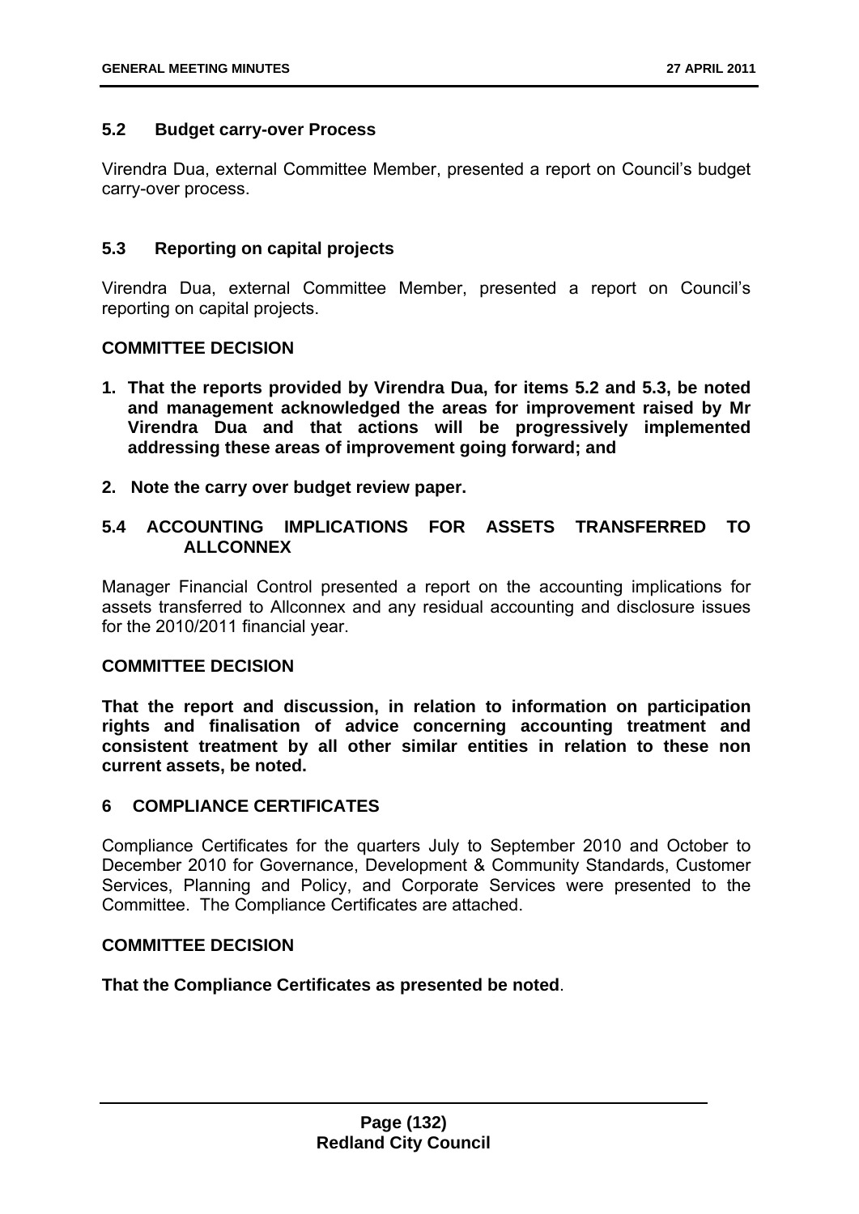### 5.2 Budget carry-over Process

Virendra Dua, external Committee Member, presented a report on Council's budget carry-over process.

### 5.3 Reporting on capital projects

Virendra Dua, external Committee Member, presented a report on Council's reporting on capital projects.

**COMMITTEE DECISION**

1. **That the reports provided by Virendra Dua, for items 5.2 and 5.3, be noted and management acknowledged the areas for improvement raised by Mr Virendra Dua and that actions will be progressively implemented addressing these areas of improvement going forward; and**
2. **Note the carry over budget review paper.**

### 5.4 ACCOUNTING IMPLICATIONS FOR ASSETS TRANSFERRED TO ALLCONNEX

Manager Financial Control presented a report on the accounting implications for assets transferred to Allconnex and any residual accounting and disclosure issues for the 2010/2011 financial year.

**COMMITTEE DECISION**

**That the report and discussion, in relation to information on participation rights and finalisation of advice concerning accounting treatment and consistent treatment by all other similar entities in relation to these non current assets, be noted.**

## 6 COMPLIANCE CERTIFICATES

Compliance Certificates for the quarters July to September 2010 and October to December 2010 for Governance, Development & Community Standards, Customer Services, Planning and Policy, and Corporate Services were presented to the Committee. The Compliance Certificates are attached.

**COMMITTEE DECISION**

**That the Compliance Certificates as presented be noted**.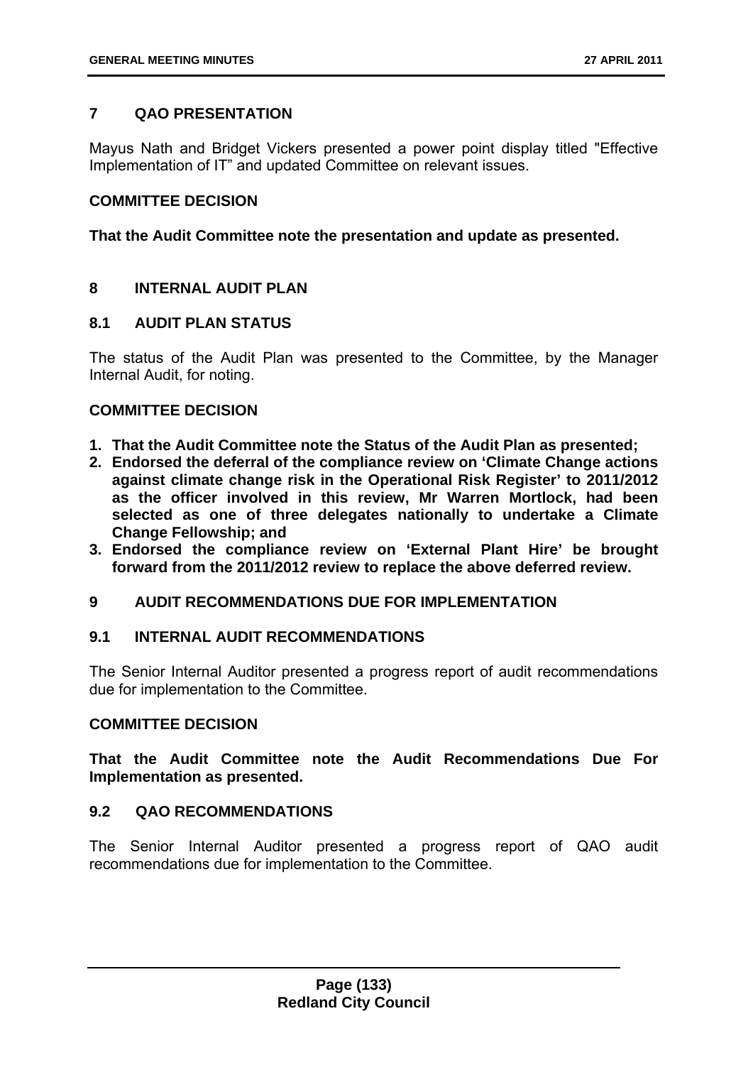## 7 QAO PRESENTATION

Mayus Nath and Bridget Vickers presented a power point display titled "Effective Implementation of IT" and updated Committee on relevant issues.

### COMMITTEE DECISION

**That the Audit Committee note the presentation and update as presented.**

## 8 INTERNAL AUDIT PLAN

### 8.1 AUDIT PLAN STATUS

The status of the Audit Plan was presented to the Committee, by the Manager Internal Audit, for noting.

### COMMITTEE DECISION

1. **That the Audit Committee note the Status of the Audit Plan as presented;**
2. **Endorsed the deferral of the compliance review on 'Climate Change actions against climate change risk in the Operational Risk Register' to 2011/2012 as the officer involved in this review, Mr Warren Mortlock, had been selected as one of three delegates nationally to undertake a Climate Change Fellowship; and**
3. **Endorsed the compliance review on 'External Plant Hire' be brought forward from the 2011/2012 review to replace the above deferred review.**

## 9 AUDIT RECOMMENDATIONS DUE FOR IMPLEMENTATION

### 9.1 INTERNAL AUDIT RECOMMENDATIONS

The Senior Internal Auditor presented a progress report of audit recommendations due for implementation to the Committee.

### COMMITTEE DECISION

**That the Audit Committee note the Audit Recommendations Due For Implementation as presented.**

### 9.2 QAO RECOMMENDATIONS

The Senior Internal Auditor presented a progress report of QAO audit recommendations due for implementation to the Committee.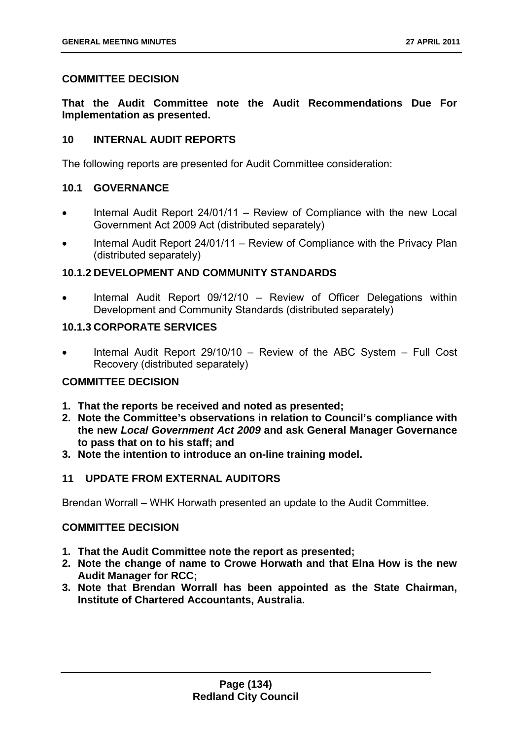### COMMITTEE DECISION

**That the Audit Committee note the Audit Recommendations Due For Implementation as presented.**

## 10 INTERNAL AUDIT REPORTS

The following reports are presented for Audit Committee consideration:

### 10.1 GOVERNANCE

- Internal Audit Report 24/01/11 – Review of Compliance with the new Local Government Act 2009 Act (distributed separately)
- Internal Audit Report 24/01/11 – Review of Compliance with the Privacy Plan (distributed separately)

### 10.1.2 DEVELOPMENT AND COMMUNITY STANDARDS

- Internal Audit Report 09/12/10 – Review of Officer Delegations within Development and Community Standards (distributed separately)

### 10.1.3 CORPORATE SERVICES

- Internal Audit Report 29/10/10 – Review of the ABC System – Full Cost Recovery (distributed separately)

### COMMITTEE DECISION

1. **That the reports be received and noted as presented;**
2. **Note the Committee's observations in relation to Council's compliance with the new *Local Government Act 2009* and ask General Manager Governance to pass that on to his staff; and**
3. **Note the intention to introduce an on-line training model.**

## 11 UPDATE FROM EXTERNAL AUDITORS

Brendan Worrall – WHK Horwath presented an update to the Audit Committee.

### COMMITTEE DECISION

1. **That the Audit Committee note the report as presented;**
2. **Note the change of name to Crowe Horwath and that Elna How is the new Audit Manager for RCC;**
3. **Note that Brendan Worrall has been appointed as the State Chairman, Institute of Chartered Accountants, Australia.**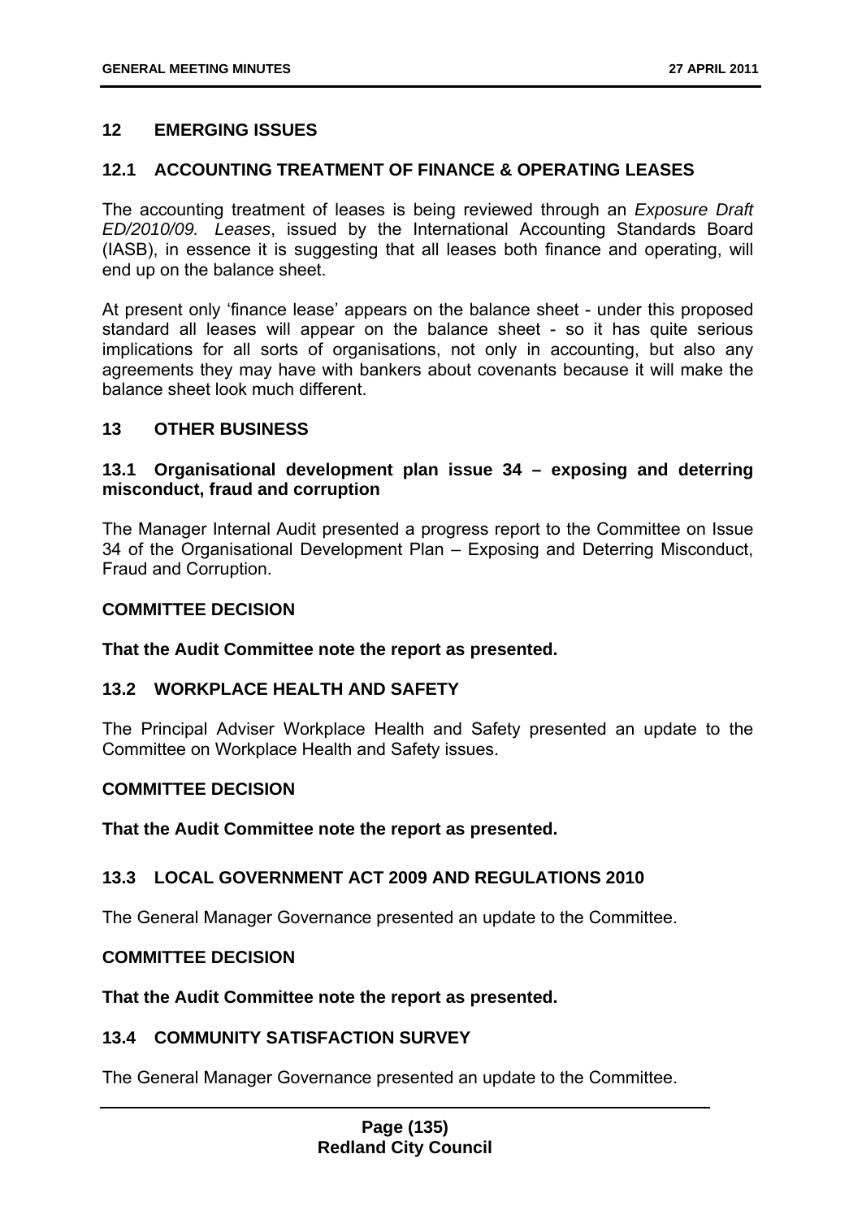## 12 EMERGING ISSUES

### 12.1 ACCOUNTING TREATMENT OF FINANCE & OPERATING LEASES

The accounting treatment of leases is being reviewed through an *Exposure Draft ED/2010/09. Leases*, issued by the International Accounting Standards Board (IASB), in essence it is suggesting that all leases both finance and operating, will end up on the balance sheet.

At present only 'finance lease' appears on the balance sheet - under this proposed standard all leases will appear on the balance sheet - so it has quite serious implications for all sorts of organisations, not only in accounting, but also any agreements they may have with bankers about covenants because it will make the balance sheet look much different.

## 13 OTHER BUSINESS

### 13.1 Organisational development plan issue 34 – exposing and deterring misconduct, fraud and corruption

The Manager Internal Audit presented a progress report to the Committee on Issue 34 of the Organisational Development Plan – Exposing and Deterring Misconduct, Fraud and Corruption.

**COMMITTEE DECISION**

**That the Audit Committee note the report as presented.**

### 13.2 WORKPLACE HEALTH AND SAFETY

The Principal Adviser Workplace Health and Safety presented an update to the Committee on Workplace Health and Safety issues.

**COMMITTEE DECISION**

**That the Audit Committee note the report as presented.**

### 13.3 LOCAL GOVERNMENT ACT 2009 AND REGULATIONS 2010

The General Manager Governance presented an update to the Committee.

**COMMITTEE DECISION**

**That the Audit Committee note the report as presented.**

### 13.4 COMMUNITY SATISFACTION SURVEY

The General Manager Governance presented an update to the Committee.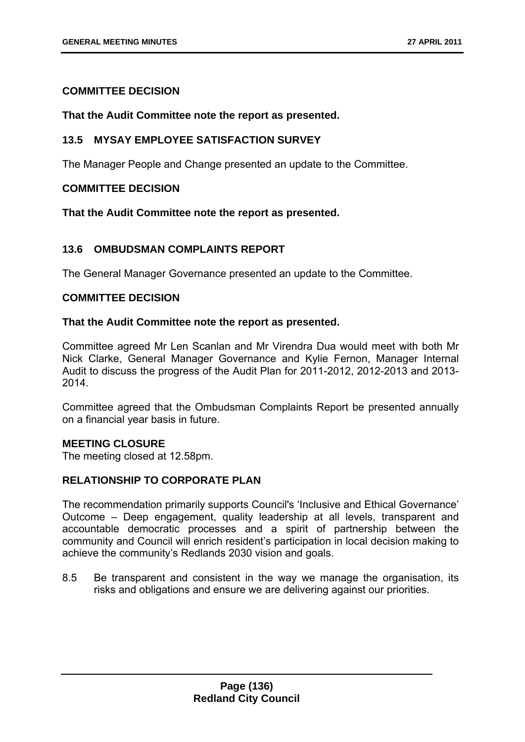**COMMITTEE DECISION**

**That the Audit Committee note the report as presented.**

### 13.5 MYSAY EMPLOYEE SATISFACTION SURVEY

The Manager People and Change presented an update to the Committee.

**COMMITTEE DECISION**

**That the Audit Committee note the report as presented.**

### 13.6 OMBUDSMAN COMPLAINTS REPORT

The General Manager Governance presented an update to the Committee.

**COMMITTEE DECISION**

**That the Audit Committee note the report as presented.**

Committee agreed Mr Len Scanlan and Mr Virendra Dua would meet with both Mr Nick Clarke, General Manager Governance and Kylie Fernon, Manager Internal Audit to discuss the progress of the Audit Plan for 2011-2012, 2012-2013 and 2013-2014.

Committee agreed that the Ombudsman Complaints Report be presented annually on a financial year basis in future.

**MEETING CLOSURE**

The meeting closed at 12.58pm.

**RELATIONSHIP TO CORPORATE PLAN**

The recommendation primarily supports Council's 'Inclusive and Ethical Governance' Outcome – Deep engagement, quality leadership at all levels, transparent and accountable democratic processes and a spirit of partnership between the community and Council will enrich resident's participation in local decision making to achieve the community's Redlands 2030 vision and goals.

8.5 Be transparent and consistent in the way we manage the organisation, its risks and obligations and ensure we are delivering against our priorities.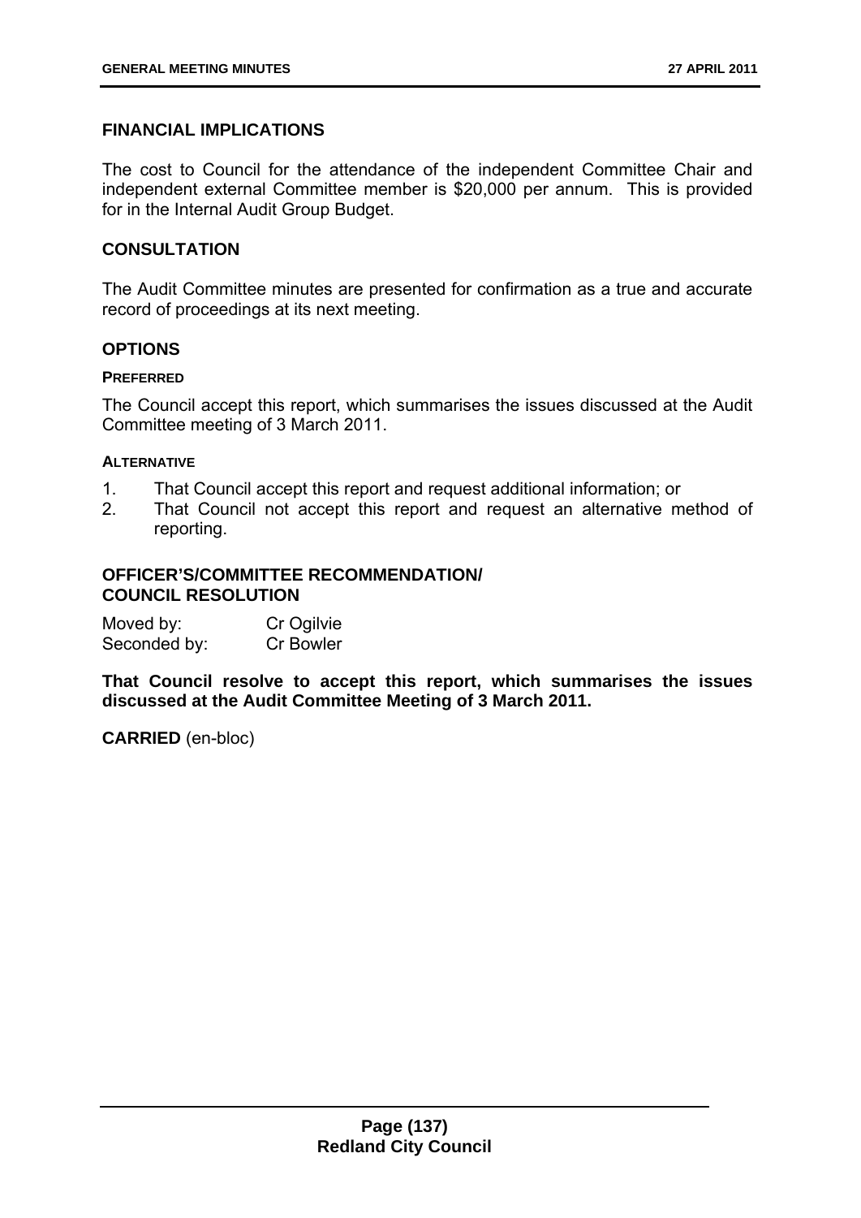## FINANCIAL IMPLICATIONS

The cost to Council for the attendance of the independent Committee Chair and independent external Committee member is $20,000 per annum. This is provided for in the Internal Audit Group Budget.

## CONSULTATION

The Audit Committee minutes are presented for confirmation as a true and accurate record of proceedings at its next meeting.

## OPTIONS

### PREFERRED

The Council accept this report, which summarises the issues discussed at the Audit Committee meeting of 3 March 2011.

### ALTERNATIVE

1. That Council accept this report and request additional information; or
2. That Council not accept this report and request an alternative method of reporting.

## OFFICER'S/COMMITTEE RECOMMENDATION/ COUNCIL RESOLUTION

Moved by: Cr Ogilvie
Seconded by: Cr Bowler

**That Council resolve to accept this report, which summarises the issues discussed at the Audit Committee Meeting of 3 March 2011.**

**CARRIED** (en-bloc)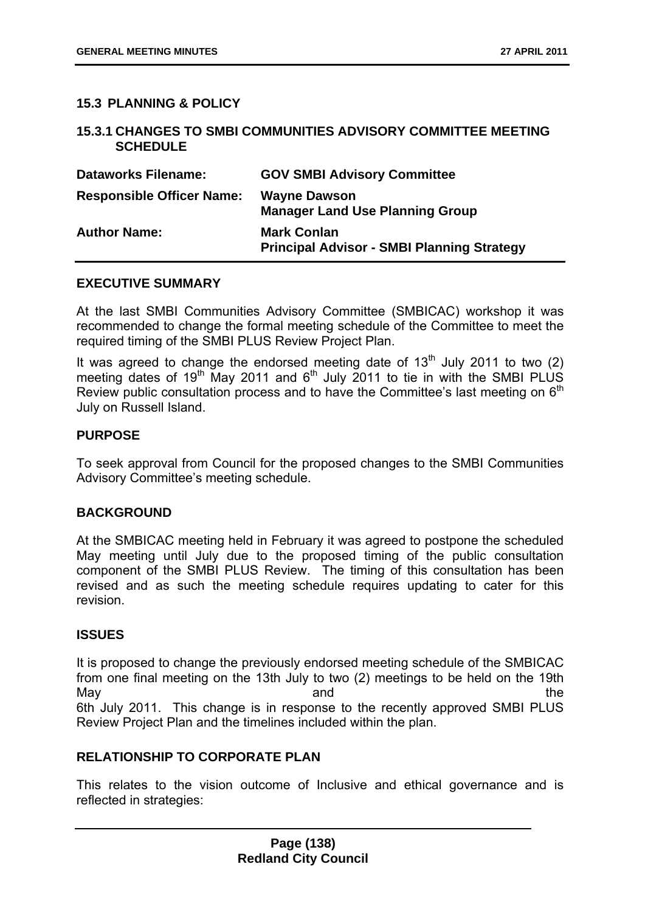### 15.3 PLANNING & POLICY

### 15.3.1 CHANGES TO SMBI COMMUNITIES ADVISORY COMMITTEE MEETING SCHEDULE

| | |
|---|---|
| **Dataworks Filename:** | **GOV SMBI Advisory Committee** |
| **Responsible Officer Name:** | **Wayne Dawson**<br>**Manager Land Use Planning Group** |
| **Author Name:** | **Mark Conlan**<br>**Principal Advisor - SMBI Planning Strategy** |

#### EXECUTIVE SUMMARY

At the last SMBI Communities Advisory Committee (SMBICAC) workshop it was recommended to change the formal meeting schedule of the Committee to meet the required timing of the SMBI PLUS Review Project Plan.

It was agreed to change the endorsed meeting date of 13th July 2011 to two (2) meeting dates of 19th May 2011 and 6th July 2011 to tie in with the SMBI PLUS Review public consultation process and to have the Committee's last meeting on 6th July on Russell Island.

#### PURPOSE

To seek approval from Council for the proposed changes to the SMBI Communities Advisory Committee's meeting schedule.

#### BACKGROUND

At the SMBICAC meeting held in February it was agreed to postpone the scheduled May meeting until July due to the proposed timing of the public consultation component of the SMBI PLUS Review. The timing of this consultation has been revised and as such the meeting schedule requires updating to cater for this revision.

#### ISSUES

It is proposed to change the previously endorsed meeting schedule of the SMBICAC from one final meeting on the 13th July to two (2) meetings to be held on the 19th May and the 6th July 2011. This change is in response to the recently approved SMBI PLUS Review Project Plan and the timelines included within the plan.

#### RELATIONSHIP TO CORPORATE PLAN

This relates to the vision outcome of Inclusive and ethical governance and is reflected in strategies: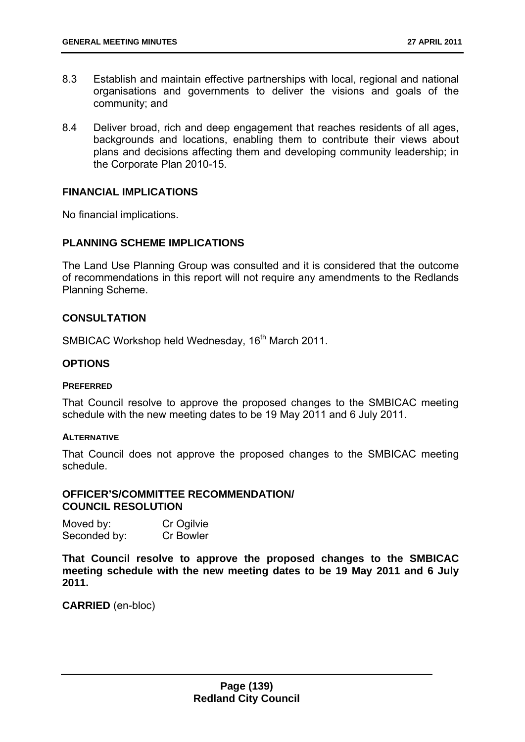8.3 Establish and maintain effective partnerships with local, regional and national organisations and governments to deliver the visions and goals of the community; and

8.4 Deliver broad, rich and deep engagement that reaches residents of all ages, backgrounds and locations, enabling them to contribute their views about plans and decisions affecting them and developing community leadership; in the Corporate Plan 2010-15.

## FINANCIAL IMPLICATIONS

No financial implications.

## PLANNING SCHEME IMPLICATIONS

The Land Use Planning Group was consulted and it is considered that the outcome of recommendations in this report will not require any amendments to the Redlands Planning Scheme.

## CONSULTATION

SMBICAC Workshop held Wednesday, 16th March 2011.

## OPTIONS

### PREFERRED

That Council resolve to approve the proposed changes to the SMBICAC meeting schedule with the new meeting dates to be 19 May 2011 and 6 July 2011.

### ALTERNATIVE

That Council does not approve the proposed changes to the SMBICAC meeting schedule.

## OFFICER'S/COMMITTEE RECOMMENDATION/ COUNCIL RESOLUTION

Moved by: Cr Ogilvie
Seconded by: Cr Bowler

**That Council resolve to approve the proposed changes to the SMBICAC meeting schedule with the new meeting dates to be 19 May 2011 and 6 July 2011.**

**CARRIED** (en-bloc)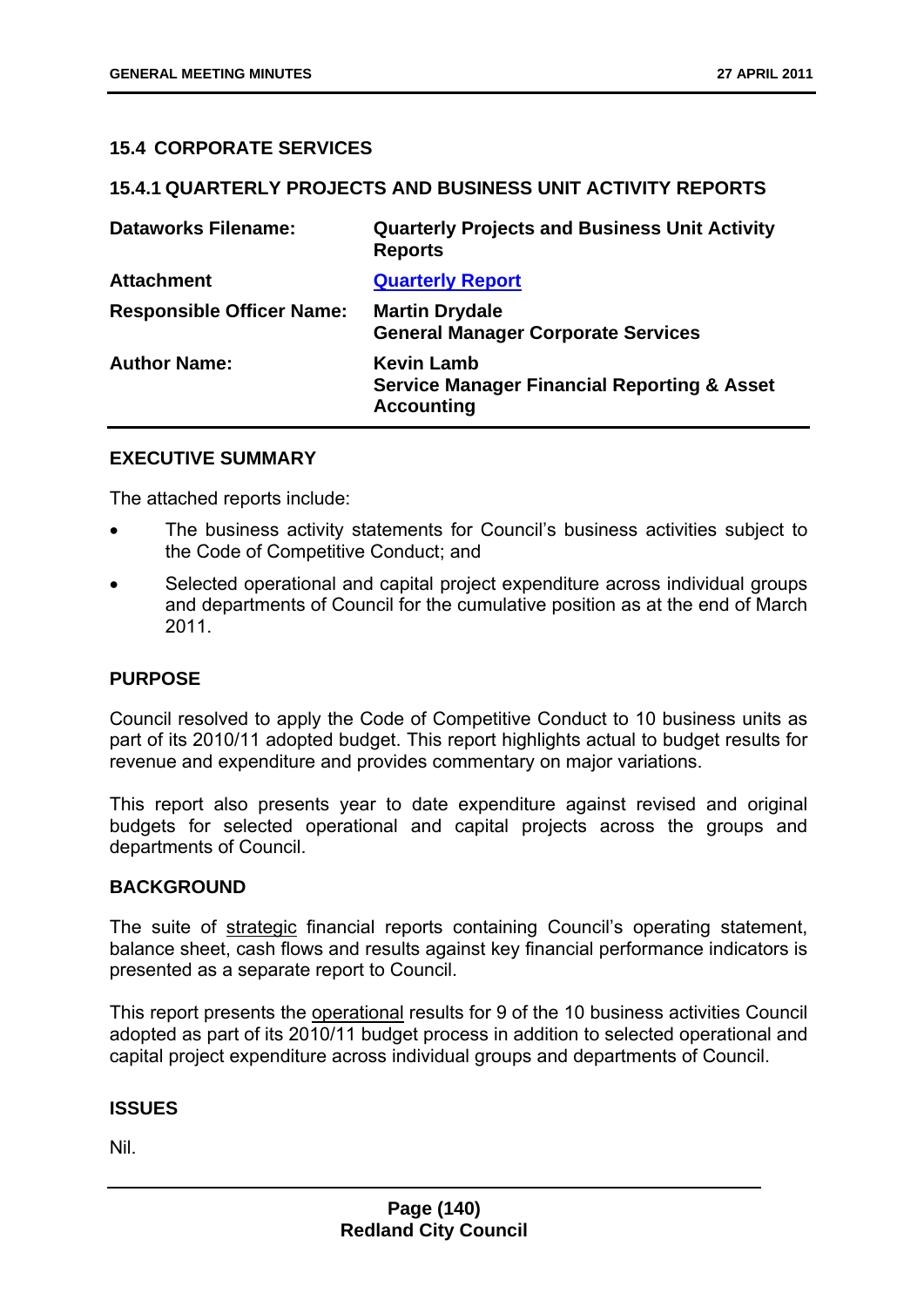## 15.4 CORPORATE SERVICES

### 15.4.1 QUARTERLY PROJECTS AND BUSINESS UNIT ACTIVITY REPORTS

| | |
|---|---|
| **Dataworks Filename:** | **Quarterly Projects and Business Unit Activity Reports** |
| **Attachment** | **Quarterly Report** |
| **Responsible Officer Name:** | **Martin Drydale**<br>**General Manager Corporate Services** |
| **Author Name:** | **Kevin Lamb**<br>**Service Manager Financial Reporting & Asset Accounting** |

### EXECUTIVE SUMMARY

The attached reports include:

- The business activity statements for Council's business activities subject to the Code of Competitive Conduct; and
- Selected operational and capital project expenditure across individual groups and departments of Council for the cumulative position as at the end of March 2011.

### PURPOSE

Council resolved to apply the Code of Competitive Conduct to 10 business units as part of its 2010/11 adopted budget. This report highlights actual to budget results for revenue and expenditure and provides commentary on major variations.

This report also presents year to date expenditure against revised and original budgets for selected operational and capital projects across the groups and departments of Council.

### BACKGROUND

The suite of strategic financial reports containing Council's operating statement, balance sheet, cash flows and results against key financial performance indicators is presented as a separate report to Council.

This report presents the operational results for 9 of the 10 business activities Council adopted as part of its 2010/11 budget process in addition to selected operational and capital project expenditure across individual groups and departments of Council.

### ISSUES

Nil.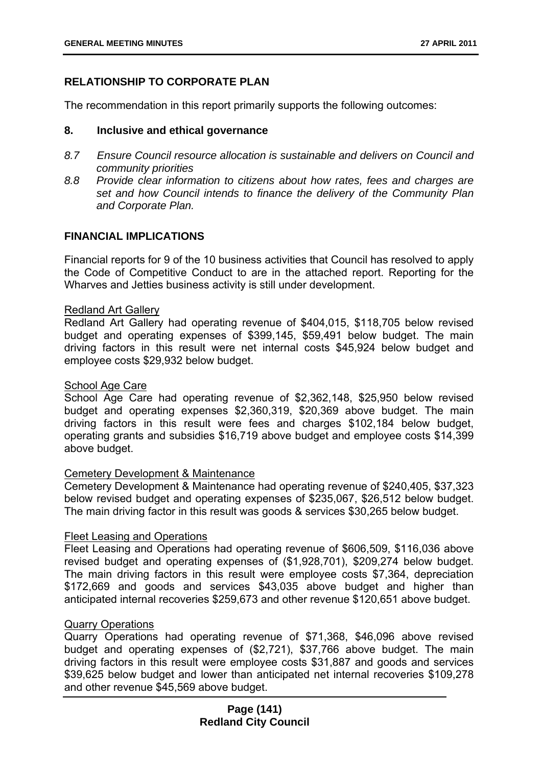## RELATIONSHIP TO CORPORATE PLAN

The recommendation in this report primarily supports the following outcomes:

### 8. Inclusive and ethical governance

*8.7 Ensure Council resource allocation is sustainable and delivers on Council and community priorities*

*8.8 Provide clear information to citizens about how rates, fees and charges are set and how Council intends to finance the delivery of the Community Plan and Corporate Plan.*

## FINANCIAL IMPLICATIONS

Financial reports for 9 of the 10 business activities that Council has resolved to apply the Code of Competitive Conduct to are in the attached report. Reporting for the Wharves and Jetties business activity is still under development.

Redland Art Gallery

Redland Art Gallery had operating revenue of $404,015, $118,705 below revised budget and operating expenses of $399,145, $59,491 below budget. The main driving factors in this result were net internal costs $45,924 below budget and employee costs $29,932 below budget.

School Age Care

School Age Care had operating revenue of $2,362,148, $25,950 below revised budget and operating expenses $2,360,319, $20,369 above budget. The main driving factors in this result were fees and charges $102,184 below budget, operating grants and subsidies $16,719 above budget and employee costs $14,399 above budget.

Cemetery Development & Maintenance

Cemetery Development & Maintenance had operating revenue of $240,405, $37,323 below revised budget and operating expenses of $235,067, $26,512 below budget. The main driving factor in this result was goods & services $30,265 below budget.

Fleet Leasing and Operations

Fleet Leasing and Operations had operating revenue of $606,509, $116,036 above revised budget and operating expenses of ($1,928,701), $209,274 below budget. The main driving factors in this result were employee costs $7,364, depreciation $172,669 and goods and services $43,035 above budget and higher than anticipated internal recoveries $259,673 and other revenue $120,651 above budget.

Quarry Operations

Quarry Operations had operating revenue of $71,368, $46,096 above revised budget and operating expenses of ($2,721), $37,766 above budget. The main driving factors in this result were employee costs $31,887 and goods and services $39,625 below budget and lower than anticipated net internal recoveries $109,278 and other revenue $45,569 above budget.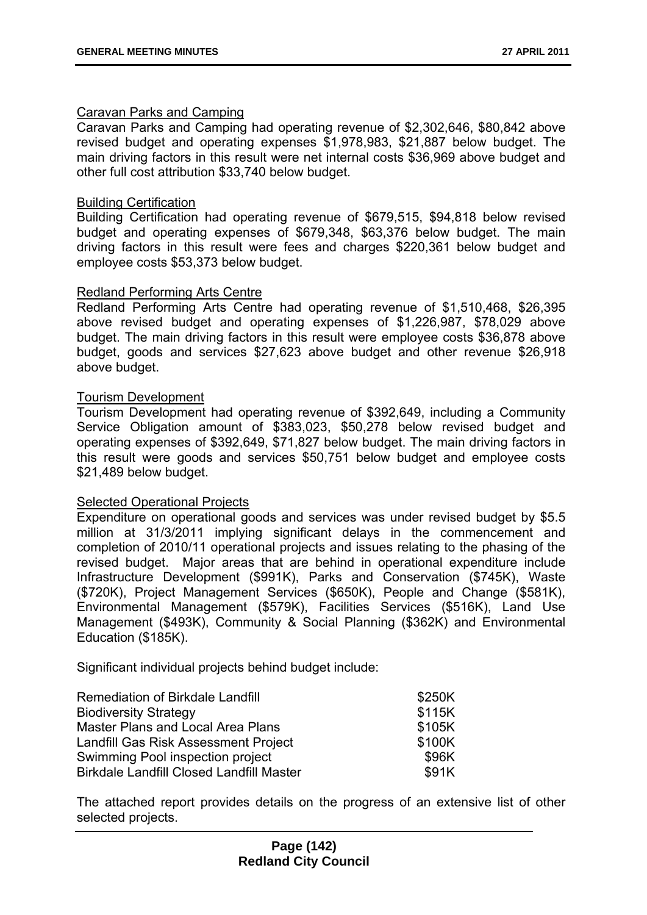Caravan Parks and Camping

Caravan Parks and Camping had operating revenue of $2,302,646, $80,842 above revised budget and operating expenses $1,978,983, $21,887 below budget. The main driving factors in this result were net internal costs $36,969 above budget and other full cost attribution $33,740 below budget.

Building Certification

Building Certification had operating revenue of $679,515, $94,818 below revised budget and operating expenses of $679,348, $63,376 below budget. The main driving factors in this result were fees and charges $220,361 below budget and employee costs $53,373 below budget.

Redland Performing Arts Centre

Redland Performing Arts Centre had operating revenue of $1,510,468, $26,395 above revised budget and operating expenses of $1,226,987, $78,029 above budget. The main driving factors in this result were employee costs $36,878 above budget, goods and services $27,623 above budget and other revenue $26,918 above budget.

Tourism Development

Tourism Development had operating revenue of $392,649, including a Community Service Obligation amount of $383,023, $50,278 below revised budget and operating expenses of $392,649, $71,827 below budget. The main driving factors in this result were goods and services $50,751 below budget and employee costs $21,489 below budget.

Selected Operational Projects

Expenditure on operational goods and services was under revised budget by $5.5 million at 31/3/2011 implying significant delays in the commencement and completion of 2010/11 operational projects and issues relating to the phasing of the revised budget. Major areas that are behind in operational expenditure include Infrastructure Development ($991K), Parks and Conservation ($745K), Waste ($720K), Project Management Services ($650K), People and Change ($581K), Environmental Management ($579K), Facilities Services ($516K), Land Use Management ($493K), Community & Social Planning ($362K) and Environmental Education ($185K).

Significant individual projects behind budget include:

| | |
|---|---|
| Remediation of Birkdale Landfill | $250K |
| Biodiversity Strategy | $115K |
| Master Plans and Local Area Plans | $105K |
| Landfill Gas Risk Assessment Project | $100K |
| Swimming Pool inspection project | $96K |
| Birkdale Landfill Closed Landfill Master | $91K |

The attached report provides details on the progress of an extensive list of other selected projects.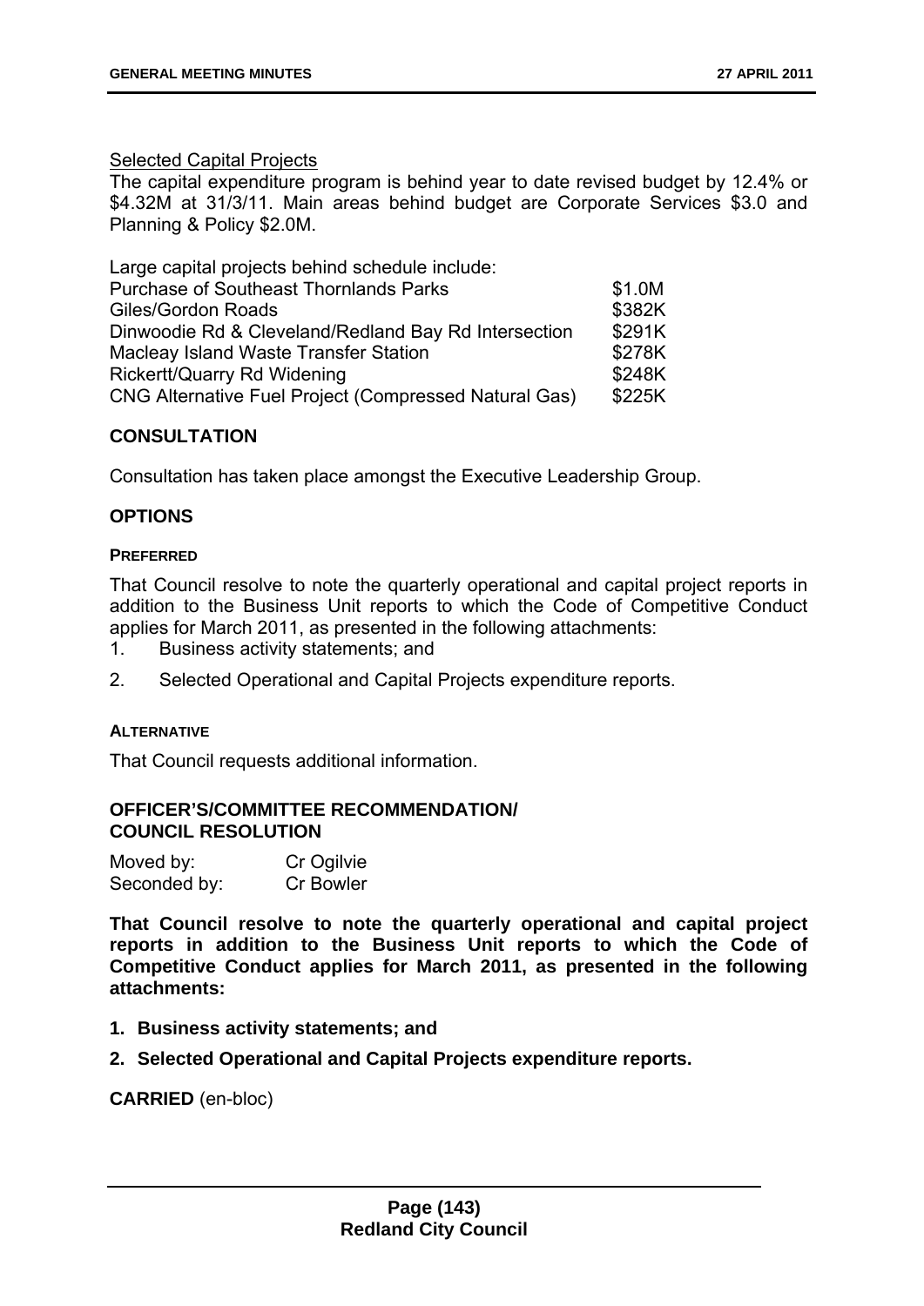Selected Capital Projects

The capital expenditure program is behind year to date revised budget by 12.4% or $4.32M at 31/3/11. Main areas behind budget are Corporate Services $3.0 and Planning & Policy $2.0M.

Large capital projects behind schedule include:

| | |
|---|---|
| Purchase of Southeast Thornlands Parks | $1.0M |
| Giles/Gordon Roads | $382K |
| Dinwoodie Rd & Cleveland/Redland Bay Rd Intersection | $291K |
| Macleay Island Waste Transfer Station | $278K |
| Rickertt/Quarry Rd Widening | $248K |
| CNG Alternative Fuel Project (Compressed Natural Gas) | $225K |

## CONSULTATION

Consultation has taken place amongst the Executive Leadership Group.

## OPTIONS

### PREFERRED

That Council resolve to note the quarterly operational and capital project reports in addition to the Business Unit reports to which the Code of Competitive Conduct applies for March 2011, as presented in the following attachments:

1. Business activity statements; and
2. Selected Operational and Capital Projects expenditure reports.

### ALTERNATIVE

That Council requests additional information.

## OFFICER'S/COMMITTEE RECOMMENDATION/ COUNCIL RESOLUTION

Moved by: Cr Ogilvie
Seconded by: Cr Bowler

**That Council resolve to note the quarterly operational and capital project reports in addition to the Business Unit reports to which the Code of Competitive Conduct applies for March 2011, as presented in the following attachments:**

1. **Business activity statements; and**
2. **Selected Operational and Capital Projects expenditure reports.**

**CARRIED** (en-bloc)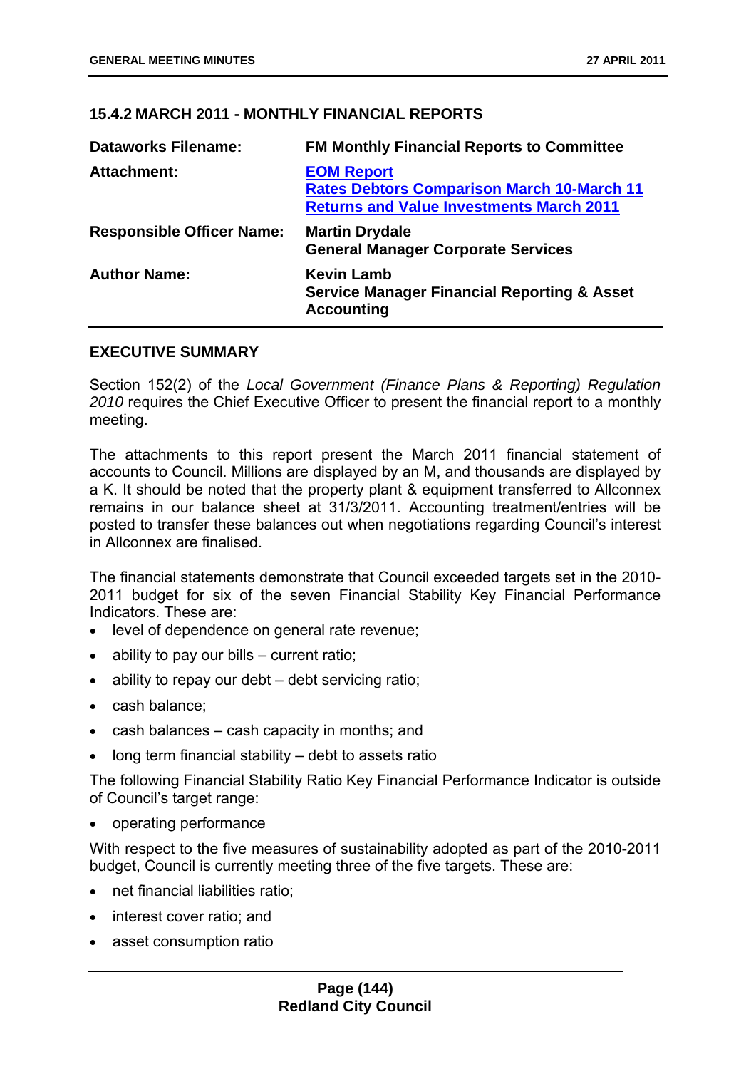### 15.4.2 MARCH 2011 - MONTHLY FINANCIAL REPORTS

| | |
|---|---|
| **Dataworks Filename:** | **FM Monthly Financial Reports to Committee** |
| **Attachment:** | **EOM Report**<br>**Rates Debtors Comparison March 10-March 11**<br>**Returns and Value Investments March 2011** |
| **Responsible Officer Name:** | **Martin Drydale**<br>**General Manager Corporate Services** |
| **Author Name:** | **Kevin Lamb**<br>**Service Manager Financial Reporting & Asset Accounting** |

#### EXECUTIVE SUMMARY

Section 152(2) of the *Local Government (Finance Plans & Reporting) Regulation 2010* requires the Chief Executive Officer to present the financial report to a monthly meeting.

The attachments to this report present the March 2011 financial statement of accounts to Council. Millions are displayed by an M, and thousands are displayed by a K. It should be noted that the property plant & equipment transferred to Allconnex remains in our balance sheet at 31/3/2011. Accounting treatment/entries will be posted to transfer these balances out when negotiations regarding Council's interest in Allconnex are finalised.

The financial statements demonstrate that Council exceeded targets set in the 2010-2011 budget for six of the seven Financial Stability Key Financial Performance Indicators. These are:

- level of dependence on general rate revenue;
- ability to pay our bills – current ratio;
- ability to repay our debt – debt servicing ratio;
- cash balance;
- cash balances – cash capacity in months; and
- long term financial stability – debt to assets ratio

The following Financial Stability Ratio Key Financial Performance Indicator is outside of Council's target range:

- operating performance

With respect to the five measures of sustainability adopted as part of the 2010-2011 budget, Council is currently meeting three of the five targets. These are:

- net financial liabilities ratio;
- interest cover ratio; and
- asset consumption ratio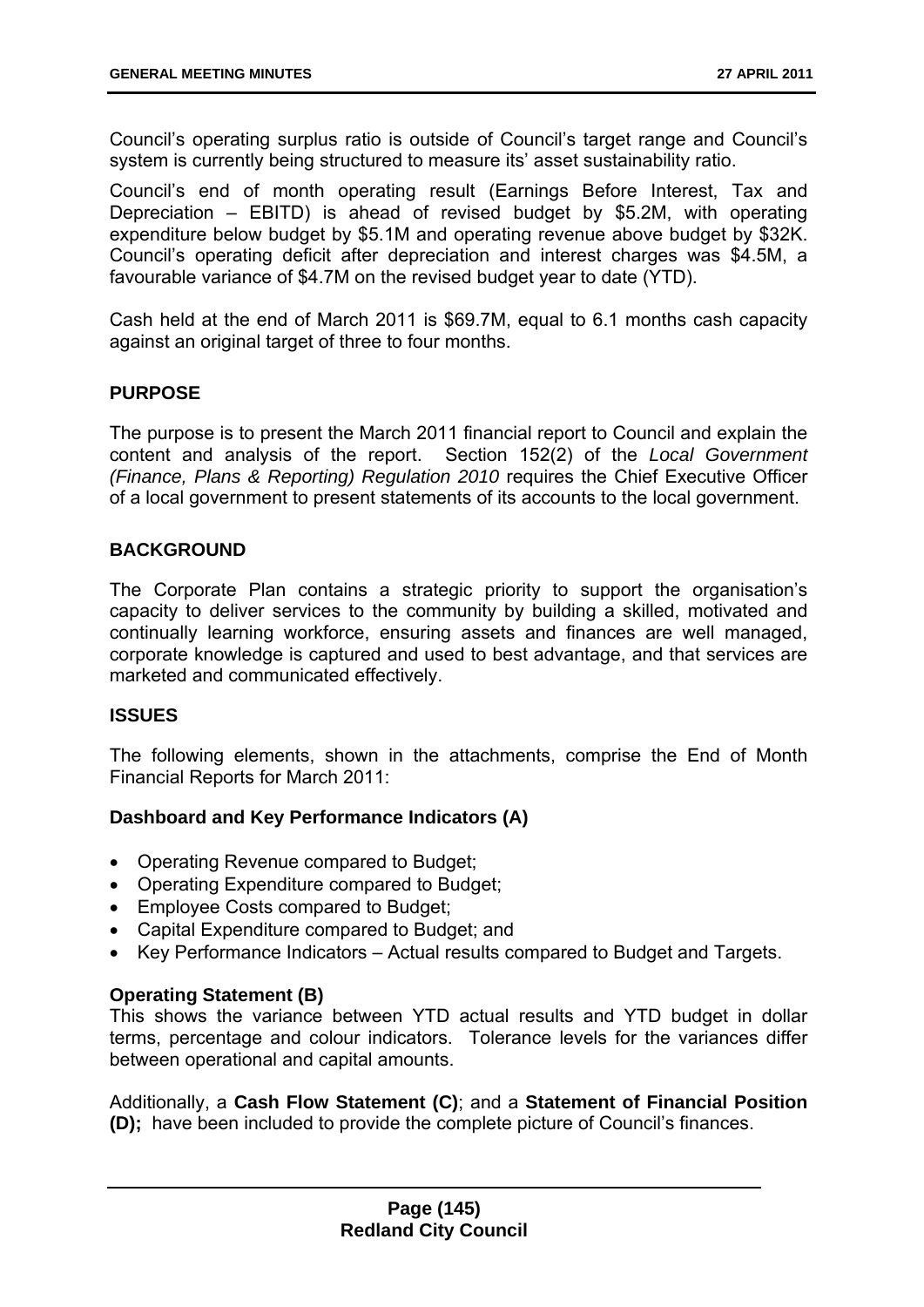Council's operating surplus ratio is outside of Council's target range and Council's system is currently being structured to measure its' asset sustainability ratio.

Council's end of month operating result (Earnings Before Interest, Tax and Depreciation – EBITD) is ahead of revised budget by $5.2M, with operating expenditure below budget by $5.1M and operating revenue above budget by $32K. Council's operating deficit after depreciation and interest charges was $4.5M, a favourable variance of $4.7M on the revised budget year to date (YTD).

Cash held at the end of March 2011 is $69.7M, equal to 6.1 months cash capacity against an original target of three to four months.

## PURPOSE

The purpose is to present the March 2011 financial report to Council and explain the content and analysis of the report. Section 152(2) of the *Local Government (Finance, Plans & Reporting) Regulation 2010* requires the Chief Executive Officer of a local government to present statements of its accounts to the local government.

## BACKGROUND

The Corporate Plan contains a strategic priority to support the organisation's capacity to deliver services to the community by building a skilled, motivated and continually learning workforce, ensuring assets and finances are well managed, corporate knowledge is captured and used to best advantage, and that services are marketed and communicated effectively.

## ISSUES

The following elements, shown in the attachments, comprise the End of Month Financial Reports for March 2011:

### Dashboard and Key Performance Indicators (A)

- Operating Revenue compared to Budget;
- Operating Expenditure compared to Budget;
- Employee Costs compared to Budget;
- Capital Expenditure compared to Budget; and
- Key Performance Indicators – Actual results compared to Budget and Targets.

### Operating Statement (B)

This shows the variance between YTD actual results and YTD budget in dollar terms, percentage and colour indicators. Tolerance levels for the variances differ between operational and capital amounts.

Additionally, a **Cash Flow Statement (C)**; and a **Statement of Financial Position (D);** have been included to provide the complete picture of Council's finances.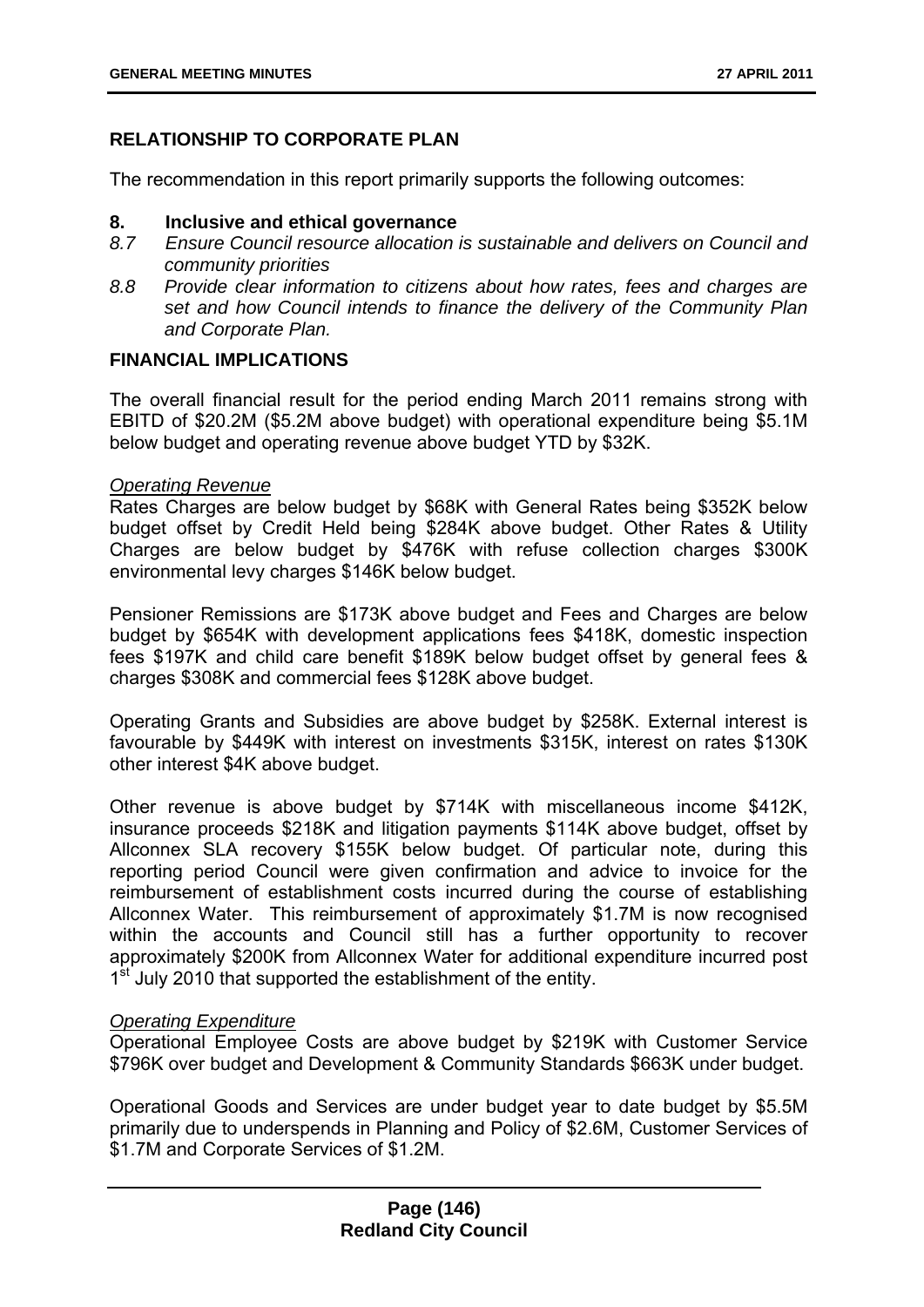## RELATIONSHIP TO CORPORATE PLAN

The recommendation in this report primarily supports the following outcomes:

**8. Inclusive and ethical governance**

*8.7 Ensure Council resource allocation is sustainable and delivers on Council and community priorities*

*8.8 Provide clear information to citizens about how rates, fees and charges are set and how Council intends to finance the delivery of the Community Plan and Corporate Plan.*

## FINANCIAL IMPLICATIONS

The overall financial result for the period ending March 2011 remains strong with EBITD of $20.2M ($5.2M above budget) with operational expenditure being $5.1M below budget and operating revenue above budget YTD by $32K.

*Operating Revenue*

Rates Charges are below budget by $68K with General Rates being $352K below budget offset by Credit Held being $284K above budget. Other Rates & Utility Charges are below budget by $476K with refuse collection charges $300K environmental levy charges $146K below budget.

Pensioner Remissions are $173K above budget and Fees and Charges are below budget by $654K with development applications fees $418K, domestic inspection fees $197K and child care benefit $189K below budget offset by general fees & charges $308K and commercial fees $128K above budget.

Operating Grants and Subsidies are above budget by $258K. External interest is favourable by $449K with interest on investments $315K, interest on rates $130K other interest $4K above budget.

Other revenue is above budget by $714K with miscellaneous income $412K, insurance proceeds $218K and litigation payments $114K above budget, offset by Allconnex SLA recovery $155K below budget. Of particular note, during this reporting period Council were given confirmation and advice to invoice for the reimbursement of establishment costs incurred during the course of establishing Allconnex Water. This reimbursement of approximately $1.7M is now recognised within the accounts and Council still has a further opportunity to recover approximately $200K from Allconnex Water for additional expenditure incurred post 1st July 2010 that supported the establishment of the entity.

*Operating Expenditure*

Operational Employee Costs are above budget by $219K with Customer Service $796K over budget and Development & Community Standards $663K under budget.

Operational Goods and Services are under budget year to date budget by $5.5M primarily due to underspends in Planning and Policy of $2.6M, Customer Services of $1.7M and Corporate Services of $1.2M.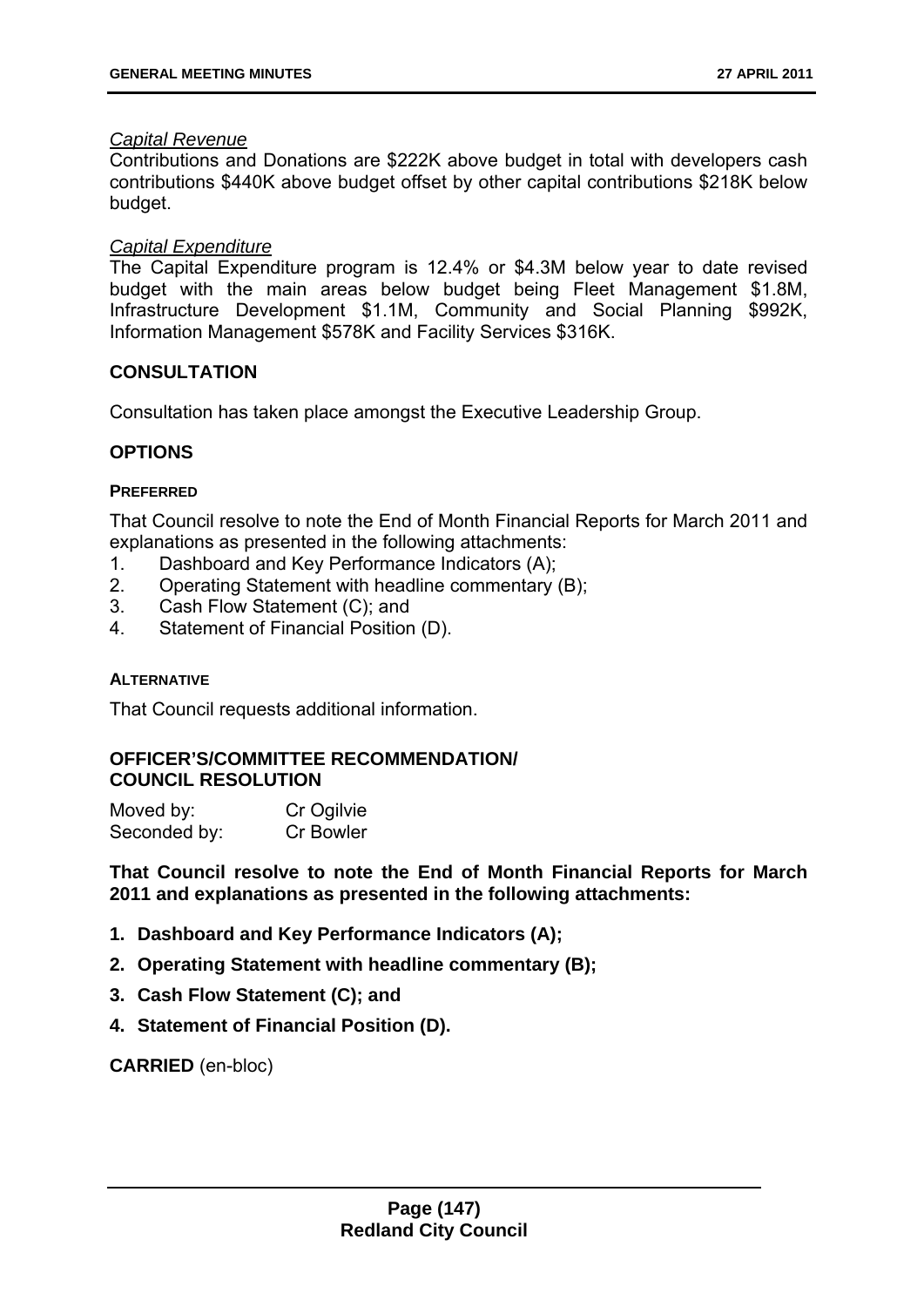*Capital Revenue*

Contributions and Donations are $222K above budget in total with developers cash contributions $440K above budget offset by other capital contributions $218K below budget.

*Capital Expenditure*

The Capital Expenditure program is 12.4% or $4.3M below year to date revised budget with the main areas below budget being Fleet Management $1.8M, Infrastructure Development $1.1M, Community and Social Planning $992K, Information Management $578K and Facility Services $316K.

## CONSULTATION

Consultation has taken place amongst the Executive Leadership Group.

## OPTIONS

### PREFERRED

That Council resolve to note the End of Month Financial Reports for March 2011 and explanations as presented in the following attachments:

1. Dashboard and Key Performance Indicators (A);
2. Operating Statement with headline commentary (B);
3. Cash Flow Statement (C); and
4. Statement of Financial Position (D).

### ALTERNATIVE

That Council requests additional information.

## OFFICER'S/COMMITTEE RECOMMENDATION/ COUNCIL RESOLUTION

Moved by: Cr Ogilvie
Seconded by: Cr Bowler

**That Council resolve to note the End of Month Financial Reports for March 2011 and explanations as presented in the following attachments:**

1. **Dashboard and Key Performance Indicators (A);**
2. **Operating Statement with headline commentary (B);**
3. **Cash Flow Statement (C); and**
4. **Statement of Financial Position (D).**

**CARRIED** (en-bloc)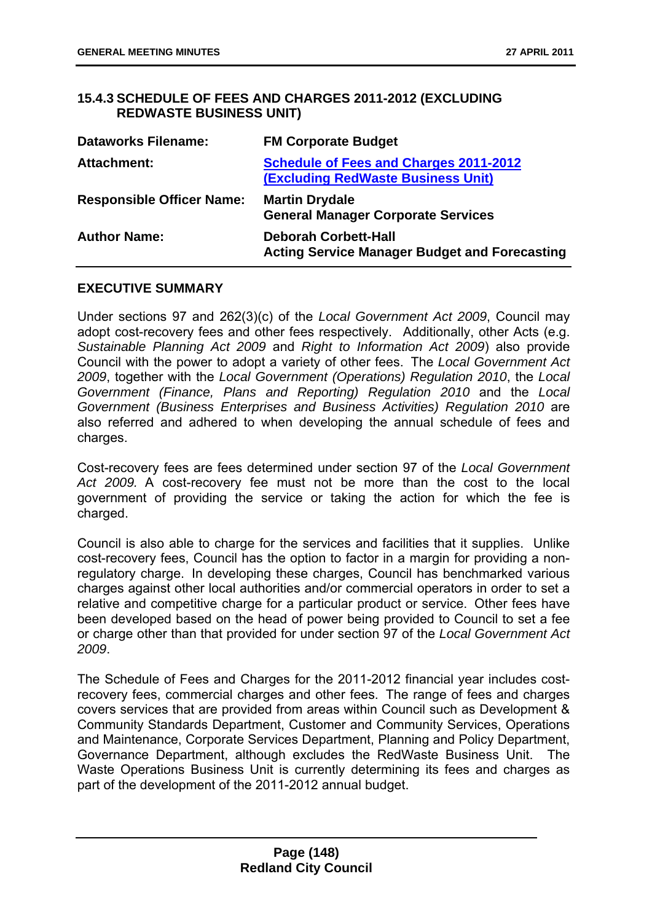## 15.4.3 SCHEDULE OF FEES AND CHARGES 2011-2012 (EXCLUDING REDWASTE BUSINESS UNIT)

| | |
|---|---|
| **Dataworks Filename:** | **FM Corporate Budget** |
| **Attachment:** | **Schedule of Fees and Charges 2011-2012 (Excluding RedWaste Business Unit)** |
| **Responsible Officer Name:** | **Martin Drydale**<br>**General Manager Corporate Services** |
| **Author Name:** | **Deborah Corbett-Hall**<br>**Acting Service Manager Budget and Forecasting** |

### EXECUTIVE SUMMARY

Under sections 97 and 262(3)(c) of the *Local Government Act 2009*, Council may adopt cost-recovery fees and other fees respectively. Additionally, other Acts (e.g. *Sustainable Planning Act 2009* and *Right to Information Act 2009*) also provide Council with the power to adopt a variety of other fees. The *Local Government Act 2009*, together with the *Local Government (Operations) Regulation 2010*, the *Local Government (Finance, Plans and Reporting) Regulation 2010* and the *Local Government (Business Enterprises and Business Activities) Regulation 2010* are also referred and adhered to when developing the annual schedule of fees and charges.

Cost-recovery fees are fees determined under section 97 of the *Local Government Act 2009.* A cost-recovery fee must not be more than the cost to the local government of providing the service or taking the action for which the fee is charged.

Council is also able to charge for the services and facilities that it supplies. Unlike cost-recovery fees, Council has the option to factor in a margin for providing a non-regulatory charge. In developing these charges, Council has benchmarked various charges against other local authorities and/or commercial operators in order to set a relative and competitive charge for a particular product or service. Other fees have been developed based on the head of power being provided to Council to set a fee or charge other than that provided for under section 97 of the *Local Government Act 2009*.

The Schedule of Fees and Charges for the 2011-2012 financial year includes cost-recovery fees, commercial charges and other fees. The range of fees and charges covers services that are provided from areas within Council such as Development & Community Standards Department, Customer and Community Services, Operations and Maintenance, Corporate Services Department, Planning and Policy Department, Governance Department, although excludes the RedWaste Business Unit. The Waste Operations Business Unit is currently determining its fees and charges as part of the development of the 2011-2012 annual budget.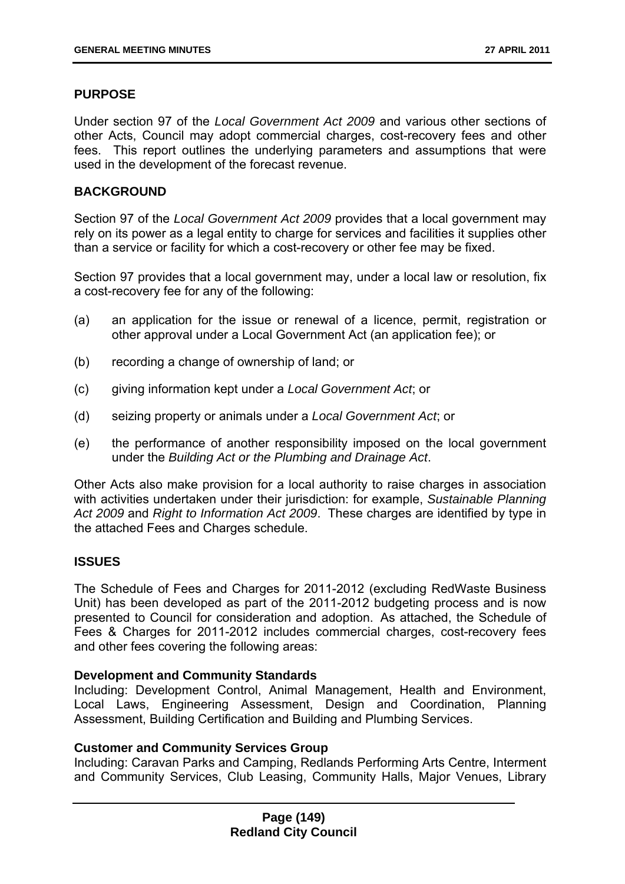## PURPOSE

Under section 97 of the *Local Government Act 2009* and various other sections of other Acts, Council may adopt commercial charges, cost-recovery fees and other fees. This report outlines the underlying parameters and assumptions that were used in the development of the forecast revenue.

## BACKGROUND

Section 97 of the *Local Government Act 2009* provides that a local government may rely on its power as a legal entity to charge for services and facilities it supplies other than a service or facility for which a cost-recovery or other fee may be fixed.

Section 97 provides that a local government may, under a local law or resolution, fix a cost-recovery fee for any of the following:

(a) an application for the issue or renewal of a licence, permit, registration or other approval under a Local Government Act (an application fee); or

(b) recording a change of ownership of land; or

(c) giving information kept under a *Local Government Act*; or

(d) seizing property or animals under a *Local Government Act*; or

(e) the performance of another responsibility imposed on the local government under the *Building Act or the Plumbing and Drainage Act*.

Other Acts also make provision for a local authority to raise charges in association with activities undertaken under their jurisdiction: for example, *Sustainable Planning Act 2009* and *Right to Information Act 2009*. These charges are identified by type in the attached Fees and Charges schedule.

## ISSUES

The Schedule of Fees and Charges for 2011-2012 (excluding RedWaste Business Unit) has been developed as part of the 2011-2012 budgeting process and is now presented to Council for consideration and adoption. As attached, the Schedule of Fees & Charges for 2011-2012 includes commercial charges, cost-recovery fees and other fees covering the following areas:

**Development and Community Standards**
Including: Development Control, Animal Management, Health and Environment, Local Laws, Engineering Assessment, Design and Coordination, Planning Assessment, Building Certification and Building and Plumbing Services.

**Customer and Community Services Group**
Including: Caravan Parks and Camping, Redlands Performing Arts Centre, Interment and Community Services, Club Leasing, Community Halls, Major Venues, Library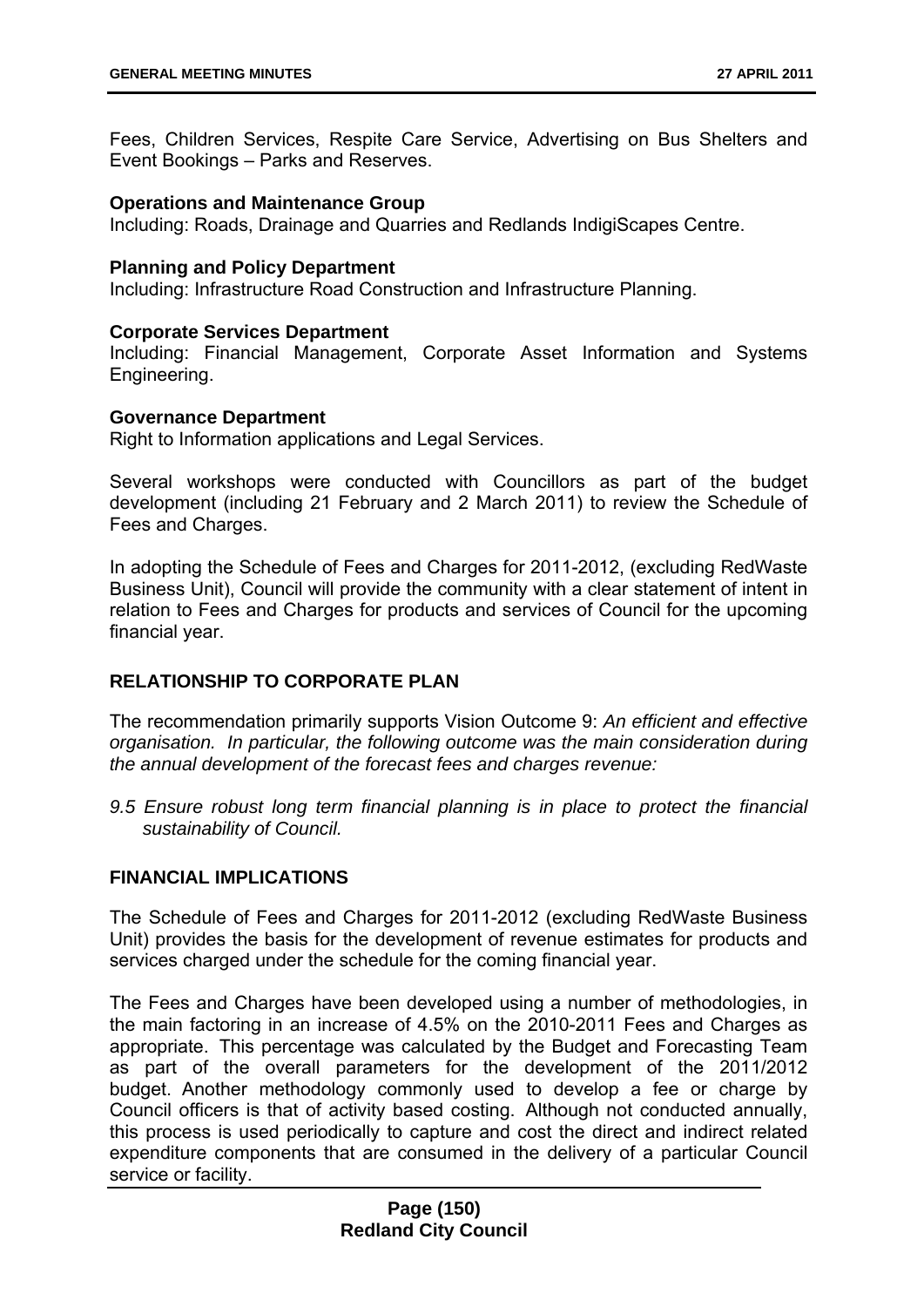Fees, Children Services, Respite Care Service, Advertising on Bus Shelters and Event Bookings – Parks and Reserves.

**Operations and Maintenance Group**
Including: Roads, Drainage and Quarries and Redlands IndigiScapes Centre.

**Planning and Policy Department**
Including: Infrastructure Road Construction and Infrastructure Planning.

**Corporate Services Department**
Including: Financial Management, Corporate Asset Information and Systems Engineering.

**Governance Department**
Right to Information applications and Legal Services.

Several workshops were conducted with Councillors as part of the budget development (including 21 February and 2 March 2011) to review the Schedule of Fees and Charges.

In adopting the Schedule of Fees and Charges for 2011-2012, (excluding RedWaste Business Unit), Council will provide the community with a clear statement of intent in relation to Fees and Charges for products and services of Council for the upcoming financial year.

**RELATIONSHIP TO CORPORATE PLAN**

The recommendation primarily supports Vision Outcome 9: *An efficient and effective organisation. In particular, the following outcome was the main consideration during the annual development of the forecast fees and charges revenue:*

*9.5 Ensure robust long term financial planning is in place to protect the financial sustainability of Council.*

**FINANCIAL IMPLICATIONS**

The Schedule of Fees and Charges for 2011-2012 (excluding RedWaste Business Unit) provides the basis for the development of revenue estimates for products and services charged under the schedule for the coming financial year.

The Fees and Charges have been developed using a number of methodologies, in the main factoring in an increase of 4.5% on the 2010-2011 Fees and Charges as appropriate. This percentage was calculated by the Budget and Forecasting Team as part of the overall parameters for the development of the 2011/2012 budget. Another methodology commonly used to develop a fee or charge by Council officers is that of activity based costing. Although not conducted annually, this process is used periodically to capture and cost the direct and indirect related expenditure components that are consumed in the delivery of a particular Council service or facility.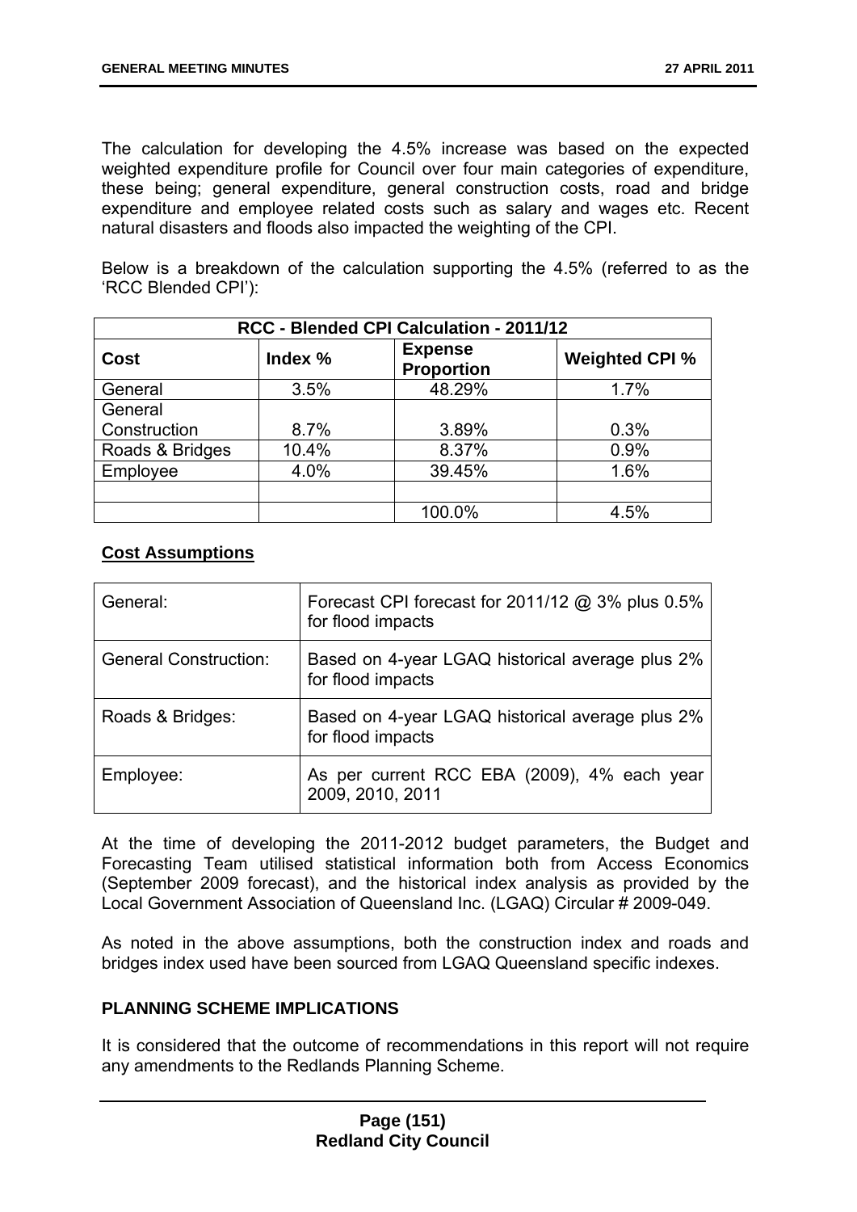The calculation for developing the 4.5% increase was based on the expected weighted expenditure profile for Council over four main categories of expenditure, these being; general expenditure, general construction costs, road and bridge expenditure and employee related costs such as salary and wages etc. Recent natural disasters and floods also impacted the weighting of the CPI.

Below is a breakdown of the calculation supporting the 4.5% (referred to as the 'RCC Blended CPI'):

| RCC - Blended CPI Calculation - 2011/12 | | | |
|---|---|---|---|
| **Cost** | **Index %** | **Expense Proportion** | **Weighted CPI %** |
| General | 3.5% | 48.29% | 1.7% |
| General Construction | 8.7% | 3.89% | 0.3% |
| Roads & Bridges | 10.4% | 8.37% | 0.9% |
| Employee | 4.0% | 39.45% | 1.6% |
| | | | |
| | | 100.0% | 4.5% |

**Cost Assumptions**

| | |
|---|---|
| General: | Forecast CPI forecast for 2011/12 @ 3% plus 0.5% for flood impacts |
| General Construction: | Based on 4-year LGAQ historical average plus 2% for flood impacts |
| Roads & Bridges: | Based on 4-year LGAQ historical average plus 2% for flood impacts |
| Employee: | As per current RCC EBA (2009), 4% each year 2009, 2010, 2011 |

At the time of developing the 2011-2012 budget parameters, the Budget and Forecasting Team utilised statistical information both from Access Economics (September 2009 forecast), and the historical index analysis as provided by the Local Government Association of Queensland Inc. (LGAQ) Circular # 2009-049.

As noted in the above assumptions, both the construction index and roads and bridges index used have been sourced from LGAQ Queensland specific indexes.

**PLANNING SCHEME IMPLICATIONS**

It is considered that the outcome of recommendations in this report will not require any amendments to the Redlands Planning Scheme.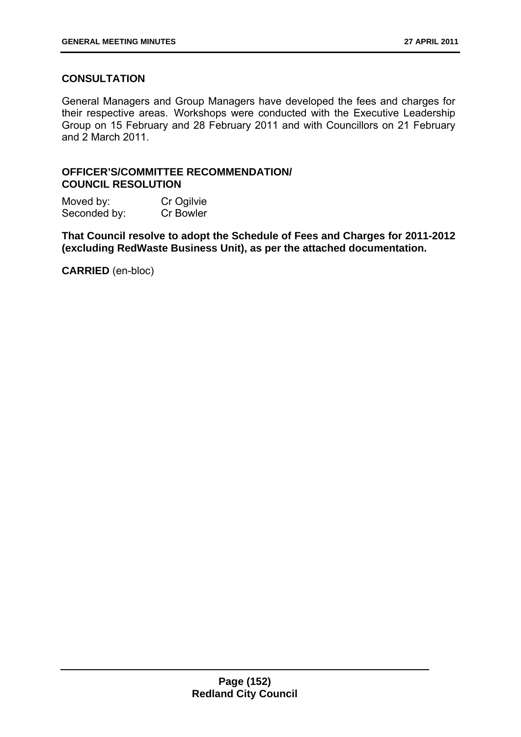## CONSULTATION

General Managers and Group Managers have developed the fees and charges for their respective areas. Workshops were conducted with the Executive Leadership Group on 15 February and 28 February 2011 and with Councillors on 21 February and 2 March 2011.

## OFFICER'S/COMMITTEE RECOMMENDATION/ COUNCIL RESOLUTION

Moved by: Cr Ogilvie
Seconded by: Cr Bowler

**That Council resolve to adopt the Schedule of Fees and Charges for 2011-2012 (excluding RedWaste Business Unit), as per the attached documentation.**

**CARRIED** (en-bloc)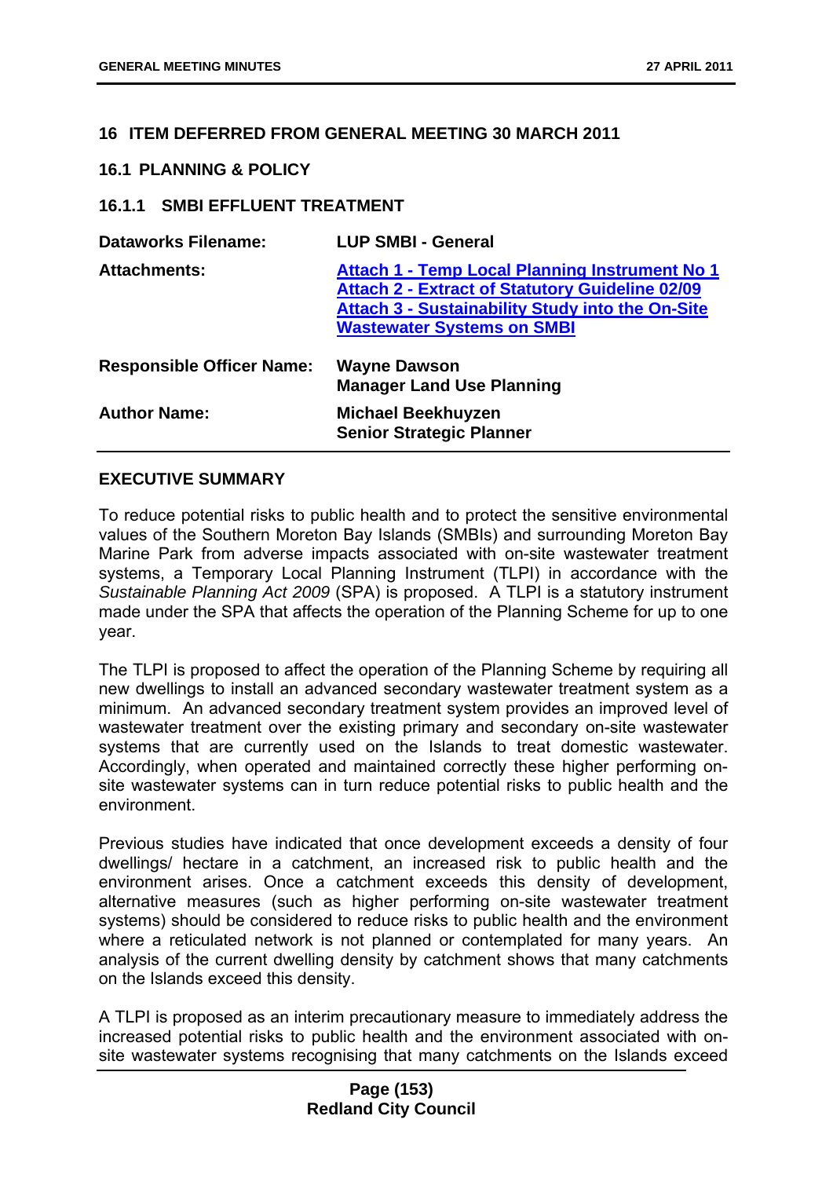## 16 ITEM DEFERRED FROM GENERAL MEETING 30 MARCH 2011

### 16.1 PLANNING & POLICY

#### 16.1.1 SMBI EFFLUENT TREATMENT

| | |
|---|---|
| **Dataworks Filename:** | **LUP SMBI - General** |
| **Attachments:** | **Attach 1 - Temp Local Planning Instrument No 1**<br>**Attach 2 - Extract of Statutory Guideline 02/09**<br>**Attach 3 - Sustainability Study into the On-Site Wastewater Systems on SMBI** |
| **Responsible Officer Name:** | **Wayne Dawson**<br>**Manager Land Use Planning** |
| **Author Name:** | **Michael Beekhuyzen**<br>**Senior Strategic Planner** |

**EXECUTIVE SUMMARY**

To reduce potential risks to public health and to protect the sensitive environmental values of the Southern Moreton Bay Islands (SMBIs) and surrounding Moreton Bay Marine Park from adverse impacts associated with on-site wastewater treatment systems, a Temporary Local Planning Instrument (TLPI) in accordance with the *Sustainable Planning Act 2009* (SPA) is proposed. A TLPI is a statutory instrument made under the SPA that affects the operation of the Planning Scheme for up to one year.

The TLPI is proposed to affect the operation of the Planning Scheme by requiring all new dwellings to install an advanced secondary wastewater treatment system as a minimum. An advanced secondary treatment system provides an improved level of wastewater treatment over the existing primary and secondary on-site wastewater systems that are currently used on the Islands to treat domestic wastewater. Accordingly, when operated and maintained correctly these higher performing on-site wastewater systems can in turn reduce potential risks to public health and the environment.

Previous studies have indicated that once development exceeds a density of four dwellings/ hectare in a catchment, an increased risk to public health and the environment arises. Once a catchment exceeds this density of development, alternative measures (such as higher performing on-site wastewater treatment systems) should be considered to reduce risks to public health and the environment where a reticulated network is not planned or contemplated for many years. An analysis of the current dwelling density by catchment shows that many catchments on the Islands exceed this density.

A TLPI is proposed as an interim precautionary measure to immediately address the increased potential risks to public health and the environment associated with on-site wastewater systems recognising that many catchments on the Islands exceed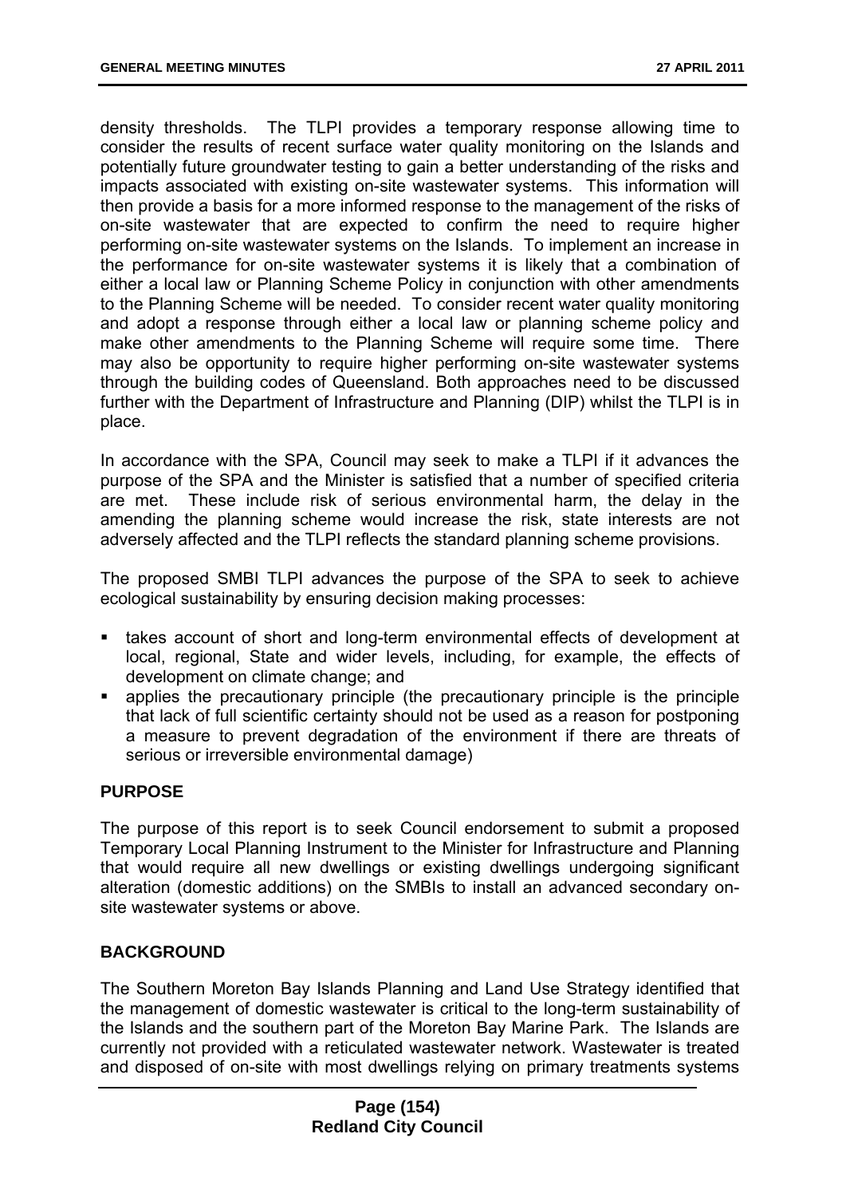density thresholds. The TLPI provides a temporary response allowing time to consider the results of recent surface water quality monitoring on the Islands and potentially future groundwater testing to gain a better understanding of the risks and impacts associated with existing on-site wastewater systems. This information will then provide a basis for a more informed response to the management of the risks of on-site wastewater that are expected to confirm the need to require higher performing on-site wastewater systems on the Islands. To implement an increase in the performance for on-site wastewater systems it is likely that a combination of either a local law or Planning Scheme Policy in conjunction with other amendments to the Planning Scheme will be needed. To consider recent water quality monitoring and adopt a response through either a local law or planning scheme policy and make other amendments to the Planning Scheme will require some time. There may also be opportunity to require higher performing on-site wastewater systems through the building codes of Queensland. Both approaches need to be discussed further with the Department of Infrastructure and Planning (DIP) whilst the TLPI is in place.

In accordance with the SPA, Council may seek to make a TLPI if it advances the purpose of the SPA and the Minister is satisfied that a number of specified criteria are met. These include risk of serious environmental harm, the delay in the amending the planning scheme would increase the risk, state interests are not adversely affected and the TLPI reflects the standard planning scheme provisions.

The proposed SMBI TLPI advances the purpose of the SPA to seek to achieve ecological sustainability by ensuring decision making processes:

- takes account of short and long-term environmental effects of development at local, regional, State and wider levels, including, for example, the effects of development on climate change; and
- applies the precautionary principle (the precautionary principle is the principle that lack of full scientific certainty should not be used as a reason for postponing a measure to prevent degradation of the environment if there are threats of serious or irreversible environmental damage)

**PURPOSE**

The purpose of this report is to seek Council endorsement to submit a proposed Temporary Local Planning Instrument to the Minister for Infrastructure and Planning that would require all new dwellings or existing dwellings undergoing significant alteration (domestic additions) on the SMBIs to install an advanced secondary on-site wastewater systems or above.

**BACKGROUND**

The Southern Moreton Bay Islands Planning and Land Use Strategy identified that the management of domestic wastewater is critical to the long-term sustainability of the Islands and the southern part of the Moreton Bay Marine Park. The Islands are currently not provided with a reticulated wastewater network. Wastewater is treated and disposed of on-site with most dwellings relying on primary treatments systems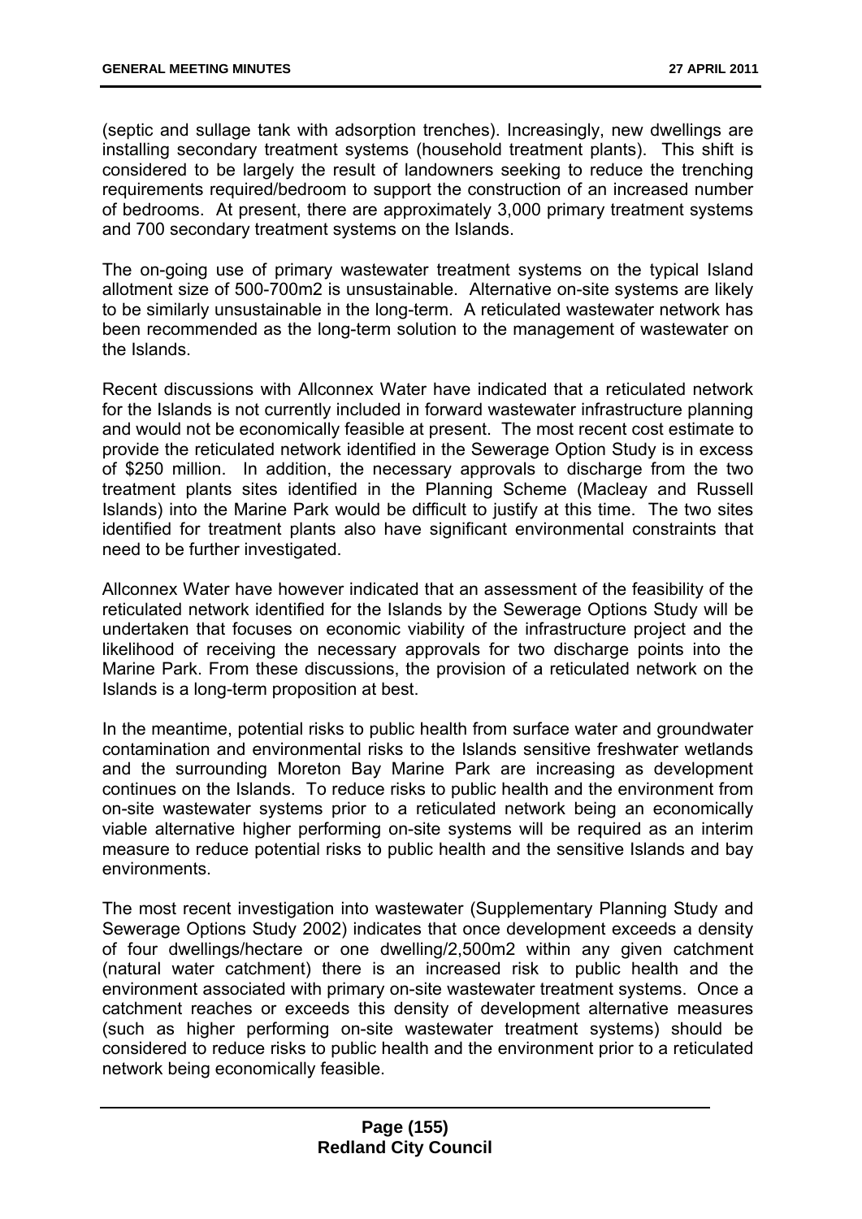(septic and sullage tank with adsorption trenches). Increasingly, new dwellings are installing secondary treatment systems (household treatment plants). This shift is considered to be largely the result of landowners seeking to reduce the trenching requirements required/bedroom to support the construction of an increased number of bedrooms. At present, there are approximately 3,000 primary treatment systems and 700 secondary treatment systems on the Islands.

The on-going use of primary wastewater treatment systems on the typical Island allotment size of 500-700m2 is unsustainable. Alternative on-site systems are likely to be similarly unsustainable in the long-term. A reticulated wastewater network has been recommended as the long-term solution to the management of wastewater on the Islands.

Recent discussions with Allconnex Water have indicated that a reticulated network for the Islands is not currently included in forward wastewater infrastructure planning and would not be economically feasible at present. The most recent cost estimate to provide the reticulated network identified in the Sewerage Option Study is in excess of $250 million. In addition, the necessary approvals to discharge from the two treatment plants sites identified in the Planning Scheme (Macleay and Russell Islands) into the Marine Park would be difficult to justify at this time. The two sites identified for treatment plants also have significant environmental constraints that need to be further investigated.

Allconnex Water have however indicated that an assessment of the feasibility of the reticulated network identified for the Islands by the Sewerage Options Study will be undertaken that focuses on economic viability of the infrastructure project and the likelihood of receiving the necessary approvals for two discharge points into the Marine Park. From these discussions, the provision of a reticulated network on the Islands is a long-term proposition at best.

In the meantime, potential risks to public health from surface water and groundwater contamination and environmental risks to the Islands sensitive freshwater wetlands and the surrounding Moreton Bay Marine Park are increasing as development continues on the Islands. To reduce risks to public health and the environment from on-site wastewater systems prior to a reticulated network being an economically viable alternative higher performing on-site systems will be required as an interim measure to reduce potential risks to public health and the sensitive Islands and bay environments.

The most recent investigation into wastewater (Supplementary Planning Study and Sewerage Options Study 2002) indicates that once development exceeds a density of four dwellings/hectare or one dwelling/2,500m2 within any given catchment (natural water catchment) there is an increased risk to public health and the environment associated with primary on-site wastewater treatment systems. Once a catchment reaches or exceeds this density of development alternative measures (such as higher performing on-site wastewater treatment systems) should be considered to reduce risks to public health and the environment prior to a reticulated network being economically feasible.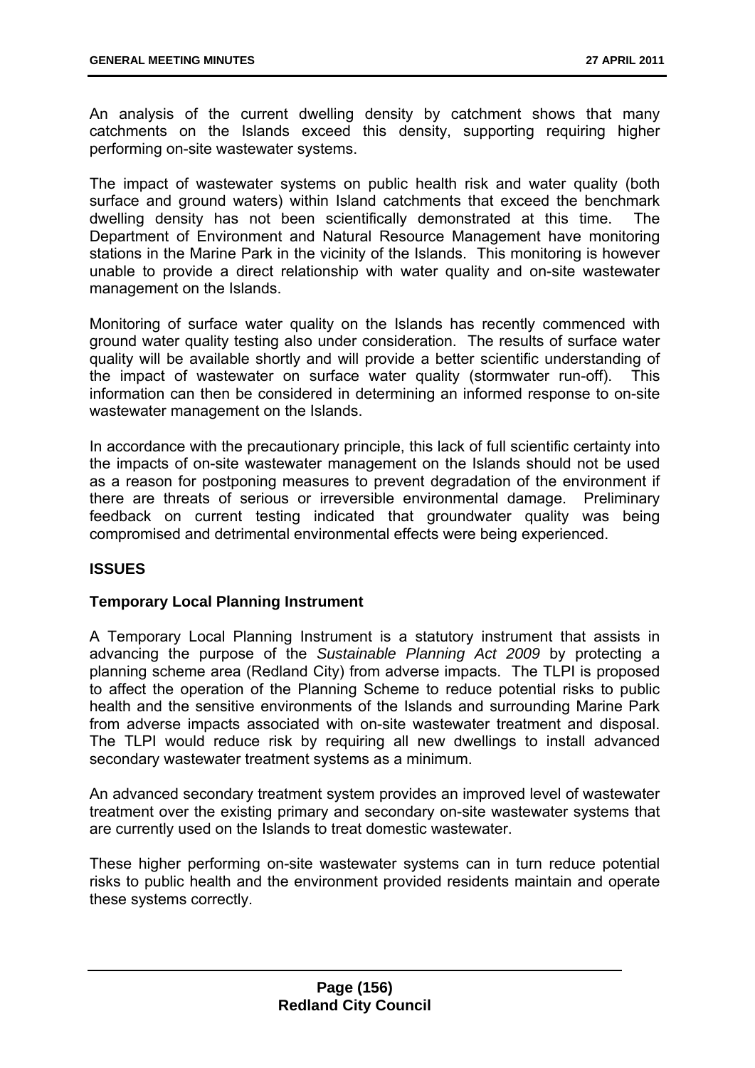An analysis of the current dwelling density by catchment shows that many catchments on the Islands exceed this density, supporting requiring higher performing on-site wastewater systems.

The impact of wastewater systems on public health risk and water quality (both surface and ground waters) within Island catchments that exceed the benchmark dwelling density has not been scientifically demonstrated at this time. The Department of Environment and Natural Resource Management have monitoring stations in the Marine Park in the vicinity of the Islands. This monitoring is however unable to provide a direct relationship with water quality and on-site wastewater management on the Islands.

Monitoring of surface water quality on the Islands has recently commenced with ground water quality testing also under consideration. The results of surface water quality will be available shortly and will provide a better scientific understanding of the impact of wastewater on surface water quality (stormwater run-off). This information can then be considered in determining an informed response to on-site wastewater management on the Islands.

In accordance with the precautionary principle, this lack of full scientific certainty into the impacts of on-site wastewater management on the Islands should not be used as a reason for postponing measures to prevent degradation of the environment if there are threats of serious or irreversible environmental damage. Preliminary feedback on current testing indicated that groundwater quality was being compromised and detrimental environmental effects were being experienced.

## ISSUES

### Temporary Local Planning Instrument

A Temporary Local Planning Instrument is a statutory instrument that assists in advancing the purpose of the *Sustainable Planning Act 2009* by protecting a planning scheme area (Redland City) from adverse impacts. The TLPI is proposed to affect the operation of the Planning Scheme to reduce potential risks to public health and the sensitive environments of the Islands and surrounding Marine Park from adverse impacts associated with on-site wastewater treatment and disposal. The TLPI would reduce risk by requiring all new dwellings to install advanced secondary wastewater treatment systems as a minimum.

An advanced secondary treatment system provides an improved level of wastewater treatment over the existing primary and secondary on-site wastewater systems that are currently used on the Islands to treat domestic wastewater.

These higher performing on-site wastewater systems can in turn reduce potential risks to public health and the environment provided residents maintain and operate these systems correctly.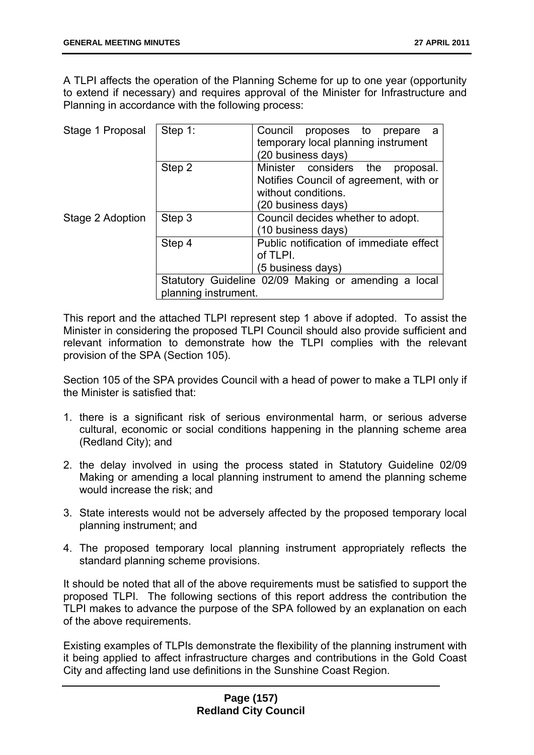A TLPI affects the operation of the Planning Scheme for up to one year (opportunity to extend if necessary) and requires approval of the Minister for Infrastructure and Planning in accordance with the following process:

| | | |
|---|---|---|
| Stage 1 Proposal | Step 1: | Council proposes to prepare a temporary local planning instrument (20 business days) |
| | Step 2 | Minister considers the proposal. Notifies Council of agreement, with or without conditions. (20 business days) |
| Stage 2 Adoption | Step 3 | Council decides whether to adopt. (10 business days) |
| | Step 4 | Public notification of immediate effect of TLPI. (5 business days) |
| | Statutory Guideline 02/09 Making or amending a local planning instrument. | |

This report and the attached TLPI represent step 1 above if adopted. To assist the Minister in considering the proposed TLPI Council should also provide sufficient and relevant information to demonstrate how the TLPI complies with the relevant provision of the SPA (Section 105).

Section 105 of the SPA provides Council with a head of power to make a TLPI only if the Minister is satisfied that:

1. there is a significant risk of serious environmental harm, or serious adverse cultural, economic or social conditions happening in the planning scheme area (Redland City); and
2. the delay involved in using the process stated in Statutory Guideline 02/09 Making or amending a local planning instrument to amend the planning scheme would increase the risk; and
3. State interests would not be adversely affected by the proposed temporary local planning instrument; and
4. The proposed temporary local planning instrument appropriately reflects the standard planning scheme provisions.

It should be noted that all of the above requirements must be satisfied to support the proposed TLPI. The following sections of this report address the contribution the TLPI makes to advance the purpose of the SPA followed by an explanation on each of the above requirements.

Existing examples of TLPIs demonstrate the flexibility of the planning instrument with it being applied to affect infrastructure charges and contributions in the Gold Coast City and affecting land use definitions in the Sunshine Coast Region.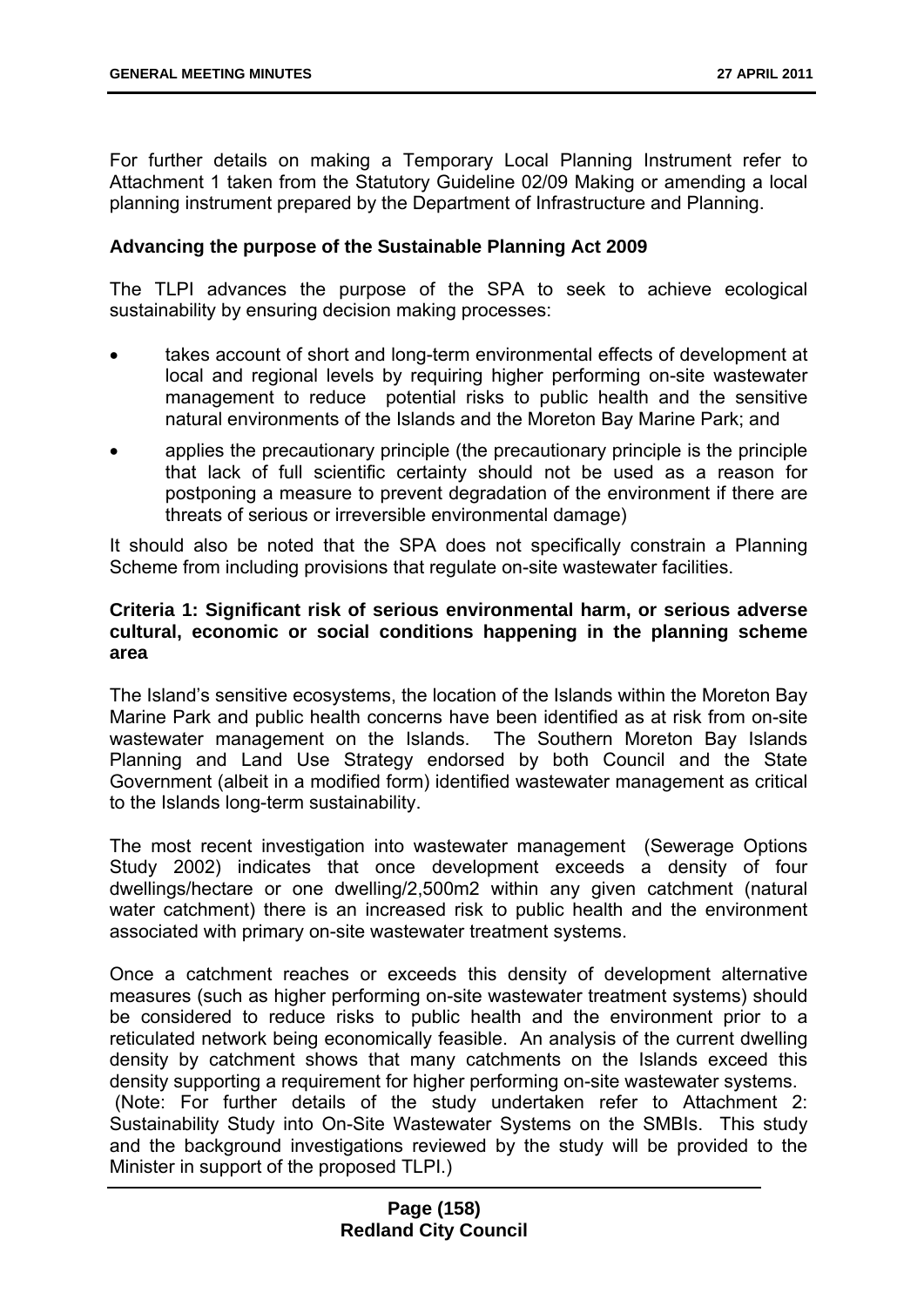For further details on making a Temporary Local Planning Instrument refer to Attachment 1 taken from the Statutory Guideline 02/09 Making or amending a local planning instrument prepared by the Department of Infrastructure and Planning.

**Advancing the purpose of the Sustainable Planning Act 2009**

The TLPI advances the purpose of the SPA to seek to achieve ecological sustainability by ensuring decision making processes:

- takes account of short and long-term environmental effects of development at local and regional levels by requiring higher performing on-site wastewater management to reduce potential risks to public health and the sensitive natural environments of the Islands and the Moreton Bay Marine Park; and
- applies the precautionary principle (the precautionary principle is the principle that lack of full scientific certainty should not be used as a reason for postponing a measure to prevent degradation of the environment if there are threats of serious or irreversible environmental damage)

It should also be noted that the SPA does not specifically constrain a Planning Scheme from including provisions that regulate on-site wastewater facilities.

**Criteria 1: Significant risk of serious environmental harm, or serious adverse cultural, economic or social conditions happening in the planning scheme area**

The Island's sensitive ecosystems, the location of the Islands within the Moreton Bay Marine Park and public health concerns have been identified as at risk from on-site wastewater management on the Islands. The Southern Moreton Bay Islands Planning and Land Use Strategy endorsed by both Council and the State Government (albeit in a modified form) identified wastewater management as critical to the Islands long-term sustainability.

The most recent investigation into wastewater management (Sewerage Options Study 2002) indicates that once development exceeds a density of four dwellings/hectare or one dwelling/2,500m2 within any given catchment (natural water catchment) there is an increased risk to public health and the environment associated with primary on-site wastewater treatment systems.

Once a catchment reaches or exceeds this density of development alternative measures (such as higher performing on-site wastewater treatment systems) should be considered to reduce risks to public health and the environment prior to a reticulated network being economically feasible. An analysis of the current dwelling density by catchment shows that many catchments on the Islands exceed this density supporting a requirement for higher performing on-site wastewater systems.
(Note: For further details of the study undertaken refer to Attachment 2: Sustainability Study into On-Site Wastewater Systems on the SMBIs. This study and the background investigations reviewed by the study will be provided to the Minister in support of the proposed TLPI.)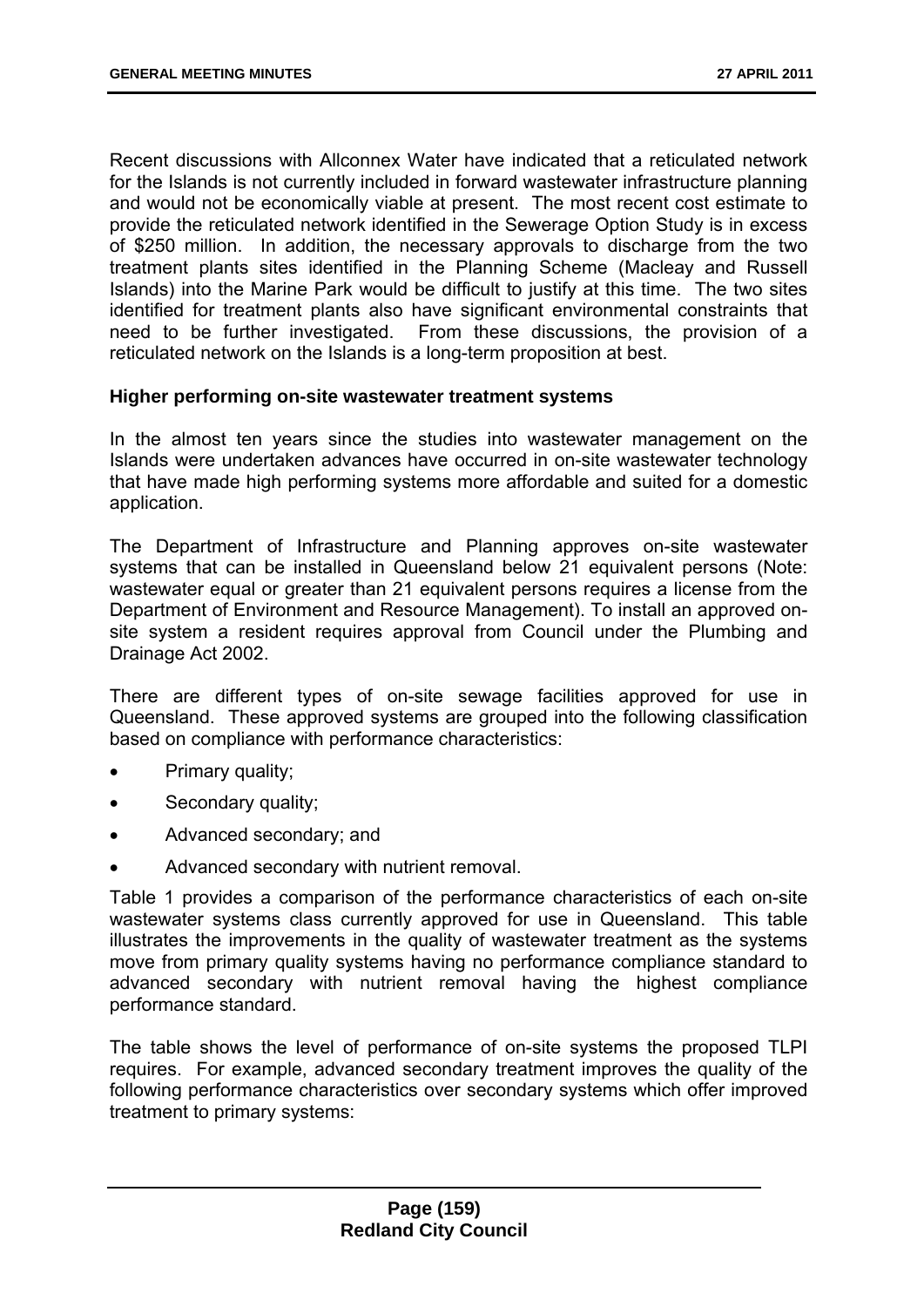Recent discussions with Allconnex Water have indicated that a reticulated network for the Islands is not currently included in forward wastewater infrastructure planning and would not be economically viable at present. The most recent cost estimate to provide the reticulated network identified in the Sewerage Option Study is in excess of $250 million. In addition, the necessary approvals to discharge from the two treatment plants sites identified in the Planning Scheme (Macleay and Russell Islands) into the Marine Park would be difficult to justify at this time. The two sites identified for treatment plants also have significant environmental constraints that need to be further investigated. From these discussions, the provision of a reticulated network on the Islands is a long-term proposition at best.

**Higher performing on-site wastewater treatment systems**

In the almost ten years since the studies into wastewater management on the Islands were undertaken advances have occurred in on-site wastewater technology that have made high performing systems more affordable and suited for a domestic application.

The Department of Infrastructure and Planning approves on-site wastewater systems that can be installed in Queensland below 21 equivalent persons (Note: wastewater equal or greater than 21 equivalent persons requires a license from the Department of Environment and Resource Management). To install an approved on-site system a resident requires approval from Council under the Plumbing and Drainage Act 2002.

There are different types of on-site sewage facilities approved for use in Queensland. These approved systems are grouped into the following classification based on compliance with performance characteristics:

- Primary quality;
- Secondary quality;
- Advanced secondary; and
- Advanced secondary with nutrient removal.

Table 1 provides a comparison of the performance characteristics of each on-site wastewater systems class currently approved for use in Queensland. This table illustrates the improvements in the quality of wastewater treatment as the systems move from primary quality systems having no performance compliance standard to advanced secondary with nutrient removal having the highest compliance performance standard.

The table shows the level of performance of on-site systems the proposed TLPI requires. For example, advanced secondary treatment improves the quality of the following performance characteristics over secondary systems which offer improved treatment to primary systems: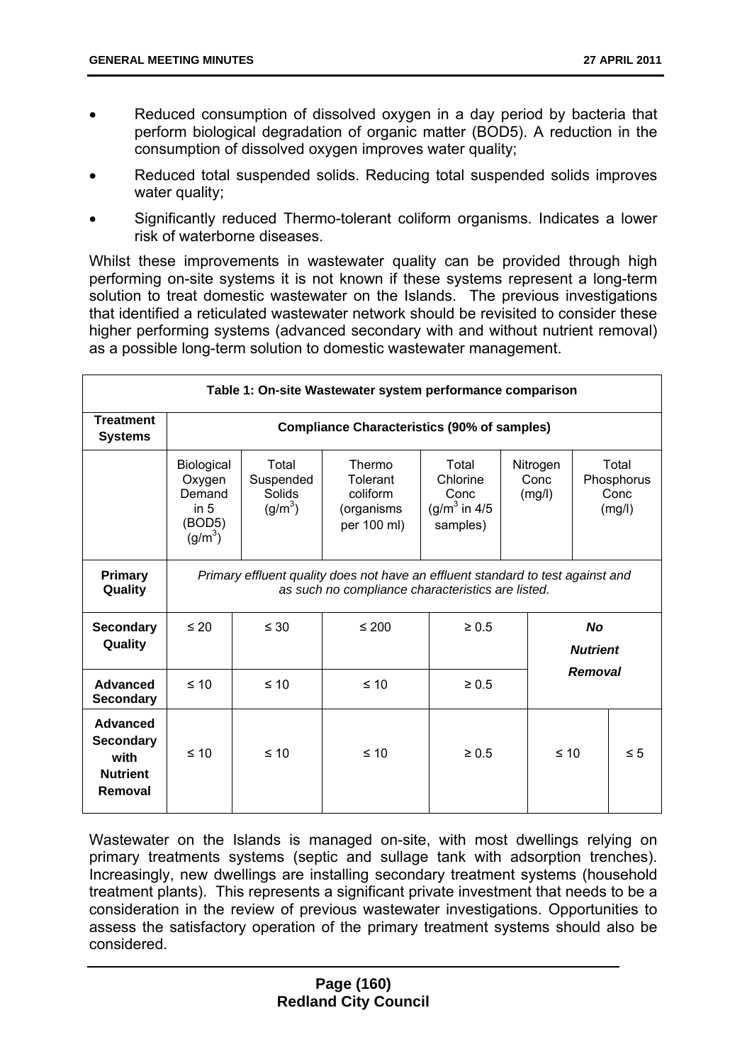- Reduced consumption of dissolved oxygen in a day period by bacteria that perform biological degradation of organic matter (BOD5). A reduction in the consumption of dissolved oxygen improves water quality;
- Reduced total suspended solids. Reducing total suspended solids improves water quality;
- Significantly reduced Thermo-tolerant coliform organisms. Indicates a lower risk of waterborne diseases.

Whilst these improvements in wastewater quality can be provided through high performing on-site systems it is not known if these systems represent a long-term solution to treat domestic wastewater on the Islands. The previous investigations that identified a reticulated wastewater network should be revisited to consider these higher performing systems (advanced secondary with and without nutrient removal) as a possible long-term solution to domestic wastewater management.

**Table 1: On-site Wastewater system performance comparison**

| **Treatment Systems** | **Compliance Characteristics (90% of samples)** | | | | | |
|---|---|---|---|---|---|---|
| | Biological Oxygen Demand in 5 (BOD5) ($g/m^3$) | Total Suspended Solids ($g/m^3$) | Thermo Tolerant coliform (organisms per 100 ml) | Total Chlorine Conc ($g/m^3$ in 4/5 samples) | Nitrogen Conc (mg/l) | Total Phosphorus Conc (mg/l) |
| **Primary Quality** | *Primary effluent quality does not have an effluent standard to test against and as such no compliance characteristics are listed.* | | | | | |
| **Secondary Quality** | ≤ 20 | ≤ 30 | ≤ 200 | ≥ 0.5 | ***No Nutrient Removal*** | |
| **Advanced Secondary** | ≤ 10 | ≤ 10 | ≤ 10 | ≥ 0.5 | ***No Nutrient Removal*** | |
| **Advanced Secondary with Nutrient Removal** | ≤ 10 | ≤ 10 | ≤ 10 | ≥ 0.5 | ≤ 10 | ≤ 5 |

Wastewater on the Islands is managed on-site, with most dwellings relying on primary treatments systems (septic and sullage tank with adsorption trenches). Increasingly, new dwellings are installing secondary treatment systems (household treatment plants). This represents a significant private investment that needs to be a consideration in the review of previous wastewater investigations. Opportunities to assess the satisfactory operation of the primary treatment systems should also be considered.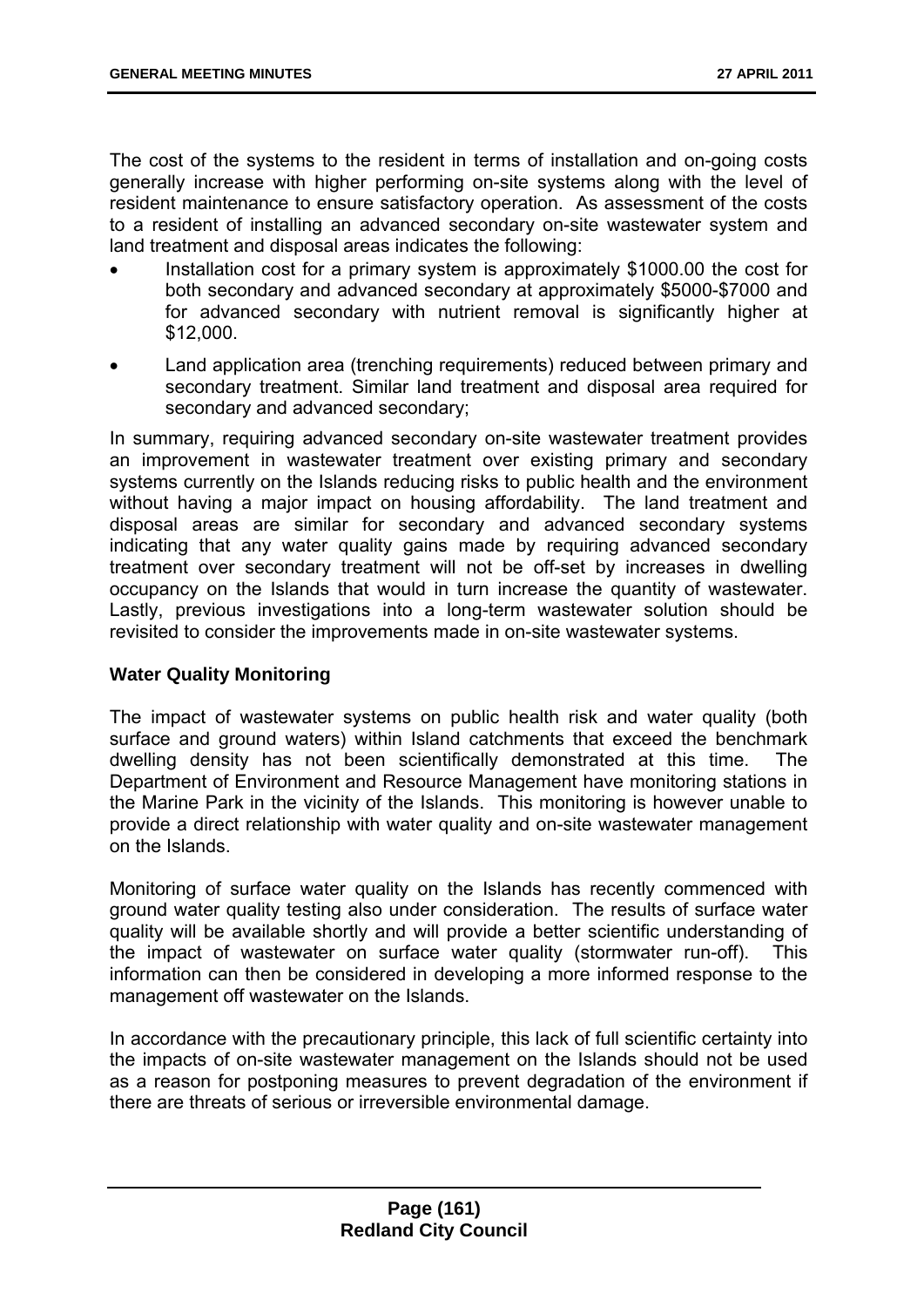The cost of the systems to the resident in terms of installation and on-going costs generally increase with higher performing on-site systems along with the level of resident maintenance to ensure satisfactory operation. As assessment of the costs to a resident of installing an advanced secondary on-site wastewater system and land treatment and disposal areas indicates the following:

- Installation cost for a primary system is approximately $1000.00 the cost for both secondary and advanced secondary at approximately $5000-$7000 and for advanced secondary with nutrient removal is significantly higher at $12,000.
- Land application area (trenching requirements) reduced between primary and secondary treatment. Similar land treatment and disposal area required for secondary and advanced secondary;

In summary, requiring advanced secondary on-site wastewater treatment provides an improvement in wastewater treatment over existing primary and secondary systems currently on the Islands reducing risks to public health and the environment without having a major impact on housing affordability. The land treatment and disposal areas are similar for secondary and advanced secondary systems indicating that any water quality gains made by requiring advanced secondary treatment over secondary treatment will not be off-set by increases in dwelling occupancy on the Islands that would in turn increase the quantity of wastewater. Lastly, previous investigations into a long-term wastewater solution should be revisited to consider the improvements made in on-site wastewater systems.

**Water Quality Monitoring**

The impact of wastewater systems on public health risk and water quality (both surface and ground waters) within Island catchments that exceed the benchmark dwelling density has not been scientifically demonstrated at this time. The Department of Environment and Resource Management have monitoring stations in the Marine Park in the vicinity of the Islands. This monitoring is however unable to provide a direct relationship with water quality and on-site wastewater management on the Islands.

Monitoring of surface water quality on the Islands has recently commenced with ground water quality testing also under consideration. The results of surface water quality will be available shortly and will provide a better scientific understanding of the impact of wastewater on surface water quality (stormwater run-off). This information can then be considered in developing a more informed response to the management off wastewater on the Islands.

In accordance with the precautionary principle, this lack of full scientific certainty into the impacts of on-site wastewater management on the Islands should not be used as a reason for postponing measures to prevent degradation of the environment if there are threats of serious or irreversible environmental damage.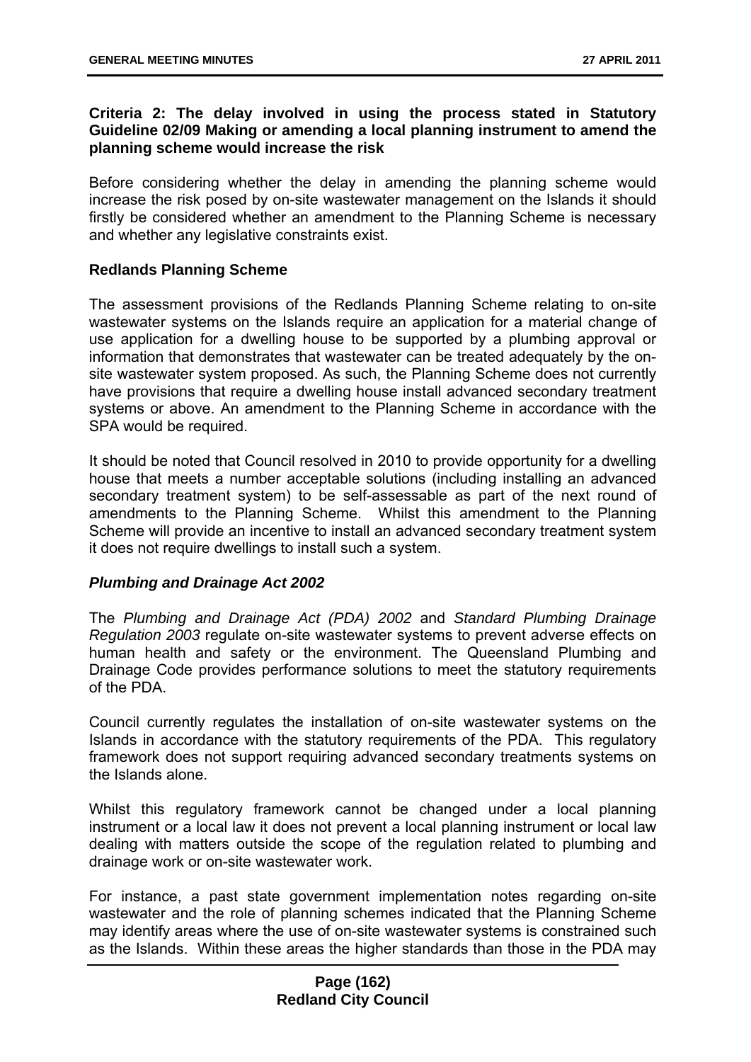**Criteria 2: The delay involved in using the process stated in Statutory Guideline 02/09 Making or amending a local planning instrument to amend the planning scheme would increase the risk**

Before considering whether the delay in amending the planning scheme would increase the risk posed by on-site wastewater management on the Islands it should firstly be considered whether an amendment to the Planning Scheme is necessary and whether any legislative constraints exist.

**Redlands Planning Scheme**

The assessment provisions of the Redlands Planning Scheme relating to on-site wastewater systems on the Islands require an application for a material change of use application for a dwelling house to be supported by a plumbing approval or information that demonstrates that wastewater can be treated adequately by the on-site wastewater system proposed. As such, the Planning Scheme does not currently have provisions that require a dwelling house install advanced secondary treatment systems or above. An amendment to the Planning Scheme in accordance with the SPA would be required.

It should be noted that Council resolved in 2010 to provide opportunity for a dwelling house that meets a number acceptable solutions (including installing an advanced secondary treatment system) to be self-assessable as part of the next round of amendments to the Planning Scheme. Whilst this amendment to the Planning Scheme will provide an incentive to install an advanced secondary treatment system it does not require dwellings to install such a system.

***Plumbing and Drainage Act 2002***

The *Plumbing and Drainage Act (PDA) 2002* and *Standard Plumbing Drainage Regulation 2003* regulate on-site wastewater systems to prevent adverse effects on human health and safety or the environment. The Queensland Plumbing and Drainage Code provides performance solutions to meet the statutory requirements of the PDA.

Council currently regulates the installation of on-site wastewater systems on the Islands in accordance with the statutory requirements of the PDA. This regulatory framework does not support requiring advanced secondary treatments systems on the Islands alone.

Whilst this regulatory framework cannot be changed under a local planning instrument or a local law it does not prevent a local planning instrument or local law dealing with matters outside the scope of the regulation related to plumbing and drainage work or on-site wastewater work.

For instance, a past state government implementation notes regarding on-site wastewater and the role of planning schemes indicated that the Planning Scheme may identify areas where the use of on-site wastewater systems is constrained such as the Islands. Within these areas the higher standards than those in the PDA may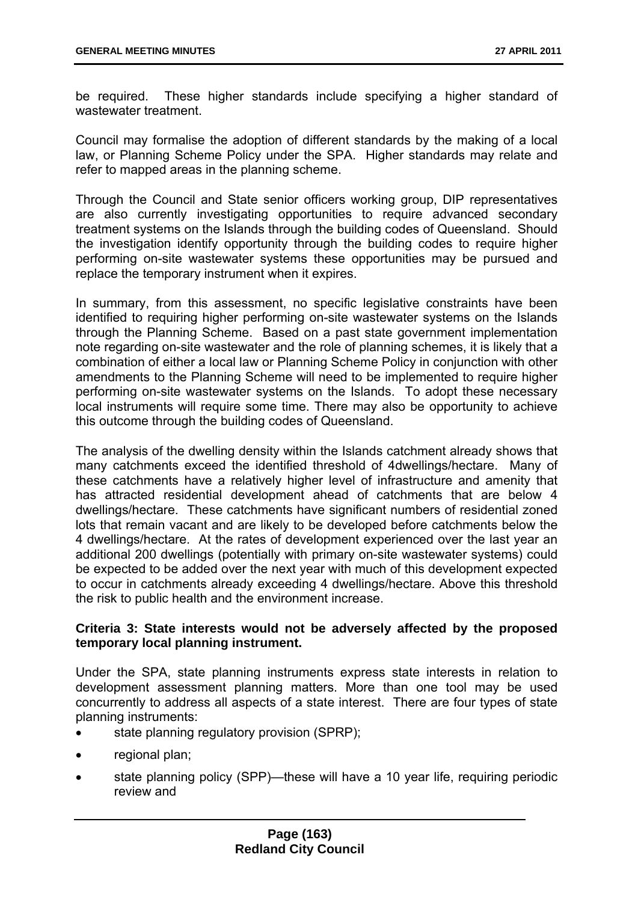be required. These higher standards include specifying a higher standard of wastewater treatment.

Council may formalise the adoption of different standards by the making of a local law, or Planning Scheme Policy under the SPA. Higher standards may relate and refer to mapped areas in the planning scheme.

Through the Council and State senior officers working group, DIP representatives are also currently investigating opportunities to require advanced secondary treatment systems on the Islands through the building codes of Queensland. Should the investigation identify opportunity through the building codes to require higher performing on-site wastewater systems these opportunities may be pursued and replace the temporary instrument when it expires.

In summary, from this assessment, no specific legislative constraints have been identified to requiring higher performing on-site wastewater systems on the Islands through the Planning Scheme. Based on a past state government implementation note regarding on-site wastewater and the role of planning schemes, it is likely that a combination of either a local law or Planning Scheme Policy in conjunction with other amendments to the Planning Scheme will need to be implemented to require higher performing on-site wastewater systems on the Islands. To adopt these necessary local instruments will require some time. There may also be opportunity to achieve this outcome through the building codes of Queensland.

The analysis of the dwelling density within the Islands catchment already shows that many catchments exceed the identified threshold of 4dwellings/hectare. Many of these catchments have a relatively higher level of infrastructure and amenity that has attracted residential development ahead of catchments that are below 4 dwellings/hectare. These catchments have significant numbers of residential zoned lots that remain vacant and are likely to be developed before catchments below the 4 dwellings/hectare. At the rates of development experienced over the last year an additional 200 dwellings (potentially with primary on-site wastewater systems) could be expected to be added over the next year with much of this development expected to occur in catchments already exceeding 4 dwellings/hectare. Above this threshold the risk to public health and the environment increase.

**Criteria 3: State interests would not be adversely affected by the proposed temporary local planning instrument.**

Under the SPA, state planning instruments express state interests in relation to development assessment planning matters. More than one tool may be used concurrently to address all aspects of a state interest. There are four types of state planning instruments:

- state planning regulatory provision (SPRP);
- regional plan;
- state planning policy (SPP)—these will have a 10 year life, requiring periodic review and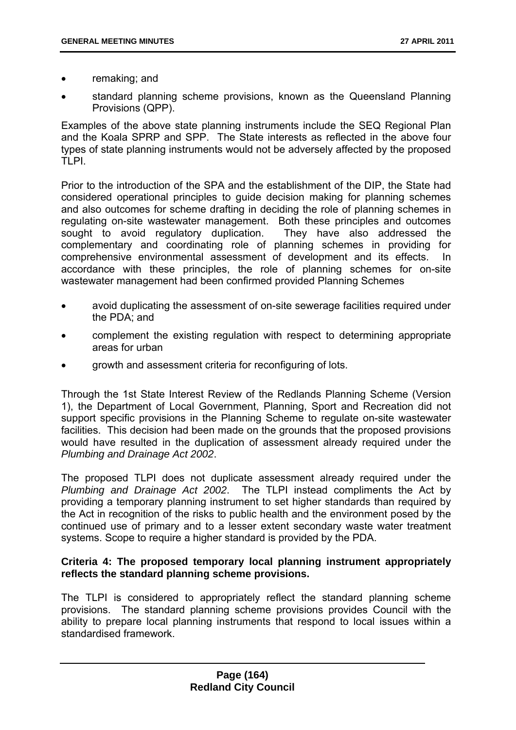- remaking; and
- standard planning scheme provisions, known as the Queensland Planning Provisions (QPP).

Examples of the above state planning instruments include the SEQ Regional Plan and the Koala SPRP and SPP. The State interests as reflected in the above four types of state planning instruments would not be adversely affected by the proposed TLPI.

Prior to the introduction of the SPA and the establishment of the DIP, the State had considered operational principles to guide decision making for planning schemes and also outcomes for scheme drafting in deciding the role of planning schemes in regulating on-site wastewater management. Both these principles and outcomes sought to avoid regulatory duplication. They have also addressed the complementary and coordinating role of planning schemes in providing for comprehensive environmental assessment of development and its effects. In accordance with these principles, the role of planning schemes for on-site wastewater management had been confirmed provided Planning Schemes

- avoid duplicating the assessment of on-site sewerage facilities required under the PDA; and
- complement the existing regulation with respect to determining appropriate areas for urban
- growth and assessment criteria for reconfiguring of lots.

Through the 1st State Interest Review of the Redlands Planning Scheme (Version 1), the Department of Local Government, Planning, Sport and Recreation did not support specific provisions in the Planning Scheme to regulate on-site wastewater facilities. This decision had been made on the grounds that the proposed provisions would have resulted in the duplication of assessment already required under the *Plumbing and Drainage Act 2002*.

The proposed TLPI does not duplicate assessment already required under the *Plumbing and Drainage Act 2002*. The TLPI instead compliments the Act by providing a temporary planning instrument to set higher standards than required by the Act in recognition of the risks to public health and the environment posed by the continued use of primary and to a lesser extent secondary waste water treatment systems. Scope to require a higher standard is provided by the PDA.

**Criteria 4: The proposed temporary local planning instrument appropriately reflects the standard planning scheme provisions.**

The TLPI is considered to appropriately reflect the standard planning scheme provisions. The standard planning scheme provisions provides Council with the ability to prepare local planning instruments that respond to local issues within a standardised framework.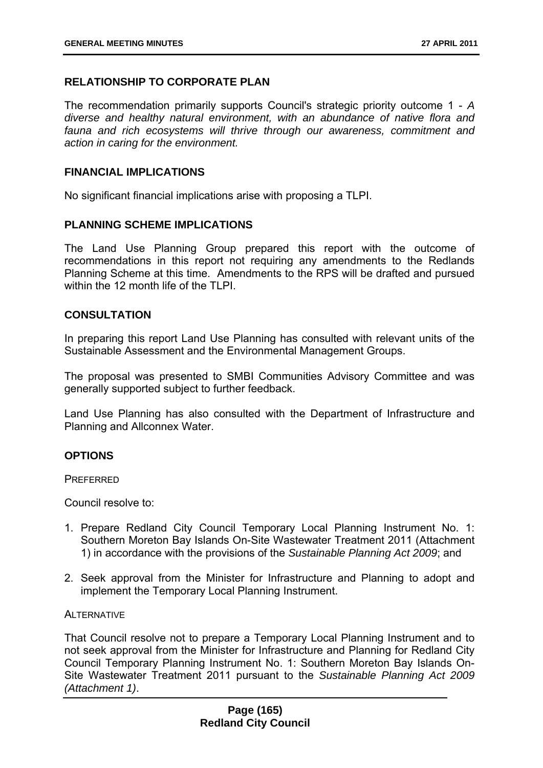## RELATIONSHIP TO CORPORATE PLAN

The recommendation primarily supports Council's strategic priority outcome 1 - *A diverse and healthy natural environment, with an abundance of native flora and fauna and rich ecosystems will thrive through our awareness, commitment and action in caring for the environment.*

## FINANCIAL IMPLICATIONS

No significant financial implications arise with proposing a TLPI.

## PLANNING SCHEME IMPLICATIONS

The Land Use Planning Group prepared this report with the outcome of recommendations in this report not requiring any amendments to the Redlands Planning Scheme at this time. Amendments to the RPS will be drafted and pursued within the 12 month life of the TLPI.

## CONSULTATION

In preparing this report Land Use Planning has consulted with relevant units of the Sustainable Assessment and the Environmental Management Groups.

The proposal was presented to SMBI Communities Advisory Committee and was generally supported subject to further feedback.

Land Use Planning has also consulted with the Department of Infrastructure and Planning and Allconnex Water.

## OPTIONS

PREFERRED

Council resolve to:

1. Prepare Redland City Council Temporary Local Planning Instrument No. 1: Southern Moreton Bay Islands On-Site Wastewater Treatment 2011 (Attachment 1) in accordance with the provisions of the *Sustainable Planning Act 2009*; and

2. Seek approval from the Minister for Infrastructure and Planning to adopt and implement the Temporary Local Planning Instrument.

ALTERNATIVE

That Council resolve not to prepare a Temporary Local Planning Instrument and to not seek approval from the Minister for Infrastructure and Planning for Redland City Council Temporary Planning Instrument No. 1: Southern Moreton Bay Islands On-Site Wastewater Treatment 2011 pursuant to the *Sustainable Planning Act 2009 (Attachment 1)*.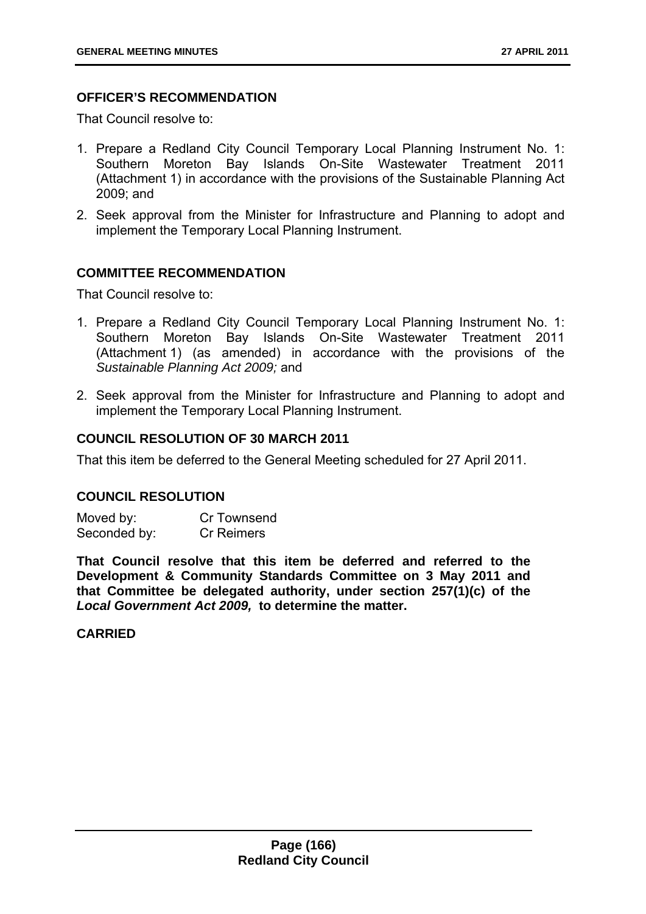### OFFICER'S RECOMMENDATION

That Council resolve to:

1. Prepare a Redland City Council Temporary Local Planning Instrument No. 1: Southern Moreton Bay Islands On-Site Wastewater Treatment 2011 (Attachment 1) in accordance with the provisions of the Sustainable Planning Act 2009; and
2. Seek approval from the Minister for Infrastructure and Planning to adopt and implement the Temporary Local Planning Instrument.

### COMMITTEE RECOMMENDATION

That Council resolve to:

1. Prepare a Redland City Council Temporary Local Planning Instrument No. 1: Southern Moreton Bay Islands On-Site Wastewater Treatment 2011 (Attachment 1) (as amended) in accordance with the provisions of the *Sustainable Planning Act 2009;* and
2. Seek approval from the Minister for Infrastructure and Planning to adopt and implement the Temporary Local Planning Instrument.

### COUNCIL RESOLUTION OF 30 MARCH 2011

That this item be deferred to the General Meeting scheduled for 27 April 2011.

### COUNCIL RESOLUTION

| Moved by: | Cr Townsend |
|---|---|
| Seconded by: | Cr Reimers |

**That Council resolve that this item be deferred and referred to the Development & Community Standards Committee on 3 May 2011 and that Committee be delegated authority, under section 257(1)(c) of the *Local Government Act 2009,* to determine the matter.**

**CARRIED**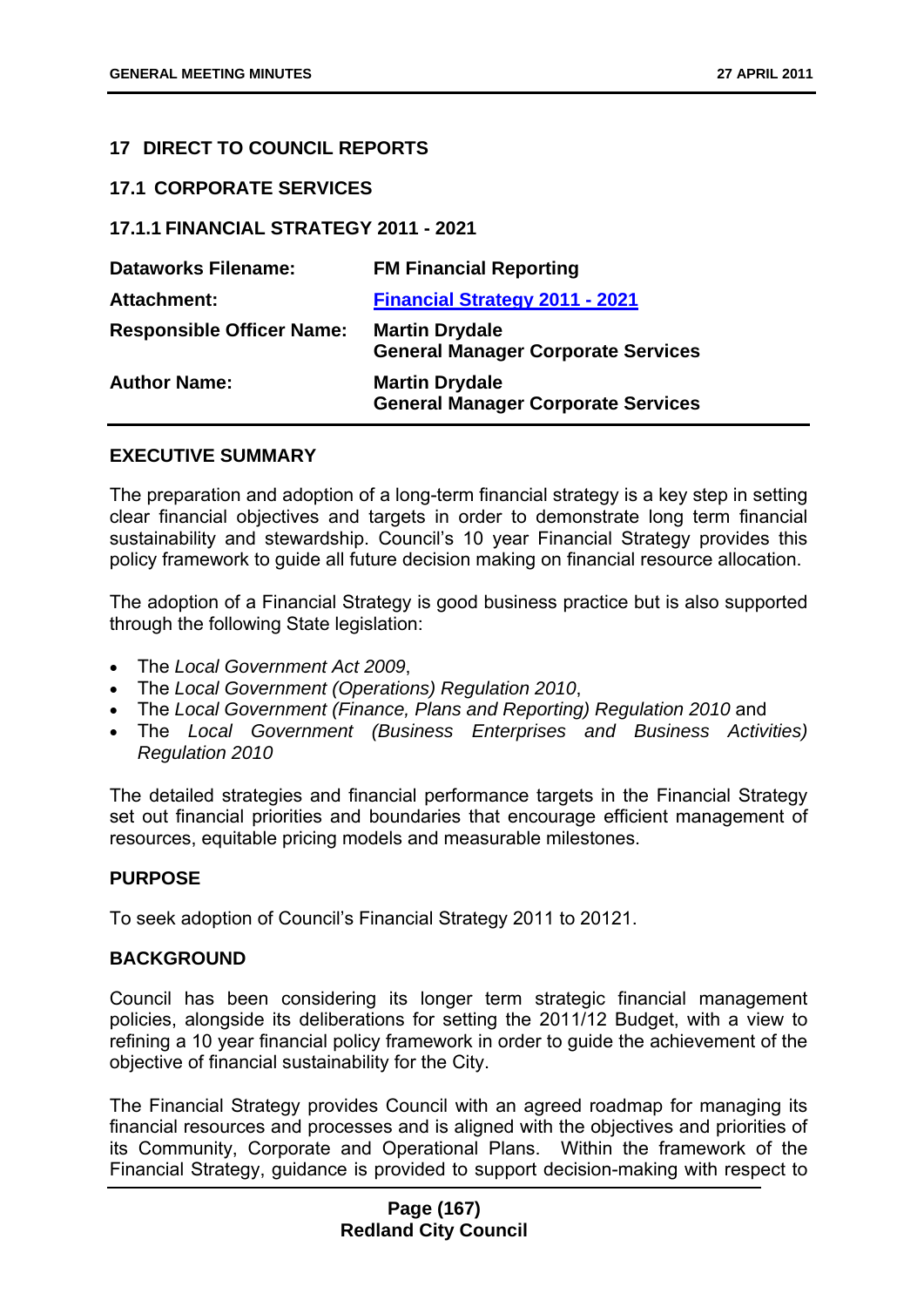## 17 DIRECT TO COUNCIL REPORTS

### 17.1 CORPORATE SERVICES

### 17.1.1 FINANCIAL STRATEGY 2011 - 2021

| | |
|---|---|
| **Dataworks Filename:** | **FM Financial Reporting** |
| **Attachment:** | **Financial Strategy 2011 - 2021** |
| **Responsible Officer Name:** | **Martin Drydale**<br>**General Manager Corporate Services** |
| **Author Name:** | **Martin Drydale**<br>**General Manager Corporate Services** |

#### EXECUTIVE SUMMARY

The preparation and adoption of a long-term financial strategy is a key step in setting clear financial objectives and targets in order to demonstrate long term financial sustainability and stewardship. Council's 10 year Financial Strategy provides this policy framework to guide all future decision making on financial resource allocation.

The adoption of a Financial Strategy is good business practice but is also supported through the following State legislation:

- The *Local Government Act 2009*,
- The *Local Government (Operations) Regulation 2010*,
- The *Local Government (Finance, Plans and Reporting) Regulation 2010* and
- The *Local Government (Business Enterprises and Business Activities) Regulation 2010*

The detailed strategies and financial performance targets in the Financial Strategy set out financial priorities and boundaries that encourage efficient management of resources, equitable pricing models and measurable milestones.

#### PURPOSE

To seek adoption of Council's Financial Strategy 2011 to 20121.

#### BACKGROUND

Council has been considering its longer term strategic financial management policies, alongside its deliberations for setting the 2011/12 Budget, with a view to refining a 10 year financial policy framework in order to guide the achievement of the objective of financial sustainability for the City.

The Financial Strategy provides Council with an agreed roadmap for managing its financial resources and processes and is aligned with the objectives and priorities of its Community, Corporate and Operational Plans. Within the framework of the Financial Strategy, guidance is provided to support decision-making with respect to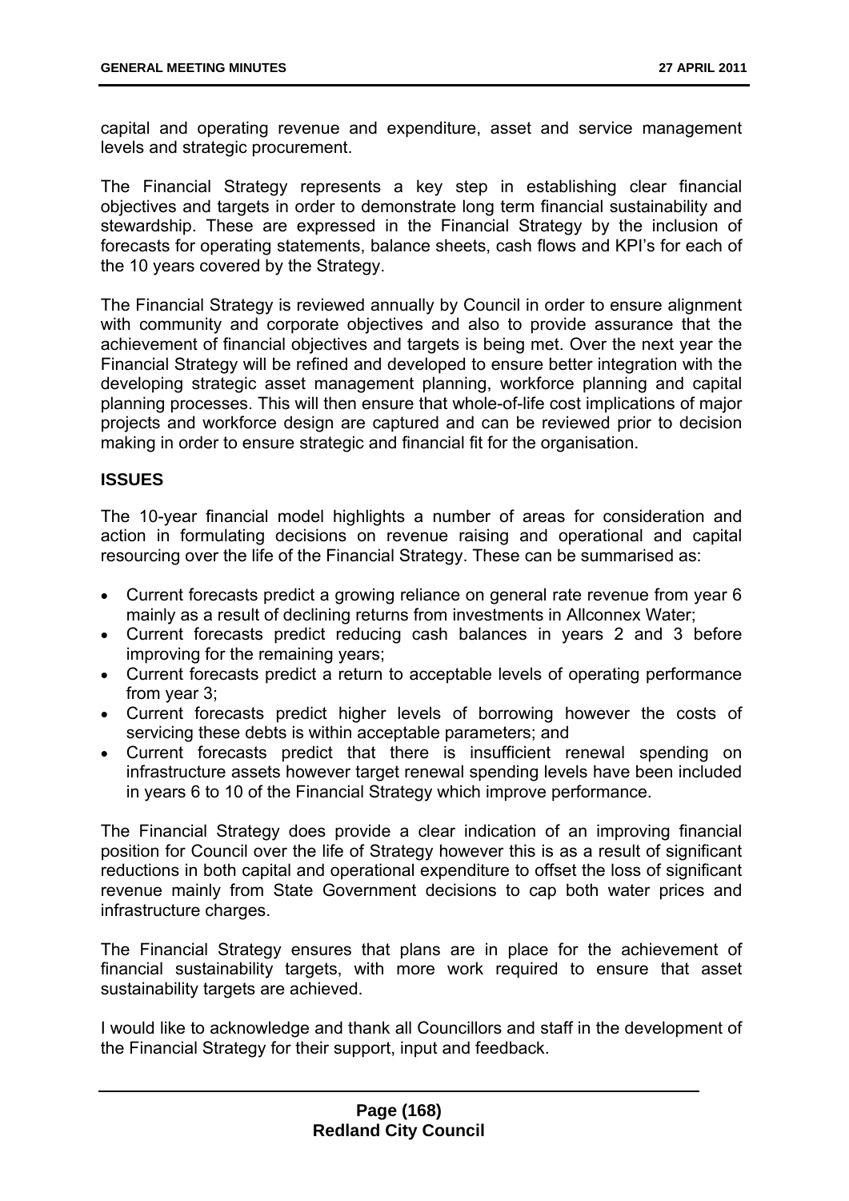capital and operating revenue and expenditure, asset and service management levels and strategic procurement.

The Financial Strategy represents a key step in establishing clear financial objectives and targets in order to demonstrate long term financial sustainability and stewardship. These are expressed in the Financial Strategy by the inclusion of forecasts for operating statements, balance sheets, cash flows and KPI's for each of the 10 years covered by the Strategy.

The Financial Strategy is reviewed annually by Council in order to ensure alignment with community and corporate objectives and also to provide assurance that the achievement of financial objectives and targets is being met. Over the next year the Financial Strategy will be refined and developed to ensure better integration with the developing strategic asset management planning, workforce planning and capital planning processes. This will then ensure that whole-of-life cost implications of major projects and workforce design are captured and can be reviewed prior to decision making in order to ensure strategic and financial fit for the organisation.

**ISSUES**

The 10-year financial model highlights a number of areas for consideration and action in formulating decisions on revenue raising and operational and capital resourcing over the life of the Financial Strategy. These can be summarised as:

- Current forecasts predict a growing reliance on general rate revenue from year 6 mainly as a result of declining returns from investments in Allconnex Water;
- Current forecasts predict reducing cash balances in years 2 and 3 before improving for the remaining years;
- Current forecasts predict a return to acceptable levels of operating performance from year 3;
- Current forecasts predict higher levels of borrowing however the costs of servicing these debts is within acceptable parameters; and
- Current forecasts predict that there is insufficient renewal spending on infrastructure assets however target renewal spending levels have been included in years 6 to 10 of the Financial Strategy which improve performance.

The Financial Strategy does provide a clear indication of an improving financial position for Council over the life of Strategy however this is as a result of significant reductions in both capital and operational expenditure to offset the loss of significant revenue mainly from State Government decisions to cap both water prices and infrastructure charges.

The Financial Strategy ensures that plans are in place for the achievement of financial sustainability targets, with more work required to ensure that asset sustainability targets are achieved.

I would like to acknowledge and thank all Councillors and staff in the development of the Financial Strategy for their support, input and feedback.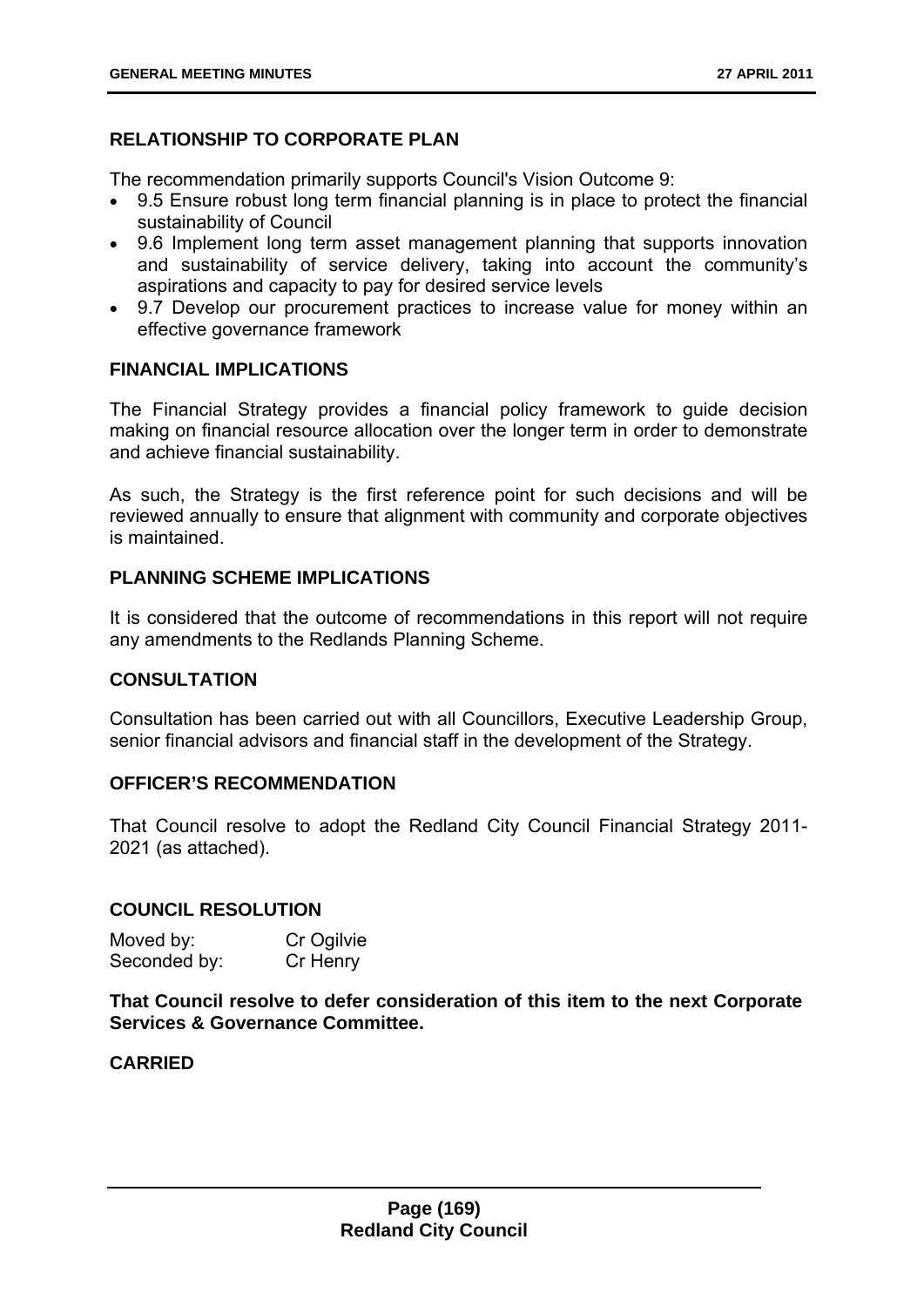## RELATIONSHIP TO CORPORATE PLAN

The recommendation primarily supports Council's Vision Outcome 9:

- 9.5 Ensure robust long term financial planning is in place to protect the financial sustainability of Council
- 9.6 Implement long term asset management planning that supports innovation and sustainability of service delivery, taking into account the community's aspirations and capacity to pay for desired service levels
- 9.7 Develop our procurement practices to increase value for money within an effective governance framework

## FINANCIAL IMPLICATIONS

The Financial Strategy provides a financial policy framework to guide decision making on financial resource allocation over the longer term in order to demonstrate and achieve financial sustainability.

As such, the Strategy is the first reference point for such decisions and will be reviewed annually to ensure that alignment with community and corporate objectives is maintained.

## PLANNING SCHEME IMPLICATIONS

It is considered that the outcome of recommendations in this report will not require any amendments to the Redlands Planning Scheme.

## CONSULTATION

Consultation has been carried out with all Councillors, Executive Leadership Group, senior financial advisors and financial staff in the development of the Strategy.

## OFFICER'S RECOMMENDATION

That Council resolve to adopt the Redland City Council Financial Strategy 2011-2021 (as attached).

## COUNCIL RESOLUTION

Moved by: Cr Ogilvie
Seconded by: Cr Henry

**That Council resolve to defer consideration of this item to the next Corporate Services & Governance Committee.**

**CARRIED**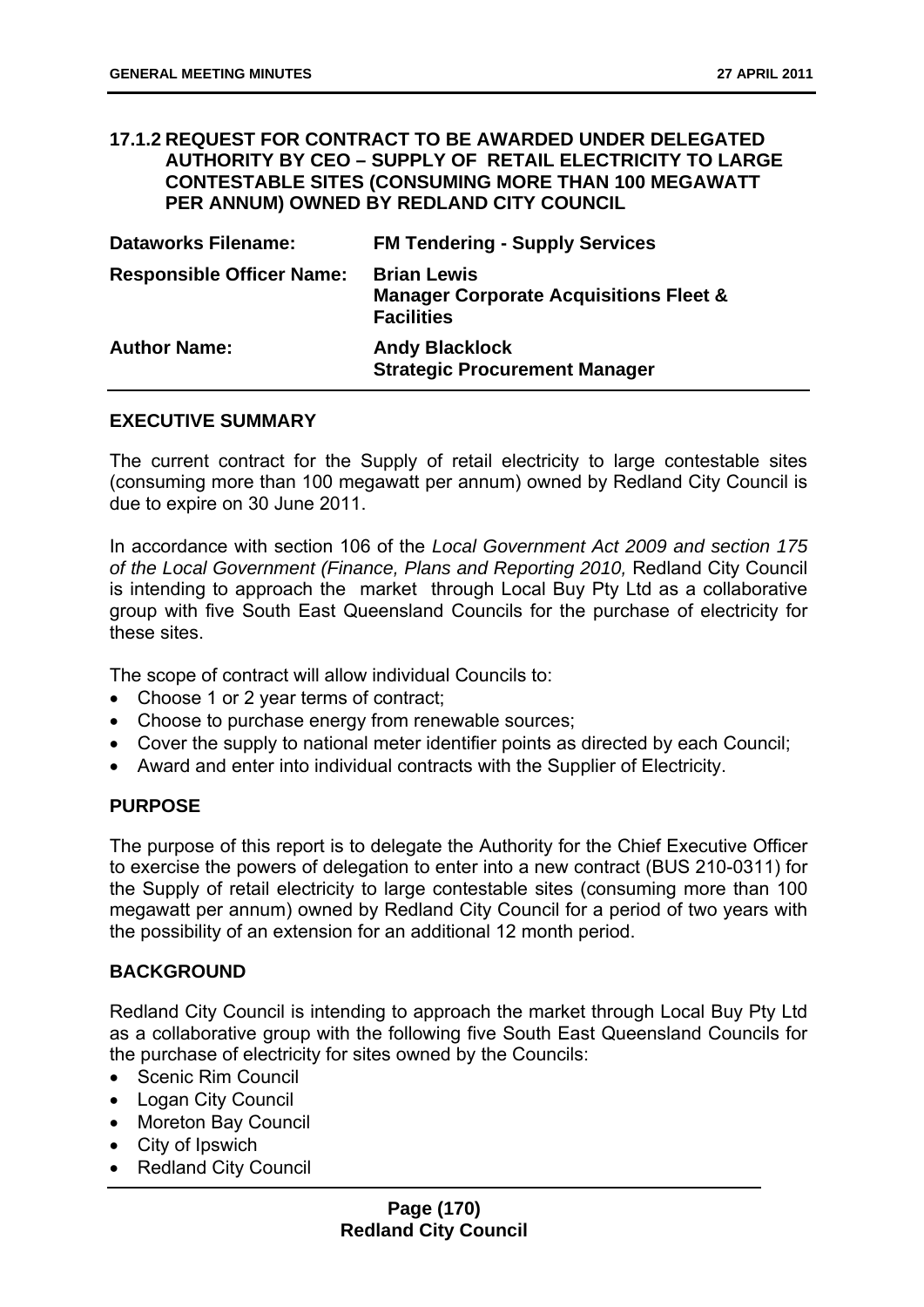### 17.1.2 REQUEST FOR CONTRACT TO BE AWARDED UNDER DELEGATED AUTHORITY BY CEO – SUPPLY OF RETAIL ELECTRICITY TO LARGE CONTESTABLE SITES (CONSUMING MORE THAN 100 MEGAWATT PER ANNUM) OWNED BY REDLAND CITY COUNCIL

| | |
|---|---|
| **Dataworks Filename:** | **FM Tendering - Supply Services** |
| **Responsible Officer Name:** | **Brian Lewis**<br>**Manager Corporate Acquisitions Fleet & Facilities** |
| **Author Name:** | **Andy Blacklock**<br>**Strategic Procurement Manager** |

#### EXECUTIVE SUMMARY

The current contract for the Supply of retail electricity to large contestable sites (consuming more than 100 megawatt per annum) owned by Redland City Council is due to expire on 30 June 2011.

In accordance with section 106 of the *Local Government Act 2009 and section 175 of the Local Government (Finance, Plans and Reporting 2010,* Redland City Council is intending to approach the market through Local Buy Pty Ltd as a collaborative group with five South East Queensland Councils for the purchase of electricity for these sites.

The scope of contract will allow individual Councils to:

- Choose 1 or 2 year terms of contract;
- Choose to purchase energy from renewable sources;
- Cover the supply to national meter identifier points as directed by each Council;
- Award and enter into individual contracts with the Supplier of Electricity.

#### PURPOSE

The purpose of this report is to delegate the Authority for the Chief Executive Officer to exercise the powers of delegation to enter into a new contract (BUS 210-0311) for the Supply of retail electricity to large contestable sites (consuming more than 100 megawatt per annum) owned by Redland City Council for a period of two years with the possibility of an extension for an additional 12 month period.

#### BACKGROUND

Redland City Council is intending to approach the market through Local Buy Pty Ltd as a collaborative group with the following five South East Queensland Councils for the purchase of electricity for sites owned by the Councils:

- Scenic Rim Council
- Logan City Council
- Moreton Bay Council
- City of Ipswich
- Redland City Council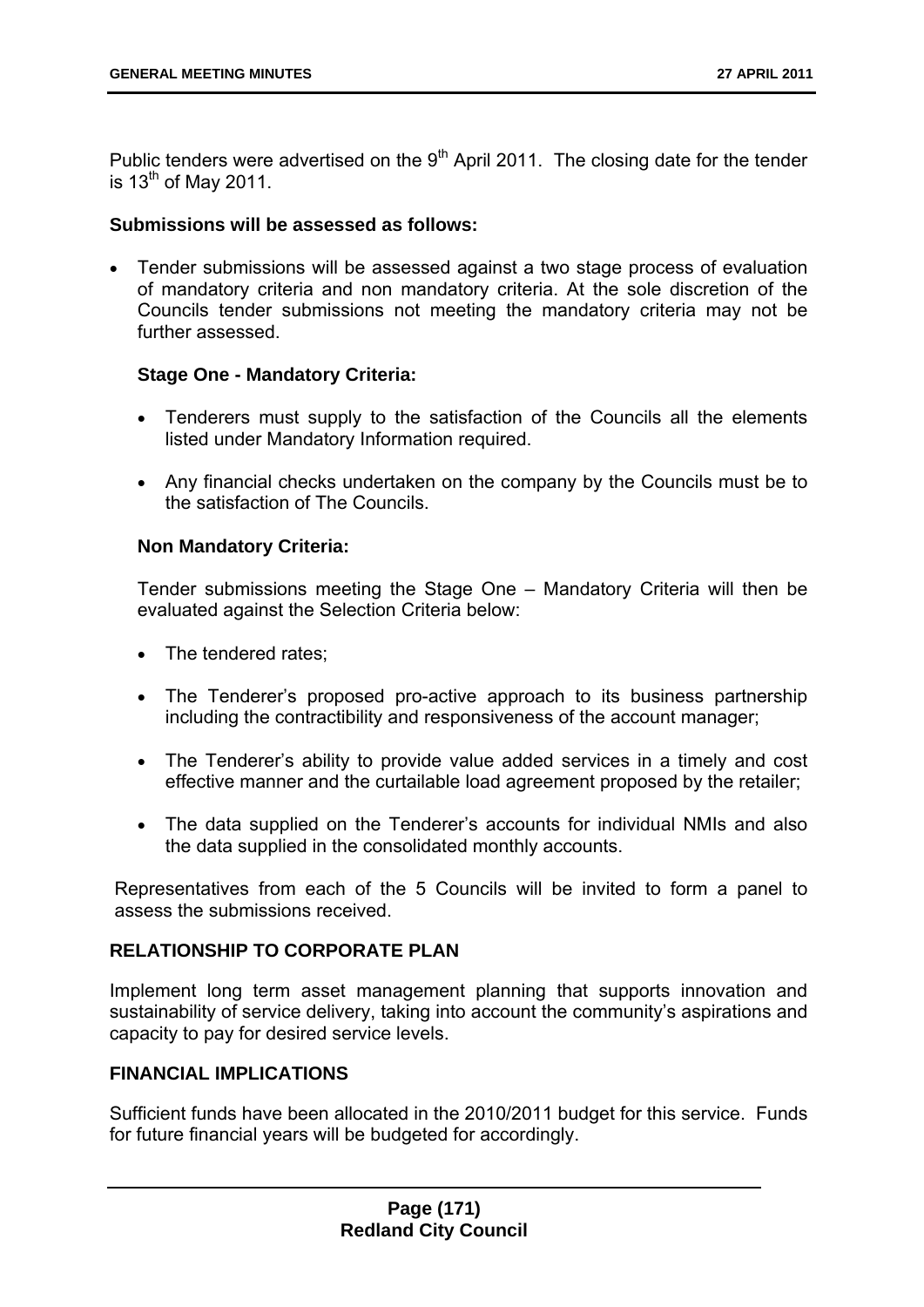Public tenders were advertised on the 9th April 2011. The closing date for the tender is 13th of May 2011.

**Submissions will be assessed as follows:**

- Tender submissions will be assessed against a two stage process of evaluation of mandatory criteria and non mandatory criteria. At the sole discretion of the Councils tender submissions not meeting the mandatory criteria may not be further assessed.

  **Stage One - Mandatory Criteria:**

  - Tenderers must supply to the satisfaction of the Councils all the elements listed under Mandatory Information required.
  - Any financial checks undertaken on the company by the Councils must be to the satisfaction of The Councils.

  **Non Mandatory Criteria:**

  Tender submissions meeting the Stage One – Mandatory Criteria will then be evaluated against the Selection Criteria below:

  - The tendered rates;
  - The Tenderer's proposed pro-active approach to its business partnership including the contractibility and responsiveness of the account manager;
  - The Tenderer's ability to provide value added services in a timely and cost effective manner and the curtailable load agreement proposed by the retailer;
  - The data supplied on the Tenderer's accounts for individual NMIs and also the data supplied in the consolidated monthly accounts.

Representatives from each of the 5 Councils will be invited to form a panel to assess the submissions received.

**RELATIONSHIP TO CORPORATE PLAN**

Implement long term asset management planning that supports innovation and sustainability of service delivery, taking into account the community's aspirations and capacity to pay for desired service levels.

**FINANCIAL IMPLICATIONS**

Sufficient funds have been allocated in the 2010/2011 budget for this service. Funds for future financial years will be budgeted for accordingly.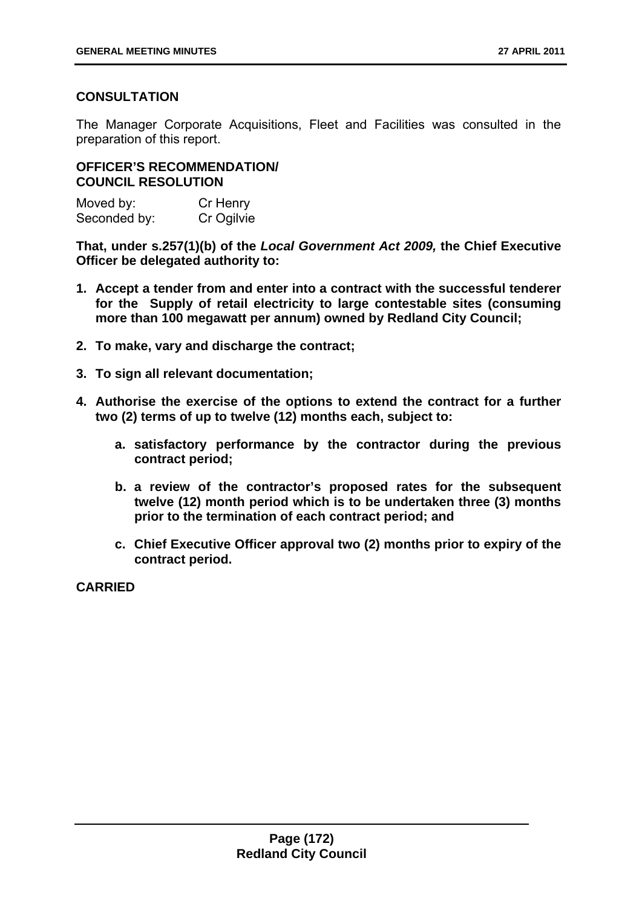### CONSULTATION

The Manager Corporate Acquisitions, Fleet and Facilities was consulted in the preparation of this report.

### OFFICER'S RECOMMENDATION/ COUNCIL RESOLUTION

Moved by: Cr Henry
Seconded by: Cr Ogilvie

**That, under s.257(1)(b) of the *Local Government Act 2009,* the Chief Executive Officer be delegated authority to:**

1. **Accept a tender from and enter into a contract with the successful tenderer for the Supply of retail electricity to large contestable sites (consuming more than 100 megawatt per annum) owned by Redland City Council;**
2. **To make, vary and discharge the contract;**
3. **To sign all relevant documentation;**
4. **Authorise the exercise of the options to extend the contract for a further two (2) terms of up to twelve (12) months each, subject to:**
    a. **satisfactory performance by the contractor during the previous contract period;**
    b. **a review of the contractor's proposed rates for the subsequent twelve (12) month period which is to be undertaken three (3) months prior to the termination of each contract period; and**
    c. **Chief Executive Officer approval two (2) months prior to expiry of the contract period.**

**CARRIED**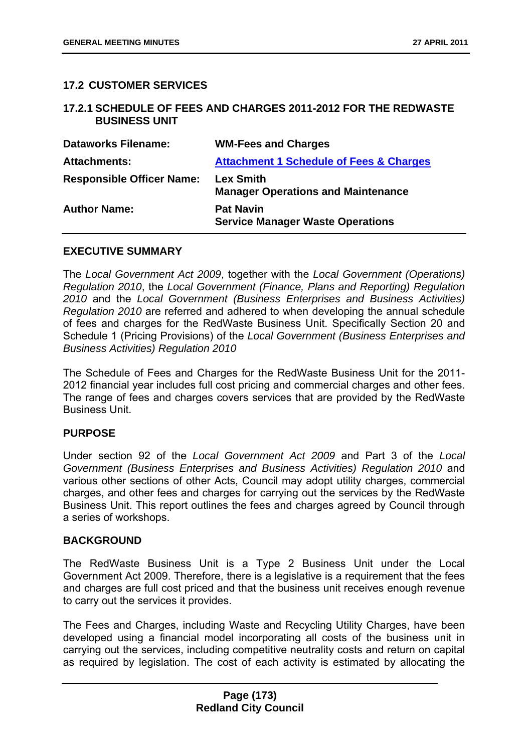## 17.2 CUSTOMER SERVICES

### 17.2.1 SCHEDULE OF FEES AND CHARGES 2011-2012 FOR THE REDWASTE BUSINESS UNIT

| | |
|---|---|
| **Dataworks Filename:** | **WM-Fees and Charges** |
| **Attachments:** | **Attachment 1 Schedule of Fees & Charges** |
| **Responsible Officer Name:** | **Lex Smith**<br>**Manager Operations and Maintenance** |
| **Author Name:** | **Pat Navin**<br>**Service Manager Waste Operations** |

**EXECUTIVE SUMMARY**

The *Local Government Act 2009*, together with the *Local Government (Operations) Regulation 2010*, the *Local Government (Finance, Plans and Reporting) Regulation 2010* and the *Local Government (Business Enterprises and Business Activities) Regulation 2010* are referred and adhered to when developing the annual schedule of fees and charges for the RedWaste Business Unit. Specifically Section 20 and Schedule 1 (Pricing Provisions) of the *Local Government (Business Enterprises and Business Activities) Regulation 2010*

The Schedule of Fees and Charges for the RedWaste Business Unit for the 2011-2012 financial year includes full cost pricing and commercial charges and other fees. The range of fees and charges covers services that are provided by the RedWaste Business Unit.

**PURPOSE**

Under section 92 of the *Local Government Act 2009* and Part 3 of the *Local Government (Business Enterprises and Business Activities) Regulation 2010* and various other sections of other Acts, Council may adopt utility charges, commercial charges, and other fees and charges for carrying out the services by the RedWaste Business Unit. This report outlines the fees and charges agreed by Council through a series of workshops.

**BACKGROUND**

The RedWaste Business Unit is a Type 2 Business Unit under the Local Government Act 2009. Therefore, there is a legislative is a requirement that the fees and charges are full cost priced and that the business unit receives enough revenue to carry out the services it provides.

The Fees and Charges, including Waste and Recycling Utility Charges, have been developed using a financial model incorporating all costs of the business unit in carrying out the services, including competitive neutrality costs and return on capital as required by legislation. The cost of each activity is estimated by allocating the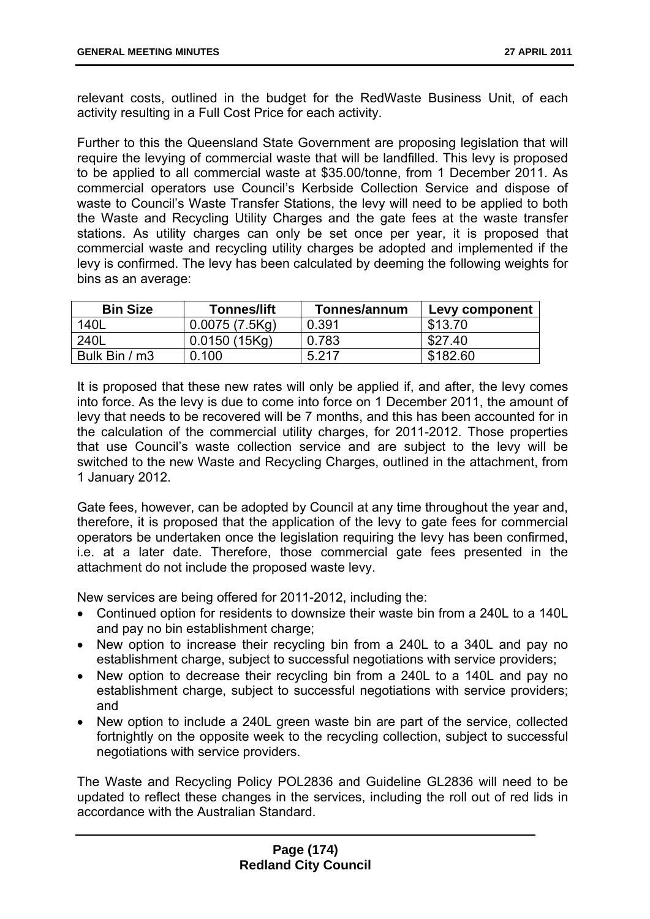relevant costs, outlined in the budget for the RedWaste Business Unit, of each activity resulting in a Full Cost Price for each activity.

Further to this the Queensland State Government are proposing legislation that will require the levying of commercial waste that will be landfilled. This levy is proposed to be applied to all commercial waste at $35.00/tonne, from 1 December 2011. As commercial operators use Council's Kerbside Collection Service and dispose of waste to Council's Waste Transfer Stations, the levy will need to be applied to both the Waste and Recycling Utility Charges and the gate fees at the waste transfer stations. As utility charges can only be set once per year, it is proposed that commercial waste and recycling utility charges be adopted and implemented if the levy is confirmed. The levy has been calculated by deeming the following weights for bins as an average:

| Bin Size | Tonnes/lift | Tonnes/annum | Levy component |
|---|---|---|---|
| 140L | 0.0075 (7.5Kg) | 0.391 | $13.70 |
| 240L | 0.0150 (15Kg) | 0.783 | $27.40 |
| Bulk Bin / m3 | 0.100 | 5.217 | $182.60 |

It is proposed that these new rates will only be applied if, and after, the levy comes into force. As the levy is due to come into force on 1 December 2011, the amount of levy that needs to be recovered will be 7 months, and this has been accounted for in the calculation of the commercial utility charges, for 2011-2012. Those properties that use Council's waste collection service and are subject to the levy will be switched to the new Waste and Recycling Charges, outlined in the attachment, from 1 January 2012.

Gate fees, however, can be adopted by Council at any time throughout the year and, therefore, it is proposed that the application of the levy to gate fees for commercial operators be undertaken once the legislation requiring the levy has been confirmed, i.e. at a later date. Therefore, those commercial gate fees presented in the attachment do not include the proposed waste levy.

New services are being offered for 2011-2012, including the:

- Continued option for residents to downsize their waste bin from a 240L to a 140L and pay no bin establishment charge;
- New option to increase their recycling bin from a 240L to a 340L and pay no establishment charge, subject to successful negotiations with service providers;
- New option to decrease their recycling bin from a 240L to a 140L and pay no establishment charge, subject to successful negotiations with service providers; and
- New option to include a 240L green waste bin are part of the service, collected fortnightly on the opposite week to the recycling collection, subject to successful negotiations with service providers.

The Waste and Recycling Policy POL2836 and Guideline GL2836 will need to be updated to reflect these changes in the services, including the roll out of red lids in accordance with the Australian Standard.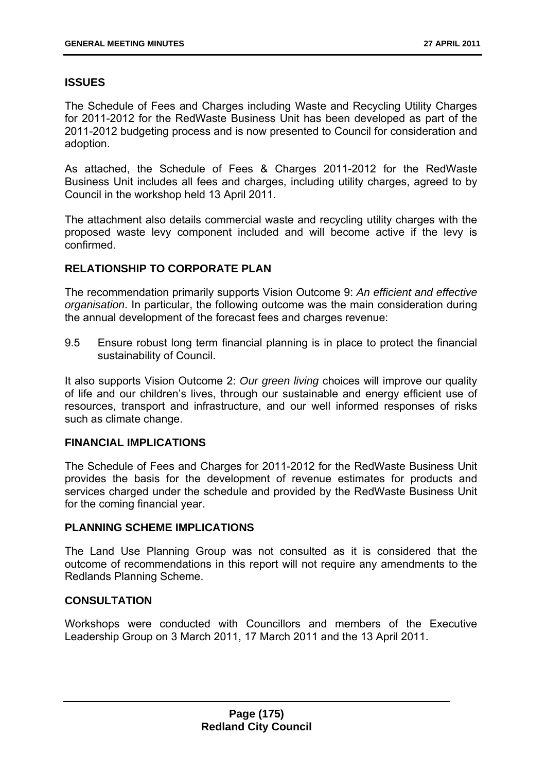## ISSUES

The Schedule of Fees and Charges including Waste and Recycling Utility Charges for 2011-2012 for the RedWaste Business Unit has been developed as part of the 2011-2012 budgeting process and is now presented to Council for consideration and adoption.

As attached, the Schedule of Fees & Charges 2011-2012 for the RedWaste Business Unit includes all fees and charges, including utility charges, agreed to by Council in the workshop held 13 April 2011.

The attachment also details commercial waste and recycling utility charges with the proposed waste levy component included and will become active if the levy is confirmed.

## RELATIONSHIP TO CORPORATE PLAN

The recommendation primarily supports Vision Outcome 9: *An efficient and effective organisation*. In particular, the following outcome was the main consideration during the annual development of the forecast fees and charges revenue:

9.5 Ensure robust long term financial planning is in place to protect the financial sustainability of Council.

It also supports Vision Outcome 2: *Our green living* choices will improve our quality of life and our children's lives, through our sustainable and energy efficient use of resources, transport and infrastructure, and our well informed responses of risks such as climate change.

## FINANCIAL IMPLICATIONS

The Schedule of Fees and Charges for 2011-2012 for the RedWaste Business Unit provides the basis for the development of revenue estimates for products and services charged under the schedule and provided by the RedWaste Business Unit for the coming financial year.

## PLANNING SCHEME IMPLICATIONS

The Land Use Planning Group was not consulted as it is considered that the outcome of recommendations in this report will not require any amendments to the Redlands Planning Scheme.

## CONSULTATION

Workshops were conducted with Councillors and members of the Executive Leadership Group on 3 March 2011, 17 March 2011 and the 13 April 2011.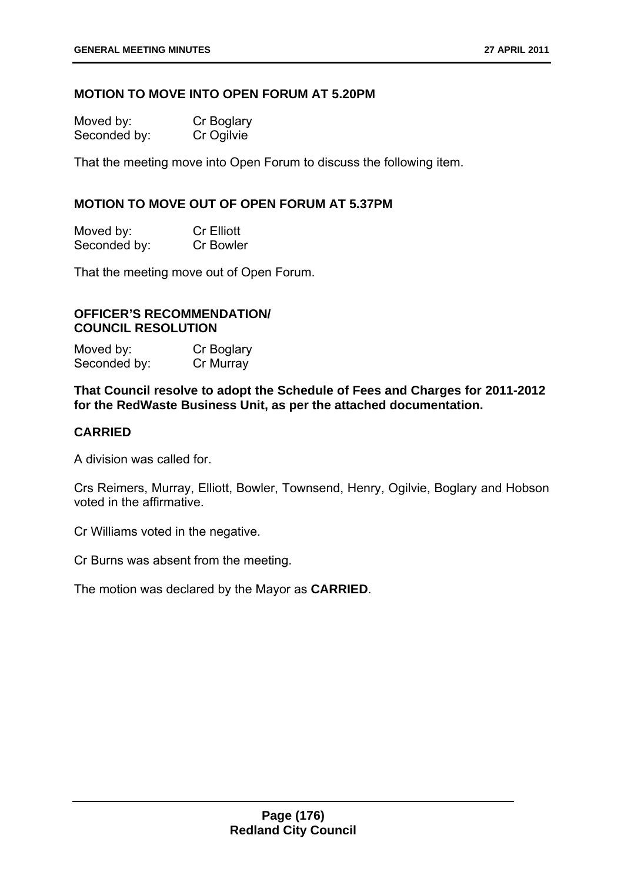**MOTION TO MOVE INTO OPEN FORUM AT 5.20PM**

Moved by: Cr Boglary
Seconded by: Cr Ogilvie

That the meeting move into Open Forum to discuss the following item.

**MOTION TO MOVE OUT OF OPEN FORUM AT 5.37PM**

Moved by: Cr Elliott
Seconded by: Cr Bowler

That the meeting move out of Open Forum.

**OFFICER'S RECOMMENDATION/ COUNCIL RESOLUTION**

Moved by: Cr Boglary
Seconded by: Cr Murray

**That Council resolve to adopt the Schedule of Fees and Charges for 2011-2012 for the RedWaste Business Unit, as per the attached documentation.**

**CARRIED**

A division was called for.

Crs Reimers, Murray, Elliott, Bowler, Townsend, Henry, Ogilvie, Boglary and Hobson voted in the affirmative.

Cr Williams voted in the negative.

Cr Burns was absent from the meeting.

The motion was declared by the Mayor as **CARRIED**.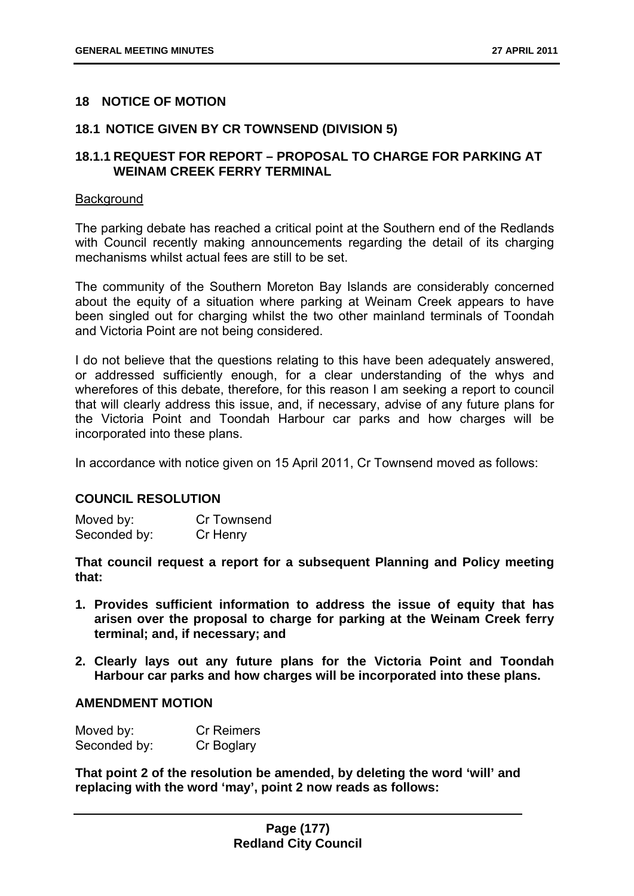## 18 NOTICE OF MOTION

### 18.1 NOTICE GIVEN BY CR TOWNSEND (DIVISION 5)

### 18.1.1 REQUEST FOR REPORT – PROPOSAL TO CHARGE FOR PARKING AT WEINAM CREEK FERRY TERMINAL

Background

The parking debate has reached a critical point at the Southern end of the Redlands with Council recently making announcements regarding the detail of its charging mechanisms whilst actual fees are still to be set.

The community of the Southern Moreton Bay Islands are considerably concerned about the equity of a situation where parking at Weinam Creek appears to have been singled out for charging whilst the two other mainland terminals of Toondah and Victoria Point are not being considered.

I do not believe that the questions relating to this have been adequately answered, or addressed sufficiently enough, for a clear understanding of the whys and wherefores of this debate, therefore, for this reason I am seeking a report to council that will clearly address this issue, and, if necessary, advise of any future plans for the Victoria Point and Toondah Harbour car parks and how charges will be incorporated into these plans.

In accordance with notice given on 15 April 2011, Cr Townsend moved as follows:

**COUNCIL RESOLUTION**

Moved by: Cr Townsend
Seconded by: Cr Henry

**That council request a report for a subsequent Planning and Policy meeting that:**

1. **Provides sufficient information to address the issue of equity that has arisen over the proposal to charge for parking at the Weinam Creek ferry terminal; and, if necessary; and**
2. **Clearly lays out any future plans for the Victoria Point and Toondah Harbour car parks and how charges will be incorporated into these plans.**

**AMENDMENT MOTION**

Moved by: Cr Reimers
Seconded by: Cr Boglary

**That point 2 of the resolution be amended, by deleting the word 'will' and replacing with the word 'may', point 2 now reads as follows:**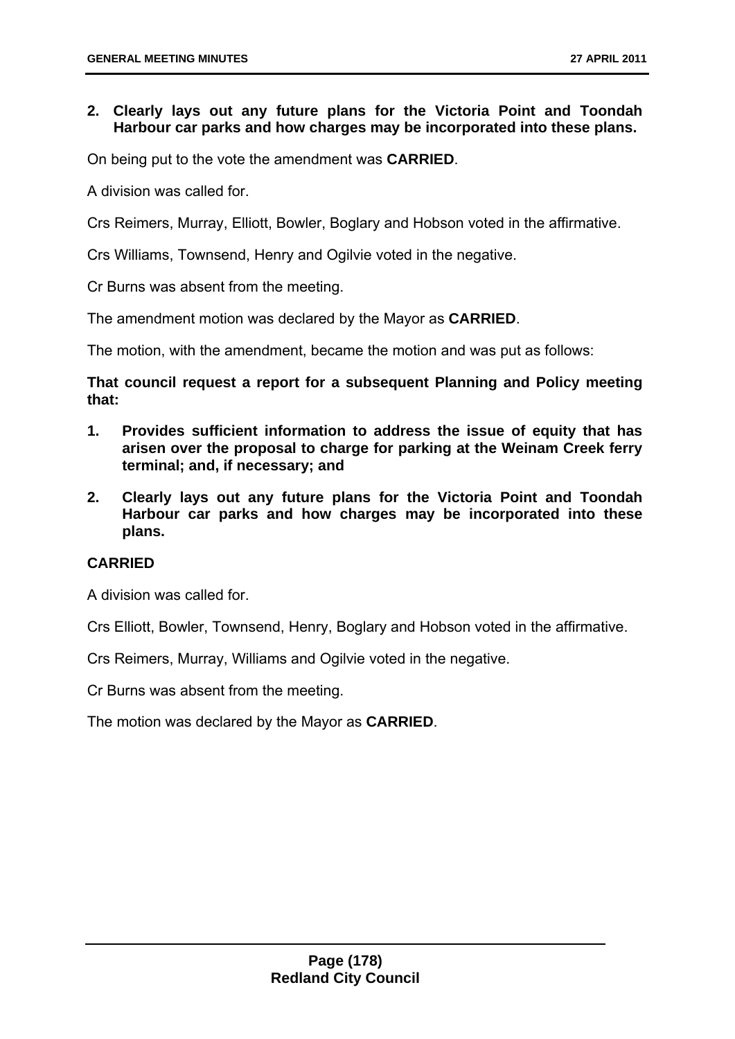**2. Clearly lays out any future plans for the Victoria Point and Toondah Harbour car parks and how charges may be incorporated into these plans.**

On being put to the vote the amendment was **CARRIED**.

A division was called for.

Crs Reimers, Murray, Elliott, Bowler, Boglary and Hobson voted in the affirmative.

Crs Williams, Townsend, Henry and Ogilvie voted in the negative.

Cr Burns was absent from the meeting.

The amendment motion was declared by the Mayor as **CARRIED**.

The motion, with the amendment, became the motion and was put as follows:

**That council request a report for a subsequent Planning and Policy meeting that:**

1. **Provides sufficient information to address the issue of equity that has arisen over the proposal to charge for parking at the Weinam Creek ferry terminal; and, if necessary; and**
2. **Clearly lays out any future plans for the Victoria Point and Toondah Harbour car parks and how charges may be incorporated into these plans.**

**CARRIED**

A division was called for.

Crs Elliott, Bowler, Townsend, Henry, Boglary and Hobson voted in the affirmative.

Crs Reimers, Murray, Williams and Ogilvie voted in the negative.

Cr Burns was absent from the meeting.

The motion was declared by the Mayor as **CARRIED**.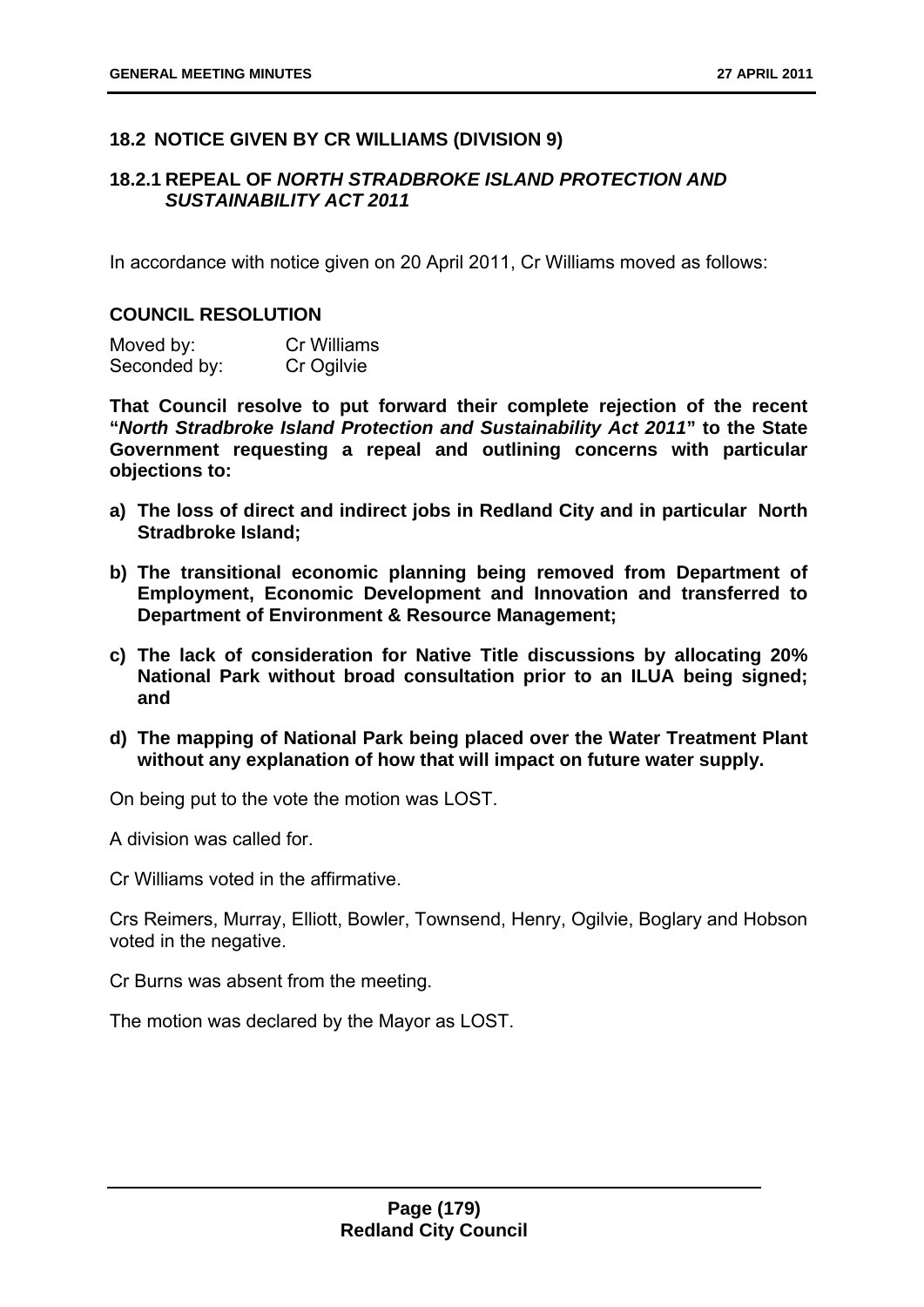### 18.2 NOTICE GIVEN BY CR WILLIAMS (DIVISION 9)

#### 18.2.1 REPEAL OF *NORTH STRADBROKE ISLAND PROTECTION AND SUSTAINABILITY ACT 2011*

In accordance with notice given on 20 April 2011, Cr Williams moved as follows:

**COUNCIL RESOLUTION**

Moved by: Cr Williams
Seconded by: Cr Ogilvie

**That Council resolve to put forward their complete rejection of the recent "*North Stradbroke Island Protection and Sustainability Act 2011*" to the State Government requesting a repeal and outlining concerns with particular objections to:**

- **a) The loss of direct and indirect jobs in Redland City and in particular North Stradbroke Island;**
- **b) The transitional economic planning being removed from Department of Employment, Economic Development and Innovation and transferred to Department of Environment & Resource Management;**
- **c) The lack of consideration for Native Title discussions by allocating 20% National Park without broad consultation prior to an ILUA being signed; and**
- **d) The mapping of National Park being placed over the Water Treatment Plant without any explanation of how that will impact on future water supply.**

On being put to the vote the motion was LOST.

A division was called for.

Cr Williams voted in the affirmative.

Crs Reimers, Murray, Elliott, Bowler, Townsend, Henry, Ogilvie, Boglary and Hobson voted in the negative.

Cr Burns was absent from the meeting.

The motion was declared by the Mayor as LOST.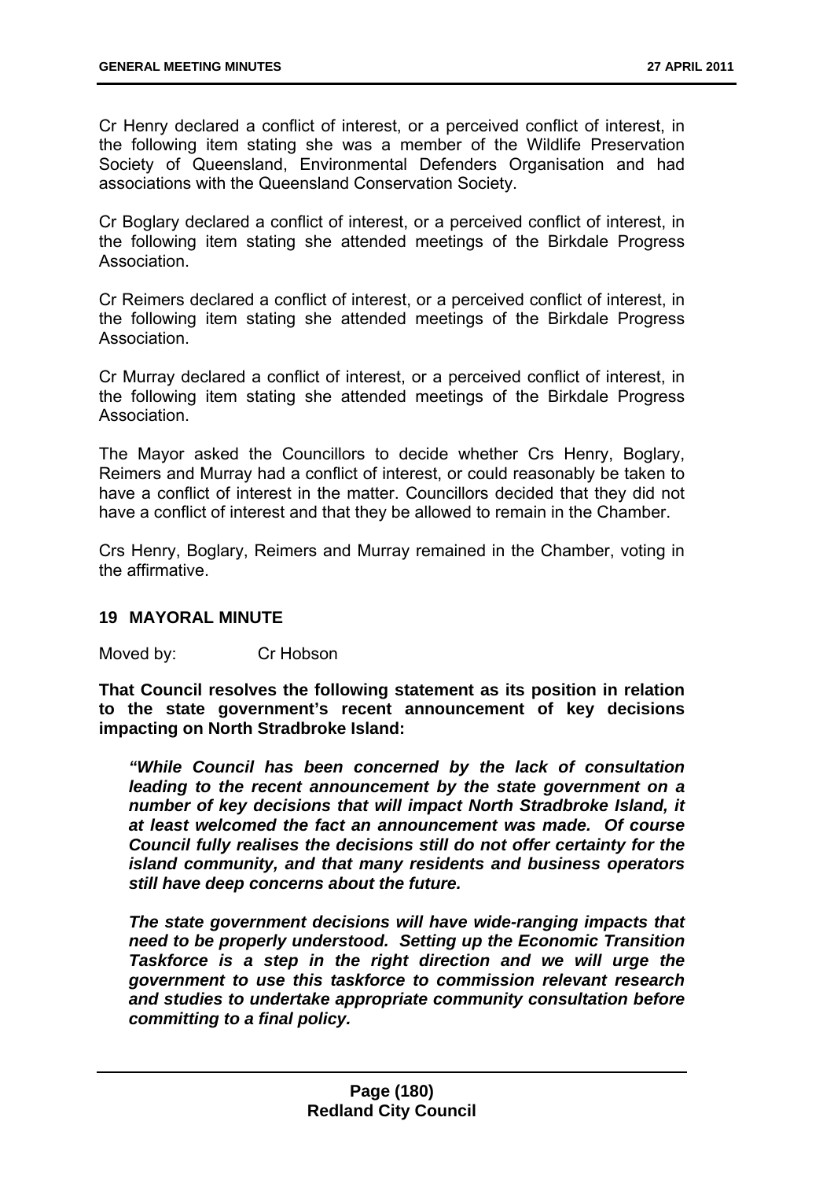Cr Henry declared a conflict of interest, or a perceived conflict of interest, in the following item stating she was a member of the Wildlife Preservation Society of Queensland, Environmental Defenders Organisation and had associations with the Queensland Conservation Society.

Cr Boglary declared a conflict of interest, or a perceived conflict of interest, in the following item stating she attended meetings of the Birkdale Progress Association.

Cr Reimers declared a conflict of interest, or a perceived conflict of interest, in the following item stating she attended meetings of the Birkdale Progress Association.

Cr Murray declared a conflict of interest, or a perceived conflict of interest, in the following item stating she attended meetings of the Birkdale Progress Association.

The Mayor asked the Councillors to decide whether Crs Henry, Boglary, Reimers and Murray had a conflict of interest, or could reasonably be taken to have a conflict of interest in the matter. Councillors decided that they did not have a conflict of interest and that they be allowed to remain in the Chamber.

Crs Henry, Boglary, Reimers and Murray remained in the Chamber, voting in the affirmative.

## 19 MAYORAL MINUTE

Moved by: Cr Hobson

**That Council resolves the following statement as its position in relation to the state government's recent announcement of key decisions impacting on North Stradbroke Island:**

> ***"While Council has been concerned by the lack of consultation leading to the recent announcement by the state government on a number of key decisions that will impact North Stradbroke Island, it at least welcomed the fact an announcement was made. Of course Council fully realises the decisions still do not offer certainty for the island community, and that many residents and business operators still have deep concerns about the future.***
>
> ***The state government decisions will have wide-ranging impacts that need to be properly understood. Setting up the Economic Transition Taskforce is a step in the right direction and we will urge the government to use this taskforce to commission relevant research and studies to undertake appropriate community consultation before committing to a final policy.***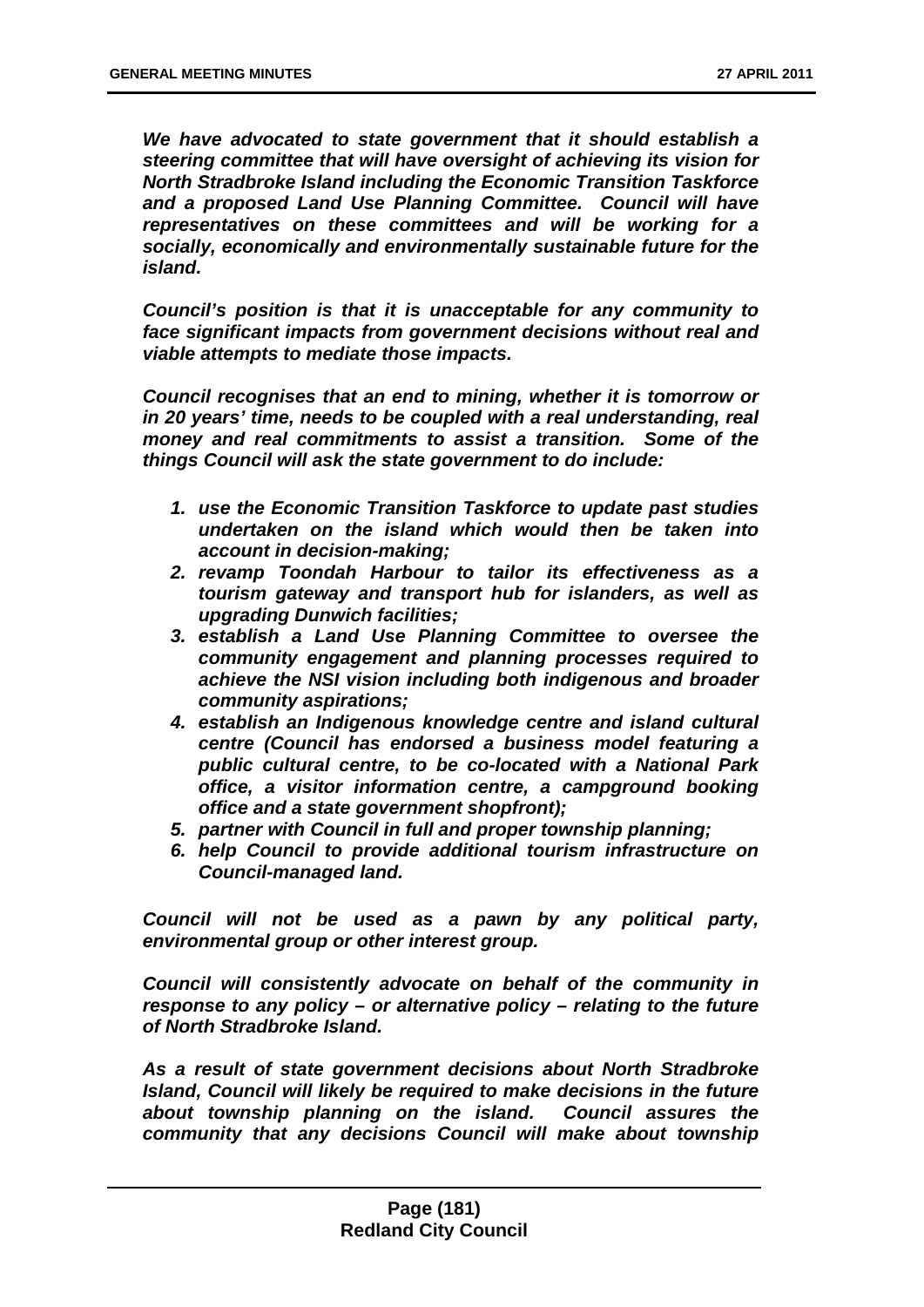***We have advocated to state government that it should establish a steering committee that will have oversight of achieving its vision for North Stradbroke Island including the Economic Transition Taskforce and a proposed Land Use Planning Committee. Council will have representatives on these committees and will be working for a socially, economically and environmentally sustainable future for the island.***

***Council's position is that it is unacceptable for any community to face significant impacts from government decisions without real and viable attempts to mediate those impacts.***

***Council recognises that an end to mining, whether it is tomorrow or in 20 years' time, needs to be coupled with a real understanding, real money and real commitments to assist a transition. Some of the things Council will ask the state government to do include:***

1. ***use the Economic Transition Taskforce to update past studies undertaken on the island which would then be taken into account in decision-making;***
2. ***revamp Toondah Harbour to tailor its effectiveness as a tourism gateway and transport hub for islanders, as well as upgrading Dunwich facilities;***
3. ***establish a Land Use Planning Committee to oversee the community engagement and planning processes required to achieve the NSI vision including both indigenous and broader community aspirations;***
4. ***establish an Indigenous knowledge centre and island cultural centre (Council has endorsed a business model featuring a public cultural centre, to be co-located with a National Park office, a visitor information centre, a campground booking office and a state government shopfront);***
5. ***partner with Council in full and proper township planning;***
6. ***help Council to provide additional tourism infrastructure on Council-managed land.***

***Council will not be used as a pawn by any political party, environmental group or other interest group.***

***Council will consistently advocate on behalf of the community in response to any policy – or alternative policy – relating to the future of North Stradbroke Island.***

***As a result of state government decisions about North Stradbroke Island, Council will likely be required to make decisions in the future about township planning on the island. Council assures the community that any decisions Council will make about township***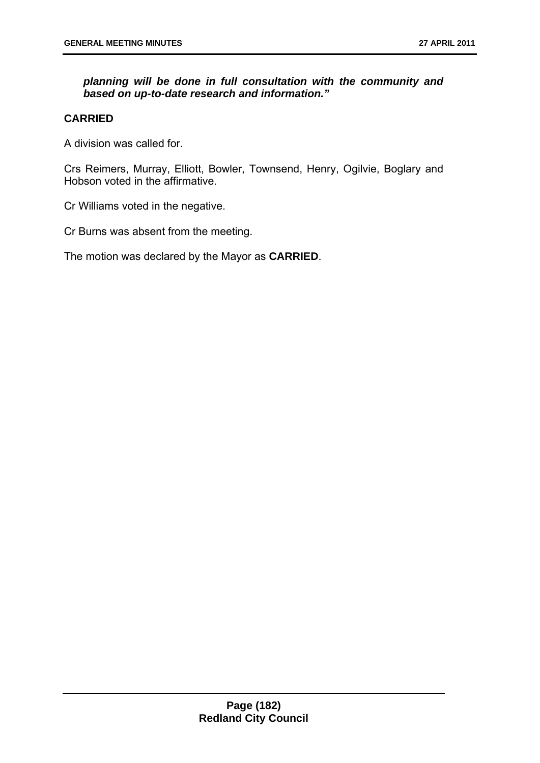***planning will be done in full consultation with the community and based on up-to-date research and information."***

**CARRIED**

A division was called for.

Crs Reimers, Murray, Elliott, Bowler, Townsend, Henry, Ogilvie, Boglary and Hobson voted in the affirmative.

Cr Williams voted in the negative.

Cr Burns was absent from the meeting.

The motion was declared by the Mayor as **CARRIED**.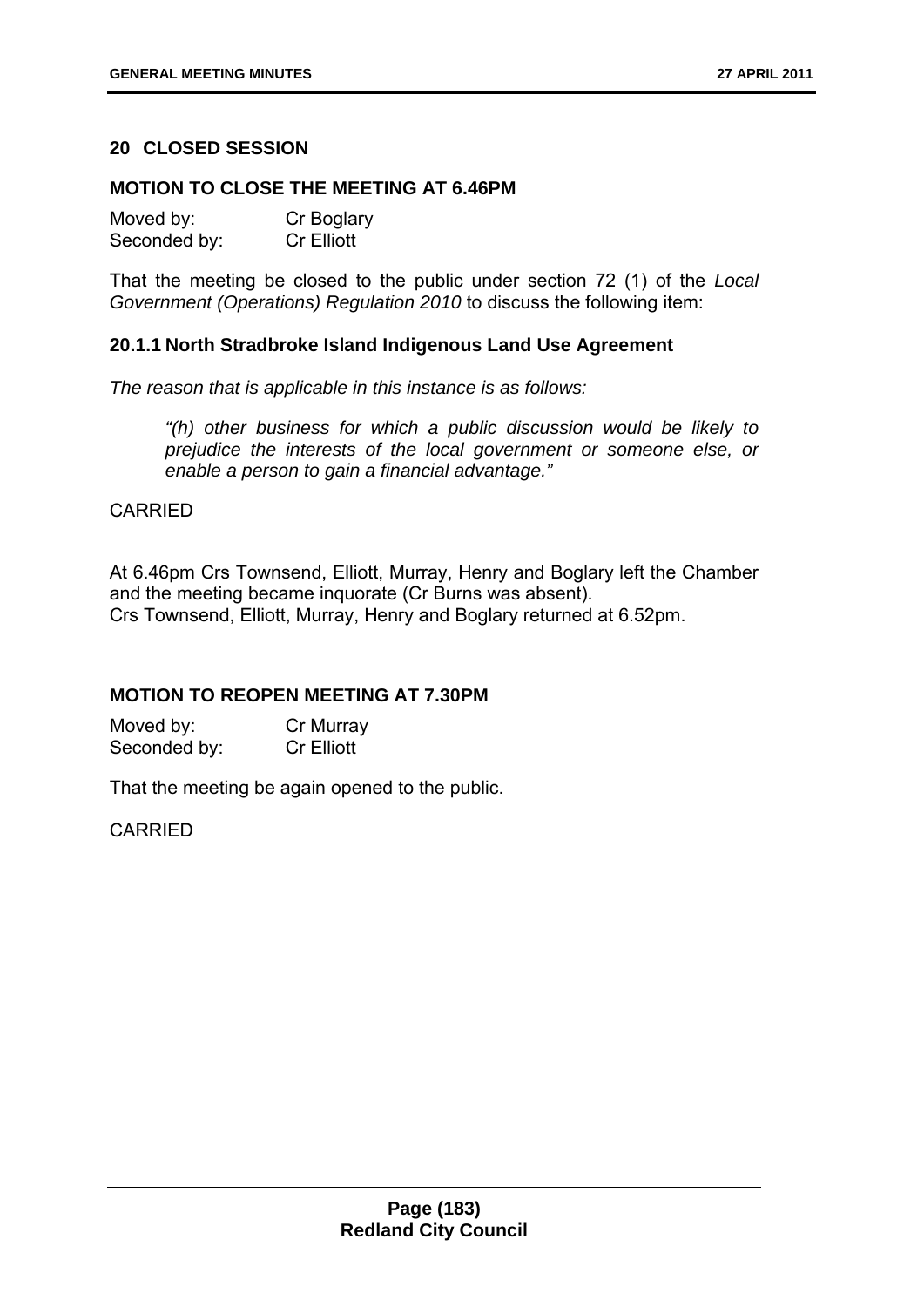## 20 CLOSED SESSION

### MOTION TO CLOSE THE MEETING AT 6.46PM

| | |
|---|---|
| Moved by: | Cr Boglary |
| Seconded by: | Cr Elliott |

That the meeting be closed to the public under section 72 (1) of the *Local Government (Operations) Regulation 2010* to discuss the following item:

### 20.1.1 North Stradbroke Island Indigenous Land Use Agreement

*The reason that is applicable in this instance is as follows:*

> *"(h) other business for which a public discussion would be likely to prejudice the interests of the local government or someone else, or enable a person to gain a financial advantage."*

CARRIED

At 6.46pm Crs Townsend, Elliott, Murray, Henry and Boglary left the Chamber and the meeting became inquorate (Cr Burns was absent).
Crs Townsend, Elliott, Murray, Henry and Boglary returned at 6.52pm.

### MOTION TO REOPEN MEETING AT 7.30PM

| | |
|---|---|
| Moved by: | Cr Murray |
| Seconded by: | Cr Elliott |

That the meeting be again opened to the public.

CARRIED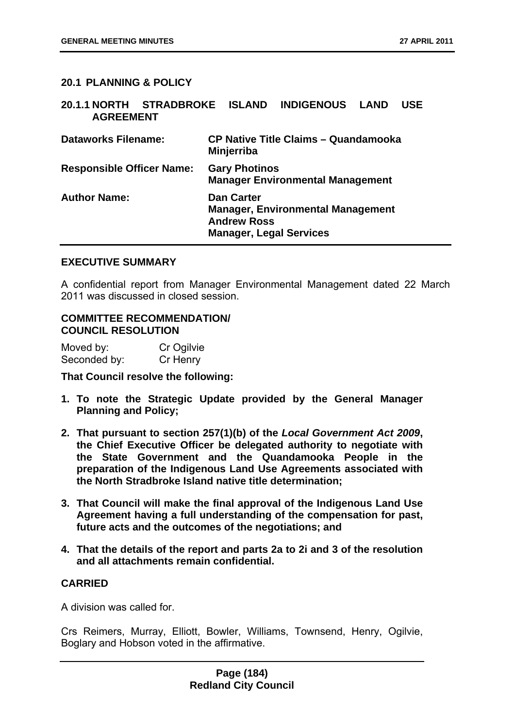## 20.1 PLANNING & POLICY

### 20.1.1 NORTH STRADBROKE ISLAND INDIGENOUS LAND USE AGREEMENT

| | |
|---|---|
| **Dataworks Filename:** | **CP Native Title Claims – Quandamooka Minjerriba** |
| **Responsible Officer Name:** | **Gary Photinos**<br>**Manager Environmental Management** |
| **Author Name:** | **Dan Carter**<br>**Manager, Environmental Management**<br>**Andrew Ross**<br>**Manager, Legal Services** |

**EXECUTIVE SUMMARY**

A confidential report from Manager Environmental Management dated 22 March 2011 was discussed in closed session.

**COMMITTEE RECOMMENDATION/ COUNCIL RESOLUTION**

Moved by: Cr Ogilvie
Seconded by: Cr Henry

**That Council resolve the following:**

1. **To note the Strategic Update provided by the General Manager Planning and Policy;**
2. **That pursuant to section 257(1)(b) of the *Local Government Act 2009*, the Chief Executive Officer be delegated authority to negotiate with the State Government and the Quandamooka People in the preparation of the Indigenous Land Use Agreements associated with the North Stradbroke Island native title determination;**
3. **That Council will make the final approval of the Indigenous Land Use Agreement having a full understanding of the compensation for past, future acts and the outcomes of the negotiations; and**
4. **That the details of the report and parts 2a to 2i and 3 of the resolution and all attachments remain confidential.**

**CARRIED**

A division was called for.

Crs Reimers, Murray, Elliott, Bowler, Williams, Townsend, Henry, Ogilvie, Boglary and Hobson voted in the affirmative.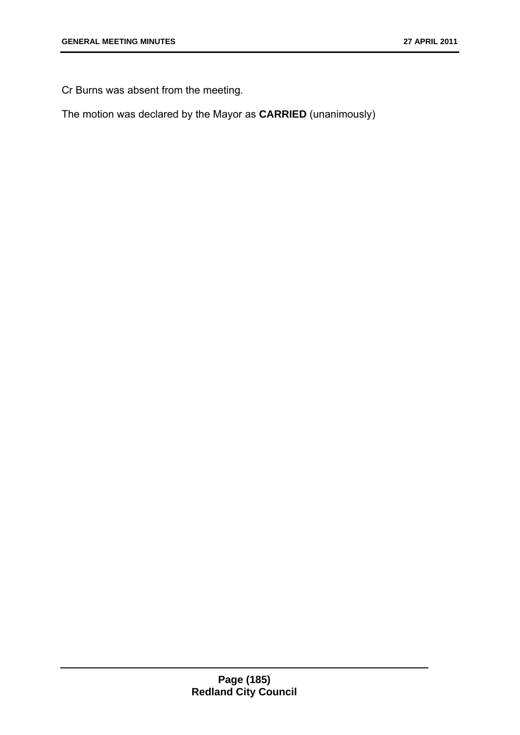Cr Burns was absent from the meeting.

The motion was declared by the Mayor as **CARRIED** (unanimously)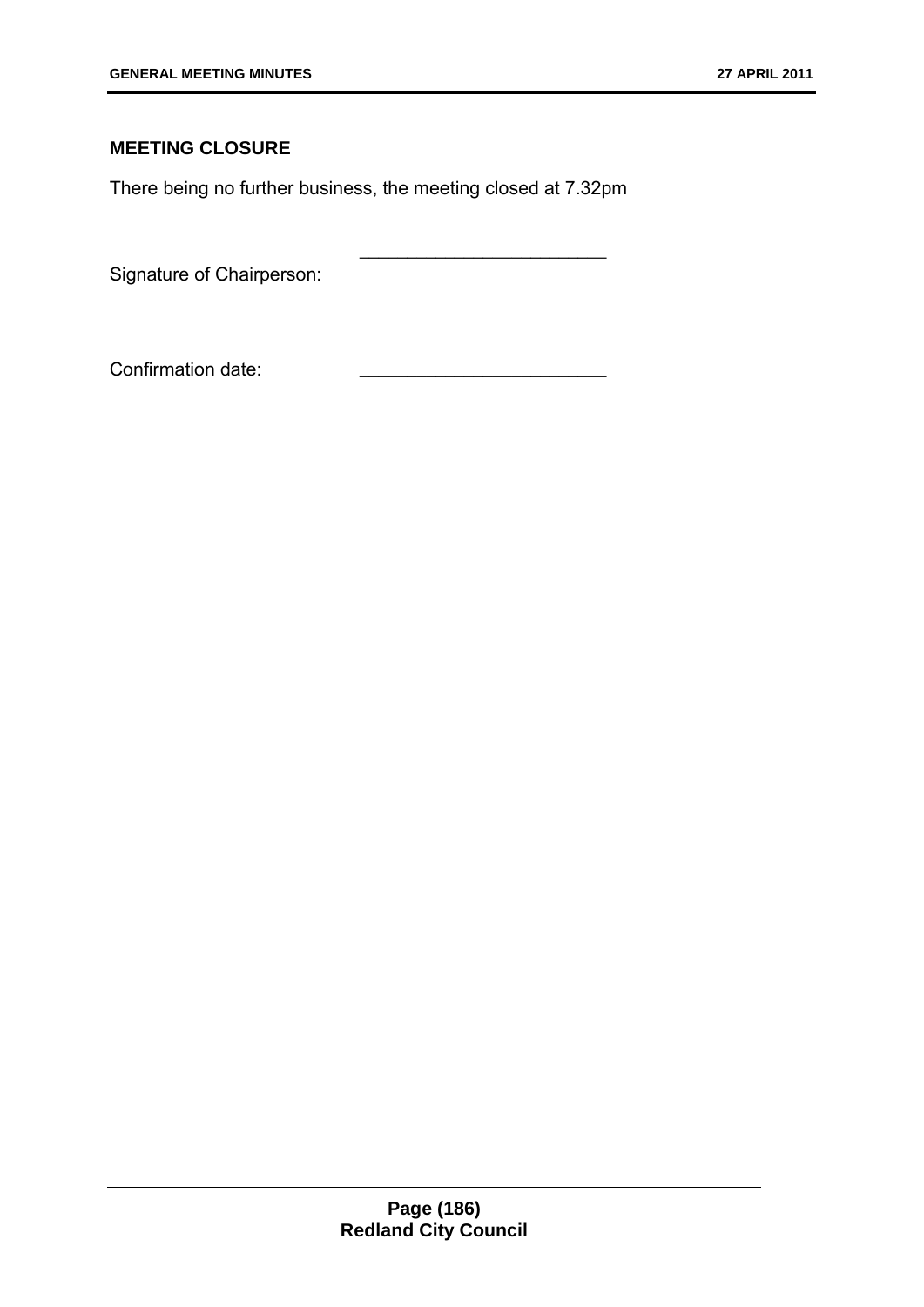## MEETING CLOSURE

There being no further business, the meeting closed at 7.32pm

Signature of Chairperson: ________________________

Confirmation date: ________________________